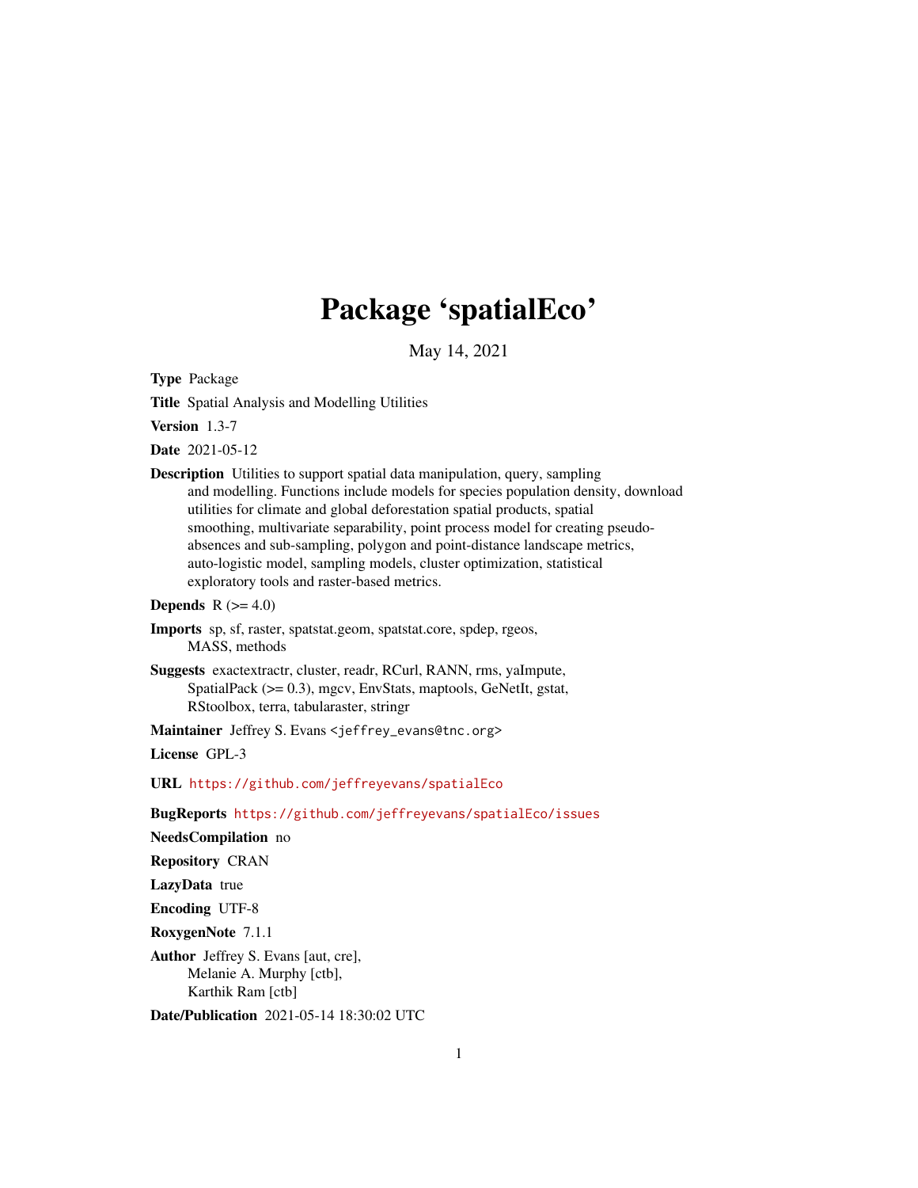# Package 'spatialEco'

May 14, 2021

**Type** Package

**Title** Spatial Analysis and Modelling Utilities

**Version** 1.3-7

**Date** 2021-05-12

**Description** Utilities to support spatial data manipulation, query, sampling and modelling. Functions include models for species population density, download utilities for climate and global deforestation spatial products, spatial smoothing, multivariate separability, point process model for creating pseudo-absences and sub-sampling, polygon and point-distance landscape metrics, auto-logistic model, sampling models, cluster optimization, statistical exploratory tools and raster-based metrics.

**Depends** R (>= 4.0)

**Imports** sp, sf, raster, spatstat.geom, spatstat.core, spdep, rgeos, MASS, methods

**Suggests** exactextractr, cluster, readr, RCurl, RANN, rms, yaImpute, SpatialPack (>= 0.3), mgcv, EnvStats, maptools, GeNetIt, gstat, RStoolbox, terra, tabularaster, stringr

**Maintainer** Jeffrey S. Evans <jeffrey_evans@tnc.org>

**License** GPL-3

**URL** https://github.com/jeffreyevans/spatialEco

**BugReports** https://github.com/jeffreyevans/spatialEco/issues

**NeedsCompilation** no

**Repository** CRAN

**LazyData** true

**Encoding** UTF-8

**RoxygenNote** 7.1.1

**Author** Jeffrey S. Evans [aut, cre],
Melanie A. Murphy [ctb],
Karthik Ram [ctb]

**Date/Publication** 2021-05-14 18:30:02 UTC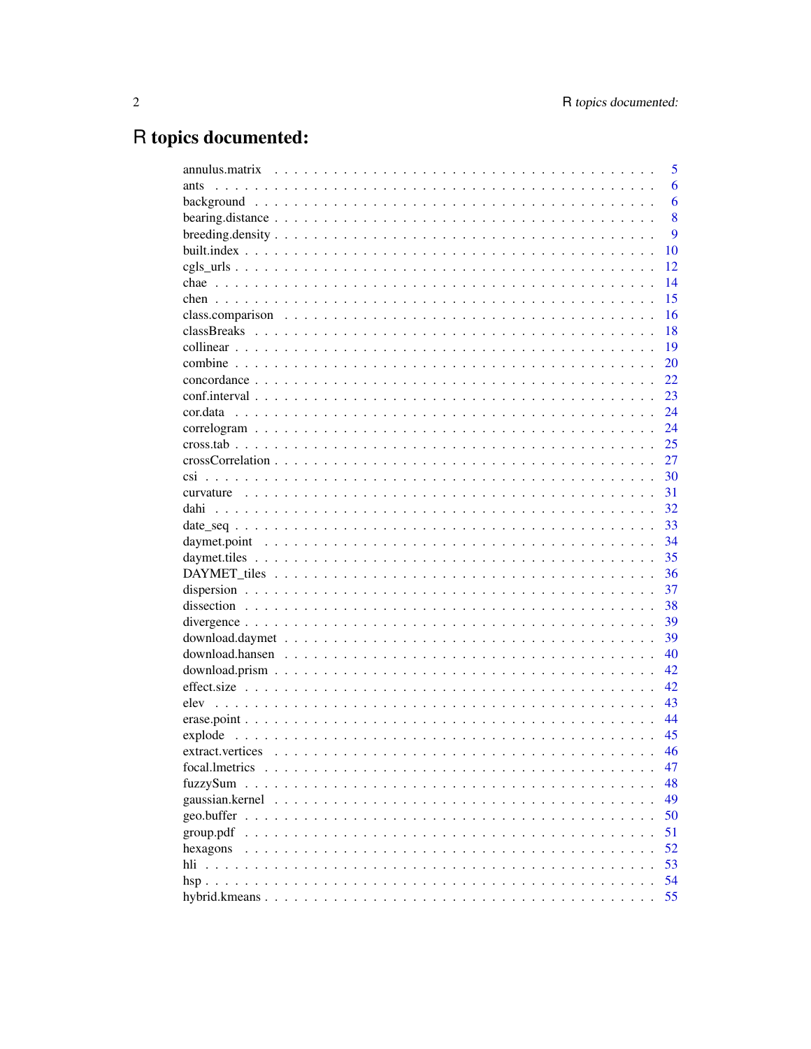# R topics documented:

| | |
|---|---|
| annulus.matrix | 5 |
| ants | 6 |
| background | 6 |
| bearing.distance | 8 |
| breeding.density | 9 |
| built.index | 10 |
| cgls_urls | 12 |
| chae | 14 |
| chen | 15 |
| class.comparison | 16 |
| classBreaks | 18 |
| collinear | 19 |
| combine | 20 |
| concordance | 22 |
| conf.interval | 23 |
| cor.data | 24 |
| correlogram | 24 |
| cross.tab | 25 |
| crossCorrelation | 27 |
| csi | 30 |
| curvature | 31 |
| dahi | 32 |
| date_seq | 33 |
| daymet.point | 34 |
| daymet.tiles | 35 |
| DAYMET_tiles | 36 |
| dispersion | 37 |
| dissection | 38 |
| divergence | 39 |
| download.daymet | 39 |
| download.hansen | 40 |
| download.prism | 42 |
| effect.size | 42 |
| elev | 43 |
| erase.point | 44 |
| explode | 45 |
| extract.vertices | 46 |
| focal.lmetrics | 47 |
| fuzzySum | 48 |
| gaussian.kernel | 49 |
| geo.buffer | 50 |
| group.pdf | 51 |
| hexagons | 52 |
| hli | 53 |
| hsp | 54 |
| hybrid.kmeans | 55 |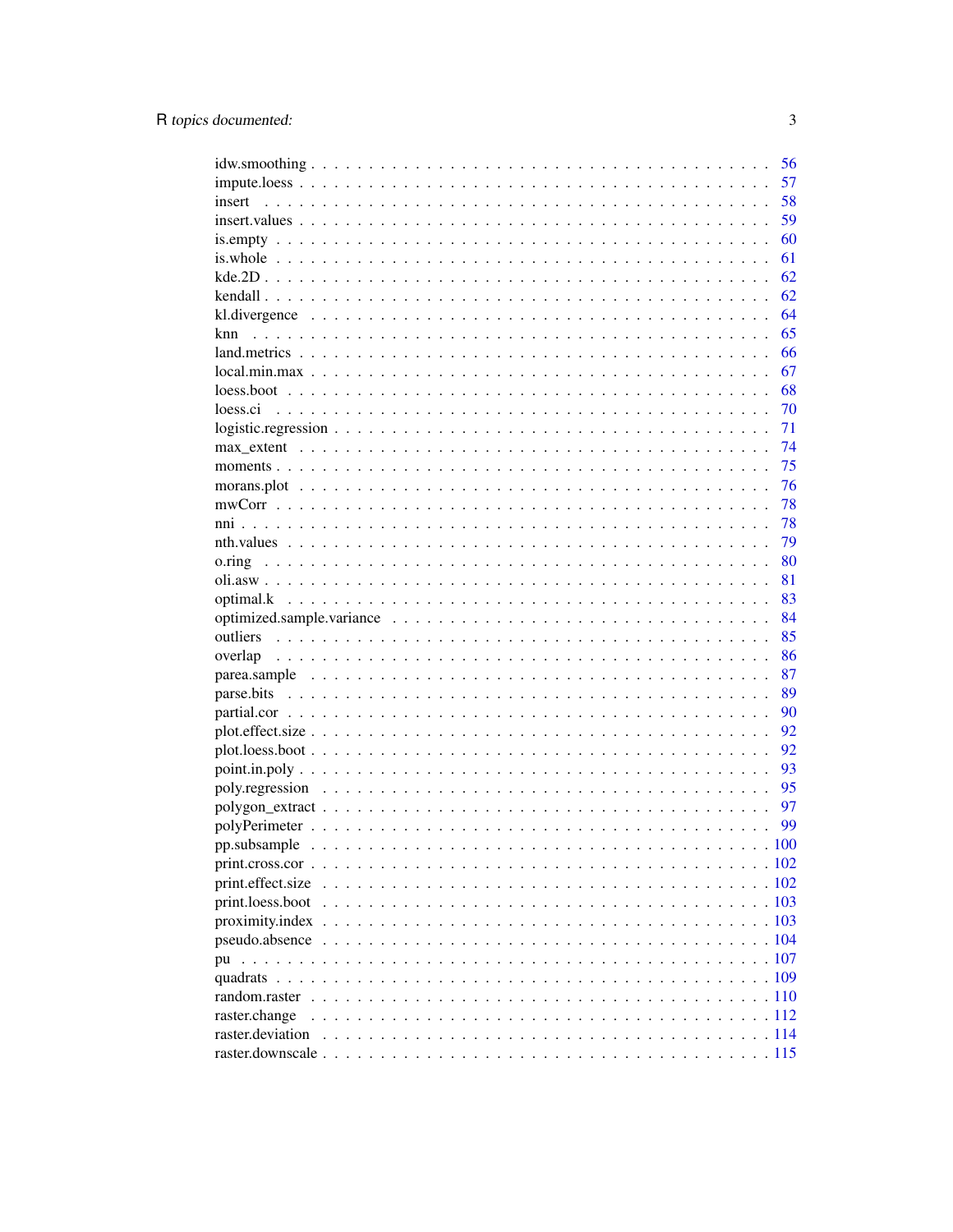| | |
|---|---|
| idw.smoothing | 56 |
| impute.loess | 57 |
| insert | 58 |
| insert.values | 59 |
| is.empty | 60 |
| is.whole | 61 |
| kde.2D | 62 |
| kendall | 62 |
| kl.divergence | 64 |
| knn | 65 |
| land.metrics | 66 |
| local.min.max | 67 |
| loess.boot | 68 |
| loess.ci | 70 |
| logistic.regression | 71 |
| max_extent | 74 |
| moments | 75 |
| morans.plot | 76 |
| mwCorr | 78 |
| nni | 78 |
| nth.values | 79 |
| o.ring | 80 |
| oli.asw | 81 |
| optimal.k | 83 |
| optimized.sample.variance | 84 |
| outliers | 85 |
| overlap | 86 |
| parea.sample | 87 |
| parse.bits | 89 |
| partial.cor | 90 |
| plot.effect.size | 92 |
| plot.loess.boot | 92 |
| point.in.poly | 93 |
| poly.regression | 95 |
| polygon_extract | 97 |
| polyPerimeter | 99 |
| pp.subsample | 100 |
| print.cross.cor | 102 |
| print.effect.size | 102 |
| print.loess.boot | 103 |
| proximity.index | 103 |
| pseudo.absence | 104 |
| pu | 107 |
| quadrats | 109 |
| random.raster | 110 |
| raster.change | 112 |
| raster.deviation | 114 |
| raster.downscale | 115 |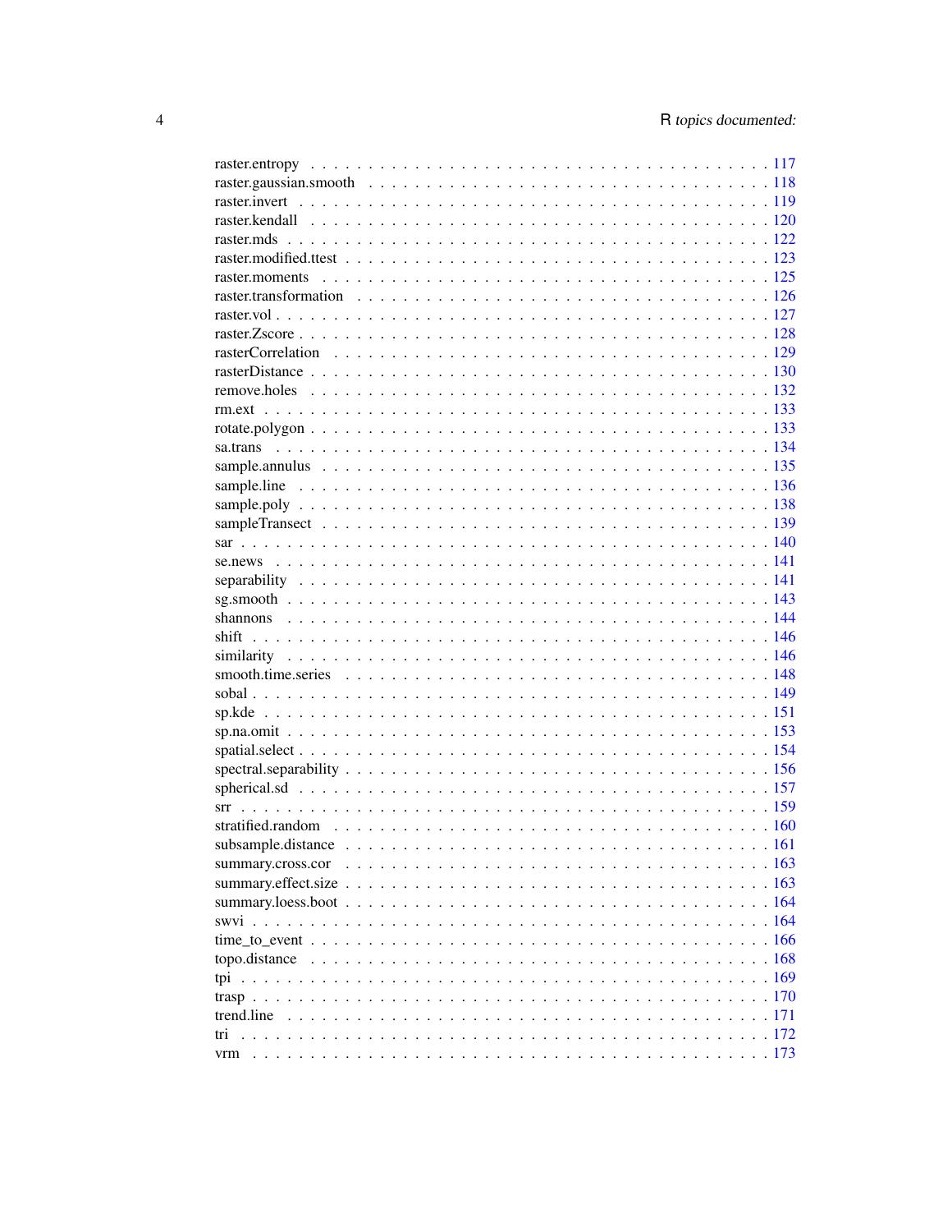raster.entropy . . . . . . . . . . . . . . . . . . . . . . . . . . . . . . . . . . . . . . 117
raster.gaussian.smooth . . . . . . . . . . . . . . . . . . . . . . . . . . . . . . . . . . 118
raster.invert . . . . . . . . . . . . . . . . . . . . . . . . . . . . . . . . . . . . . . . 119
raster.kendall . . . . . . . . . . . . . . . . . . . . . . . . . . . . . . . . . . . . . . 120
raster.mds . . . . . . . . . . . . . . . . . . . . . . . . . . . . . . . . . . . . . . . . 122
raster.modified.ttest . . . . . . . . . . . . . . . . . . . . . . . . . . . . . . . . . . . 123
raster.moments . . . . . . . . . . . . . . . . . . . . . . . . . . . . . . . . . . . . . . 125
raster.transformation . . . . . . . . . . . . . . . . . . . . . . . . . . . . . . . . . . 126
raster.vol . . . . . . . . . . . . . . . . . . . . . . . . . . . . . . . . . . . . . . . . 127
raster.Zscore . . . . . . . . . . . . . . . . . . . . . . . . . . . . . . . . . . . . . . 128
rasterCorrelation . . . . . . . . . . . . . . . . . . . . . . . . . . . . . . . . . . . . 129
rasterDistance . . . . . . . . . . . . . . . . . . . . . . . . . . . . . . . . . . . . . . 130
remove.holes . . . . . . . . . . . . . . . . . . . . . . . . . . . . . . . . . . . . . . . 132
rm.ext . . . . . . . . . . . . . . . . . . . . . . . . . . . . . . . . . . . . . . . . . . 133
rotate.polygon . . . . . . . . . . . . . . . . . . . . . . . . . . . . . . . . . . . . . . 133
sa.trans . . . . . . . . . . . . . . . . . . . . . . . . . . . . . . . . . . . . . . . . . 134
sample.annulus . . . . . . . . . . . . . . . . . . . . . . . . . . . . . . . . . . . . . . 135
sample.line . . . . . . . . . . . . . . . . . . . . . . . . . . . . . . . . . . . . . . . . 136
sample.poly . . . . . . . . . . . . . . . . . . . . . . . . . . . . . . . . . . . . . . . . 138
sampleTransect . . . . . . . . . . . . . . . . . . . . . . . . . . . . . . . . . . . . . . 139
sar . . . . . . . . . . . . . . . . . . . . . . . . . . . . . . . . . . . . . . . . . . . . 140
se.news . . . . . . . . . . . . . . . . . . . . . . . . . . . . . . . . . . . . . . . . . . 141
separability . . . . . . . . . . . . . . . . . . . . . . . . . . . . . . . . . . . . . . . 141
sg.smooth . . . . . . . . . . . . . . . . . . . . . . . . . . . . . . . . . . . . . . . . . 143
shannons . . . . . . . . . . . . . . . . . . . . . . . . . . . . . . . . . . . . . . . . . 144
shift . . . . . . . . . . . . . . . . . . . . . . . . . . . . . . . . . . . . . . . . . . . 146
similarity . . . . . . . . . . . . . . . . . . . . . . . . . . . . . . . . . . . . . . . . 146
smooth.time.series . . . . . . . . . . . . . . . . . . . . . . . . . . . . . . . . . . . . 148
sobal . . . . . . . . . . . . . . . . . . . . . . . . . . . . . . . . . . . . . . . . . . . 149
sp.kde . . . . . . . . . . . . . . . . . . . . . . . . . . . . . . . . . . . . . . . . . . 151
sp.na.omit . . . . . . . . . . . . . . . . . . . . . . . . . . . . . . . . . . . . . . . . 153
spatial.select . . . . . . . . . . . . . . . . . . . . . . . . . . . . . . . . . . . . . . 154
spectral.separability . . . . . . . . . . . . . . . . . . . . . . . . . . . . . . . . . . 156
spherical.sd . . . . . . . . . . . . . . . . . . . . . . . . . . . . . . . . . . . . . . . 157
srr . . . . . . . . . . . . . . . . . . . . . . . . . . . . . . . . . . . . . . . . . . . . 159
stratified.random . . . . . . . . . . . . . . . . . . . . . . . . . . . . . . . . . . . . 160
subsample.distance . . . . . . . . . . . . . . . . . . . . . . . . . . . . . . . . . . . 161
summary.cross.cor . . . . . . . . . . . . . . . . . . . . . . . . . . . . . . . . . . . . 163
summary.effect.size . . . . . . . . . . . . . . . . . . . . . . . . . . . . . . . . . . . 163
summary.loess.boot . . . . . . . . . . . . . . . . . . . . . . . . . . . . . . . . . . . 164
swvi . . . . . . . . . . . . . . . . . . . . . . . . . . . . . . . . . . . . . . . . . . . 164
time_to_event . . . . . . . . . . . . . . . . . . . . . . . . . . . . . . . . . . . . . . 166
topo.distance . . . . . . . . . . . . . . . . . . . . . . . . . . . . . . . . . . . . . . 168
tpi . . . . . . . . . . . . . . . . . . . . . . . . . . . . . . . . . . . . . . . . . . . . 169
trasp . . . . . . . . . . . . . . . . . . . . . . . . . . . . . . . . . . . . . . . . . . . 170
trend.line . . . . . . . . . . . . . . . . . . . . . . . . . . . . . . . . . . . . . . . . 171
tri . . . . . . . . . . . . . . . . . . . . . . . . . . . . . . . . . . . . . . . . . . . . 172
vrm . . . . . . . . . . . . . . . . . . . . . . . . . . . . . . . . . . . . . . . . . . . . 173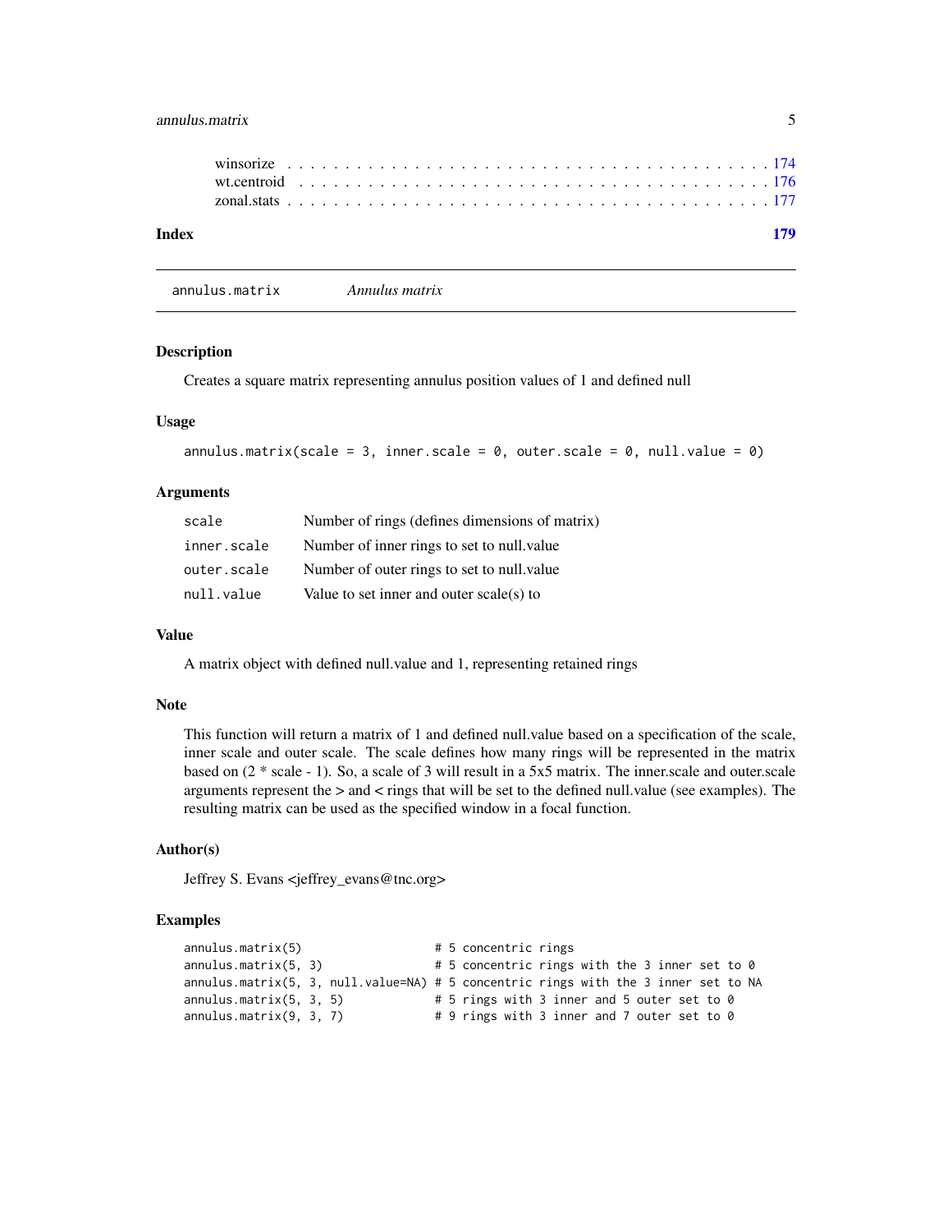winsorize . . . . . . . . . . . . . . . . . . . . . . . . . . . . . . . . . . . . . . . . . 174
wt.centroid . . . . . . . . . . . . . . . . . . . . . . . . . . . . . . . . . . . . . . . . 176
zonal.stats . . . . . . . . . . . . . . . . . . . . . . . . . . . . . . . . . . . . . . . . 177

**Index** **179**

---

`annulus.matrix` *Annulus matrix*

---

### Description

Creates a square matrix representing annulus position values of 1 and defined null

### Usage

```
annulus.matrix(scale = 3, inner.scale = 0, outer.scale = 0, null.value = 0)
```

### Arguments

| | |
|---|---|
| `scale` | Number of rings (defines dimensions of matrix) |
| `inner.scale` | Number of inner rings to set to null.value |
| `outer.scale` | Number of outer rings to set to null.value |
| `null.value` | Value to set inner and outer scale(s) to |

### Value

A matrix object with defined null.value and 1, representing retained rings

### Note

This function will return a matrix of 1 and defined null.value based on a specification of the scale, inner scale and outer scale. The scale defines how many rings will be represented in the matrix based on (2 * scale - 1). So, a scale of 3 will result in a 5x5 matrix. The inner.scale and outer.scale arguments represent the > and < rings that will be set to the defined null.value (see examples). The resulting matrix can be used as the specified window in a focal function.

### Author(s)

Jeffrey S. Evans <jeffrey_evans@tnc.org>

### Examples

```
annulus.matrix(5)                     # 5 concentric rings
annulus.matrix(5, 3)                  # 5 concentric rings with the 3 inner set to 0
annulus.matrix(5, 3, null.value=NA) # 5 concentric rings with the 3 inner set to NA
annulus.matrix(5, 3, 5)               # 5 rings with 3 inner and 5 outer set to 0
annulus.matrix(9, 3, 7)               # 9 rings with 3 inner and 7 outer set to 0
```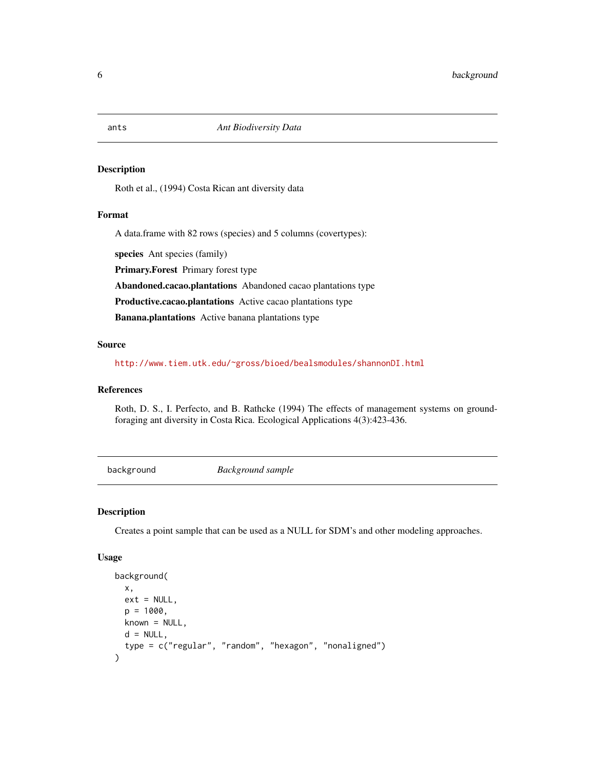## ants *Ant Biodiversity Data*

### Description

Roth et al., (1994) Costa Rican ant diversity data

### Format

A data.frame with 82 rows (species) and 5 columns (covertypes):

**species** Ant species (family)

**Primary.Forest** Primary forest type

**Abandoned.cacao.plantations** Abandoned cacao plantations type

**Productive.cacao.plantations** Active cacao plantations type

**Banana.plantations** Active banana plantations type

### Source

http://www.tiem.utk.edu/~gross/bioed/bealsmodules/shannonDI.html

### References

Roth, D. S., I. Perfecto, and B. Rathcke (1994) The effects of management systems on ground-foraging ant diversity in Costa Rica. Ecological Applications 4(3):423-436.

## background *Background sample*

### Description

Creates a point sample that can be used as a NULL for SDM's and other modeling approaches.

### Usage

```
background(
  x,
  ext = NULL,
  p = 1000,
  known = NULL,
  d = NULL,
  type = c("regular", "random", "hexagon", "nonaligned")
)
```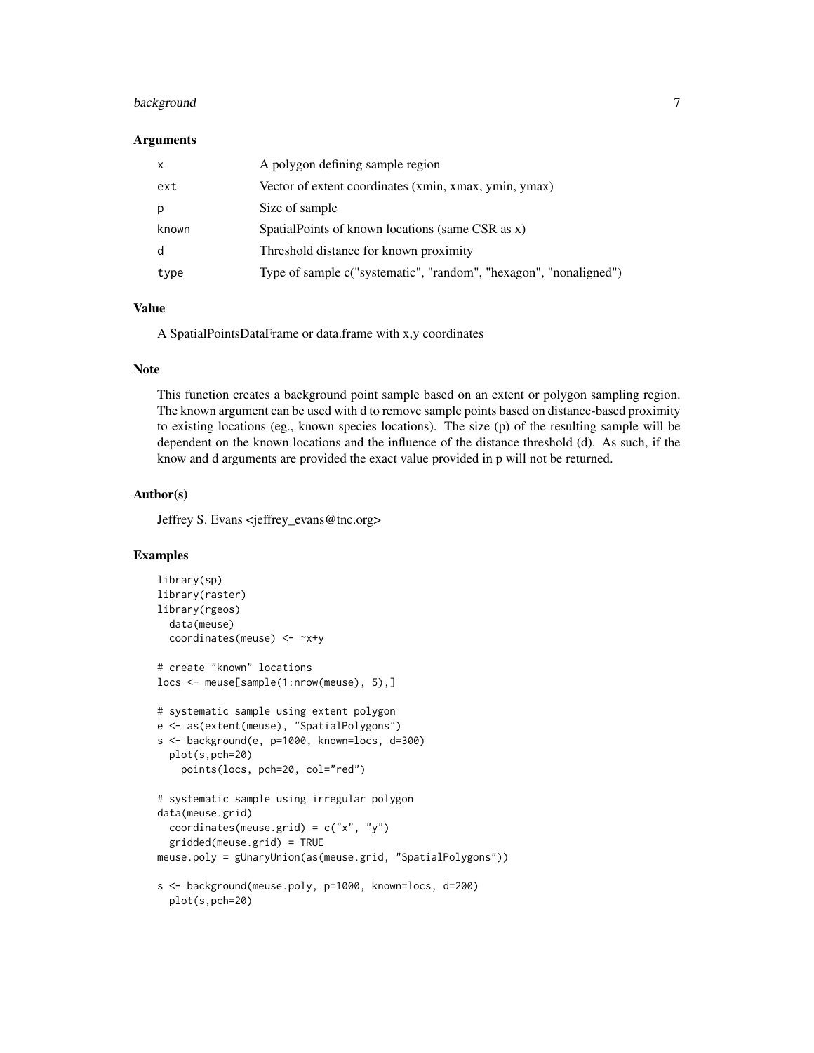### Arguments

| | |
|---|---|
| x | A polygon defining sample region |
| ext | Vector of extent coordinates (xmin, xmax, ymin, ymax) |
| p | Size of sample |
| known | SpatialPoints of known locations (same CSR as x) |
| d | Threshold distance for known proximity |
| type | Type of sample c("systematic", "random", "hexagon", "nonaligned") |

### Value

A SpatialPointsDataFrame or data.frame with x,y coordinates

### Note

This function creates a background point sample based on an extent or polygon sampling region. The known argument can be used with d to remove sample points based on distance-based proximity to existing locations (eg., known species locations). The size (p) of the resulting sample will be dependent on the known locations and the influence of the distance threshold (d). As such, if the know and d arguments are provided the exact value provided in p will not be returned.

### Author(s)

Jeffrey S. Evans <jeffrey_evans@tnc.org>

### Examples

```
library(sp)
library(raster)
library(rgeos)
  data(meuse)
  coordinates(meuse) <- ~x+y

# create "known" locations
locs <- meuse[sample(1:nrow(meuse), 5),]

# systematic sample using extent polygon
e <- as(extent(meuse), "SpatialPolygons")
s <- background(e, p=1000, known=locs, d=300)
  plot(s,pch=20)
    points(locs, pch=20, col="red")

# systematic sample using irregular polygon
data(meuse.grid)
  coordinates(meuse.grid) = c("x", "y")
  gridded(meuse.grid) = TRUE
meuse.poly = gUnaryUnion(as(meuse.grid, "SpatialPolygons"))

s <- background(meuse.poly, p=1000, known=locs, d=200)
  plot(s,pch=20)
```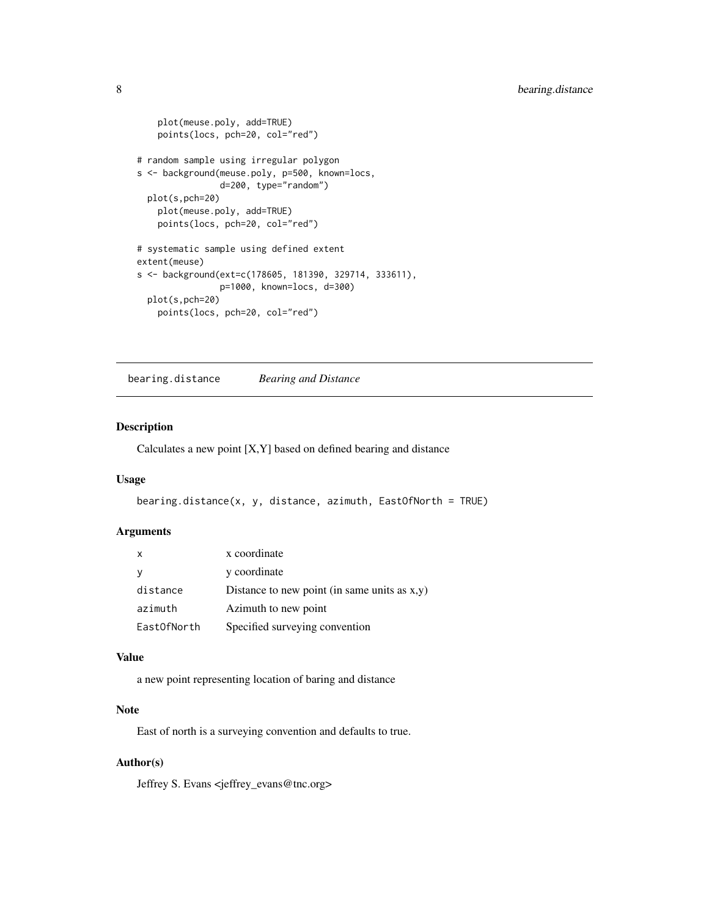```
    plot(meuse.poly, add=TRUE)
    points(locs, pch=20, col="red")

# random sample using irregular polygon
s <- background(meuse.poly, p=500, known=locs,
                d=200, type="random")
  plot(s,pch=20)
    plot(meuse.poly, add=TRUE)
    points(locs, pch=20, col="red")

# systematic sample using defined extent
extent(meuse)
s <- background(ext=c(178605, 181390, 329714, 333611),
                p=1000, known=locs, d=300)
  plot(s,pch=20)
    points(locs, pch=20, col="red")
```

---

## bearing.distance *Bearing and Distance*

---

### Description

Calculates a new point [X,Y] based on defined bearing and distance

### Usage

```
bearing.distance(x, y, distance, azimuth, EastOfNorth = TRUE)
```

### Arguments

| | |
|---|---|
| x | x coordinate |
| y | y coordinate |
| distance | Distance to new point (in same units as x,y) |
| azimuth | Azimuth to new point |
| EastOfNorth | Specified surveying convention |

### Value

a new point representing location of baring and distance

### Note

East of north is a surveying convention and defaults to true.

### Author(s)

Jeffrey S. Evans <jeffrey_evans@tnc.org>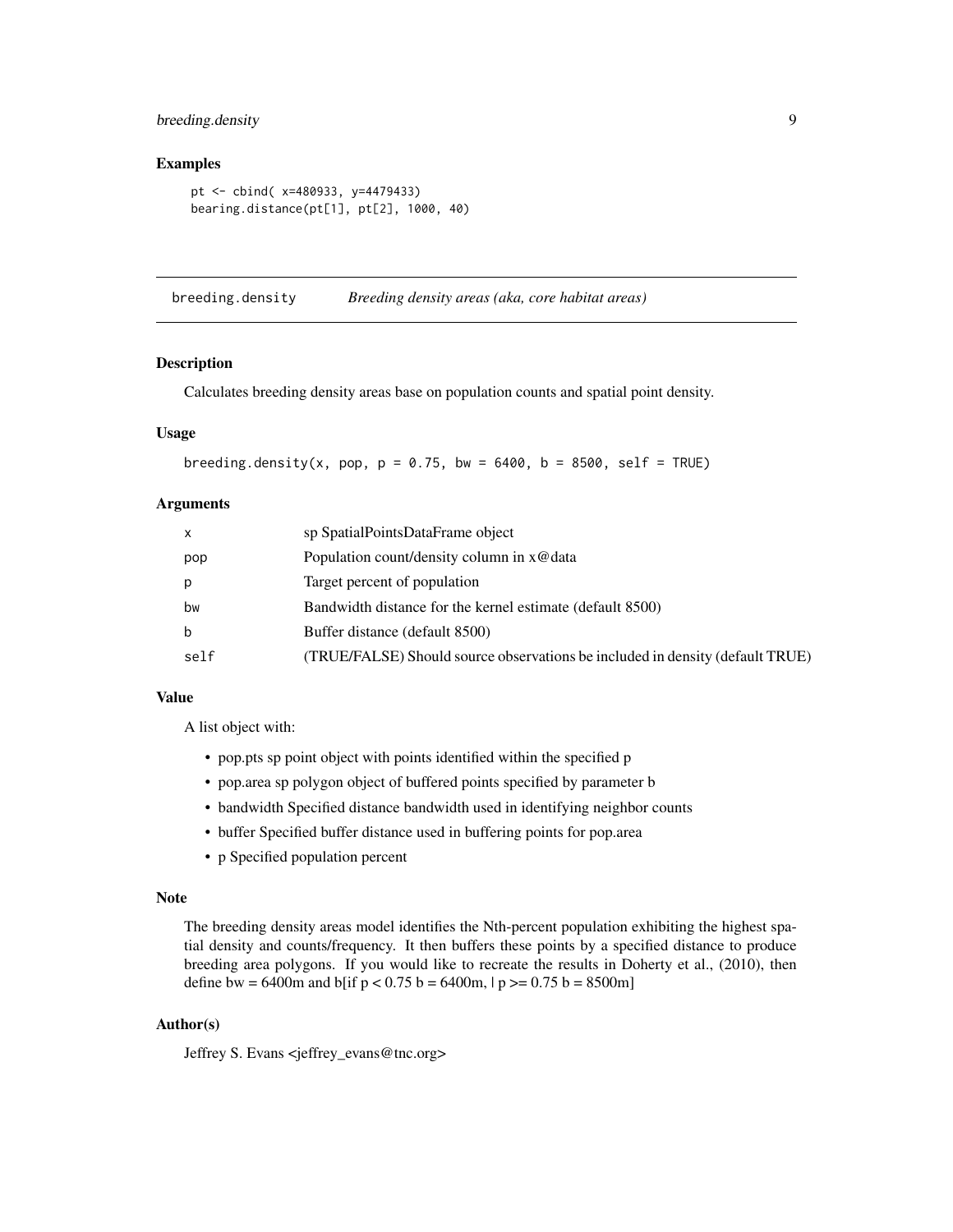## Examples

```
pt <- cbind( x=480933, y=4479433)
bearing.distance(pt[1], pt[2], 1000, 40)
```

---

# breeding.density — *Breeding density areas (aka, core habitat areas)*

---

### Description

Calculates breeding density areas base on population counts and spatial point density.

### Usage

```
breeding.density(x, pop, p = 0.75, bw = 6400, b = 8500, self = TRUE)
```

### Arguments

| | |
|---|---|
| x | sp SpatialPointsDataFrame object |
| pop | Population count/density column in x@data |
| p | Target percent of population |
| bw | Bandwidth distance for the kernel estimate (default 8500) |
| b | Buffer distance (default 8500) |
| self | (TRUE/FALSE) Should source observations be included in density (default TRUE) |

### Value

A list object with:

- pop.pts sp point object with points identified within the specified p
- pop.area sp polygon object of buffered points specified by parameter b
- bandwidth Specified distance bandwidth used in identifying neighbor counts
- buffer Specified buffer distance used in buffering points for pop.area
- p Specified population percent

### Note

The breeding density areas model identifies the Nth-percent population exhibiting the highest spatial density and counts/frequency. It then buffers these points by a specified distance to produce breeding area polygons. If you would like to recreate the results in Doherty et al., (2010), then define bw = 6400m and b[if p < 0.75 b = 6400m, | p >= 0.75 b = 8500m]

### Author(s)

Jeffrey S. Evans <jeffrey_evans@tnc.org>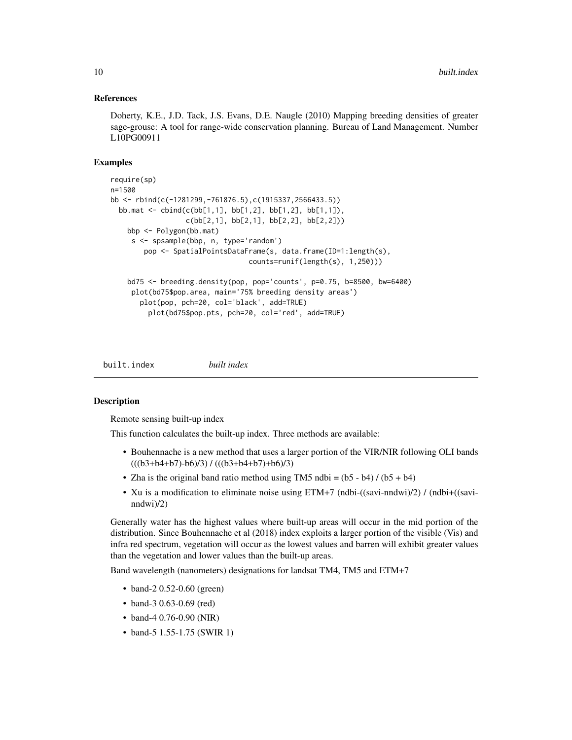### References

Doherty, K.E., J.D. Tack, J.S. Evans, D.E. Naugle (2010) Mapping breeding densities of greater sage-grouse: A tool for range-wide conservation planning. Bureau of Land Management. Number L10PG00911

### Examples

```
require(sp)
n=1500
bb <- rbind(c(-1281299,-761876.5),c(1915337,2566433.5))
  bb.mat <- cbind(c(bb[1,1], bb[1,2], bb[1,2], bb[1,1]),
                  c(bb[2,1], bb[2,1], bb[2,2], bb[2,2]))
    bbp <- Polygon(bb.mat)
     s <- spsample(bbp, n, type='random')
        pop <- SpatialPointsDataFrame(s, data.frame(ID=1:length(s),
                                 counts=runif(length(s), 1,250)))

    bd75 <- breeding.density(pop, pop='counts', p=0.75, b=8500, bw=6400)
     plot(bd75$pop.area, main='75% breeding density areas')
       plot(pop, pch=20, col='black', add=TRUE)
         plot(bd75$pop.pts, pch=20, col='red', add=TRUE)
```

## built.index    *built index*

### Description

Remote sensing built-up index

This function calculates the built-up index. Three methods are available:

- Bouhennache is a new method that uses a larger portion of the VIR/NIR following OLI bands (((b3+b4+b7)-b6)/3) / (((b3+b4+b7)+b6)/3)
- Zha is the original band ratio method using TM5 ndbi = (b5 - b4) / (b5 + b4)
- Xu is a modification to eliminate noise using ETM+7 (ndbi-((savi-nndwi)/2) / (ndbi+((savi-nndwi)/2)

Generally water has the highest values where built-up areas will occur in the mid portion of the distribution. Since Bouhennache et al (2018) index exploits a larger portion of the visible (Vis) and infra red spectrum, vegetation will occur as the lowest values and barren will exhibit greater values than the vegetation and lower values than the built-up areas.

Band wavelength (nanometers) designations for landsat TM4, TM5 and ETM+7

- band-2 0.52-0.60 (green)
- band-3 0.63-0.69 (red)
- band-4 0.76-0.90 (NIR)
- band-5 1.55-1.75 (SWIR 1)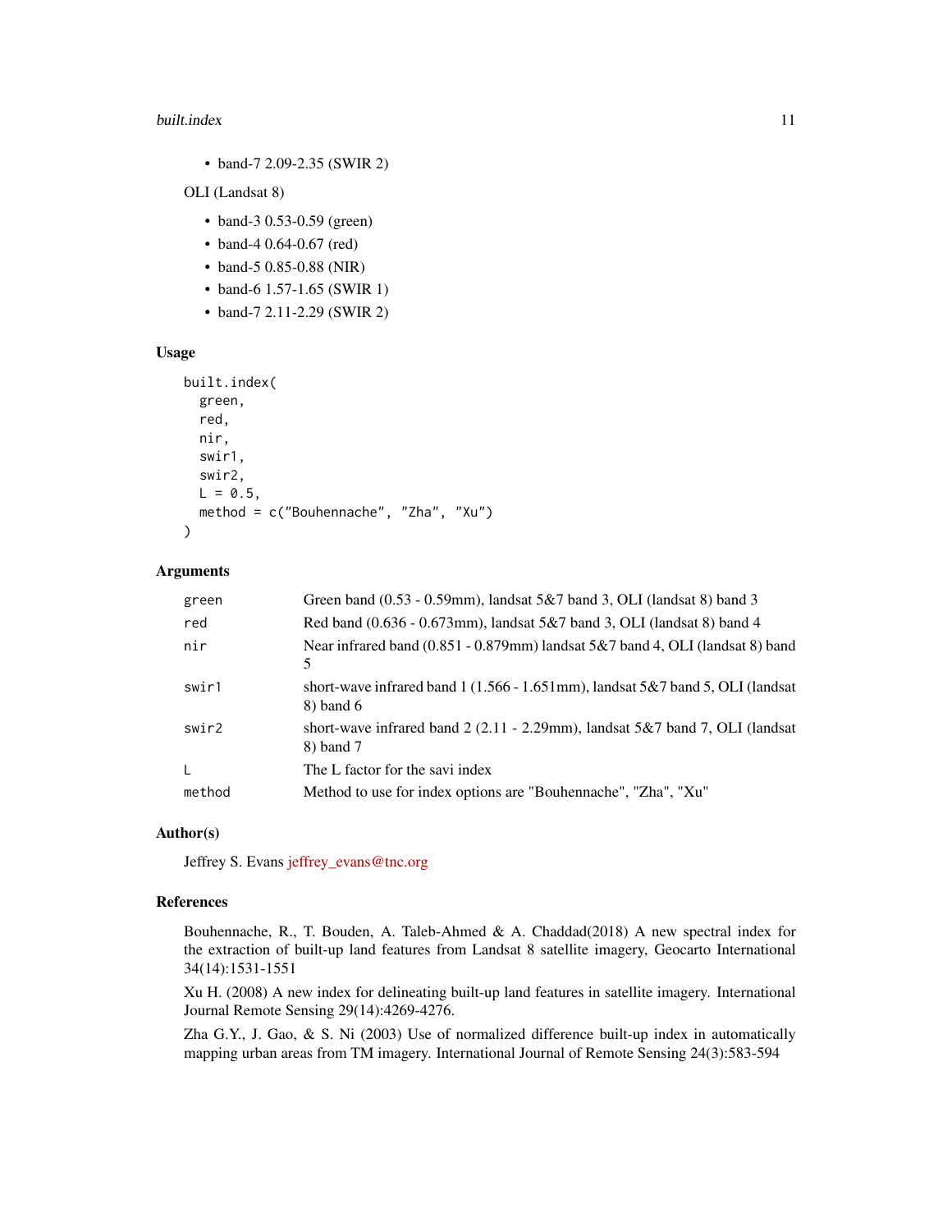- band-7 2.09-2.35 (SWIR 2)

OLI (Landsat 8)

- band-3 0.53-0.59 (green)
- band-4 0.64-0.67 (red)
- band-5 0.85-0.88 (NIR)
- band-6 1.57-1.65 (SWIR 1)
- band-7 2.11-2.29 (SWIR 2)

### Usage

```
built.index(
  green,
  red,
  nir,
  swir1,
  swir2,
  L = 0.5,
  method = c("Bouhennache", "Zha", "Xu")
)
```

### Arguments

| | |
|---|---|
| green | Green band (0.53 - 0.59mm), landsat 5&7 band 3, OLI (landsat 8) band 3 |
| red | Red band (0.636 - 0.673mm), landsat 5&7 band 3, OLI (landsat 8) band 4 |
| nir | Near infrared band (0.851 - 0.879mm) landsat 5&7 band 4, OLI (landsat 8) band 5 |
| swir1 | short-wave infrared band 1 (1.566 - 1.651mm), landsat 5&7 band 5, OLI (landsat 8) band 6 |
| swir2 | short-wave infrared band 2 (2.11 - 2.29mm), landsat 5&7 band 7, OLI (landsat 8) band 7 |
| L | The L factor for the savi index |
| method | Method to use for index options are "Bouhennache", "Zha", "Xu" |

### Author(s)

Jeffrey S. Evans jeffrey_evans@tnc.org

### References

Bouhennache, R., T. Bouden, A. Taleb-Ahmed & A. Chaddad(2018) A new spectral index for the extraction of built-up land features from Landsat 8 satellite imagery, Geocarto International 34(14):1531-1551

Xu H. (2008) A new index for delineating built-up land features in satellite imagery. International Journal Remote Sensing 29(14):4269-4276.

Zha G.Y., J. Gao, & S. Ni (2003) Use of normalized difference built-up index in automatically mapping urban areas from TM imagery. International Journal of Remote Sensing 24(3):583-594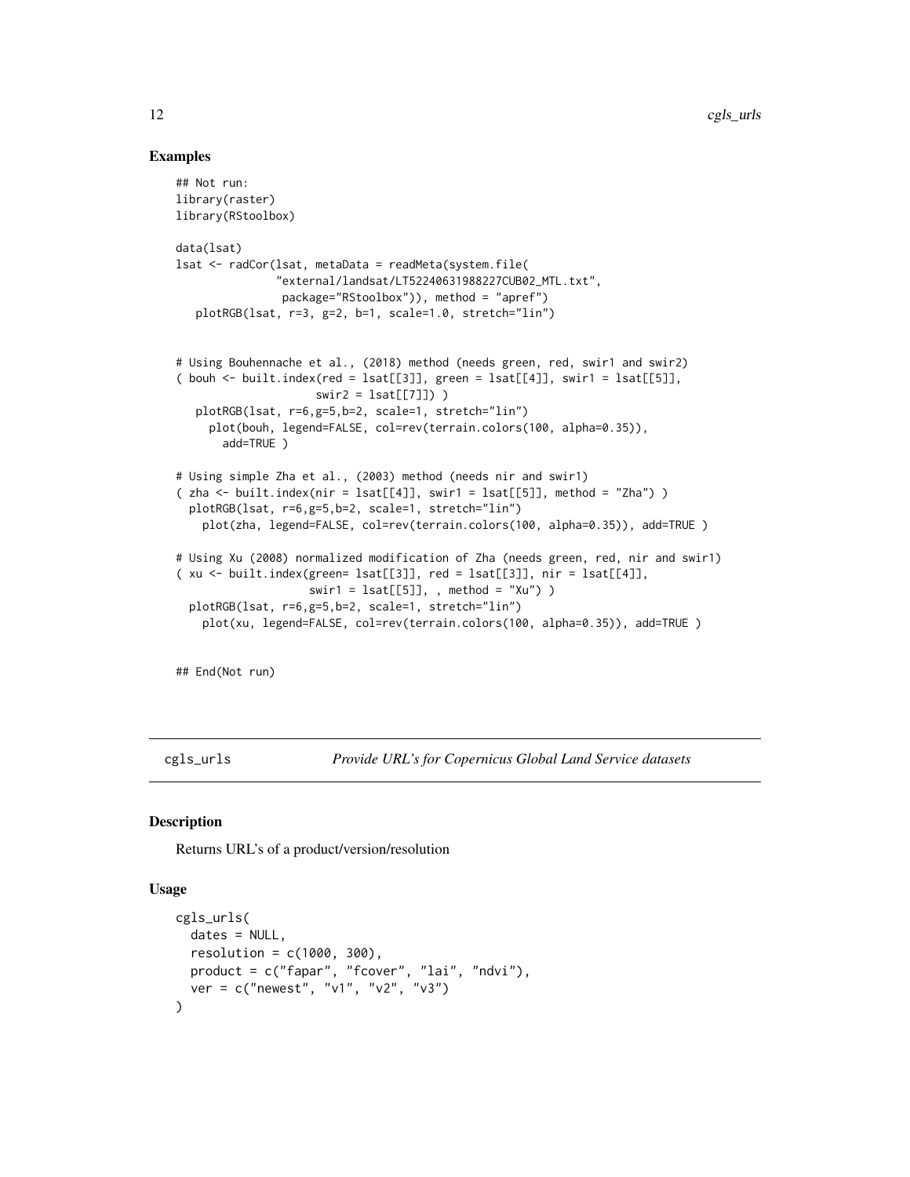### Examples

```
## Not run:
library(raster)
library(RStoolbox)

data(lsat)
lsat <- radCor(lsat, metaData = readMeta(system.file(
              "external/landsat/LT52240631988227CUB02_MTL.txt",
               package="RStoolbox")), method = "apref")
   plotRGB(lsat, r=3, g=2, b=1, scale=1.0, stretch="lin")


# Using Bouhennache et al., (2018) method (needs green, red, swir1 and swir2)
( bouh <- built.index(red = lsat[[3]], green = lsat[[4]], swir1 = lsat[[5]],
                     swir2 = lsat[[7]]) )
   plotRGB(lsat, r=6,g=5,b=2, scale=1, stretch="lin")
     plot(bouh, legend=FALSE, col=rev(terrain.colors(100, alpha=0.35)),
       add=TRUE )

# Using simple Zha et al., (2003) method (needs nir and swir1)
( zha <- built.index(nir = lsat[[4]], swir1 = lsat[[5]], method = "Zha") )
  plotRGB(lsat, r=6,g=5,b=2, scale=1, stretch="lin")
    plot(zha, legend=FALSE, col=rev(terrain.colors(100, alpha=0.35)), add=TRUE )

# Using Xu (2008) normalized modification of Zha (needs green, red, nir and swir1)
( xu <- built.index(green= lsat[[3]], red = lsat[[3]], nir = lsat[[4]],
                    swir1 = lsat[[5]], , method = "Xu") )
  plotRGB(lsat, r=6,g=5,b=2, scale=1, stretch="lin")
    plot(xu, legend=FALSE, col=rev(terrain.colors(100, alpha=0.35)), add=TRUE )


## End(Not run)
```

---

## cgls_urls — *Provide URL's for Copernicus Global Land Service datasets*

### Description

Returns URL's of a product/version/resolution

### Usage

```
cgls_urls(
  dates = NULL,
  resolution = c(1000, 300),
  product = c("fapar", "fcover", "lai", "ndvi"),
  ver = c("newest", "v1", "v2", "v3")
)
```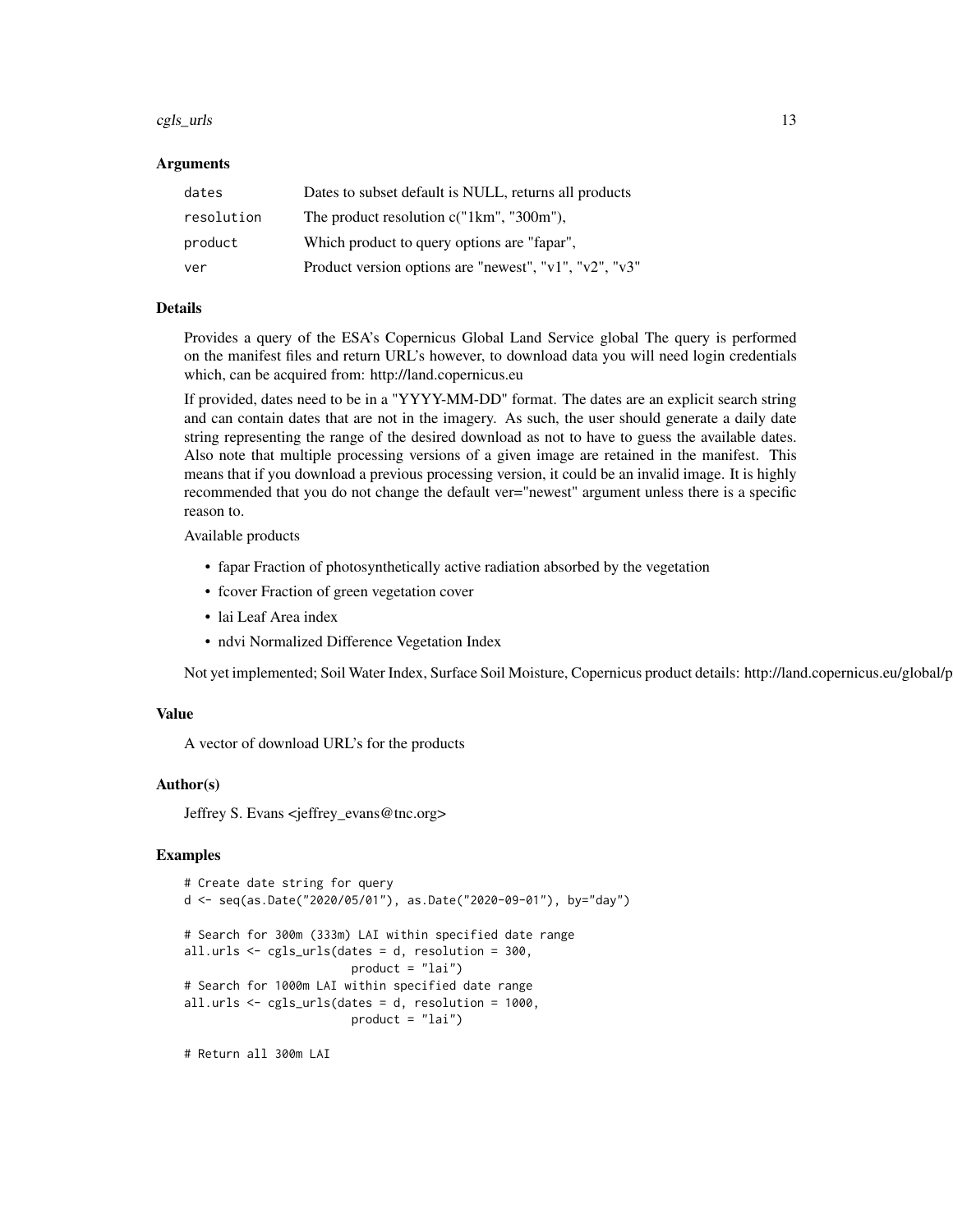## Arguments

| | |
|---|---|
| dates | Dates to subset default is NULL, returns all products |
| resolution | The product resolution c("1km", "300m"), |
| product | Which product to query options are "fapar", |
| ver | Product version options are "newest", "v1", "v2", "v3" |

## Details

Provides a query of the ESA's Copernicus Global Land Service global The query is performed on the manifest files and return URL's however, to download data you will need login credentials which, can be acquired from: http://land.copernicus.eu

If provided, dates need to be in a "YYYY-MM-DD" format. The dates are an explicit search string and can contain dates that are not in the imagery. As such, the user should generate a daily date string representing the range of the desired download as not to have to guess the available dates. Also note that multiple processing versions of a given image are retained in the manifest. This means that if you download a previous processing version, it could be an invalid image. It is highly recommended that you do not change the default ver="newest" argument unless there is a specific reason to.

Available products

- fapar Fraction of photosynthetically active radiation absorbed by the vegetation
- fcover Fraction of green vegetation cover
- lai Leaf Area index
- ndvi Normalized Difference Vegetation Index

Not yet implemented; Soil Water Index, Surface Soil Moisture, Copernicus product details: http://land.copernicus.eu/global/p

## Value

A vector of download URL's for the products

## Author(s)

Jeffrey S. Evans <jeffrey_evans@tnc.org>

## Examples

```
# Create date string for query
d <- seq(as.Date("2020/05/01"), as.Date("2020-09-01"), by="day")

# Search for 300m (333m) LAI within specified date range
all.urls <- cgls_urls(dates = d, resolution = 300,
                      product = "lai")
# Search for 1000m LAI within specified date range
all.urls <- cgls_urls(dates = d, resolution = 1000,
                      product = "lai")

# Return all 300m LAI
```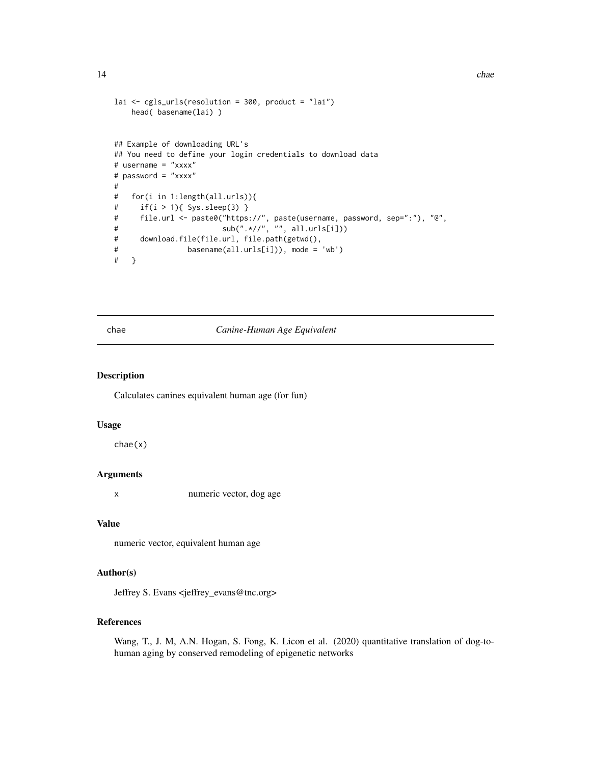```
lai <- cgls_urls(resolution = 300, product = "lai")
    head( basename(lai) )


## Example of downloading URL's
## You need to define your login credentials to download data
# username = "xxxx"
# password = "xxxx"
#
#   for(i in 1:length(all.urls)){
#     if(i > 1){ Sys.sleep(3) }
#     file.url <- paste0("https://", paste(username, password, sep=":"), "@",
#                        sub(".*//", "", all.urls[i]))
#     download.file(file.url, file.path(getwd(),
#                 basename(all.urls[i])), mode = 'wb')
#   }
```

## chae — *Canine-Human Age Equivalent*

### Description

Calculates canines equivalent human age (for fun)

### Usage

```
chae(x)
```

### Arguments

| | |
|---|---|
| x | numeric vector, dog age |

### Value

numeric vector, equivalent human age

### Author(s)

Jeffrey S. Evans <jeffrey_evans@tnc.org>

### References

Wang, T., J. M, A.N. Hogan, S. Fong, K. Licon et al. (2020) quantitative translation of dog-to-human aging by conserved remodeling of epigenetic networks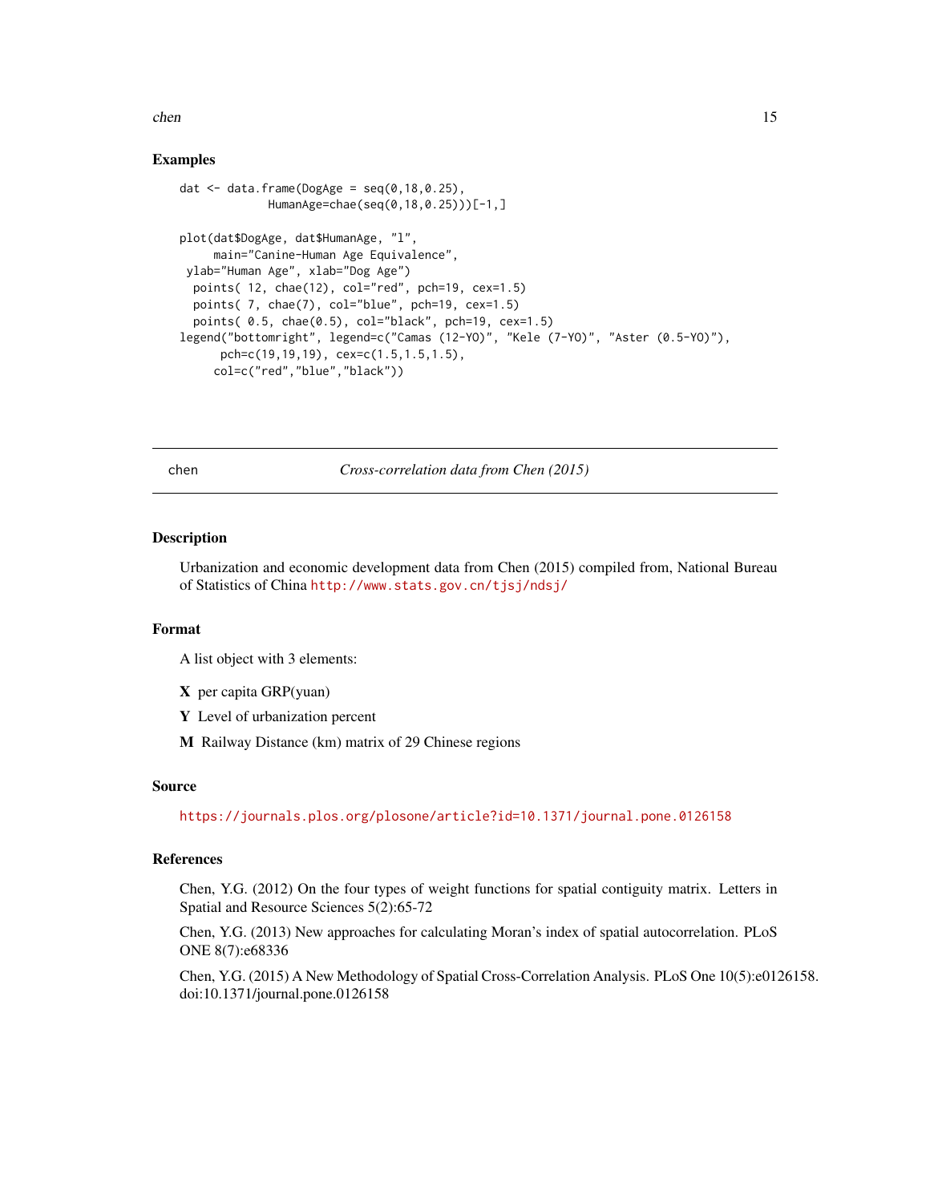## Examples

```
dat <- data.frame(DogAge = seq(0,18,0.25),
             HumanAge=chae(seq(0,18,0.25)))[-1,]

plot(dat$DogAge, dat$HumanAge, "l",
     main="Canine-Human Age Equivalence",
 ylab="Human Age", xlab="Dog Age")
  points( 12, chae(12), col="red", pch=19, cex=1.5)
  points( 7, chae(7), col="blue", pch=19, cex=1.5)
  points( 0.5, chae(0.5), col="black", pch=19, cex=1.5)
legend("bottomright", legend=c("Camas (12-YO)", "Kele (7-YO)", "Aster (0.5-YO)"),
      pch=c(19,19,19), cex=c(1.5,1.5,1.5),
     col=c("red","blue","black"))
```

---

# chen — *Cross-correlation data from Chen (2015)*

## Description

Urbanization and economic development data from Chen (2015) compiled from, National Bureau of Statistics of China http://www.stats.gov.cn/tjsj/ndsj/

## Format

A list object with 3 elements:

- **X** per capita GRP(yuan)
- **Y** Level of urbanization percent
- **M** Railway Distance (km) matrix of 29 Chinese regions

## Source

https://journals.plos.org/plosone/article?id=10.1371/journal.pone.0126158

## References

Chen, Y.G. (2012) On the four types of weight functions for spatial contiguity matrix. Letters in Spatial and Resource Sciences 5(2):65-72

Chen, Y.G. (2013) New approaches for calculating Moran's index of spatial autocorrelation. PLoS ONE 8(7):e68336

Chen, Y.G. (2015) A New Methodology of Spatial Cross-Correlation Analysis. PLoS One 10(5):e0126158. doi:10.1371/journal.pone.0126158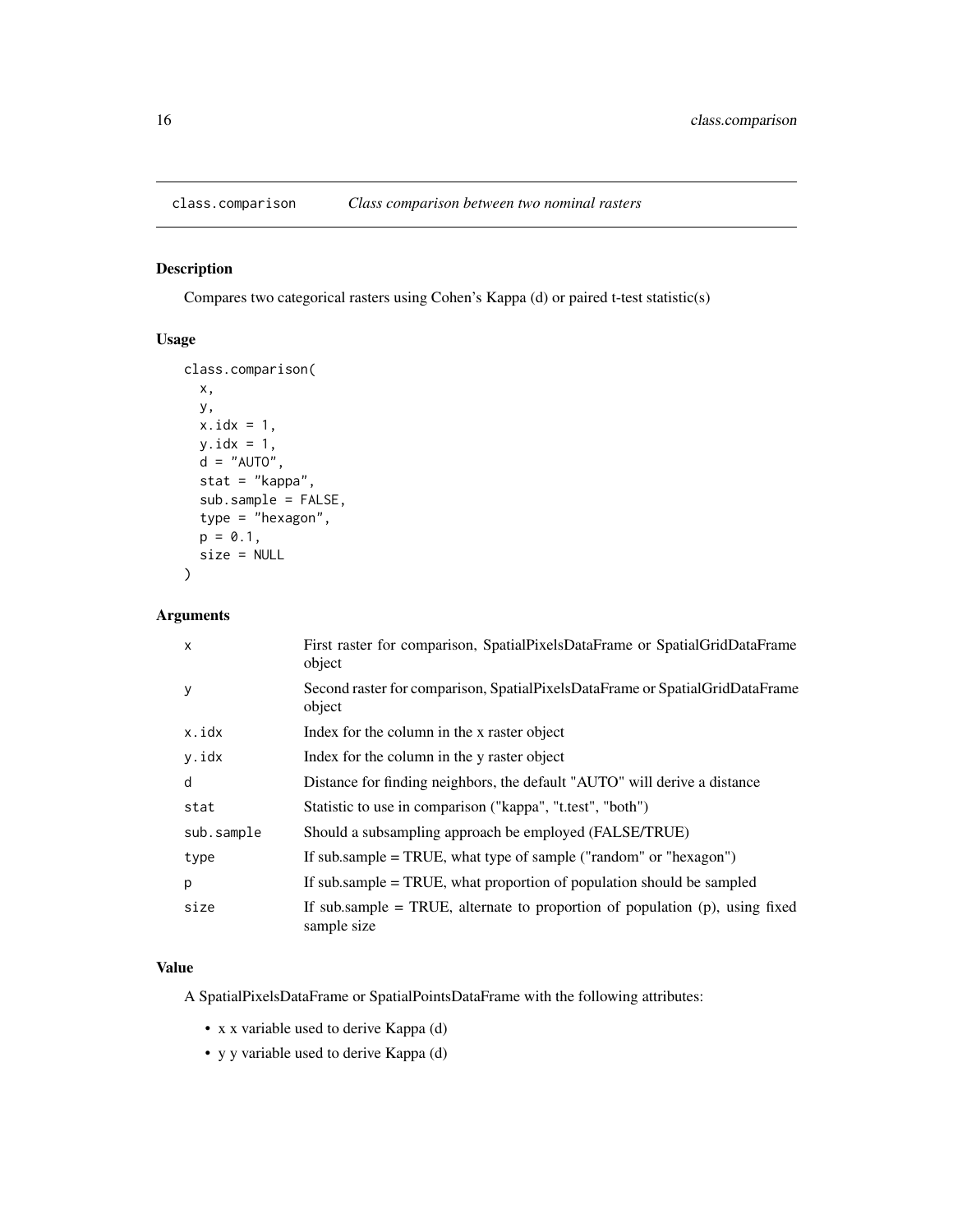# class.comparison — *Class comparison between two nominal rasters*

## Description

Compares two categorical rasters using Cohen's Kappa (d) or paired t-test statistic(s)

## Usage

```
class.comparison(
  x,
  y,
  x.idx = 1,
  y.idx = 1,
  d = "AUTO",
  stat = "kappa",
  sub.sample = FALSE,
  type = "hexagon",
  p = 0.1,
  size = NULL
)
```

## Arguments

| Argument | Description |
|---|---|
| x | First raster for comparison, SpatialPixelsDataFrame or SpatialGridDataFrame object |
| y | Second raster for comparison, SpatialPixelsDataFrame or SpatialGridDataFrame object |
| x.idx | Index for the column in the x raster object |
| y.idx | Index for the column in the y raster object |
| d | Distance for finding neighbors, the default "AUTO" will derive a distance |
| stat | Statistic to use in comparison ("kappa", "t.test", "both") |
| sub.sample | Should a subsampling approach be employed (FALSE/TRUE) |
| type | If sub.sample = TRUE, what type of sample ("random" or "hexagon") |
| p | If sub.sample = TRUE, what proportion of population should be sampled |
| size | If sub.sample = TRUE, alternate to proportion of population (p), using fixed sample size |

## Value

A SpatialPixelsDataFrame or SpatialPointsDataFrame with the following attributes:

- x x variable used to derive Kappa (d)
- y y variable used to derive Kappa (d)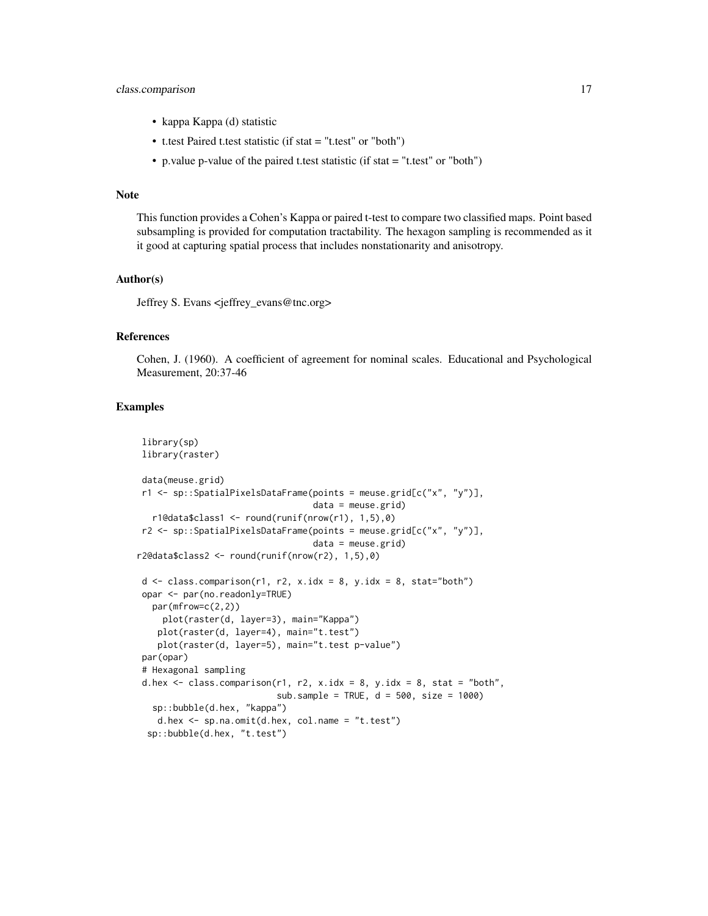- kappa Kappa (d) statistic
- t.test Paired t.test statistic (if stat = "t.test" or "both")
- p.value p-value of the paired t.test statistic (if stat = "t.test" or "both")

## Note

This function provides a Cohen's Kappa or paired t-test to compare two classified maps. Point based subsampling is provided for computation tractability. The hexagon sampling is recommended as it it good at capturing spatial process that includes nonstationarity and anisotropy.

## Author(s)

Jeffrey S. Evans <jeffrey_evans@tnc.org>

## References

Cohen, J. (1960). A coefficient of agreement for nominal scales. Educational and Psychological Measurement, 20:37-46

## Examples

```
 library(sp)
 library(raster)

 data(meuse.grid)
 r1 <- sp::SpatialPixelsDataFrame(points = meuse.grid[c("x", "y")],
                                  data = meuse.grid)
   r1@data$class1 <- round(runif(nrow(r1), 1,5),0)
 r2 <- sp::SpatialPixelsDataFrame(points = meuse.grid[c("x", "y")],
                                  data = meuse.grid)
r2@data$class2 <- round(runif(nrow(r2), 1,5),0)

 d <- class.comparison(r1, r2, x.idx = 8, y.idx = 8, stat="both")
 opar <- par(no.readonly=TRUE)
   par(mfrow=c(2,2))
     plot(raster(d, layer=3), main="Kappa")
    plot(raster(d, layer=4), main="t.test")
    plot(raster(d, layer=5), main="t.test p-value")
 par(opar)
 # Hexagonal sampling
 d.hex <- class.comparison(r1, r2, x.idx = 8, y.idx = 8, stat = "both",
                           sub.sample = TRUE, d = 500, size = 1000)
   sp::bubble(d.hex, "kappa")
    d.hex <- sp.na.omit(d.hex, col.name = "t.test")
  sp::bubble(d.hex, "t.test")
```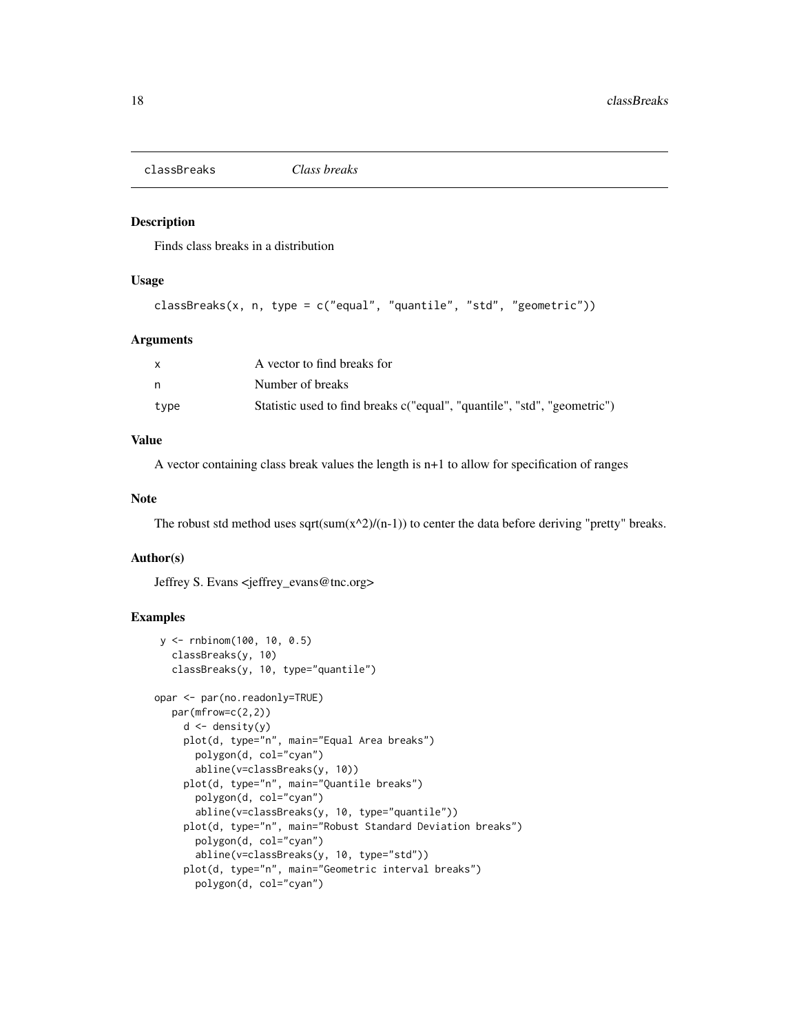# classBreaks — *Class breaks*

## Description

Finds class breaks in a distribution

## Usage

```
classBreaks(x, n, type = c("equal", "quantile", "std", "geometric"))
```

## Arguments

| | |
|---|---|
| x | A vector to find breaks for |
| n | Number of breaks |
| type | Statistic used to find breaks c("equal", "quantile", "std", "geometric") |

## Value

A vector containing class break values the length is n+1 to allow for specification of ranges

## Note

The robust std method uses sqrt(sum(x^2)/(n-1)) to center the data before deriving "pretty" breaks.

## Author(s)

Jeffrey S. Evans <jeffrey_evans@tnc.org>

## Examples

```
 y <- rnbinom(100, 10, 0.5)
   classBreaks(y, 10)
   classBreaks(y, 10, type="quantile")

opar <- par(no.readonly=TRUE)
   par(mfrow=c(2,2))
     d <- density(y)
     plot(d, type="n", main="Equal Area breaks")
       polygon(d, col="cyan")
       abline(v=classBreaks(y, 10))
     plot(d, type="n", main="Quantile breaks")
       polygon(d, col="cyan")
       abline(v=classBreaks(y, 10, type="quantile"))
     plot(d, type="n", main="Robust Standard Deviation breaks")
       polygon(d, col="cyan")
       abline(v=classBreaks(y, 10, type="std"))
     plot(d, type="n", main="Geometric interval breaks")
       polygon(d, col="cyan")
```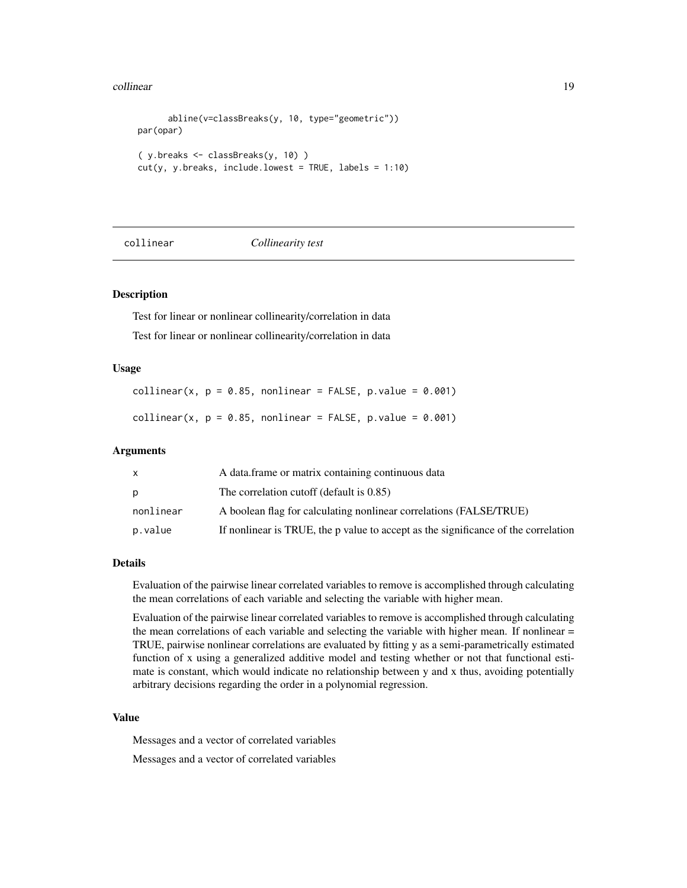```
      abline(v=classBreaks(y, 10, type="geometric"))
par(opar)

( y.breaks <- classBreaks(y, 10) )
cut(y, y.breaks, include.lowest = TRUE, labels = 1:10)
```

---

## collinear    *Collinearity test*

---

### Description

Test for linear or nonlinear collinearity/correlation in data

Test for linear or nonlinear collinearity/correlation in data

### Usage

```
collinear(x, p = 0.85, nonlinear = FALSE, p.value = 0.001)

collinear(x, p = 0.85, nonlinear = FALSE, p.value = 0.001)
```

### Arguments

| | |
|---|---|
| x | A data.frame or matrix containing continuous data |
| p | The correlation cutoff (default is 0.85) |
| nonlinear | A boolean flag for calculating nonlinear correlations (FALSE/TRUE) |
| p.value | If nonlinear is TRUE, the p value to accept as the significance of the correlation |

### Details

Evaluation of the pairwise linear correlated variables to remove is accomplished through calculating the mean correlations of each variable and selecting the variable with higher mean.

Evaluation of the pairwise linear correlated variables to remove is accomplished through calculating the mean correlations of each variable and selecting the variable with higher mean. If nonlinear = TRUE, pairwise nonlinear correlations are evaluated by fitting y as a semi-parametrically estimated function of x using a generalized additive model and testing whether or not that functional estimate is constant, which would indicate no relationship between y and x thus, avoiding potentially arbitrary decisions regarding the order in a polynomial regression.

### Value

Messages and a vector of correlated variables

Messages and a vector of correlated variables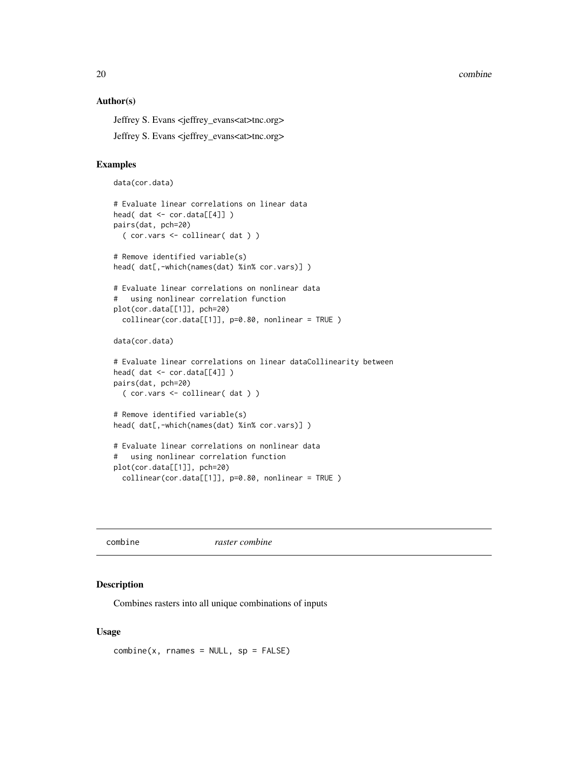## Author(s)

Jeffrey S. Evans <jeffrey_evans<at>tnc.org>

Jeffrey S. Evans <jeffrey_evans<at>tnc.org>

## Examples

```
data(cor.data)

# Evaluate linear correlations on linear data
head( dat <- cor.data[[4]] )
pairs(dat, pch=20)
  ( cor.vars <- collinear( dat ) )

# Remove identified variable(s)
head( dat[,-which(names(dat) %in% cor.vars)] )

# Evaluate linear correlations on nonlinear data
#   using nonlinear correlation function
plot(cor.data[[1]], pch=20)
  collinear(cor.data[[1]], p=0.80, nonlinear = TRUE )

data(cor.data)

# Evaluate linear correlations on linear dataCollinearity between
head( dat <- cor.data[[4]] )
pairs(dat, pch=20)
  ( cor.vars <- collinear( dat ) )

# Remove identified variable(s)
head( dat[,-which(names(dat) %in% cor.vars)] )

# Evaluate linear correlations on nonlinear data
#   using nonlinear correlation function
plot(cor.data[[1]], pch=20)
  collinear(cor.data[[1]], p=0.80, nonlinear = TRUE )
```

---

# combine *raster combine*

## Description

Combines rasters into all unique combinations of inputs

## Usage

```
combine(x, rnames = NULL, sp = FALSE)
```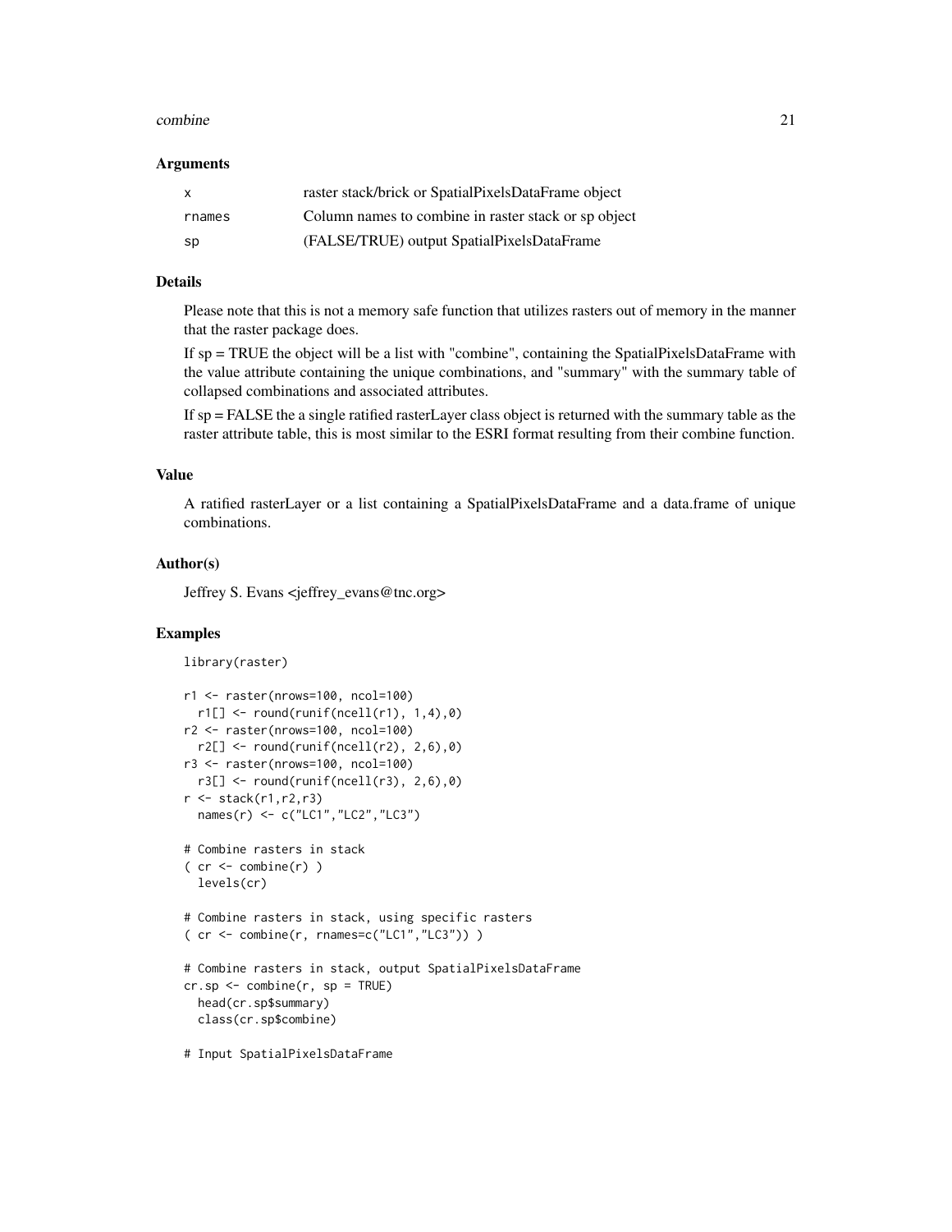### Arguments

| | |
|---|---|
| x | raster stack/brick or SpatialPixelsDataFrame object |
| rnames | Column names to combine in raster stack or sp object |
| sp | (FALSE/TRUE) output SpatialPixelsDataFrame |

### Details

Please note that this is not a memory safe function that utilizes rasters out of memory in the manner that the raster package does.

If sp = TRUE the object will be a list with "combine", containing the SpatialPixelsDataFrame with the value attribute containing the unique combinations, and "summary" with the summary table of collapsed combinations and associated attributes.

If sp = FALSE the a single ratified rasterLayer class object is returned with the summary table as the raster attribute table, this is most similar to the ESRI format resulting from their combine function.

### Value

A ratified rasterLayer or a list containing a SpatialPixelsDataFrame and a data.frame of unique combinations.

### Author(s)

Jeffrey S. Evans <jeffrey_evans@tnc.org>

### Examples

```
library(raster)

r1 <- raster(nrows=100, ncol=100)
  r1[] <- round(runif(ncell(r1), 1,4),0)
r2 <- raster(nrows=100, ncol=100)
  r2[] <- round(runif(ncell(r2), 2,6),0)
r3 <- raster(nrows=100, ncol=100)
  r3[] <- round(runif(ncell(r3), 2,6),0)
r <- stack(r1,r2,r3)
  names(r) <- c("LC1","LC2","LC3")

# Combine rasters in stack
( cr <- combine(r) )
  levels(cr)

# Combine rasters in stack, using specific rasters
( cr <- combine(r, rnames=c("LC1","LC3")) )

# Combine rasters in stack, output SpatialPixelsDataFrame
cr.sp <- combine(r, sp = TRUE)
  head(cr.sp$summary)
  class(cr.sp$combine)

# Input SpatialPixelsDataFrame
```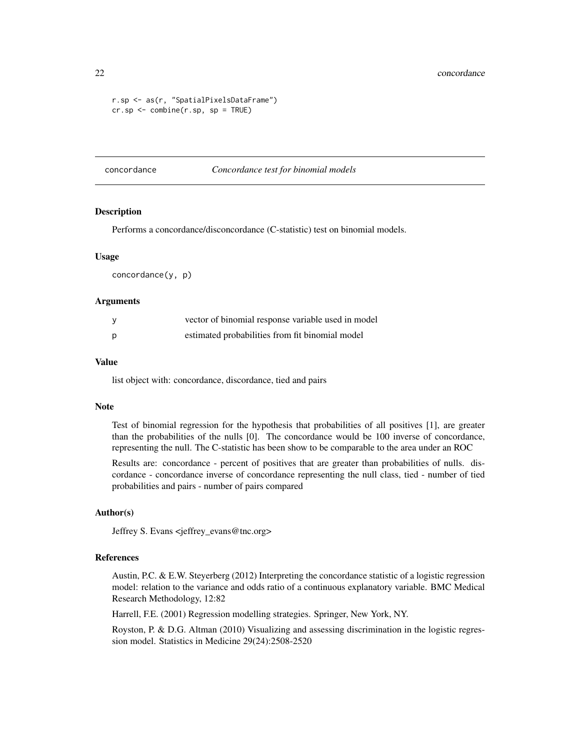```
r.sp <- as(r, "SpatialPixelsDataFrame")
cr.sp <- combine(r.sp, sp = TRUE)
```

---

concordance &nbsp;&nbsp;&nbsp;&nbsp;&nbsp;&nbsp; *Concordance test for binomial models*

---

### Description

Performs a concordance/disconcordance (C-statistic) test on binomial models.

### Usage

```
concordance(y, p)
```

### Arguments

| | |
|---|---|
| y | vector of binomial response variable used in model |
| p | estimated probabilities from fit binomial model |

### Value

list object with: concordance, discordance, tied and pairs

### Note

Test of binomial regression for the hypothesis that probabilities of all positives [1], are greater than the probabilities of the nulls [0]. The concordance would be 100 inverse of concordance, representing the null. The C-statistic has been show to be comparable to the area under an ROC

Results are: concordance - percent of positives that are greater than probabilities of nulls. discordance - concordance inverse of concordance representing the null class, tied - number of tied probabilities and pairs - number of pairs compared

### Author(s)

Jeffrey S. Evans <jeffrey_evans@tnc.org>

### References

Austin, P.C. & E.W. Steyerberg (2012) Interpreting the concordance statistic of a logistic regression model: relation to the variance and odds ratio of a continuous explanatory variable. BMC Medical Research Methodology, 12:82

Harrell, F.E. (2001) Regression modelling strategies. Springer, New York, NY.

Royston, P. & D.G. Altman (2010) Visualizing and assessing discrimination in the logistic regression model. Statistics in Medicine 29(24):2508-2520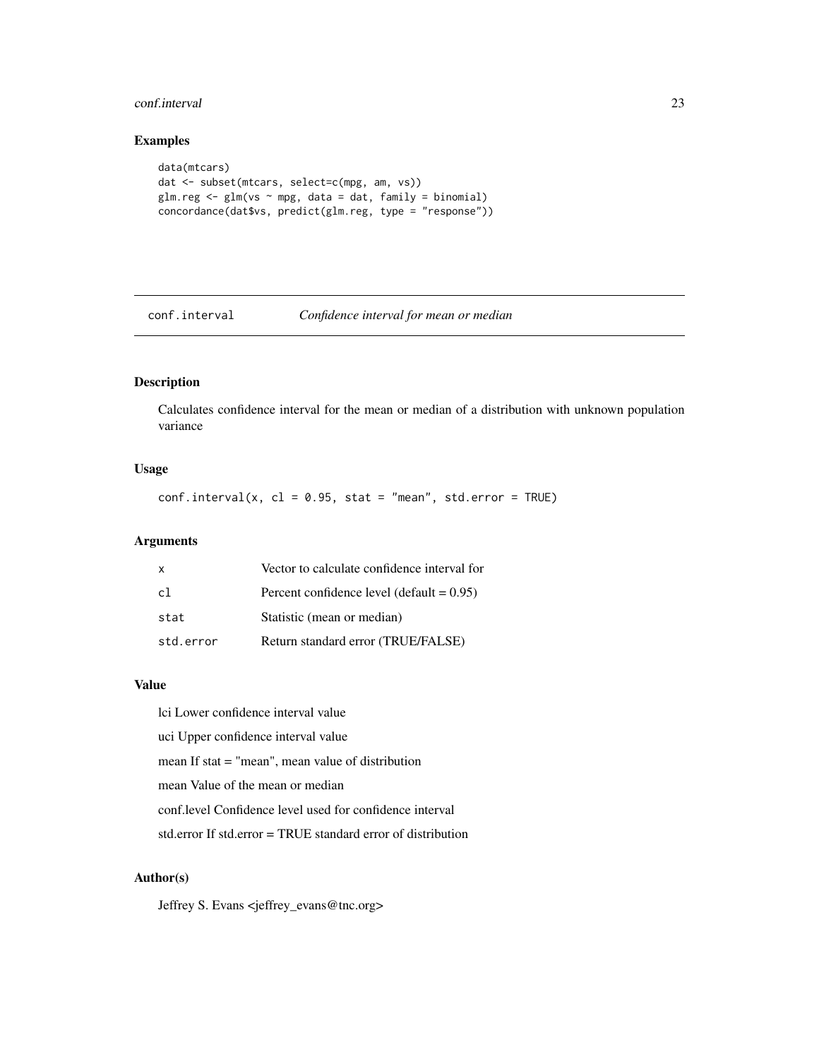## Examples

```
data(mtcars)
dat <- subset(mtcars, select=c(mpg, am, vs))
glm.reg <- glm(vs ~ mpg, data = dat, family = binomial)
concordance(dat$vs, predict(glm.reg, type = "response"))
```

---

# conf.interval *Confidence interval for mean or median*

---

## Description

Calculates confidence interval for the mean or median of a distribution with unknown population variance

## Usage

```
conf.interval(x, cl = 0.95, stat = "mean", std.error = TRUE)
```

## Arguments

| | |
|---|---|
| `x` | Vector to calculate confidence interval for |
| `cl` | Percent confidence level (default = 0.95) |
| `stat` | Statistic (mean or median) |
| `std.error` | Return standard error (TRUE/FALSE) |

## Value

lci Lower confidence interval value

uci Upper confidence interval value

mean If stat = "mean", mean value of distribution

mean Value of the mean or median

conf.level Confidence level used for confidence interval

std.error If std.error = TRUE standard error of distribution

## Author(s)

Jeffrey S. Evans <jeffrey_evans@tnc.org>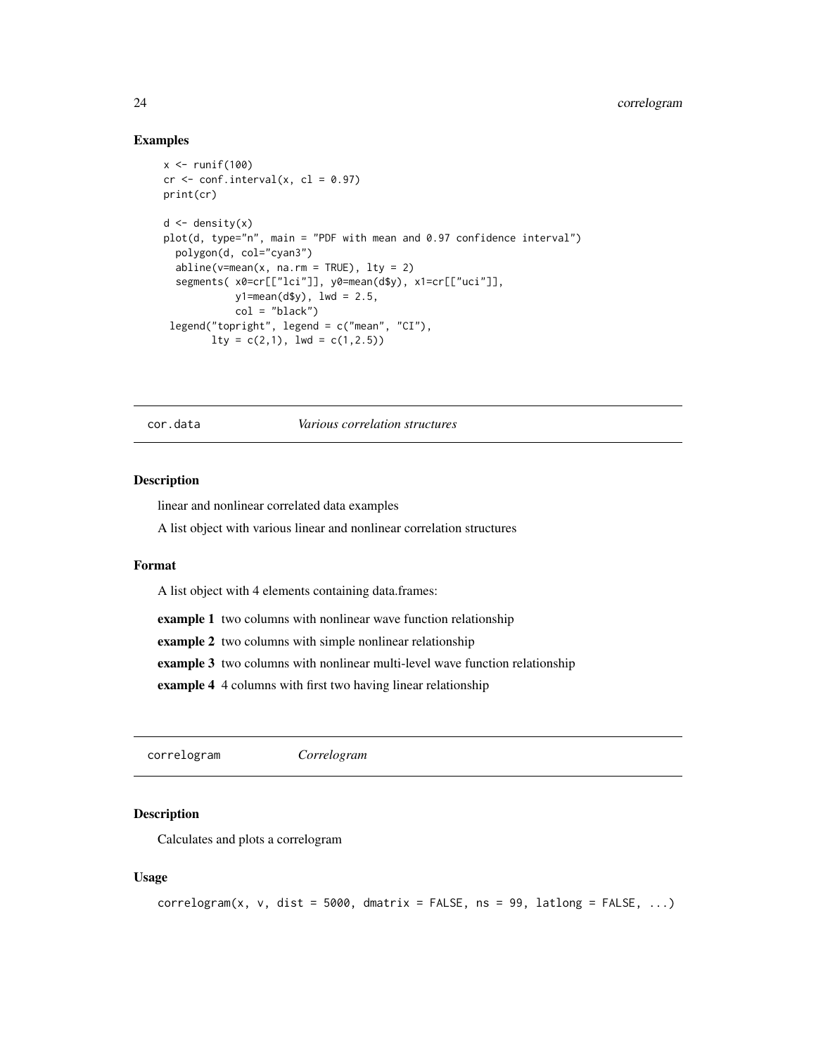### Examples

```
x <- runif(100)
cr <- conf.interval(x, cl = 0.97)
print(cr)

d <- density(x)
plot(d, type="n", main = "PDF with mean and 0.97 confidence interval")
  polygon(d, col="cyan3")
  abline(v=mean(x, na.rm = TRUE), lty = 2)
  segments( x0=cr[["lci"]], y0=mean(d$y), x1=cr[["uci"]],
            y1=mean(d$y), lwd = 2.5,
            col = "black")
 legend("topright", legend = c("mean", "CI"),
        lty = c(2,1), lwd = c(1,2.5))
```

---

## cor.data — *Various correlation structures*

### Description

linear and nonlinear correlated data examples

A list object with various linear and nonlinear correlation structures

### Format

A list object with 4 elements containing data.frames:

**example 1** two columns with nonlinear wave function relationship

**example 2** two columns with simple nonlinear relationship

**example 3** two columns with nonlinear multi-level wave function relationship

**example 4** 4 columns with first two having linear relationship

---

## correlogram — *Correlogram*

### Description

Calculates and plots a correlogram

### Usage

```
correlogram(x, v, dist = 5000, dmatrix = FALSE, ns = 99, latlong = FALSE, ...)
```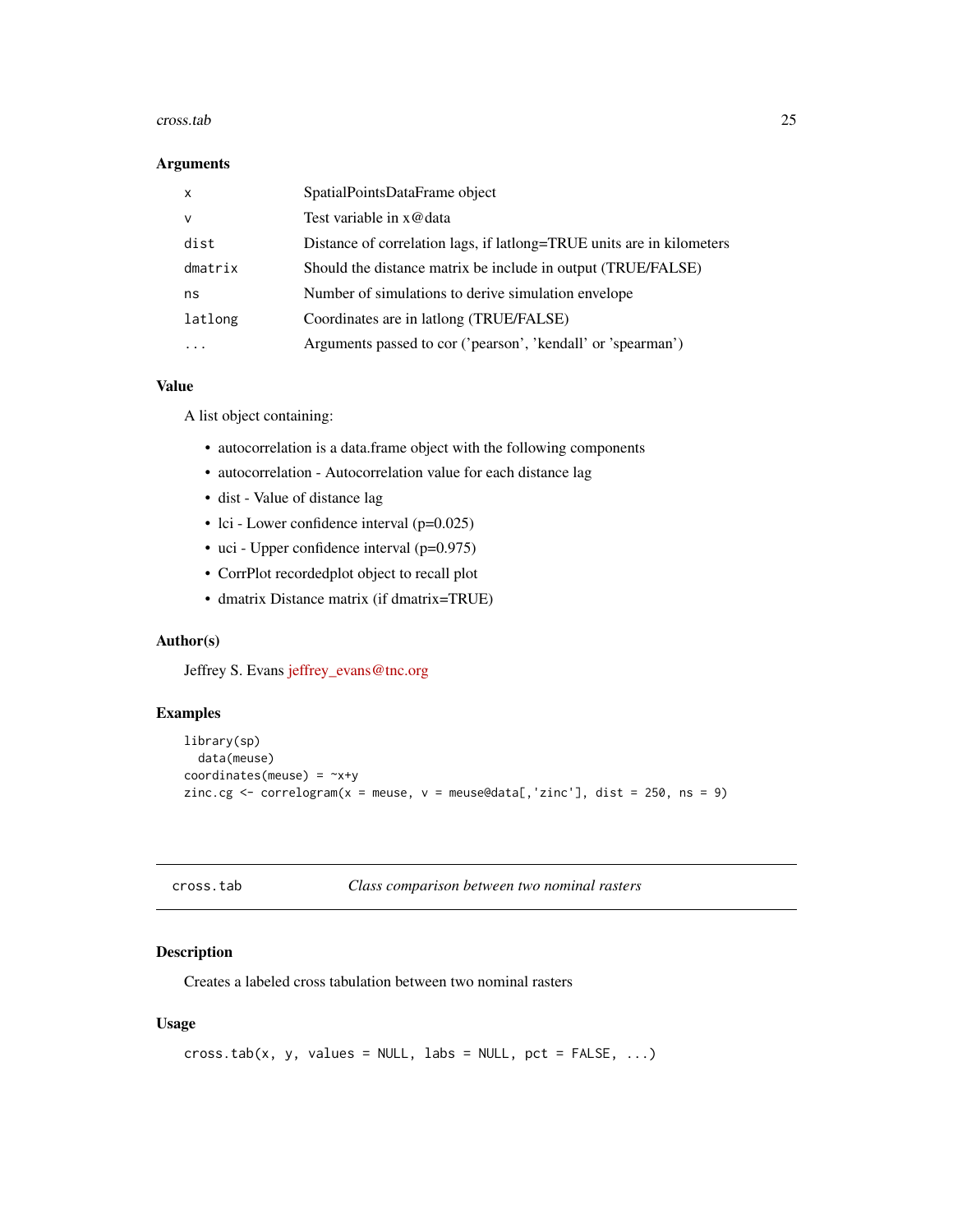### Arguments

| | |
|---|---|
| `x` | SpatialPointsDataFrame object |
| `v` | Test variable in x@data |
| `dist` | Distance of correlation lags, if latlong=TRUE units are in kilometers |
| `dmatrix` | Should the distance matrix be include in output (TRUE/FALSE) |
| `ns` | Number of simulations to derive simulation envelope |
| `latlong` | Coordinates are in latlong (TRUE/FALSE) |
| `...` | Arguments passed to cor ('pearson', 'kendall' or 'spearman') |

### Value

A list object containing:

- autocorrelation is a data.frame object with the following components
- autocorrelation - Autocorrelation value for each distance lag
- dist - Value of distance lag
- lci - Lower confidence interval (p=0.025)
- uci - Upper confidence interval (p=0.975)
- CorrPlot recordedplot object to recall plot
- dmatrix Distance matrix (if dmatrix=TRUE)

### Author(s)

Jeffrey S. Evans jeffrey_evans@tnc.org

### Examples

```
library(sp)
  data(meuse)
coordinates(meuse) = ~x+y
zinc.cg <- correlogram(x = meuse, v = meuse@data[,'zinc'], dist = 250, ns = 9)
```

---

## cross.tab &emsp; *Class comparison between two nominal rasters*

---

### Description

Creates a labeled cross tabulation between two nominal rasters

### Usage

```
cross.tab(x, y, values = NULL, labs = NULL, pct = FALSE, ...)
```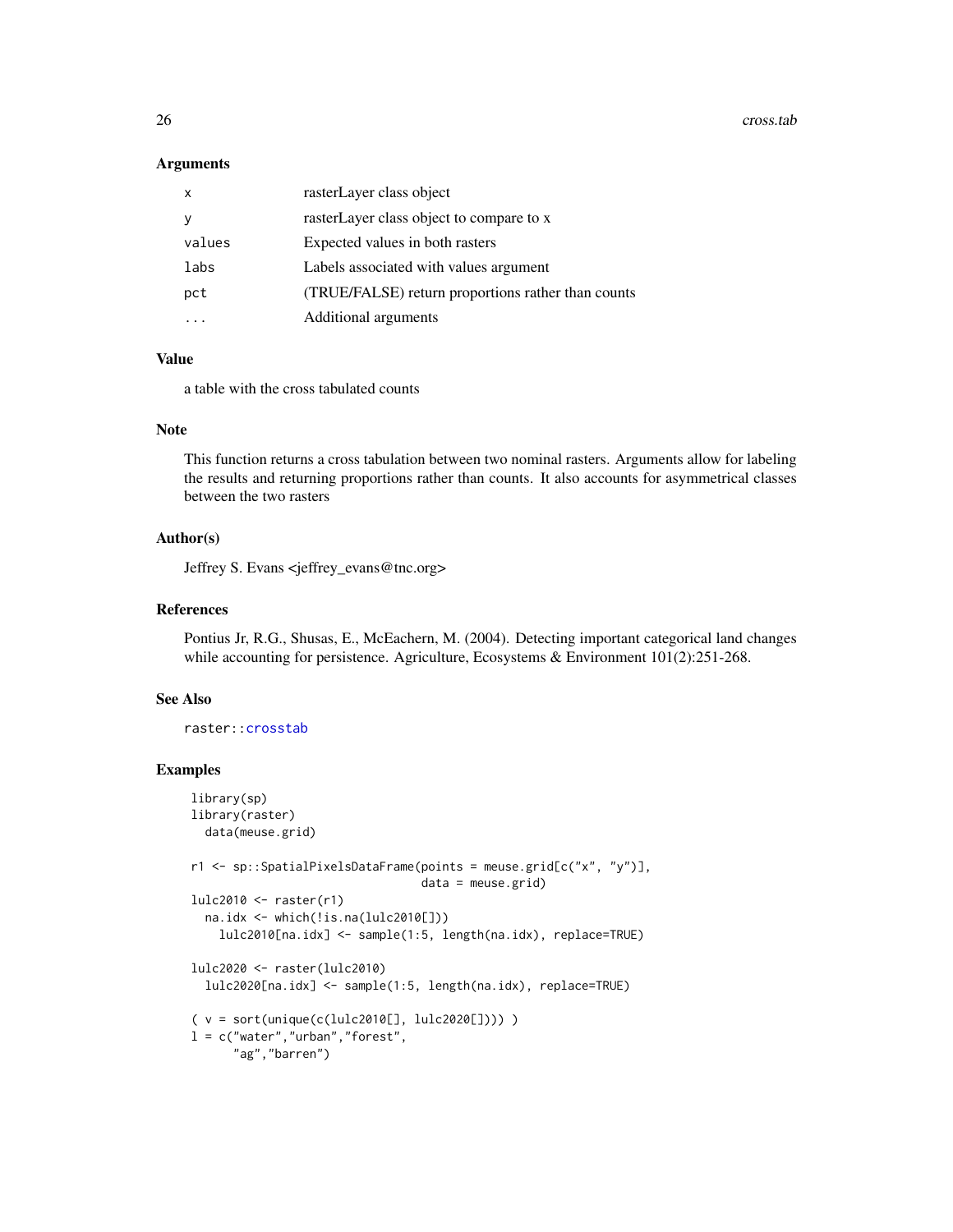### Arguments

| | |
|---|---|
| x | rasterLayer class object |
| y | rasterLayer class object to compare to x |
| values | Expected values in both rasters |
| labs | Labels associated with values argument |
| pct | (TRUE/FALSE) return proportions rather than counts |
| ... | Additional arguments |

### Value

a table with the cross tabulated counts

### Note

This function returns a cross tabulation between two nominal rasters. Arguments allow for labeling the results and returning proportions rather than counts. It also accounts for asymmetrical classes between the two rasters

### Author(s)

Jeffrey S. Evans <jeffrey_evans@tnc.org>

### References

Pontius Jr, R.G., Shusas, E., McEachern, M. (2004). Detecting important categorical land changes while accounting for persistence. Agriculture, Ecosystems & Environment 101(2):251-268.

### See Also

raster::crosstab

### Examples

```
library(sp)
library(raster)
  data(meuse.grid)

r1 <- sp::SpatialPixelsDataFrame(points = meuse.grid[c("x", "y")],
                                 data = meuse.grid)
lulc2010 <- raster(r1)
  na.idx <- which(!is.na(lulc2010[]))
    lulc2010[na.idx] <- sample(1:5, length(na.idx), replace=TRUE)

lulc2020 <- raster(lulc2010)
  lulc2020[na.idx] <- sample(1:5, length(na.idx), replace=TRUE)

( v = sort(unique(c(lulc2010[], lulc2020[]))) )
l = c("water","urban","forest",
      "ag","barren")
```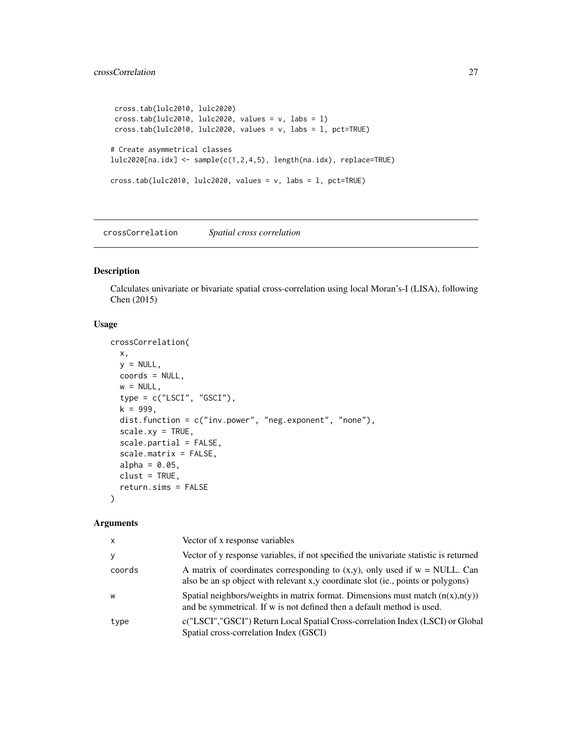```
 cross.tab(lulc2010, lulc2020)
 cross.tab(lulc2010, lulc2020, values = v, labs = l)
 cross.tab(lulc2010, lulc2020, values = v, labs = l, pct=TRUE)

# Create asymmetrical classes
lulc2020[na.idx] <- sample(c(1,2,4,5), length(na.idx), replace=TRUE)

cross.tab(lulc2010, lulc2020, values = v, labs = l, pct=TRUE)
```

---

## crossCorrelation *Spatial cross correlation*

---

### Description

Calculates univariate or bivariate spatial cross-correlation using local Moran's-I (LISA), following Chen (2015)

### Usage

```
crossCorrelation(
  x,
  y = NULL,
  coords = NULL,
  w = NULL,
  type = c("LSCI", "GSCI"),
  k = 999,
  dist.function = c("inv.power", "neg.exponent", "none"),
  scale.xy = TRUE,
  scale.partial = FALSE,
  scale.matrix = FALSE,
  alpha = 0.05,
  clust = TRUE,
  return.sims = FALSE
)
```

### Arguments

| | |
|---|---|
| x | Vector of x response variables |
| y | Vector of y response variables, if not specified the univariate statistic is returned |
| coords | A matrix of coordinates corresponding to (x,y), only used if w = NULL. Can also be an sp object with relevant x,y coordinate slot (ie., points or polygons) |
| w | Spatial neighbors/weights in matrix format. Dimensions must match (n(x),n(y)) and be symmetrical. If w is not defined then a default method is used. |
| type | c("LSCI","GSCI") Return Local Spatial Cross-correlation Index (LSCI) or Global Spatial cross-correlation Index (GSCI) |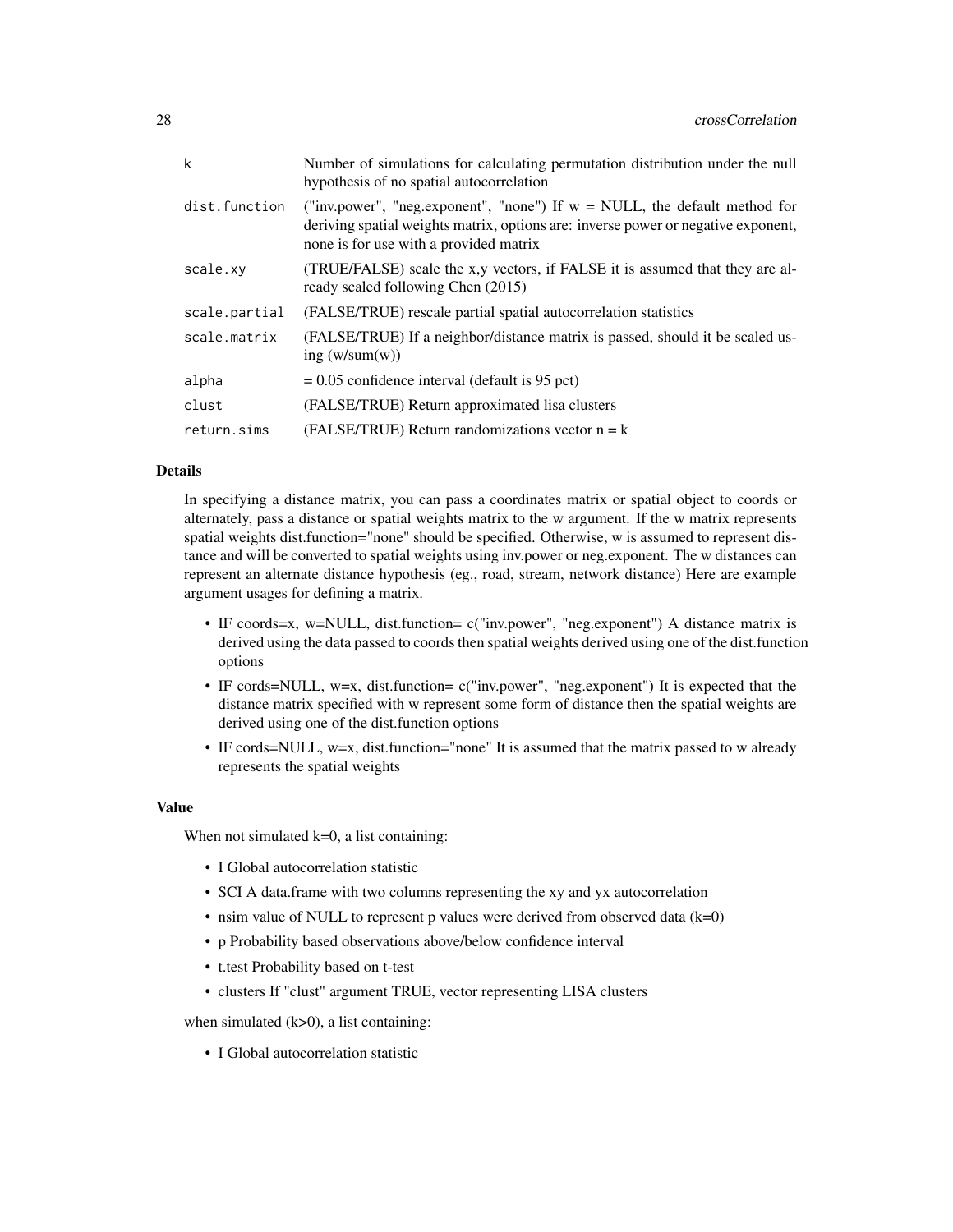| | |
|---|---|
| `k` | Number of simulations for calculating permutation distribution under the null hypothesis of no spatial autocorrelation |
| `dist.function` | ("inv.power", "neg.exponent", "none") If w = NULL, the default method for deriving spatial weights matrix, options are: inverse power or negative exponent, none is for use with a provided matrix |
| `scale.xy` | (TRUE/FALSE) scale the x,y vectors, if FALSE it is assumed that they are already scaled following Chen (2015) |
| `scale.partial` | (FALSE/TRUE) rescale partial spatial autocorrelation statistics |
| `scale.matrix` | (FALSE/TRUE) If a neighbor/distance matrix is passed, should it be scaled using (w/sum(w)) |
| `alpha` | = 0.05 confidence interval (default is 95 pct) |
| `clust` | (FALSE/TRUE) Return approximated lisa clusters |
| `return.sims` | (FALSE/TRUE) Return randomizations vector n = k |

## Details

In specifying a distance matrix, you can pass a coordinates matrix or spatial object to coords or alternately, pass a distance or spatial weights matrix to the w argument. If the w matrix represents spatial weights dist.function="none" should be specified. Otherwise, w is assumed to represent distance and will be converted to spatial weights using inv.power or neg.exponent. The w distances can represent an alternate distance hypothesis (eg., road, stream, network distance) Here are example argument usages for defining a matrix.

- IF coords=x, w=NULL, dist.function= c("inv.power", "neg.exponent") A distance matrix is derived using the data passed to coords then spatial weights derived using one of the dist.function options
- IF cords=NULL, w=x, dist.function= c("inv.power", "neg.exponent") It is expected that the distance matrix specified with w represent some form of distance then the spatial weights are derived using one of the dist.function options
- IF cords=NULL, w=x, dist.function="none" It is assumed that the matrix passed to w already represents the spatial weights

## Value

When not simulated k=0, a list containing:

- I Global autocorrelation statistic
- SCI A data.frame with two columns representing the xy and yx autocorrelation
- nsim value of NULL to represent p values were derived from observed data (k=0)
- p Probability based observations above/below confidence interval
- t.test Probability based on t-test
- clusters If "clust" argument TRUE, vector representing LISA clusters

when simulated (k>0), a list containing:

- I Global autocorrelation statistic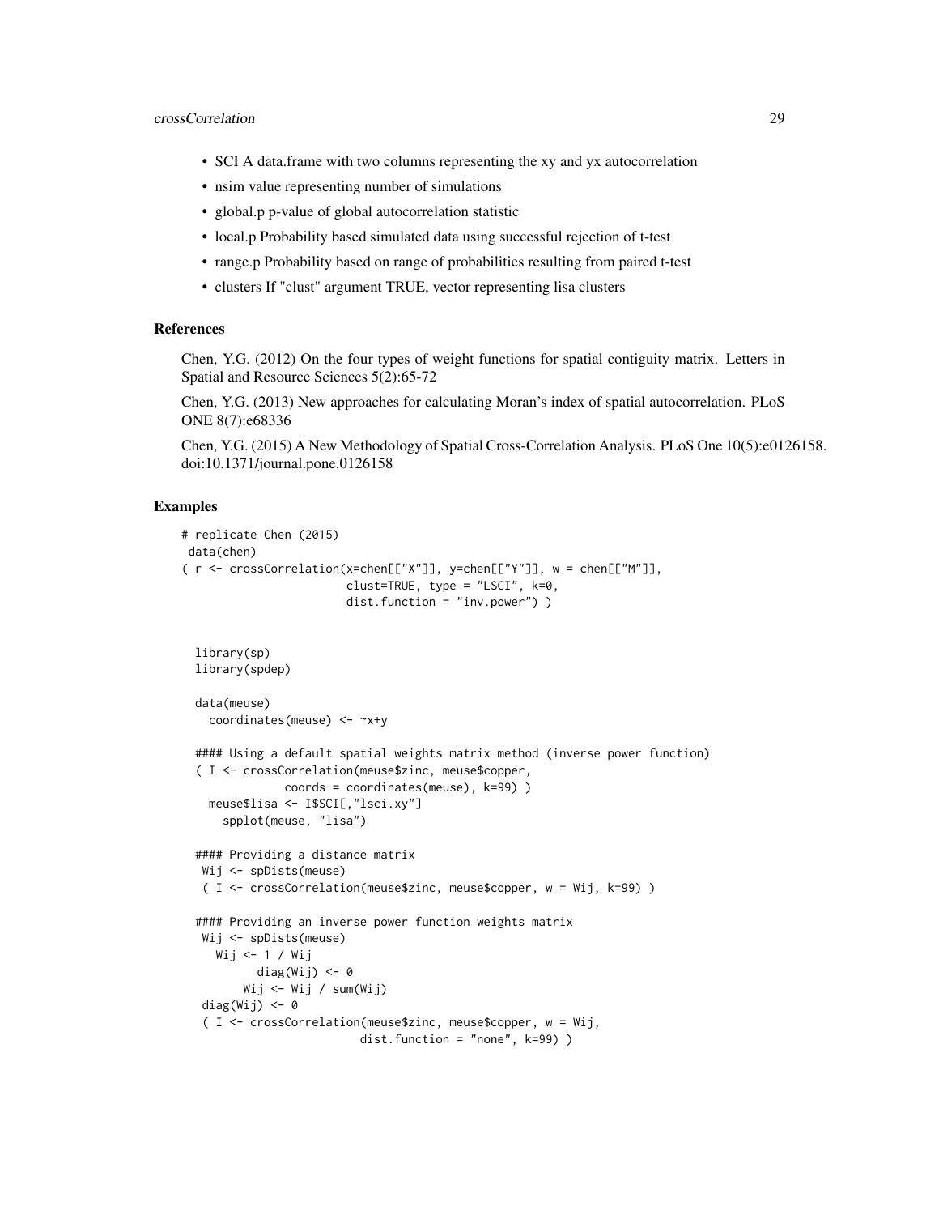- SCI A data.frame with two columns representing the xy and yx autocorrelation
- nsim value representing number of simulations
- global.p p-value of global autocorrelation statistic
- local.p Probability based simulated data using successful rejection of t-test
- range.p Probability based on range of probabilities resulting from paired t-test
- clusters If "clust" argument TRUE, vector representing lisa clusters

### References

Chen, Y.G. (2012) On the four types of weight functions for spatial contiguity matrix. Letters in Spatial and Resource Sciences 5(2):65-72

Chen, Y.G. (2013) New approaches for calculating Moran's index of spatial autocorrelation. PLoS ONE 8(7):e68336

Chen, Y.G. (2015) A New Methodology of Spatial Cross-Correlation Analysis. PLoS One 10(5):e0126158. doi:10.1371/journal.pone.0126158

### Examples

```
# replicate Chen (2015)
 data(chen)
( r <- crossCorrelation(x=chen[["X"]], y=chen[["Y"]], w = chen[["M"]],
                        clust=TRUE, type = "LSCI", k=0,
                        dist.function = "inv.power") )


  library(sp)
  library(spdep)

  data(meuse)
    coordinates(meuse) <- ~x+y

  #### Using a default spatial weights matrix method (inverse power function)
  ( I <- crossCorrelation(meuse$zinc, meuse$copper,
              coords = coordinates(meuse), k=99) )
    meuse$lisa <- I$SCI[,"lsci.xy"]
      spplot(meuse, "lisa")

  #### Providing a distance matrix
   Wij <- spDists(meuse)
   ( I <- crossCorrelation(meuse$zinc, meuse$copper, w = Wij, k=99) )

  #### Providing an inverse power function weights matrix
   Wij <- spDists(meuse)
     Wij <- 1 / Wij
           diag(Wij) <- 0
         Wij <- Wij / sum(Wij)
   diag(Wij) <- 0
   ( I <- crossCorrelation(meuse$zinc, meuse$copper, w = Wij,
                           dist.function = "none", k=99) )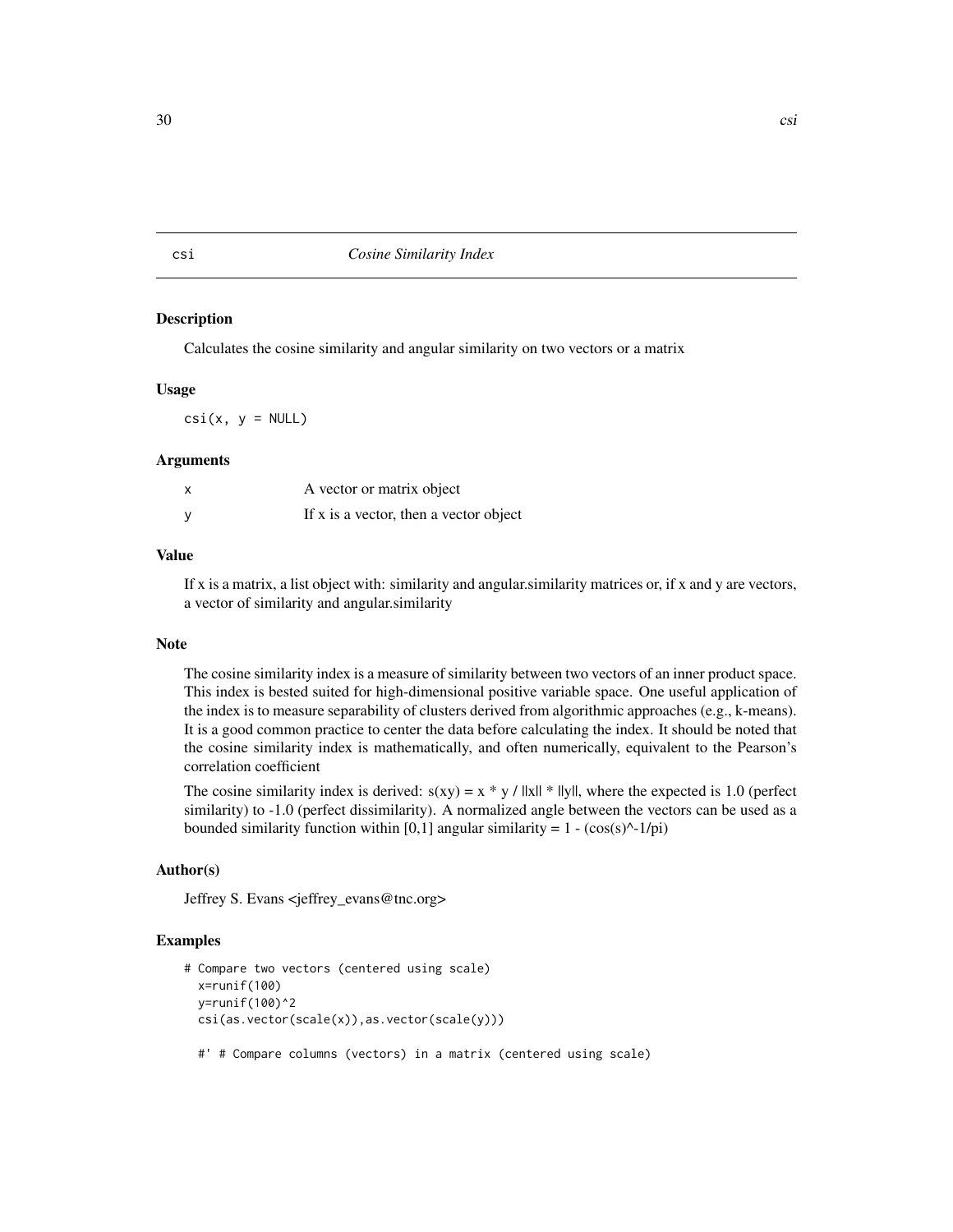## csi — *Cosine Similarity Index*

### Description

Calculates the cosine similarity and angular similarity on two vectors or a matrix

### Usage

```
csi(x, y = NULL)
```

### Arguments

| | |
|---|---|
| x | A vector or matrix object |
| y | If x is a vector, then a vector object |

### Value

If x is a matrix, a list object with: similarity and angular.similarity matrices or, if x and y are vectors, a vector of similarity and angular.similarity

### Note

The cosine similarity index is a measure of similarity between two vectors of an inner product space. This index is bested suited for high-dimensional positive variable space. One useful application of the index is to measure separability of clusters derived from algorithmic approaches (e.g., k-means). It is a good common practice to center the data before calculating the index. It should be noted that the cosine similarity index is mathematically, and often numerically, equivalent to the Pearson's correlation coefficient

The cosine similarity index is derived: s(xy) = x * y / ||x|| * ||y||, where the expected is 1.0 (perfect similarity) to -1.0 (perfect dissimilarity). A normalized angle between the vectors can be used as a bounded similarity function within [0,1] angular similarity = 1 - (cos(s)^-1/pi)

### Author(s)

Jeffrey S. Evans <jeffrey_evans@tnc.org>

### Examples

```
# Compare two vectors (centered using scale)
  x=runif(100)
  y=runif(100)^2
  csi(as.vector(scale(x)),as.vector(scale(y)))

  #' # Compare columns (vectors) in a matrix (centered using scale)
```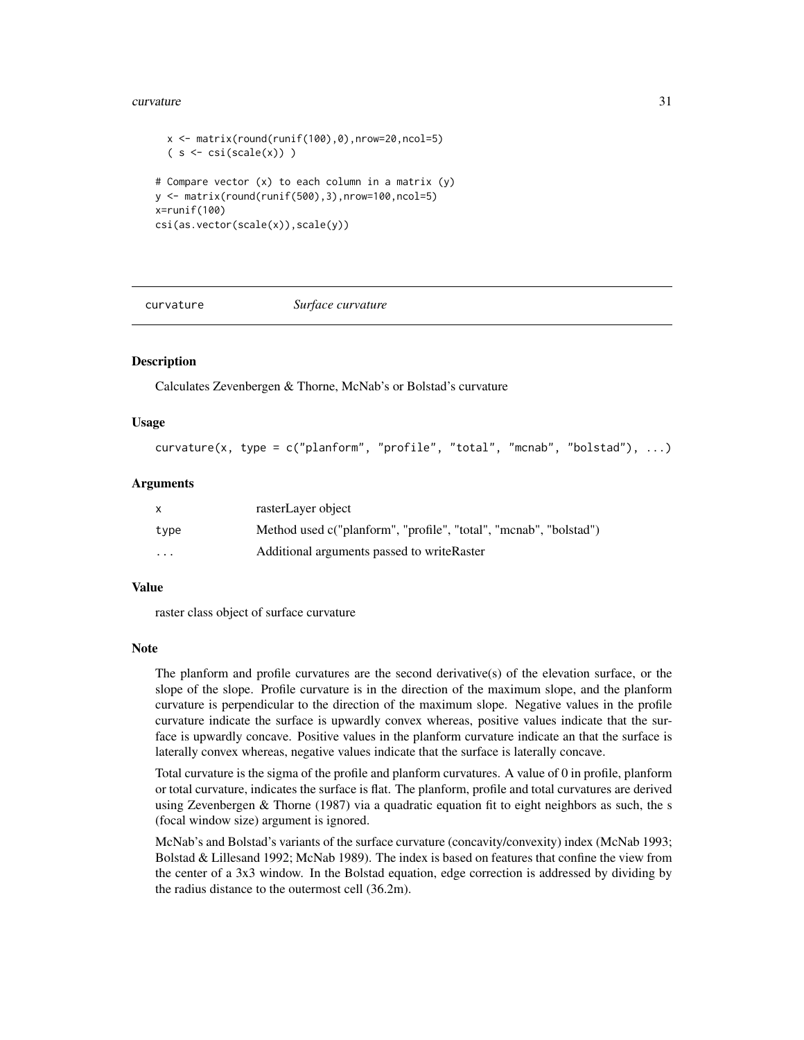```
  x <- matrix(round(runif(100),0),nrow=20,ncol=5)
  ( s <- csi(scale(x)) )

# Compare vector (x) to each column in a matrix (y)
y <- matrix(round(runif(500),3),nrow=100,ncol=5)
x=runif(100)
csi(as.vector(scale(x)),scale(y))
```

---

## curvature *Surface curvature*

---

### Description

Calculates Zevenbergen & Thorne, McNab's or Bolstad's curvature

### Usage

```
curvature(x, type = c("planform", "profile", "total", "mcnab", "bolstad"), ...)
```

### Arguments

| | |
|---|---|
| x | rasterLayer object |
| type | Method used c("planform", "profile", "total", "mcnab", "bolstad") |
| ... | Additional arguments passed to writeRaster |

### Value

raster class object of surface curvature

### Note

The planform and profile curvatures are the second derivative(s) of the elevation surface, or the slope of the slope. Profile curvature is in the direction of the maximum slope, and the planform curvature is perpendicular to the direction of the maximum slope. Negative values in the profile curvature indicate the surface is upwardly convex whereas, positive values indicate that the surface is upwardly concave. Positive values in the planform curvature indicate an that the surface is laterally convex whereas, negative values indicate that the surface is laterally concave.

Total curvature is the sigma of the profile and planform curvatures. A value of 0 in profile, planform or total curvature, indicates the surface is flat. The planform, profile and total curvatures are derived using Zevenbergen & Thorne (1987) via a quadratic equation fit to eight neighbors as such, the s (focal window size) argument is ignored.

McNab's and Bolstad's variants of the surface curvature (concavity/convexity) index (McNab 1993; Bolstad & Lillesand 1992; McNab 1989). The index is based on features that confine the view from the center of a 3x3 window. In the Bolstad equation, edge correction is addressed by dividing by the radius distance to the outermost cell (36.2m).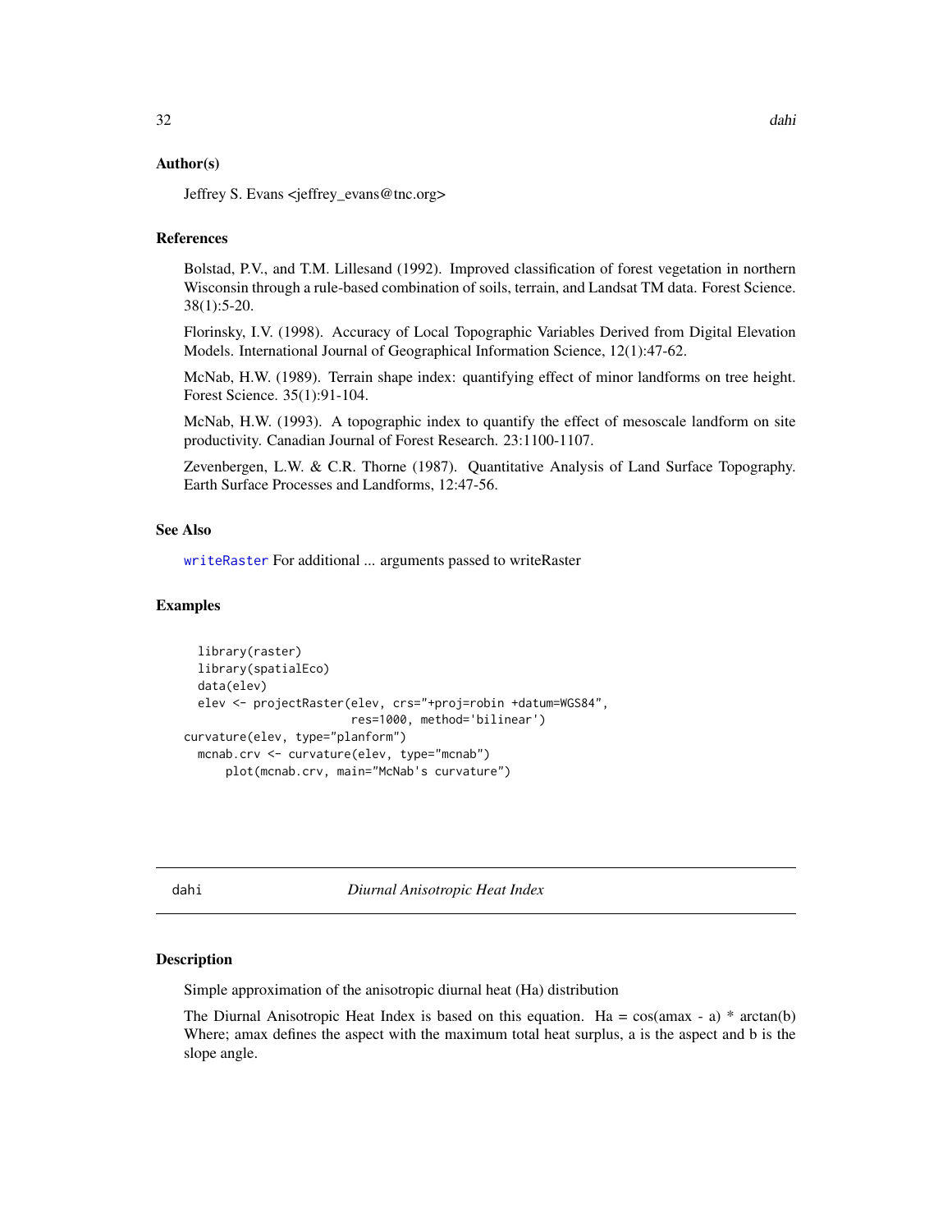## Author(s)

Jeffrey S. Evans <jeffrey_evans@tnc.org>

## References

Bolstad, P.V., and T.M. Lillesand (1992). Improved classification of forest vegetation in northern Wisconsin through a rule-based combination of soils, terrain, and Landsat TM data. Forest Science. 38(1):5-20.

Florinsky, I.V. (1998). Accuracy of Local Topographic Variables Derived from Digital Elevation Models. International Journal of Geographical Information Science, 12(1):47-62.

McNab, H.W. (1989). Terrain shape index: quantifying effect of minor landforms on tree height. Forest Science. 35(1):91-104.

McNab, H.W. (1993). A topographic index to quantify the effect of mesoscale landform on site productivity. Canadian Journal of Forest Research. 23:1100-1107.

Zevenbergen, L.W. & C.R. Thorne (1987). Quantitative Analysis of Land Surface Topography. Earth Surface Processes and Landforms, 12:47-56.

## See Also

writeRaster For additional ... arguments passed to writeRaster

## Examples

```
  library(raster)
  library(spatialEco)
  data(elev)
  elev <- projectRaster(elev, crs="+proj=robin +datum=WGS84",
                        res=1000, method='bilinear')
curvature(elev, type="planform")
  mcnab.crv <- curvature(elev, type="mcnab")
      plot(mcnab.crv, main="McNab's curvature")
```

---

# dahi — *Diurnal Anisotropic Heat Index*

## Description

Simple approximation of the anisotropic diurnal heat (Ha) distribution

The Diurnal Anisotropic Heat Index is based on this equation. Ha = cos(amax - a) * arctan(b) Where; amax defines the aspect with the maximum total heat surplus, a is the aspect and b is the slope angle.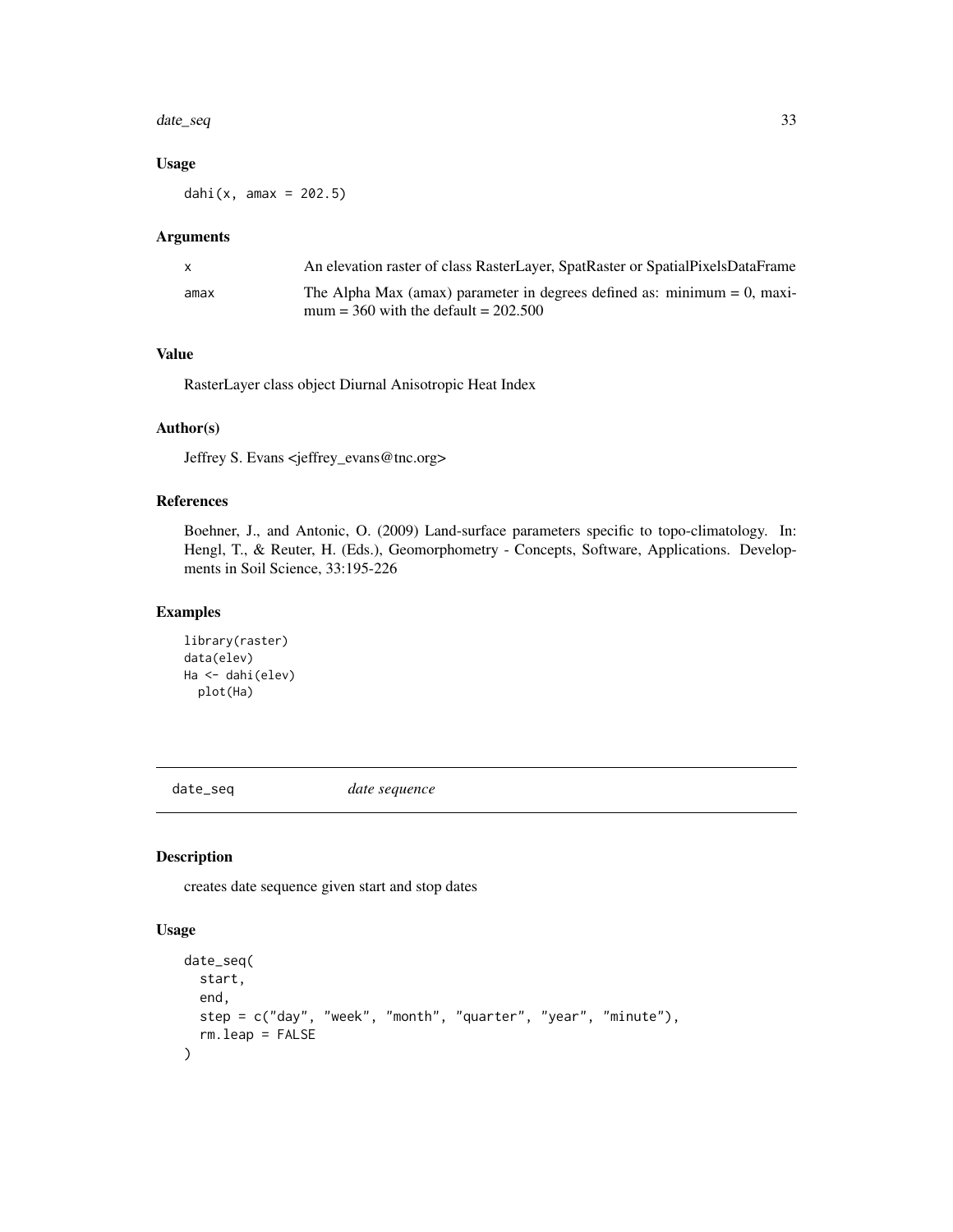### Usage

```
dahi(x, amax = 202.5)
```

### Arguments

| | |
|---|---|
| x | An elevation raster of class RasterLayer, SpatRaster or SpatialPixelsDataFrame |
| amax | The Alpha Max (amax) parameter in degrees defined as: minimum = 0, maximum = 360 with the default = 202.500 |

### Value

RasterLayer class object Diurnal Anisotropic Heat Index

### Author(s)

Jeffrey S. Evans <jeffrey_evans@tnc.org>

### References

Boehner, J., and Antonic, O. (2009) Land-surface parameters specific to topo-climatology. In: Hengl, T., & Reuter, H. (Eds.), Geomorphometry - Concepts, Software, Applications. Developments in Soil Science, 33:195-226

### Examples

```
library(raster)
data(elev)
Ha <- dahi(elev)
  plot(Ha)
```

---

## date_seq *date sequence*

---

### Description

creates date sequence given start and stop dates

### Usage

```
date_seq(
  start,
  end,
  step = c("day", "week", "month", "quarter", "year", "minute"),
  rm.leap = FALSE
)
```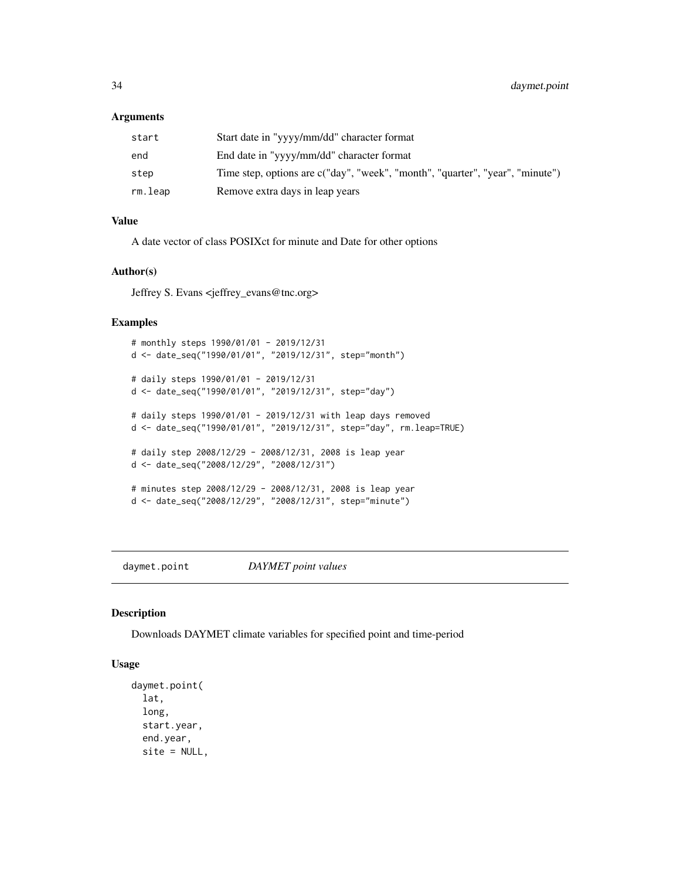### Arguments

| | |
|---|---|
| start | Start date in "yyyy/mm/dd" character format |
| end | End date in "yyyy/mm/dd" character format |
| step | Time step, options are c("day", "week", "month", "quarter", "year", "minute") |
| rm.leap | Remove extra days in leap years |

### Value

A date vector of class POSIXct for minute and Date for other options

### Author(s)

Jeffrey S. Evans <jeffrey_evans@tnc.org>

### Examples

```
# monthly steps 1990/01/01 - 2019/12/31
d <- date_seq("1990/01/01", "2019/12/31", step="month")

# daily steps 1990/01/01 - 2019/12/31
d <- date_seq("1990/01/01", "2019/12/31", step="day")

# daily steps 1990/01/01 - 2019/12/31 with leap days removed
d <- date_seq("1990/01/01", "2019/12/31", step="day", rm.leap=TRUE)

# daily step 2008/12/29 - 2008/12/31, 2008 is leap year
d <- date_seq("2008/12/29", "2008/12/31")

# minutes step 2008/12/29 - 2008/12/31, 2008 is leap year
d <- date_seq("2008/12/29", "2008/12/31", step="minute")
```

---

## daymet.point *DAYMET point values*

### Description

Downloads DAYMET climate variables for specified point and time-period

### Usage

```
daymet.point(
  lat,
  long,
  start.year,
  end.year,
  site = NULL,
```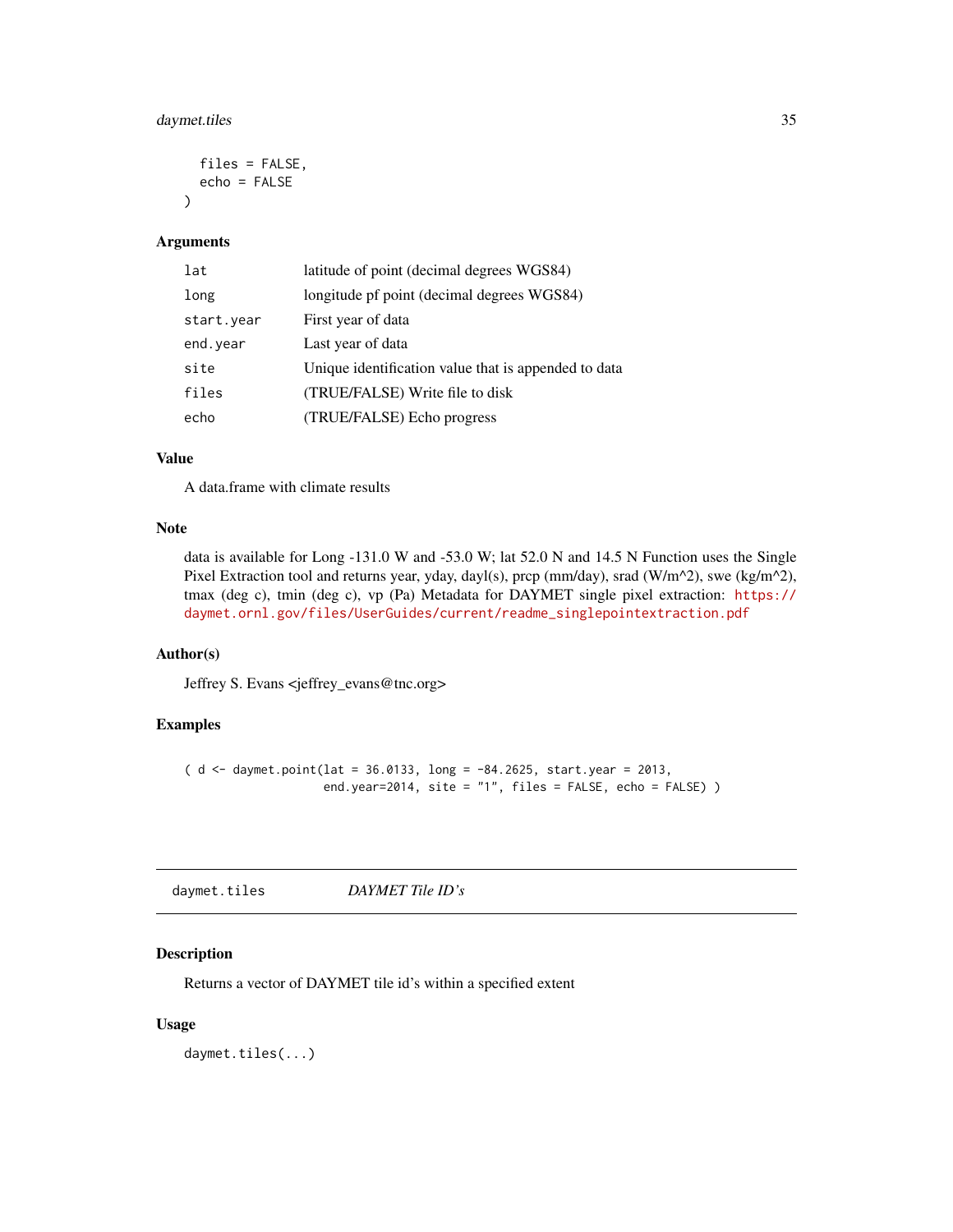```
  files = FALSE,
  echo = FALSE
)
```

## Arguments

| | |
|---|---|
| lat | latitude of point (decimal degrees WGS84) |
| long | longitude pf point (decimal degrees WGS84) |
| start.year | First year of data |
| end.year | Last year of data |
| site | Unique identification value that is appended to data |
| files | (TRUE/FALSE) Write file to disk |
| echo | (TRUE/FALSE) Echo progress |

## Value

A data.frame with climate results

## Note

data is available for Long -131.0 W and -53.0 W; lat 52.0 N and 14.5 N Function uses the Single Pixel Extraction tool and returns year, yday, dayl(s), prcp (mm/day), srad (W/m^2), swe (kg/m^2), tmax (deg c), tmin (deg c), vp (Pa) Metadata for DAYMET single pixel extraction: https://daymet.ornl.gov/files/UserGuides/current/readme_singlepointextraction.pdf

## Author(s)

Jeffrey S. Evans <jeffrey_evans@tnc.org>

## Examples

```
( d <- daymet.point(lat = 36.0133, long = -84.2625, start.year = 2013,
                    end.year=2014, site = "1", files = FALSE, echo = FALSE) )
```

---

# daymet.tiles    *DAYMET Tile ID's*

## Description

Returns a vector of DAYMET tile id's within a specified extent

## Usage

```
daymet.tiles(...)
```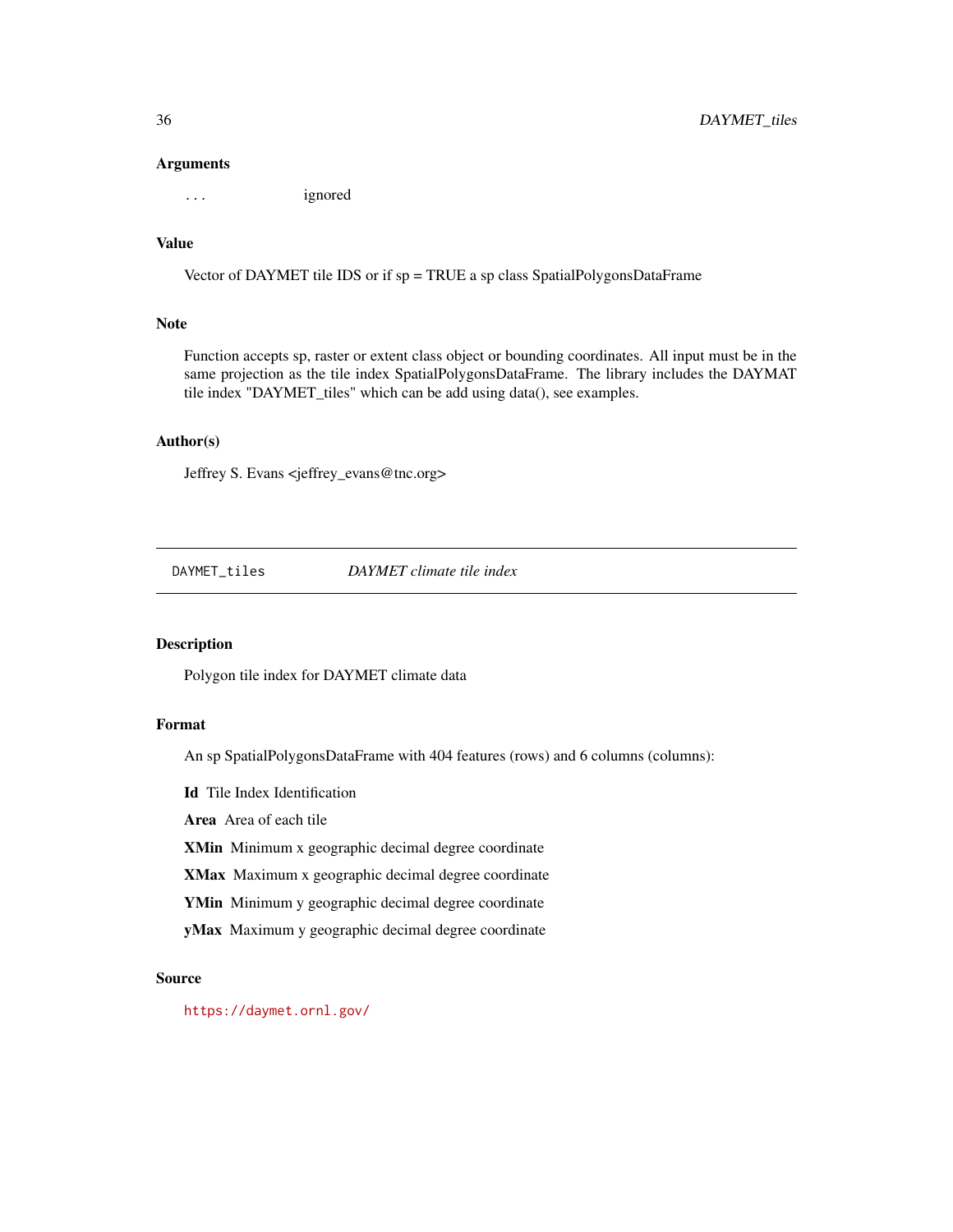### Arguments

... ignored

### Value

Vector of DAYMET tile IDS or if sp = TRUE a sp class SpatialPolygonsDataFrame

### Note

Function accepts sp, raster or extent class object or bounding coordinates. All input must be in the same projection as the tile index SpatialPolygonsDataFrame. The library includes the DAYMAT tile index "DAYMET_tiles" which can be add using data(), see examples.

### Author(s)

Jeffrey S. Evans <jeffrey_evans@tnc.org>

---

## DAYMET_tiles *DAYMET climate tile index*

---

### Description

Polygon tile index for DAYMET climate data

### Format

An sp SpatialPolygonsDataFrame with 404 features (rows) and 6 columns (columns):

**Id** Tile Index Identification

**Area** Area of each tile

**XMin** Minimum x geographic decimal degree coordinate

**XMax** Maximum x geographic decimal degree coordinate

**YMin** Minimum y geographic decimal degree coordinate

**yMax** Maximum y geographic decimal degree coordinate

### Source

https://daymet.ornl.gov/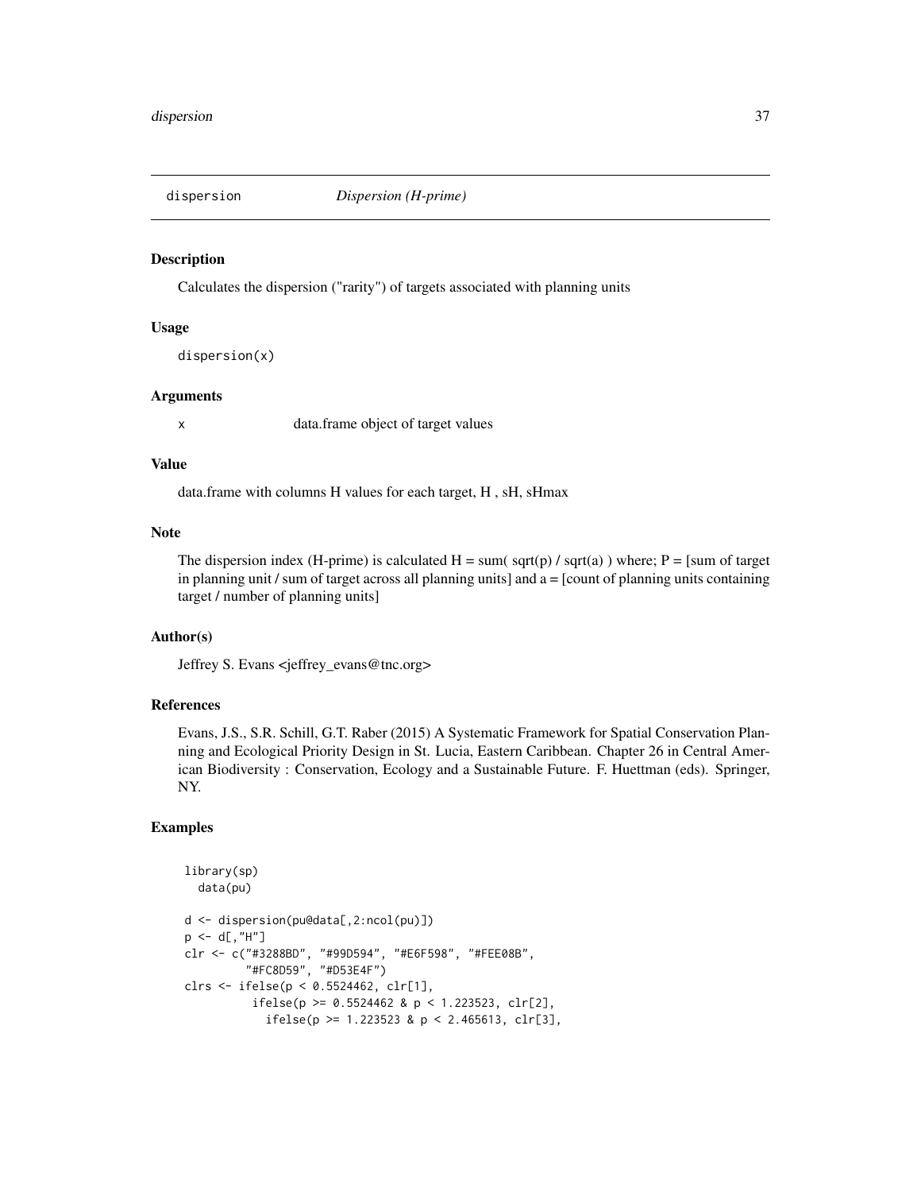## dispersion *Dispersion (H-prime)*

### Description

Calculates the dispersion ("rarity") of targets associated with planning units

### Usage

```
dispersion(x)
```

### Arguments

| | |
|---|---|
| x | data.frame object of target values |

### Value

data.frame with columns H values for each target, H , sH, sHmax

### Note

The dispersion index (H-prime) is calculated H = sum( sqrt(p) / sqrt(a) ) where; P = [sum of target in planning unit / sum of target across all planning units] and a = [count of planning units containing target / number of planning units]

### Author(s)

Jeffrey S. Evans <jeffrey_evans@tnc.org>

### References

Evans, J.S., S.R. Schill, G.T. Raber (2015) A Systematic Framework for Spatial Conservation Planning and Ecological Priority Design in St. Lucia, Eastern Caribbean. Chapter 26 in Central American Biodiversity : Conservation, Ecology and a Sustainable Future. F. Huettman (eds). Springer, NY.

### Examples

```
library(sp)
  data(pu)

d <- dispersion(pu@data[,2:ncol(pu)])
p <- d[,"H"]
clr <- c("#3288BD", "#99D594", "#E6F598", "#FEE08B",
         "#FC8D59", "#D53E4F")
clrs <- ifelse(p < 0.5524462, clr[1],
          ifelse(p >= 0.5524462 & p < 1.223523, clr[2],
            ifelse(p >= 1.223523 & p < 2.465613, clr[3],
```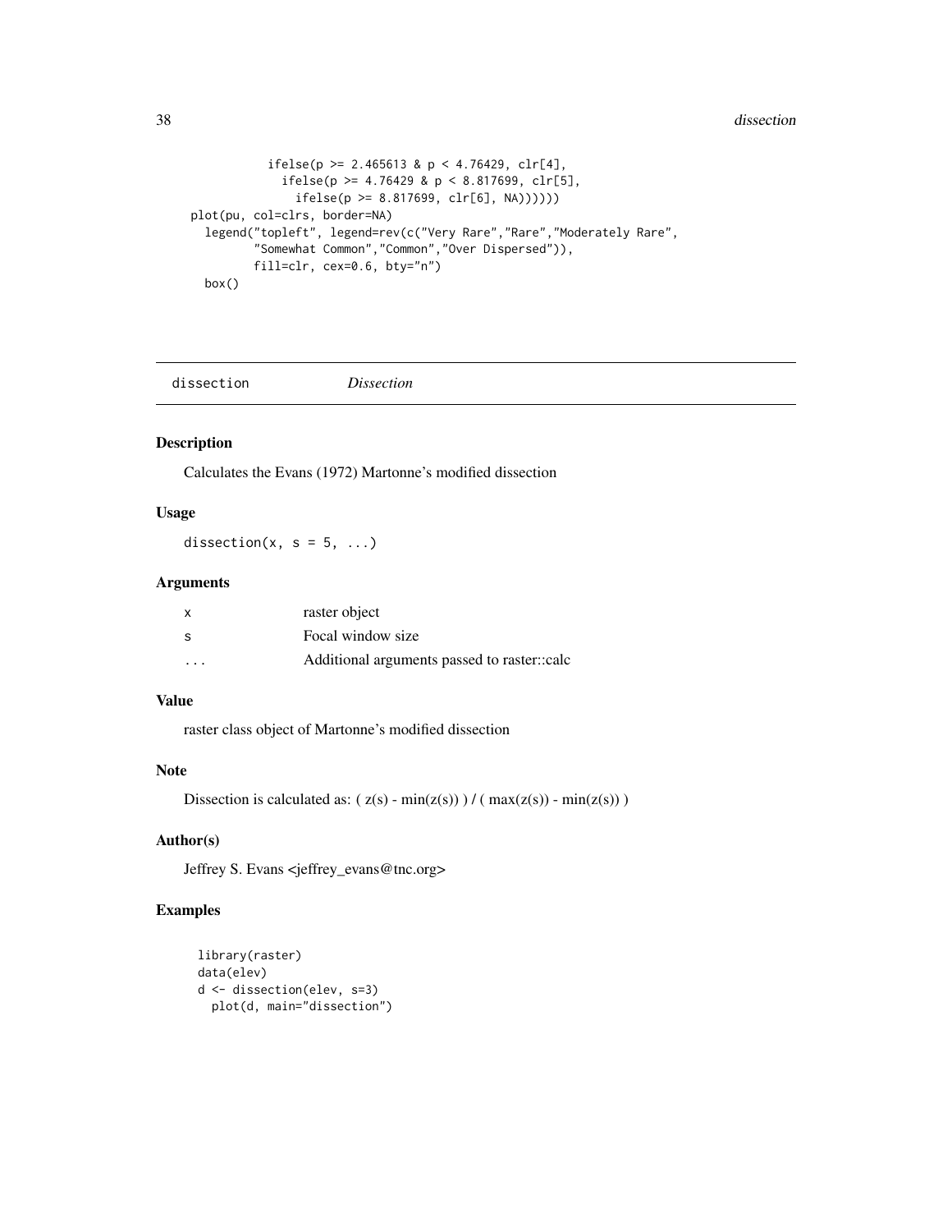```
            ifelse(p >= 2.465613 & p < 4.76429, clr[4],
              ifelse(p >= 4.76429 & p < 8.817699, clr[5],
                ifelse(p >= 8.817699, clr[6], NA))))))
 plot(pu, col=clrs, border=NA)
   legend("topleft", legend=rev(c("Very Rare","Rare","Moderately Rare",
          "Somewhat Common","Common","Over Dispersed")),
          fill=clr, cex=0.6, bty="n")
   box()
```

---

## dissection — *Dissection*

### Description

Calculates the Evans (1972) Martonne's modified dissection

### Usage

```
dissection(x, s = 5, ...)
```

### Arguments

| | |
|---|---|
| x | raster object |
| s | Focal window size |
| ... | Additional arguments passed to raster::calc |

### Value

raster class object of Martonne's modified dissection

### Note

Dissection is calculated as: ( z(s) - min(z(s)) ) / ( max(z(s)) - min(z(s)) )

### Author(s)

Jeffrey S. Evans <jeffrey_evans@tnc.org>

### Examples

```
library(raster)
data(elev)
d <- dissection(elev, s=3)
  plot(d, main="dissection")
```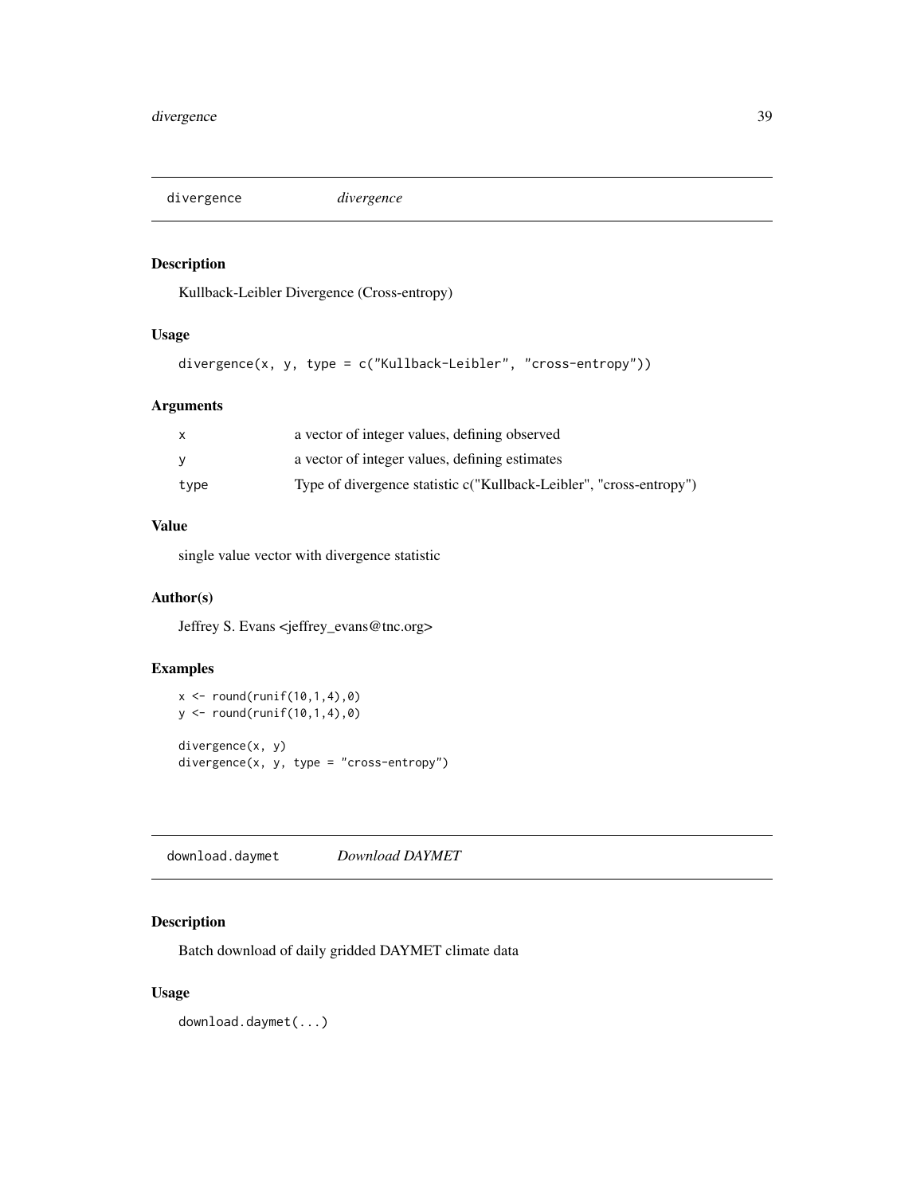## divergence *divergence*

### Description

Kullback-Leibler Divergence (Cross-entropy)

### Usage

```
divergence(x, y, type = c("Kullback-Leibler", "cross-entropy"))
```

### Arguments

| | |
|---|---|
| x | a vector of integer values, defining observed |
| y | a vector of integer values, defining estimates |
| type | Type of divergence statistic c("Kullback-Leibler", "cross-entropy") |

### Value

single value vector with divergence statistic

### Author(s)

Jeffrey S. Evans <jeffrey_evans@tnc.org>

### Examples

```
x <- round(runif(10,1,4),0)
y <- round(runif(10,1,4),0)

divergence(x, y)
divergence(x, y, type = "cross-entropy")
```

## download.daymet *Download DAYMET*

### Description

Batch download of daily gridded DAYMET climate data

### Usage

```
download.daymet(...)
```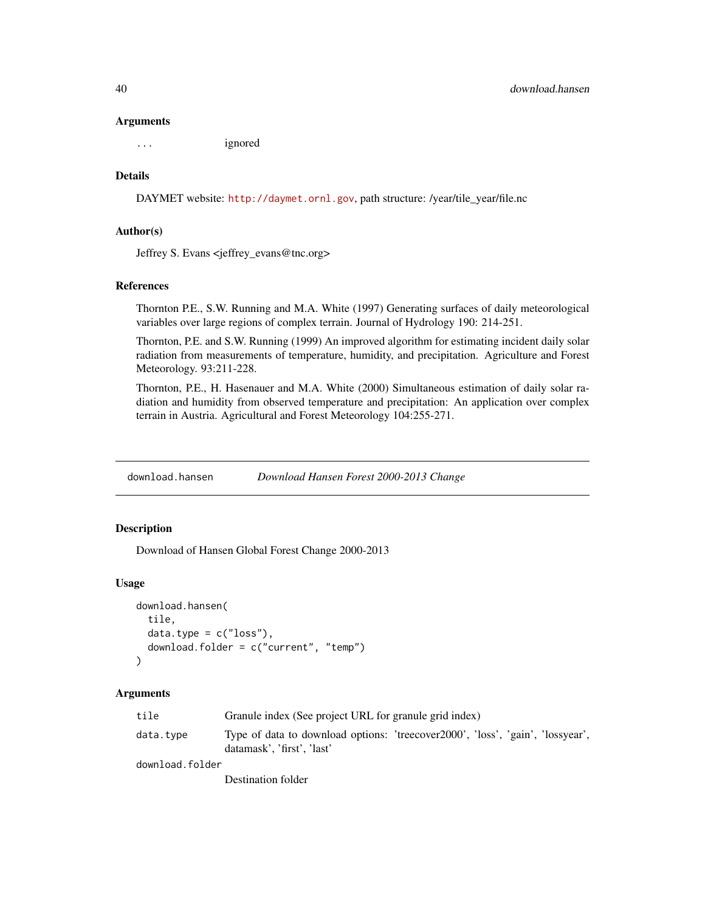### Arguments

| | |
|---|---|
| ... | ignored |

### Details

DAYMET website: http://daymet.ornl.gov, path structure: /year/tile_year/file.nc

### Author(s)

Jeffrey S. Evans <jeffrey_evans@tnc.org>

### References

Thornton P.E., S.W. Running and M.A. White (1997) Generating surfaces of daily meteorological variables over large regions of complex terrain. Journal of Hydrology 190: 214-251.

Thornton, P.E. and S.W. Running (1999) An improved algorithm for estimating incident daily solar radiation from measurements of temperature, humidity, and precipitation. Agriculture and Forest Meteorology. 93:211-228.

Thornton, P.E., H. Hasenauer and M.A. White (2000) Simultaneous estimation of daily solar radiation and humidity from observed temperature and precipitation: An application over complex terrain in Austria. Agricultural and Forest Meteorology 104:255-271.

---

## download.hansen *Download Hansen Forest 2000-2013 Change*

### Description

Download of Hansen Global Forest Change 2000-2013

### Usage

```
download.hansen(
  tile,
  data.type = c("loss"),
  download.folder = c("current", "temp")
)
```

### Arguments

| | |
|---|---|
| tile | Granule index (See project URL for granule grid index) |
| data.type | Type of data to download options: 'treecover2000', 'loss', 'gain', 'lossyear', datamask', 'first', 'last' |
| download.folder | Destination folder |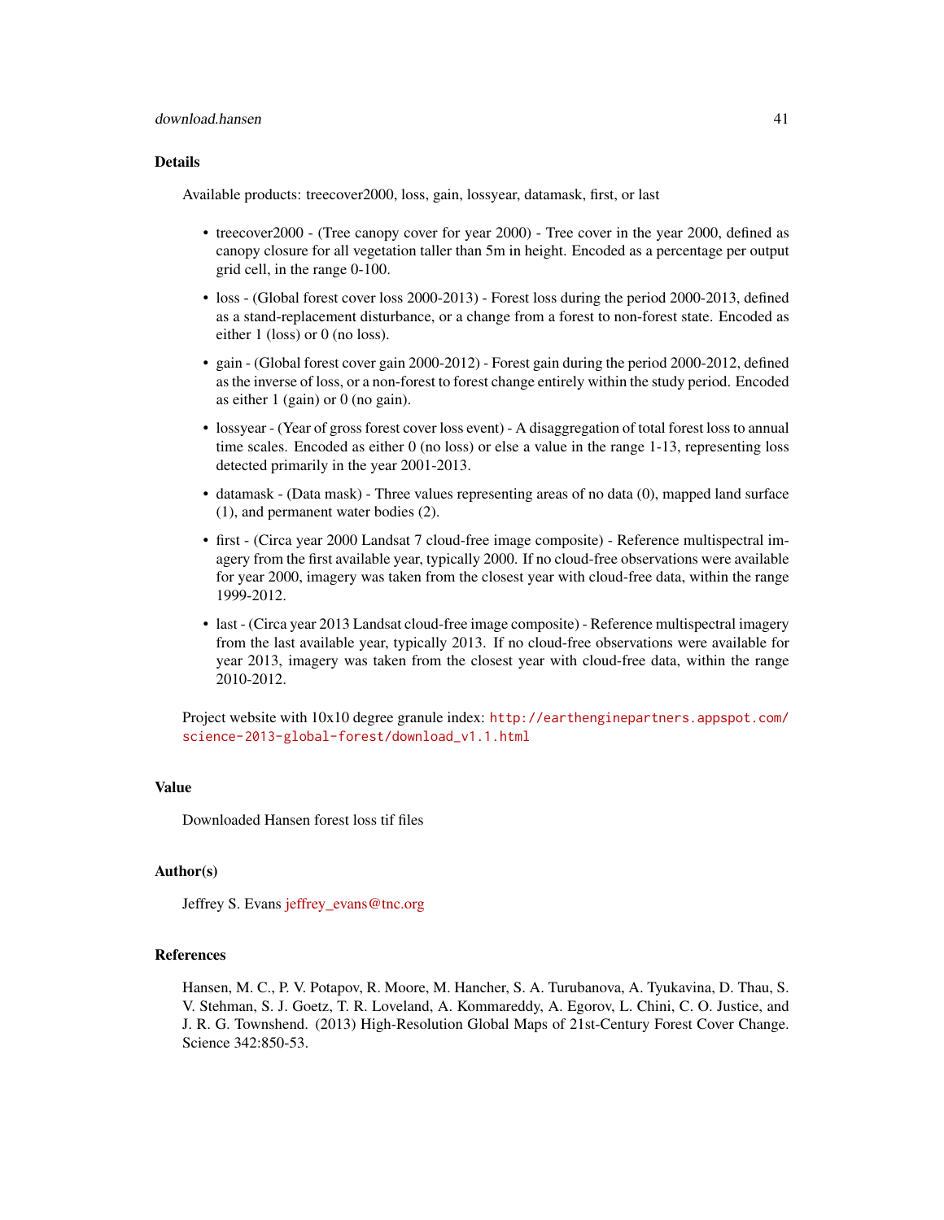## Details

Available products: treecover2000, loss, gain, lossyear, datamask, first, or last

- treecover2000 - (Tree canopy cover for year 2000) - Tree cover in the year 2000, defined as canopy closure for all vegetation taller than 5m in height. Encoded as a percentage per output grid cell, in the range 0-100.
- loss - (Global forest cover loss 2000-2013) - Forest loss during the period 2000-2013, defined as a stand-replacement disturbance, or a change from a forest to non-forest state. Encoded as either 1 (loss) or 0 (no loss).
- gain - (Global forest cover gain 2000-2012) - Forest gain during the period 2000-2012, defined as the inverse of loss, or a non-forest to forest change entirely within the study period. Encoded as either 1 (gain) or 0 (no gain).
- lossyear - (Year of gross forest cover loss event) - A disaggregation of total forest loss to annual time scales. Encoded as either 0 (no loss) or else a value in the range 1-13, representing loss detected primarily in the year 2001-2013.
- datamask - (Data mask) - Three values representing areas of no data (0), mapped land surface (1), and permanent water bodies (2).
- first - (Circa year 2000 Landsat 7 cloud-free image composite) - Reference multispectral imagery from the first available year, typically 2000. If no cloud-free observations were available for year 2000, imagery was taken from the closest year with cloud-free data, within the range 1999-2012.
- last - (Circa year 2013 Landsat cloud-free image composite) - Reference multispectral imagery from the last available year, typically 2013. If no cloud-free observations were available for year 2013, imagery was taken from the closest year with cloud-free data, within the range 2010-2012.

Project website with 10x10 degree granule index: http://earthenginepartners.appspot.com/science-2013-global-forest/download_v1.1.html

## Value

Downloaded Hansen forest loss tif files

## Author(s)

Jeffrey S. Evans jeffrey_evans@tnc.org

## References

Hansen, M. C., P. V. Potapov, R. Moore, M. Hancher, S. A. Turubanova, A. Tyukavina, D. Thau, S. V. Stehman, S. J. Goetz, T. R. Loveland, A. Kommareddy, A. Egorov, L. Chini, C. O. Justice, and J. R. G. Townshend. (2013) High-Resolution Global Maps of 21st-Century Forest Cover Change. Science 342:850-53.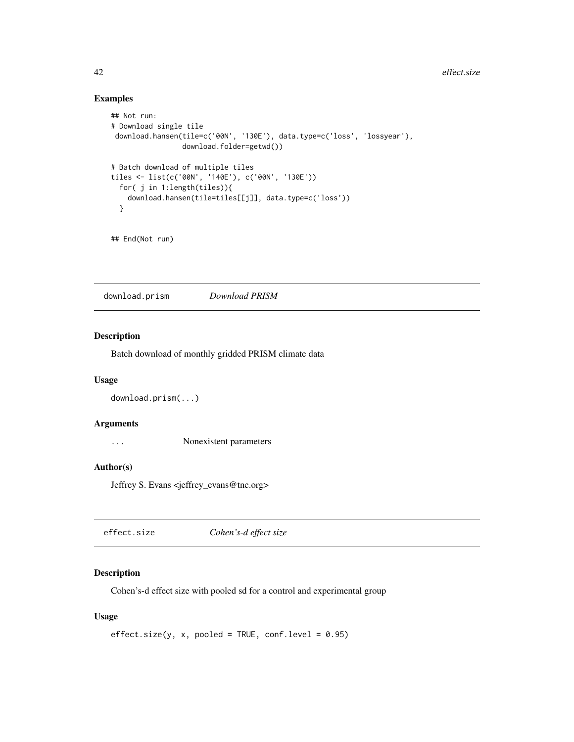## Examples

```
## Not run:
# Download single tile
 download.hansen(tile=c('00N', '130E'), data.type=c('loss', 'lossyear'),
                 download.folder=getwd())

# Batch download of multiple tiles
tiles <- list(c('00N', '140E'), c('00N', '130E'))
  for( j in 1:length(tiles)){
    download.hansen(tile=tiles[[j]], data.type=c('loss'))
  }


## End(Not run)
```

---

# download.prism — *Download PRISM*

## Description

Batch download of monthly gridded PRISM climate data

## Usage

```
download.prism(...)
```

## Arguments

| | |
|---|---|
| ... | Nonexistent parameters |

## Author(s)

Jeffrey S. Evans <jeffrey_evans@tnc.org>

---

# effect.size — *Cohen's-d effect size*

## Description

Cohen's-d effect size with pooled sd for a control and experimental group

## Usage

```
effect.size(y, x, pooled = TRUE, conf.level = 0.95)
```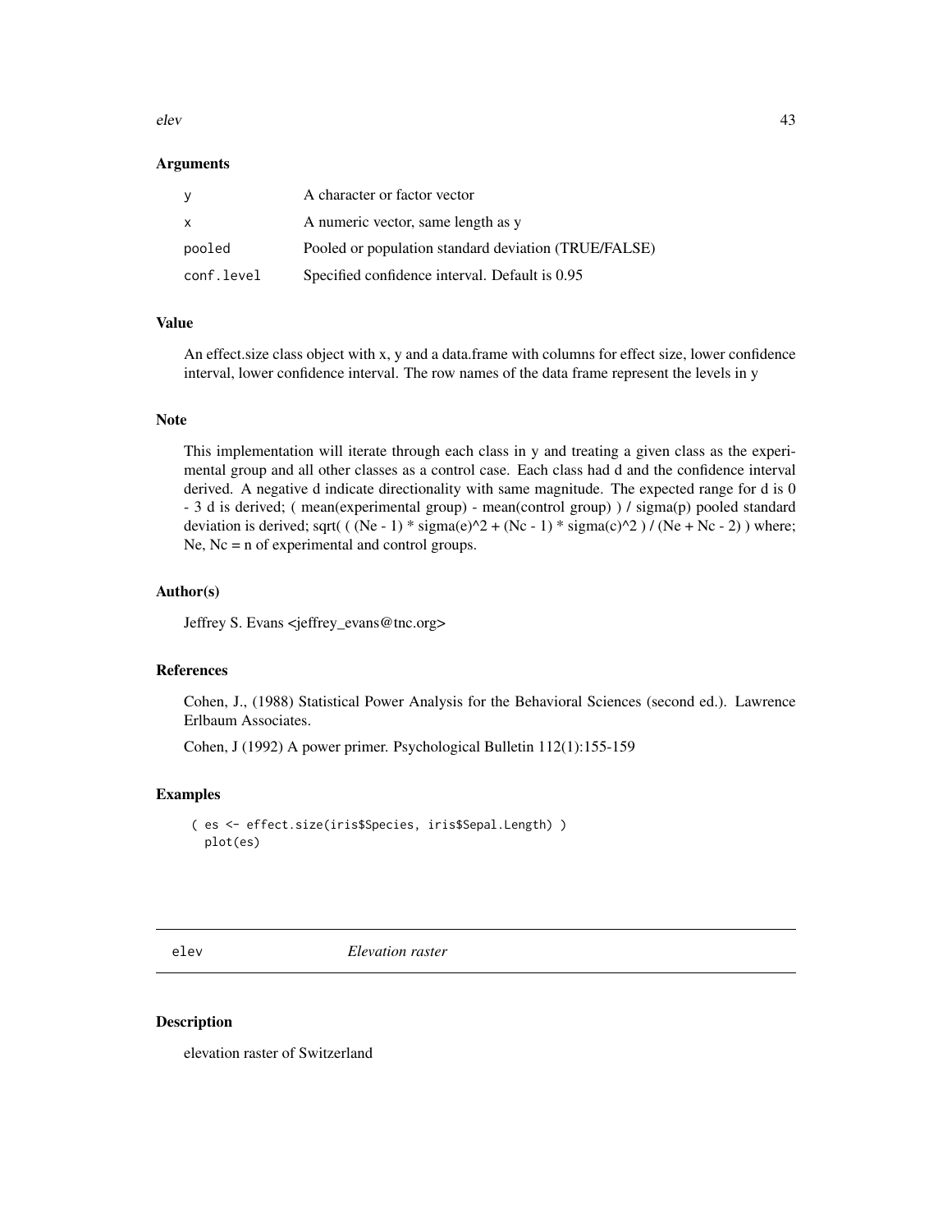## Arguments

| | |
|---|---|
| y | A character or factor vector |
| x | A numeric vector, same length as y |
| pooled | Pooled or population standard deviation (TRUE/FALSE) |
| conf.level | Specified confidence interval. Default is 0.95 |

## Value

An effect.size class object with x, y and a data.frame with columns for effect size, lower confidence interval, lower confidence interval. The row names of the data frame represent the levels in y

## Note

This implementation will iterate through each class in y and treating a given class as the experimental group and all other classes as a control case. Each class had d and the confidence interval derived. A negative d indicate directionality with same magnitude. The expected range for d is 0 - 3 d is derived; ( mean(experimental group) - mean(control group) ) / sigma(p) pooled standard deviation is derived; sqrt( ( (Ne - 1) * sigma(e)^2 + (Nc - 1) * sigma(c)^2 ) / (Ne + Nc - 2) ) where; Ne, Nc = n of experimental and control groups.

## Author(s)

Jeffrey S. Evans <jeffrey_evans@tnc.org>

## References

Cohen, J., (1988) Statistical Power Analysis for the Behavioral Sciences (second ed.). Lawrence Erlbaum Associates.

Cohen, J (1992) A power primer. Psychological Bulletin 112(1):155-159

## Examples

```
( es <- effect.size(iris$Species, iris$Sepal.Length) )
  plot(es)
```

---

# elev    *Elevation raster*

## Description

elevation raster of Switzerland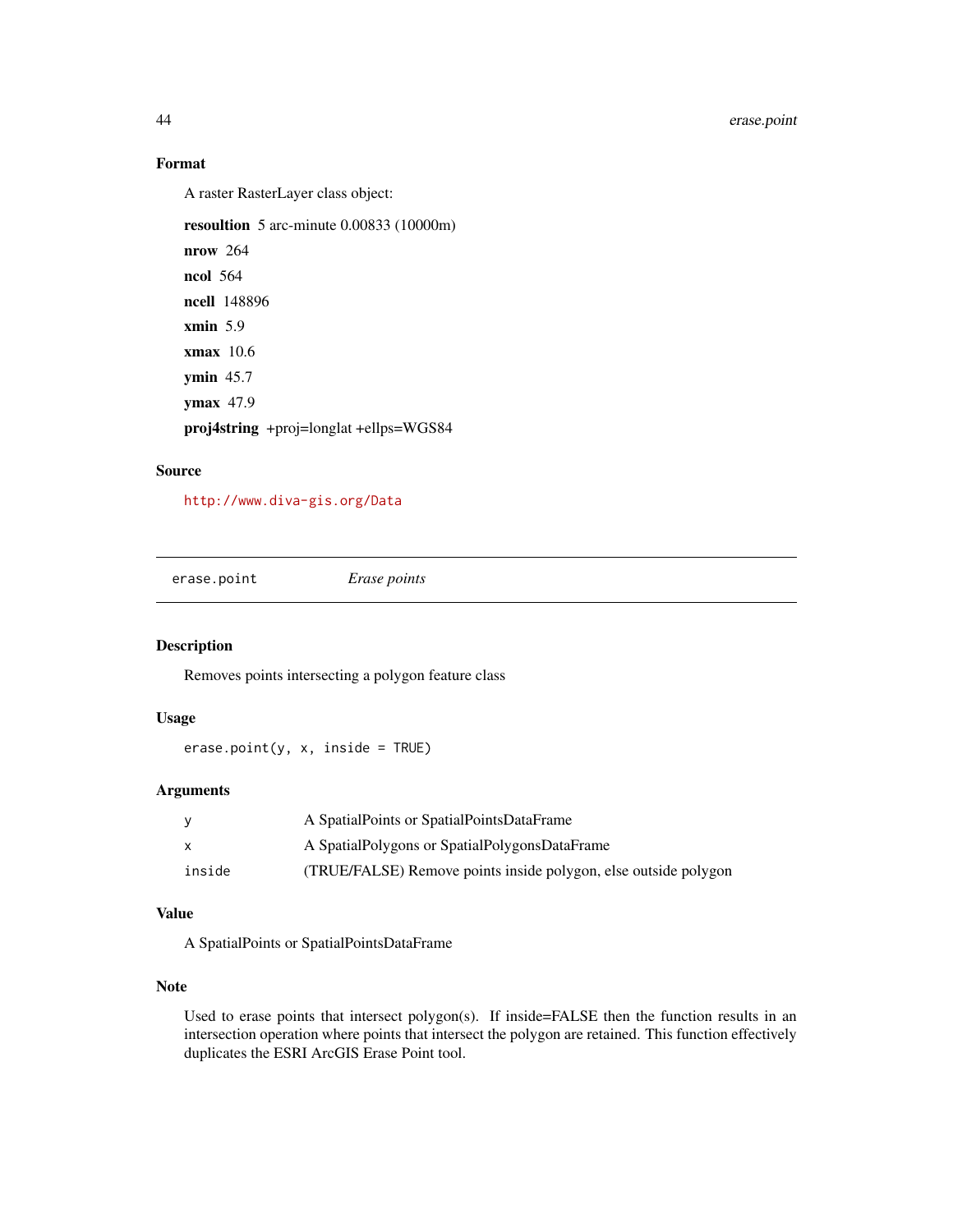### Format

A raster RasterLayer class object:

**resoultion** 5 arc-minute 0.00833 (10000m)

**nrow** 264

**ncol** 564

**ncell** 148896

**xmin** 5.9

**xmax** 10.6

**ymin** 45.7

**ymax** 47.9

**proj4string** +proj=longlat +ellps=WGS84

### Source

http://www.diva-gis.org/Data

---

## erase.point    *Erase points*

---

### Description

Removes points intersecting a polygon feature class

### Usage

```
erase.point(y, x, inside = TRUE)
```

### Arguments

| | |
|---|---|
| y | A SpatialPoints or SpatialPointsDataFrame |
| x | A SpatialPolygons or SpatialPolygonsDataFrame |
| inside | (TRUE/FALSE) Remove points inside polygon, else outside polygon |

### Value

A SpatialPoints or SpatialPointsDataFrame

### Note

Used to erase points that intersect polygon(s). If inside=FALSE then the function results in an intersection operation where points that intersect the polygon are retained. This function effectively duplicates the ESRI ArcGIS Erase Point tool.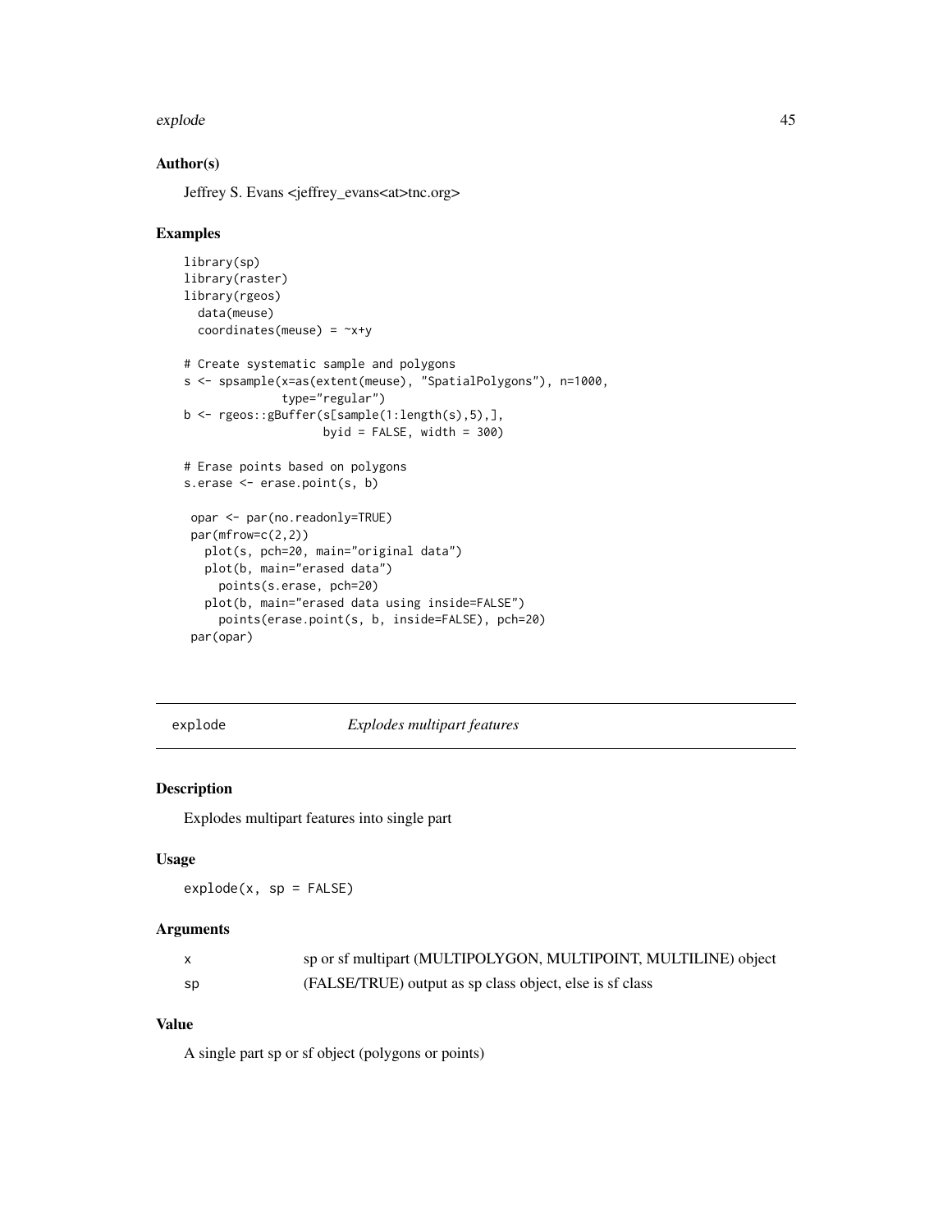### Author(s)

Jeffrey S. Evans <jeffrey_evans<at>tnc.org>

### Examples

```
library(sp)
library(raster)
library(rgeos)
  data(meuse)
  coordinates(meuse) = ~x+y

# Create systematic sample and polygons
s <- spsample(x=as(extent(meuse), "SpatialPolygons"), n=1000,
              type="regular")
b <- rgeos::gBuffer(s[sample(1:length(s),5),],
                    byid = FALSE, width = 300)

# Erase points based on polygons
s.erase <- erase.point(s, b)

 opar <- par(no.readonly=TRUE)
 par(mfrow=c(2,2))
   plot(s, pch=20, main="original data")
   plot(b, main="erased data")
     points(s.erase, pch=20)
   plot(b, main="erased data using inside=FALSE")
     points(erase.point(s, b, inside=FALSE), pch=20)
 par(opar)
```

---

## explode — *Explodes multipart features*

### Description

Explodes multipart features into single part

### Usage

```
explode(x, sp = FALSE)
```

### Arguments

| | |
|---|---|
| x | sp or sf multipart (MULTIPOLYGON, MULTIPOINT, MULTILINE) object |
| sp | (FALSE/TRUE) output as sp class object, else is sf class |

### Value

A single part sp or sf object (polygons or points)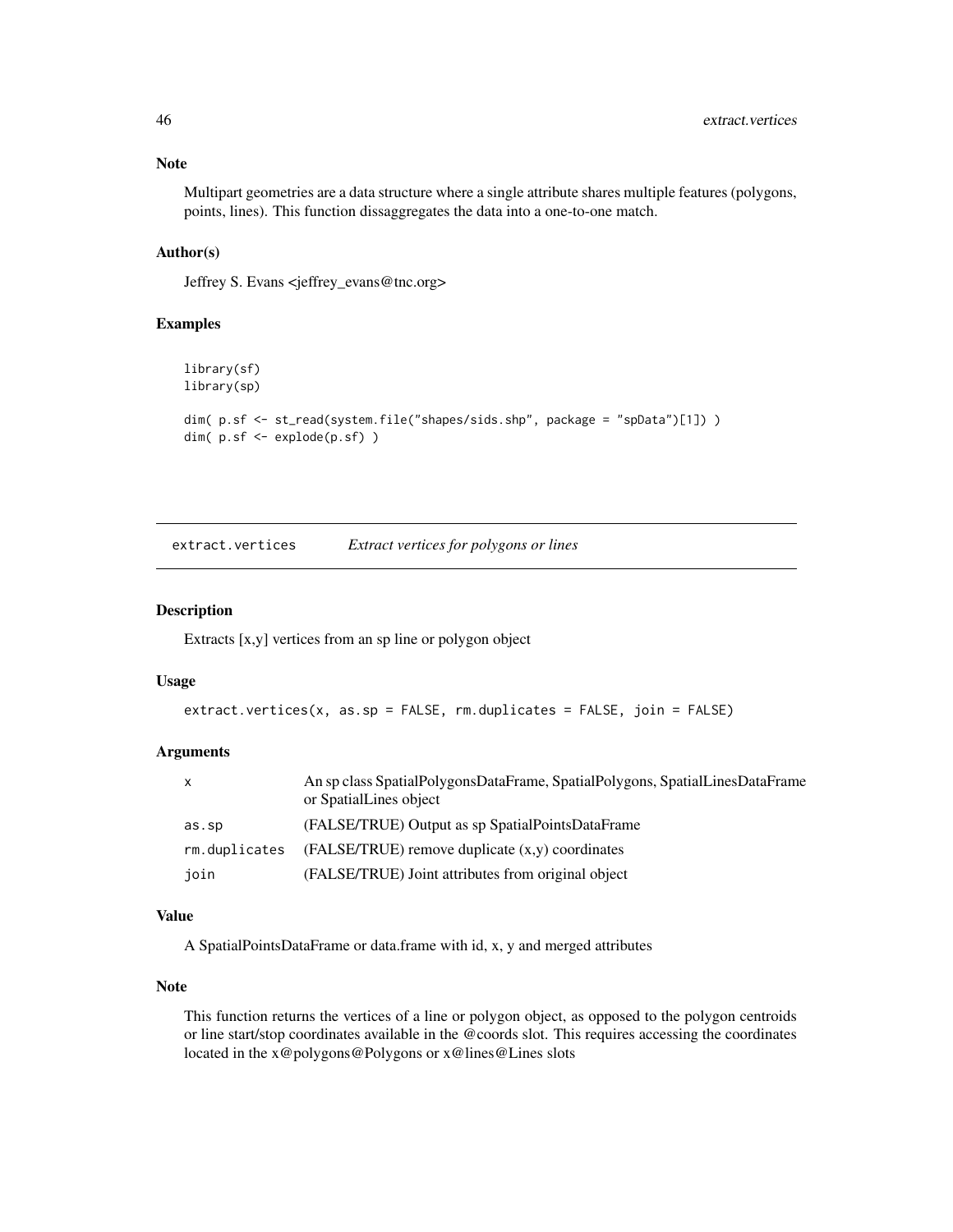## Note

Multipart geometries are a data structure where a single attribute shares multiple features (polygons, points, lines). This function dissaggregates the data into a one-to-one match.

## Author(s)

Jeffrey S. Evans <jeffrey_evans@tnc.org>

## Examples

```
library(sf)
library(sp)

dim( p.sf <- st_read(system.file("shapes/sids.shp", package = "spData")[1]) )
dim( p.sf <- explode(p.sf) )
```

---

# extract.vertices *Extract vertices for polygons or lines*

## Description

Extracts [x,y] vertices from an sp line or polygon object

## Usage

```
extract.vertices(x, as.sp = FALSE, rm.duplicates = FALSE, join = FALSE)
```

## Arguments

| | |
|---|---|
| x | An sp class SpatialPolygonsDataFrame, SpatialPolygons, SpatialLinesDataFrame or SpatialLines object |
| as.sp | (FALSE/TRUE) Output as sp SpatialPointsDataFrame |
| rm.duplicates | (FALSE/TRUE) remove duplicate (x,y) coordinates |
| join | (FALSE/TRUE) Joint attributes from original object |

## Value

A SpatialPointsDataFrame or data.frame with id, x, y and merged attributes

## Note

This function returns the vertices of a line or polygon object, as opposed to the polygon centroids or line start/stop coordinates available in the @coords slot. This requires accessing the coordinates located in the x@polygons@Polygons or x@lines@Lines slots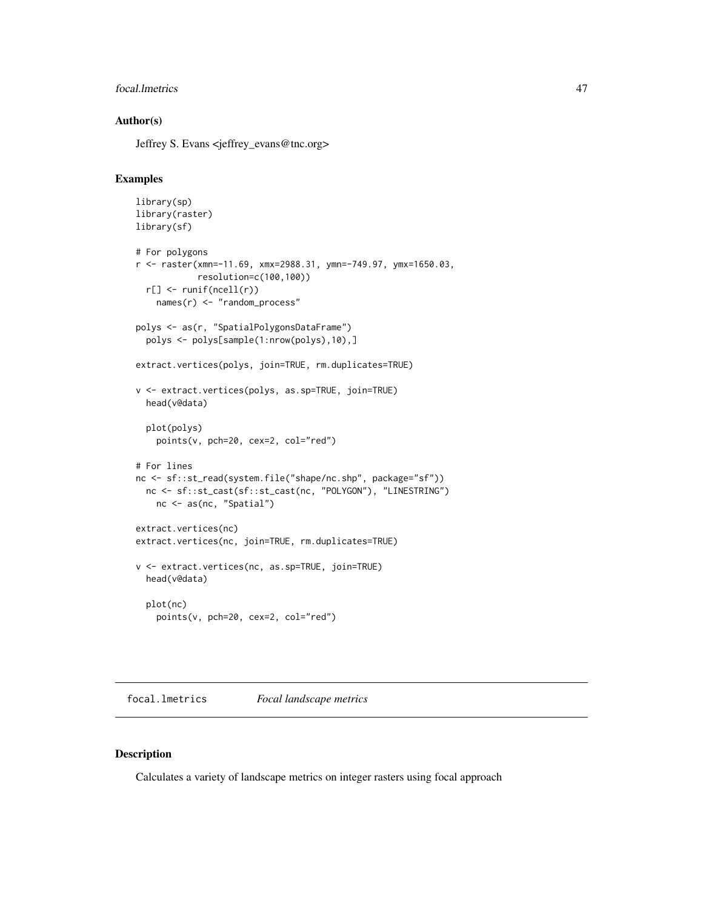## Author(s)

Jeffrey S. Evans <jeffrey_evans@tnc.org>

## Examples

```
library(sp)
library(raster)
library(sf)

# For polygons
r <- raster(xmn=-11.69, xmx=2988.31, ymn=-749.97, ymx=1650.03,
            resolution=c(100,100))
  r[] <- runif(ncell(r))
    names(r) <- "random_process"

polys <- as(r, "SpatialPolygonsDataFrame")
  polys <- polys[sample(1:nrow(polys),10),]

extract.vertices(polys, join=TRUE, rm.duplicates=TRUE)

v <- extract.vertices(polys, as.sp=TRUE, join=TRUE)
  head(v@data)

  plot(polys)
    points(v, pch=20, cex=2, col="red")

# For lines
nc <- sf::st_read(system.file("shape/nc.shp", package="sf"))
  nc <- sf::st_cast(sf::st_cast(nc, "POLYGON"), "LINESTRING")
    nc <- as(nc, "Spatial")

extract.vertices(nc)
extract.vertices(nc, join=TRUE, rm.duplicates=TRUE)

v <- extract.vertices(nc, as.sp=TRUE, join=TRUE)
  head(v@data)

  plot(nc)
    points(v, pch=20, cex=2, col="red")
```

---

# focal.lmetrics *Focal landscape metrics*

## Description

Calculates a variety of landscape metrics on integer rasters using focal approach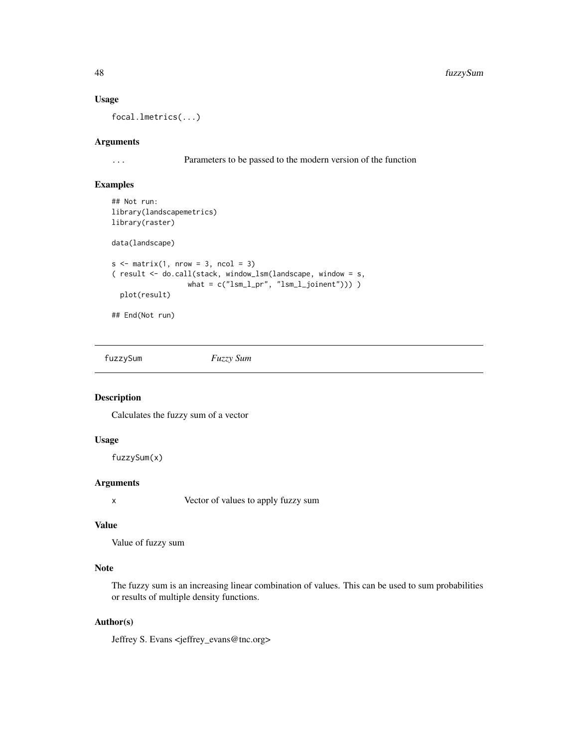### Usage

```
focal.lmetrics(...)
```

### Arguments

... Parameters to be passed to the modern version of the function

### Examples

```
## Not run:
library(landscapemetrics)
library(raster)

data(landscape)

s <- matrix(1, nrow = 3, ncol = 3)
( result <- do.call(stack, window_lsm(landscape, window = s,
                  what = c("lsm_l_pr", "lsm_l_joinent"))) )
  plot(result)

## End(Not run)
```

---

## fuzzySum *Fuzzy Sum*

### Description

Calculates the fuzzy sum of a vector

### Usage

```
fuzzySum(x)
```

### Arguments

x Vector of values to apply fuzzy sum

### Value

Value of fuzzy sum

### Note

The fuzzy sum is an increasing linear combination of values. This can be used to sum probabilities or results of multiple density functions.

### Author(s)

Jeffrey S. Evans <jeffrey_evans@tnc.org>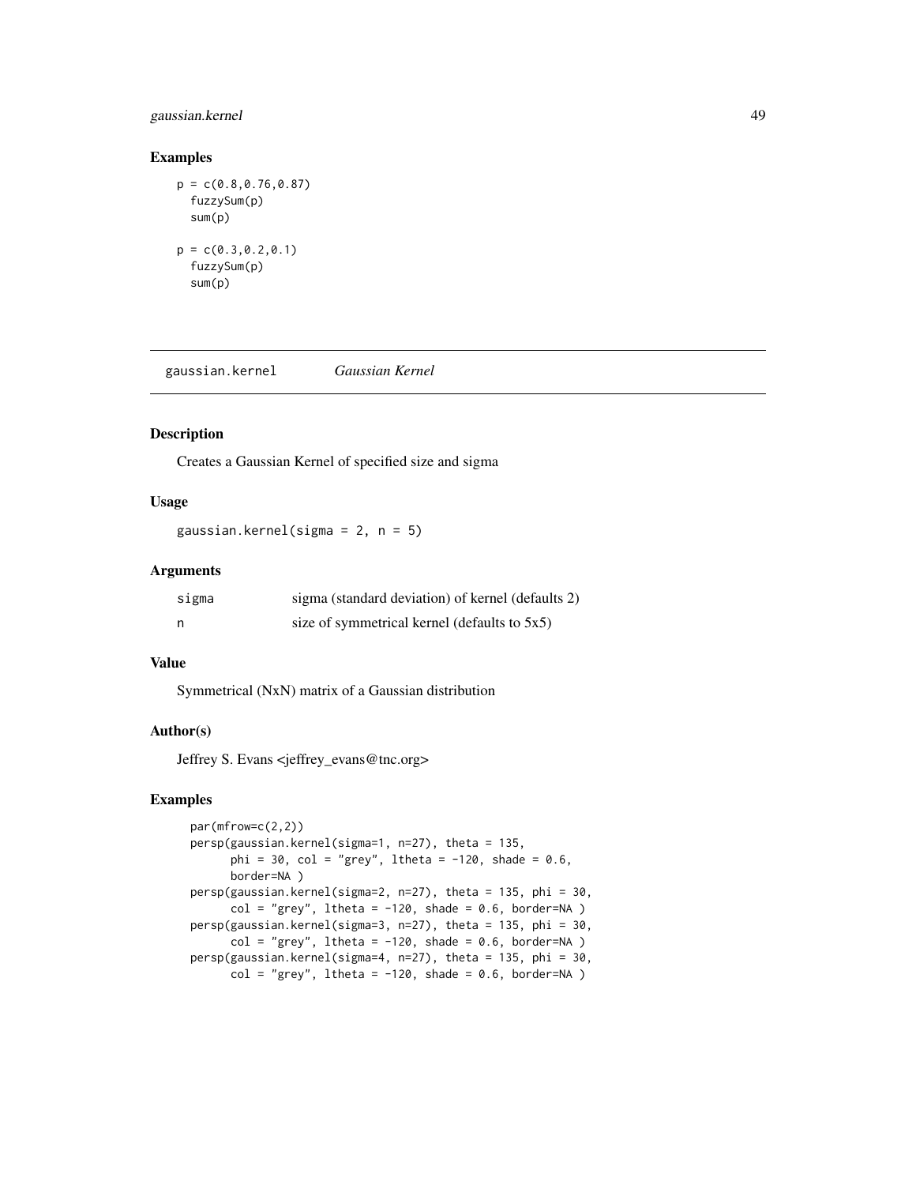## Examples

```
p = c(0.8,0.76,0.87)
  fuzzySum(p)
  sum(p)

p = c(0.3,0.2,0.1)
  fuzzySum(p)
  sum(p)
```

---

# gaussian.kernel *Gaussian Kernel*

## Description

Creates a Gaussian Kernel of specified size and sigma

## Usage

```
gaussian.kernel(sigma = 2, n = 5)
```

## Arguments

| | |
|---|---|
| sigma | sigma (standard deviation) of kernel (defaults 2) |
| n | size of symmetrical kernel (defaults to 5x5) |

## Value

Symmetrical (NxN) matrix of a Gaussian distribution

## Author(s)

Jeffrey S. Evans <jeffrey_evans@tnc.org>

## Examples

```
par(mfrow=c(2,2))
persp(gaussian.kernel(sigma=1, n=27), theta = 135,
      phi = 30, col = "grey", ltheta = -120, shade = 0.6,
      border=NA )
persp(gaussian.kernel(sigma=2, n=27), theta = 135, phi = 30,
      col = "grey", ltheta = -120, shade = 0.6, border=NA )
persp(gaussian.kernel(sigma=3, n=27), theta = 135, phi = 30,
      col = "grey", ltheta = -120, shade = 0.6, border=NA )
persp(gaussian.kernel(sigma=4, n=27), theta = 135, phi = 30,
      col = "grey", ltheta = -120, shade = 0.6, border=NA )
```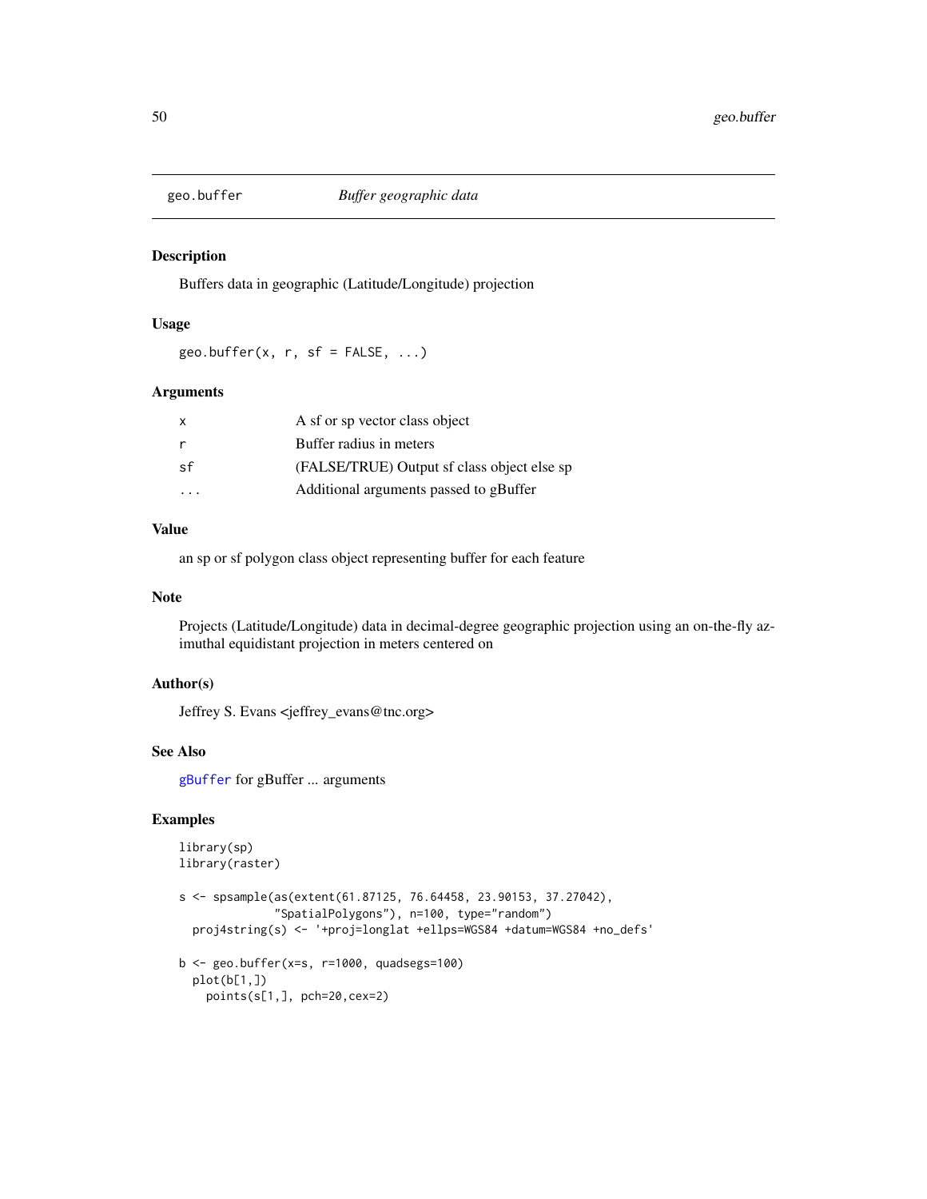# geo.buffer — *Buffer geographic data*

## Description

Buffers data in geographic (Latitude/Longitude) projection

## Usage

```
geo.buffer(x, r, sf = FALSE, ...)
```

## Arguments

| | |
|---|---|
| x | A sf or sp vector class object |
| r | Buffer radius in meters |
| sf | (FALSE/TRUE) Output sf class object else sp |
| ... | Additional arguments passed to gBuffer |

## Value

an sp or sf polygon class object representing buffer for each feature

## Note

Projects (Latitude/Longitude) data in decimal-degree geographic projection using an on-the-fly azimuthal equidistant projection in meters centered on

## Author(s)

Jeffrey S. Evans <jeffrey_evans@tnc.org>

## See Also

gBuffer for gBuffer ... arguments

## Examples

```
library(sp)
library(raster)

s <- spsample(as(extent(61.87125, 76.64458, 23.90153, 37.27042),
              "SpatialPolygons"), n=100, type="random")
  proj4string(s) <- '+proj=longlat +ellps=WGS84 +datum=WGS84 +no_defs'

b <- geo.buffer(x=s, r=1000, quadsegs=100)
  plot(b[1,])
    points(s[1,], pch=20,cex=2)
```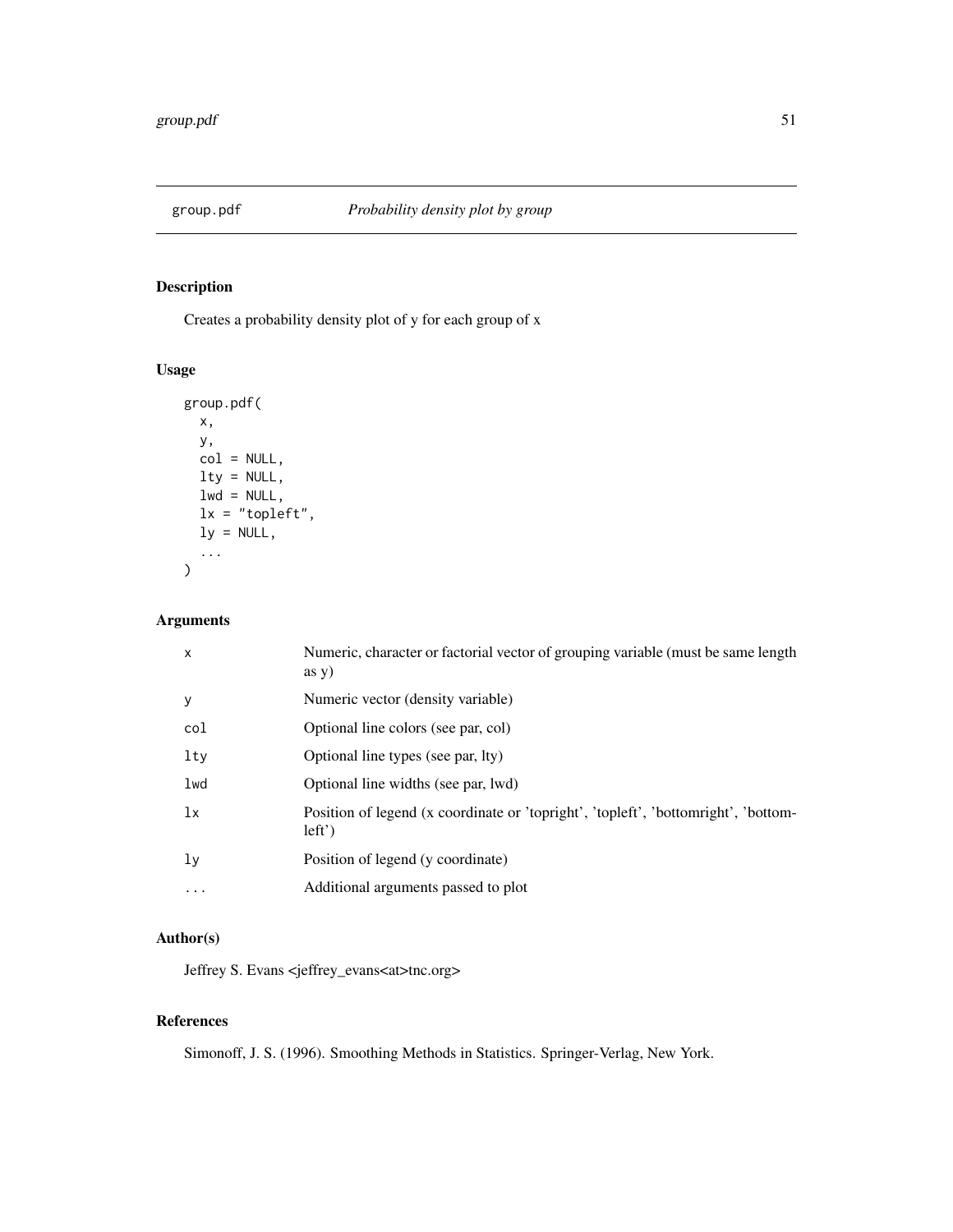## group.pdf    *Probability density plot by group*

### Description

Creates a probability density plot of y for each group of x

### Usage

```
group.pdf(
  x,
  y,
  col = NULL,
  lty = NULL,
  lwd = NULL,
  lx = "topleft",
  ly = NULL,
  ...
)
```

### Arguments

| | |
|---|---|
| x | Numeric, character or factorial vector of grouping variable (must be same length as y) |
| y | Numeric vector (density variable) |
| col | Optional line colors (see par, col) |
| lty | Optional line types (see par, lty) |
| lwd | Optional line widths (see par, lwd) |
| lx | Position of legend (x coordinate or 'topright', 'topleft', 'bottomright', 'bottom-left') |
| ly | Position of legend (y coordinate) |
| ... | Additional arguments passed to plot |

### Author(s)

Jeffrey S. Evans <jeffrey_evans<at>tnc.org>

### References

Simonoff, J. S. (1996). Smoothing Methods in Statistics. Springer-Verlag, New York.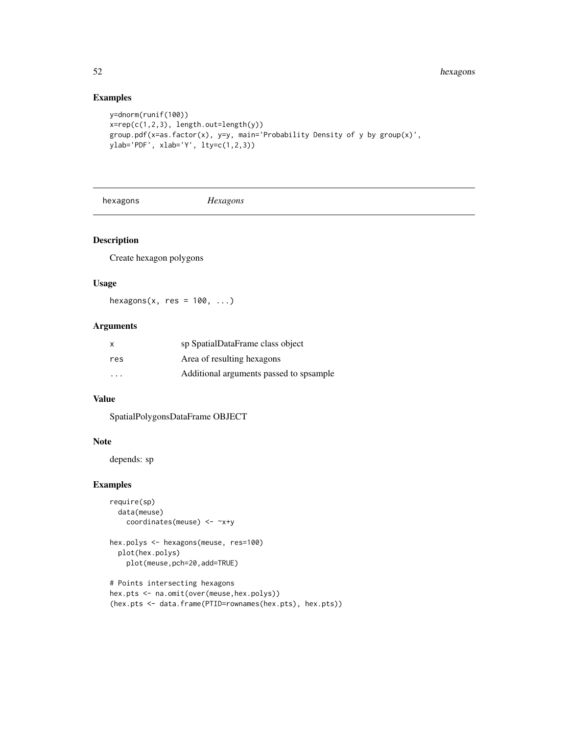## Examples

```
y=dnorm(runif(100))
x=rep(c(1,2,3), length.out=length(y))
group.pdf(x=as.factor(x), y=y, main='Probability Density of y by group(x)',
ylab='PDF', xlab='Y', lty=c(1,2,3))
```

---

# hexagons *Hexagons*

---

## Description

Create hexagon polygons

## Usage

```
hexagons(x, res = 100, ...)
```

## Arguments

| | |
|---|---|
| x | sp SpatialDataFrame class object |
| res | Area of resulting hexagons |
| ... | Additional arguments passed to spsample |

## Value

SpatialPolygonsDataFrame OBJECT

## Note

depends: sp

## Examples

```
require(sp)
  data(meuse)
    coordinates(meuse) <- ~x+y

hex.polys <- hexagons(meuse, res=100)
  plot(hex.polys)
    plot(meuse,pch=20,add=TRUE)

# Points intersecting hexagons
hex.pts <- na.omit(over(meuse,hex.polys))
(hex.pts <- data.frame(PTID=rownames(hex.pts), hex.pts))
```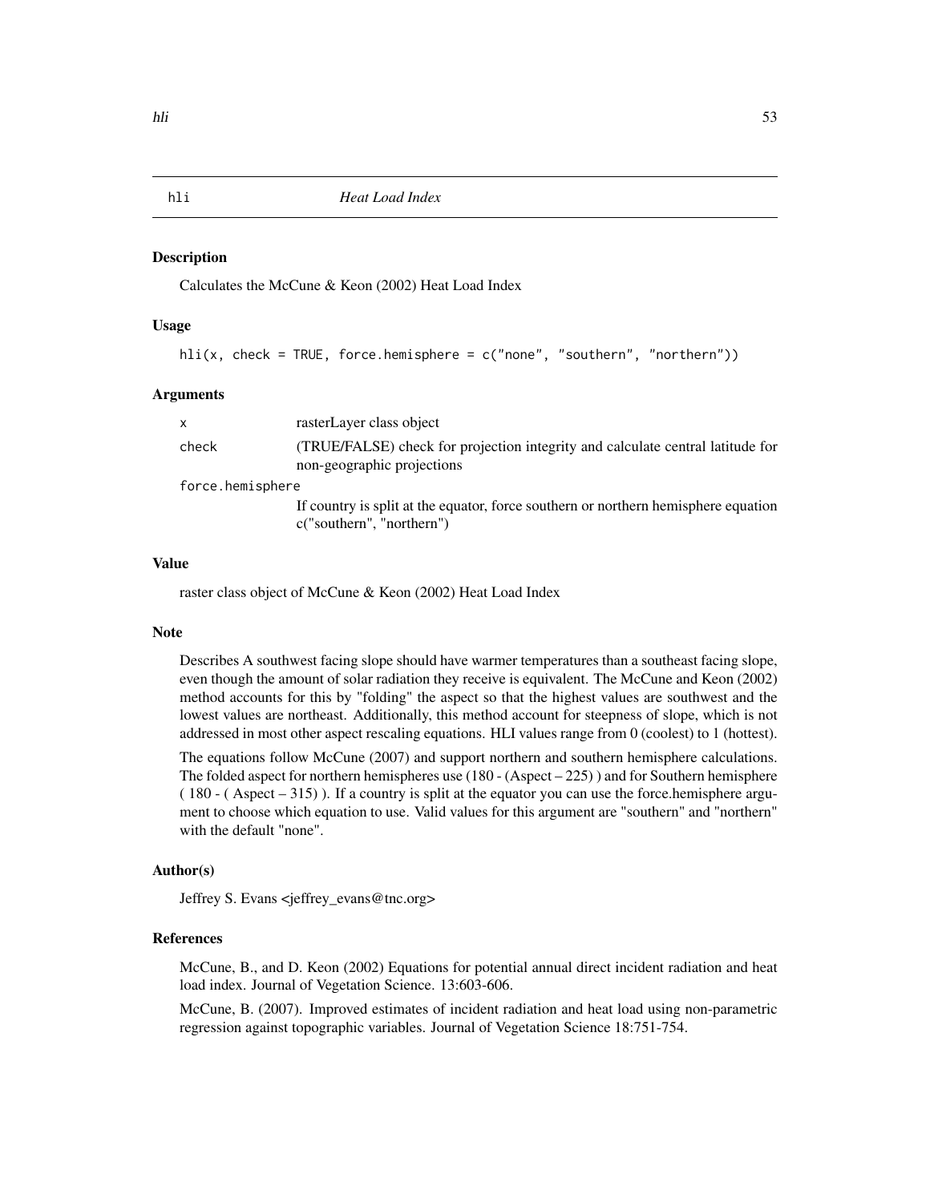# hli — *Heat Load Index*

## Description

Calculates the McCune & Keon (2002) Heat Load Index

## Usage

```
hli(x, check = TRUE, force.hemisphere = c("none", "southern", "northern"))
```

## Arguments

| | |
|---|---|
| `x` | rasterLayer class object |
| `check` | (TRUE/FALSE) check for projection integrity and calculate central latitude for non-geographic projections |
| `force.hemisphere` | If country is split at the equator, force southern or northern hemisphere equation c("southern", "northern") |

## Value

raster class object of McCune & Keon (2002) Heat Load Index

## Note

Describes A southwest facing slope should have warmer temperatures than a southeast facing slope, even though the amount of solar radiation they receive is equivalent. The McCune and Keon (2002) method accounts for this by "folding" the aspect so that the highest values are southwest and the lowest values are northeast. Additionally, this method account for steepness of slope, which is not addressed in most other aspect rescaling equations. HLI values range from 0 (coolest) to 1 (hottest).

The equations follow McCune (2007) and support northern and southern hemisphere calculations. The folded aspect for northern hemispheres use (180 - (Aspect – 225) ) and for Southern hemisphere ( 180 - ( Aspect – 315) ). If a country is split at the equator you can use the force.hemisphere argument to choose which equation to use. Valid values for this argument are "southern" and "northern" with the default "none".

## Author(s)

Jeffrey S. Evans <jeffrey_evans@tnc.org>

## References

McCune, B., and D. Keon (2002) Equations for potential annual direct incident radiation and heat load index. Journal of Vegetation Science. 13:603-606.

McCune, B. (2007). Improved estimates of incident radiation and heat load using non-parametric regression against topographic variables. Journal of Vegetation Science 18:751-754.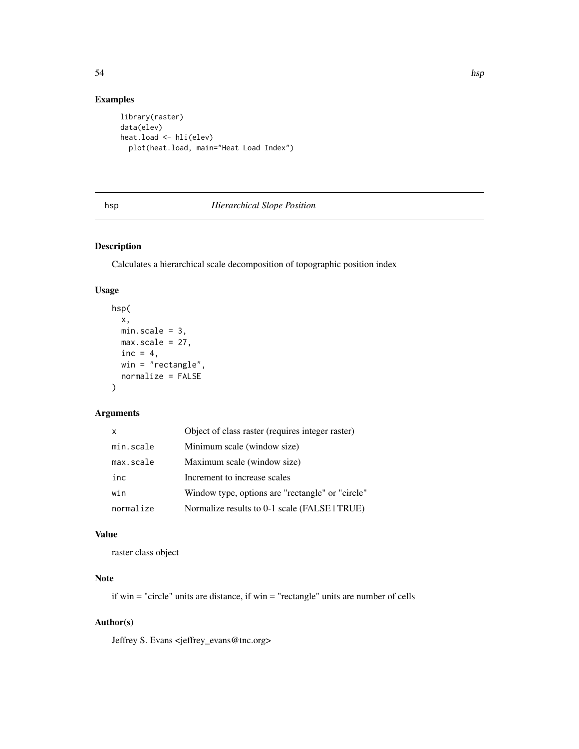## Examples

```
library(raster)
data(elev)
heat.load <- hli(elev)
  plot(heat.load, main="Heat Load Index")
```

---

# hsp — *Hierarchical Slope Position*

## Description

Calculates a hierarchical scale decomposition of topographic position index

## Usage

```
hsp(
  x,
  min.scale = 3,
  max.scale = 27,
  inc = 4,
  win = "rectangle",
  normalize = FALSE
)
```

## Arguments

| | |
|---|---|
| x | Object of class raster (requires integer raster) |
| min.scale | Minimum scale (window size) |
| max.scale | Maximum scale (window size) |
| inc | Increment to increase scales |
| win | Window type, options are "rectangle" or "circle" |
| normalize | Normalize results to 0-1 scale (FALSE \| TRUE) |

## Value

raster class object

## Note

if win = "circle" units are distance, if win = "rectangle" units are number of cells

## Author(s)

Jeffrey S. Evans <jeffrey_evans@tnc.org>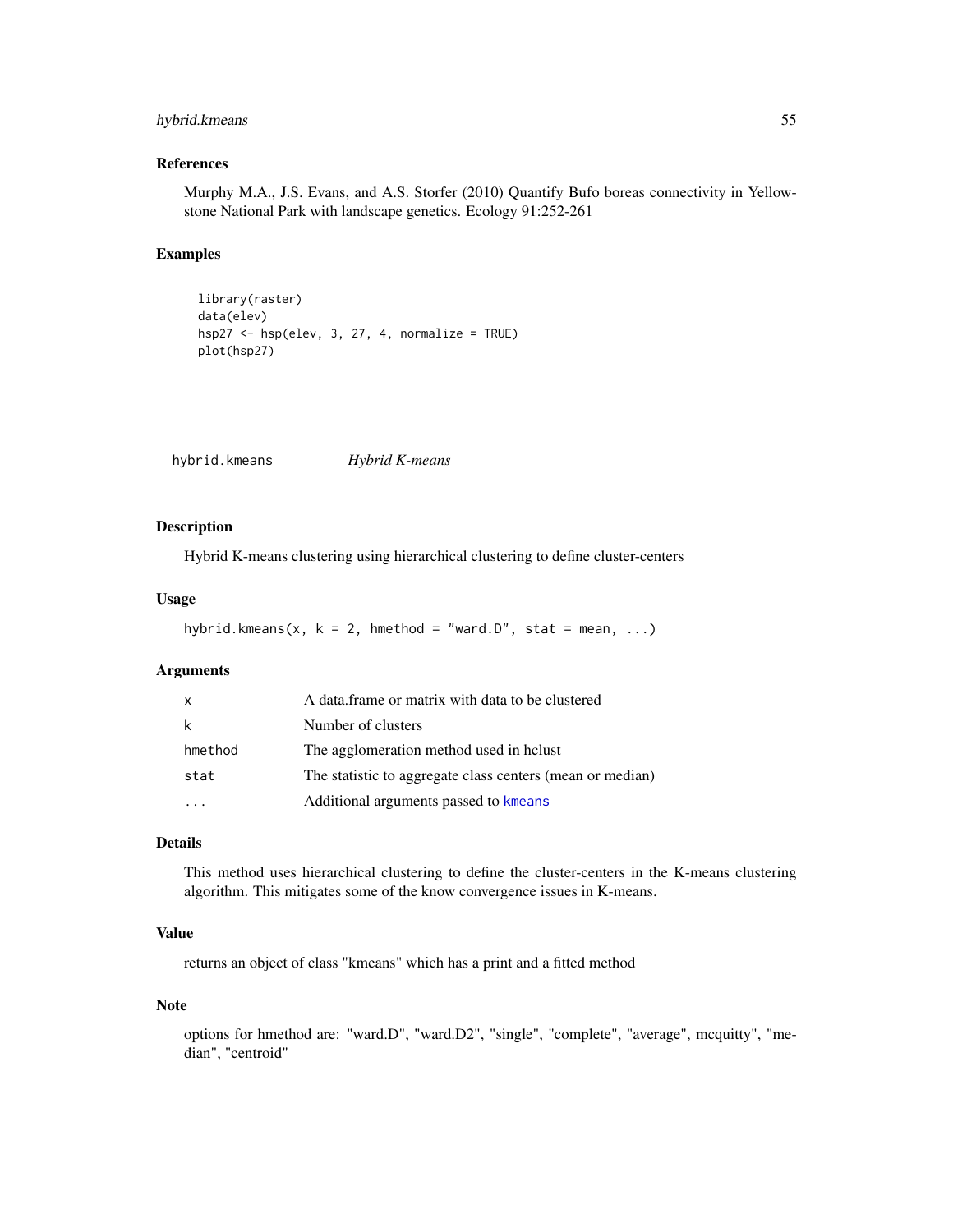### References

Murphy M.A., J.S. Evans, and A.S. Storfer (2010) Quantify Bufo boreas connectivity in Yellowstone National Park with landscape genetics. Ecology 91:252-261

### Examples

```
library(raster)
data(elev)
hsp27 <- hsp(elev, 3, 27, 4, normalize = TRUE)
plot(hsp27)
```

---

## hybrid.kmeans *Hybrid K-means*

### Description

Hybrid K-means clustering using hierarchical clustering to define cluster-centers

### Usage

```
hybrid.kmeans(x, k = 2, hmethod = "ward.D", stat = mean, ...)
```

### Arguments

| | |
|---|---|
| x | A data.frame or matrix with data to be clustered |
| k | Number of clusters |
| hmethod | The agglomeration method used in hclust |
| stat | The statistic to aggregate class centers (mean or median) |
| ... | Additional arguments passed to kmeans |

### Details

This method uses hierarchical clustering to define the cluster-centers in the K-means clustering algorithm. This mitigates some of the know convergence issues in K-means.

### Value

returns an object of class "kmeans" which has a print and a fitted method

### Note

options for hmethod are: "ward.D", "ward.D2", "single", "complete", "average", mcquitty", "median", "centroid"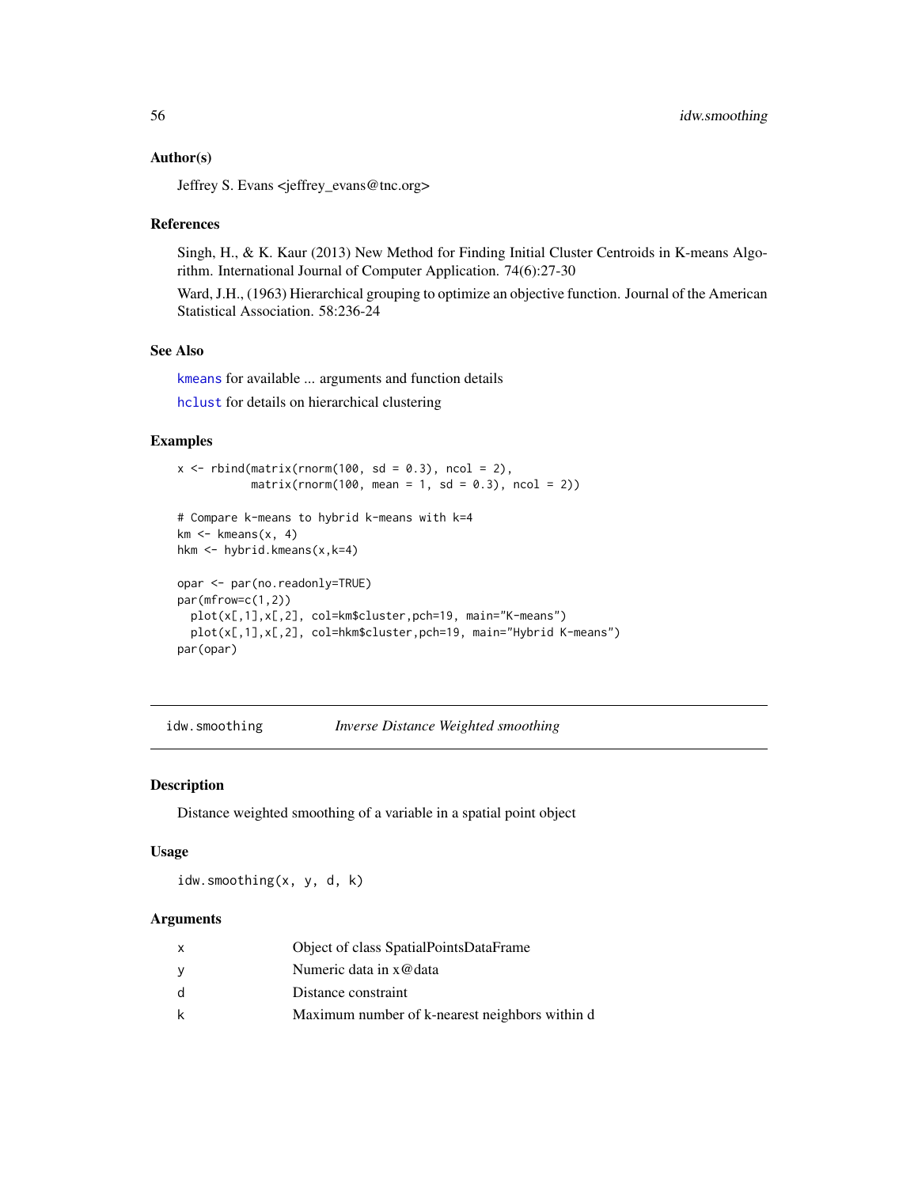### Author(s)

Jeffrey S. Evans <jeffrey_evans@tnc.org>

### References

Singh, H., & K. Kaur (2013) New Method for Finding Initial Cluster Centroids in K-means Algorithm. International Journal of Computer Application. 74(6):27-30

Ward, J.H., (1963) Hierarchical grouping to optimize an objective function. Journal of the American Statistical Association. 58:236-24

### See Also

`kmeans` for available ... arguments and function details

`hclust` for details on hierarchical clustering

### Examples

```
x <- rbind(matrix(rnorm(100, sd = 0.3), ncol = 2),
           matrix(rnorm(100, mean = 1, sd = 0.3), ncol = 2))

# Compare k-means to hybrid k-means with k=4
km <- kmeans(x, 4)
hkm <- hybrid.kmeans(x,k=4)

opar <- par(no.readonly=TRUE)
par(mfrow=c(1,2))
  plot(x[,1],x[,2], col=km$cluster,pch=19, main="K-means")
  plot(x[,1],x[,2], col=hkm$cluster,pch=19, main="Hybrid K-means")
par(opar)
```

---

## idw.smoothing *Inverse Distance Weighted smoothing*

### Description

Distance weighted smoothing of a variable in a spatial point object

### Usage

```
idw.smoothing(x, y, d, k)
```

### Arguments

| | |
|---|---|
| x | Object of class SpatialPointsDataFrame |
| y | Numeric data in x@data |
| d | Distance constraint |
| k | Maximum number of k-nearest neighbors within d |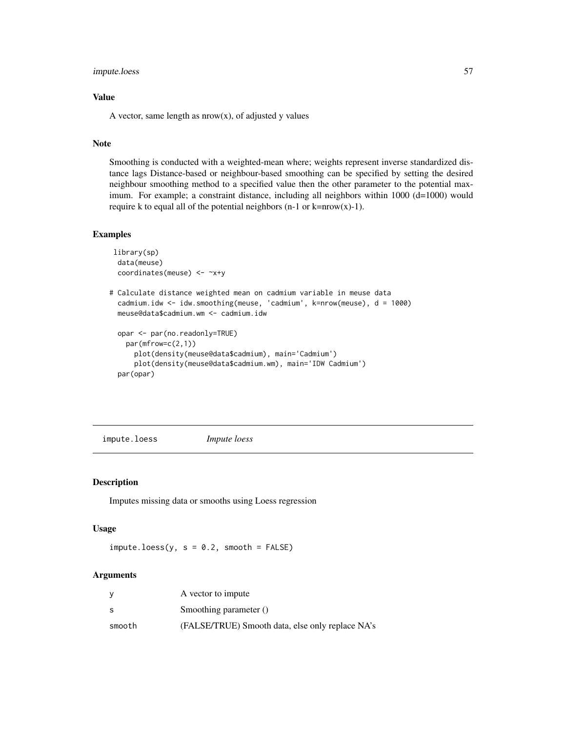## Value

A vector, same length as nrow(x), of adjusted y values

## Note

Smoothing is conducted with a weighted-mean where; weights represent inverse standardized distance lags Distance-based or neighbour-based smoothing can be specified by setting the desired neighbour smoothing method to a specified value then the other parameter to the potential maximum. For example; a constraint distance, including all neighbors within 1000 (d=1000) would require k to equal all of the potential neighbors (n-1 or k=nrow(x)-1).

## Examples

```
 library(sp)
  data(meuse)
  coordinates(meuse) <- ~x+y

# Calculate distance weighted mean on cadmium variable in meuse data
  cadmium.idw <- idw.smoothing(meuse, 'cadmium', k=nrow(meuse), d = 1000)
  meuse@data$cadmium.wm <- cadmium.idw

  opar <- par(no.readonly=TRUE)
    par(mfrow=c(2,1))
      plot(density(meuse@data$cadmium), main='Cadmium')
      plot(density(meuse@data$cadmium.wm), main='IDW Cadmium')
  par(opar)
```

---

# impute.loess *Impute loess*

## Description

Imputes missing data or smooths using Loess regression

## Usage

```
impute.loess(y, s = 0.2, smooth = FALSE)
```

## Arguments

| | |
|---|---|
| y | A vector to impute |
| s | Smoothing parameter () |
| smooth | (FALSE/TRUE) Smooth data, else only replace NA's |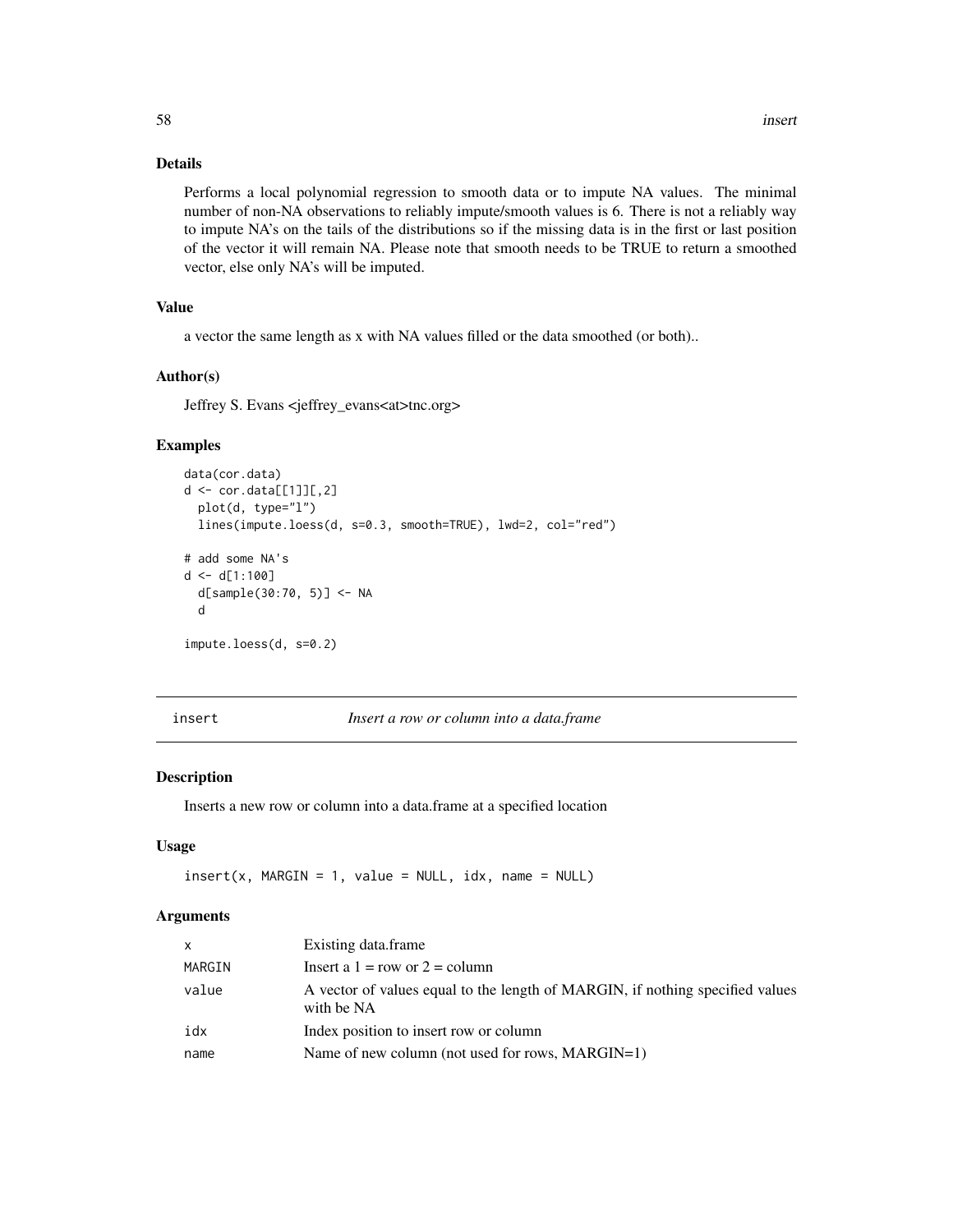### Details

Performs a local polynomial regression to smooth data or to impute NA values. The minimal number of non-NA observations to reliably impute/smooth values is 6. There is not a reliably way to impute NA's on the tails of the distributions so if the missing data is in the first or last position of the vector it will remain NA. Please note that smooth needs to be TRUE to return a smoothed vector, else only NA's will be imputed.

### Value

a vector the same length as x with NA values filled or the data smoothed (or both)..

### Author(s)

Jeffrey S. Evans <jeffrey_evans<at>tnc.org>

### Examples

```
data(cor.data)
d <- cor.data[[1]][,2]
  plot(d, type="l")
  lines(impute.loess(d, s=0.3, smooth=TRUE), lwd=2, col="red")

# add some NA's
d <- d[1:100]
  d[sample(30:70, 5)] <- NA
  d

impute.loess(d, s=0.2)
```

---

## insert — *Insert a row or column into a data.frame*

### Description

Inserts a new row or column into a data.frame at a specified location

### Usage

```
insert(x, MARGIN = 1, value = NULL, idx, name = NULL)
```

### Arguments

| | |
|---|---|
| x | Existing data.frame |
| MARGIN | Insert a 1 = row or 2 = column |
| value | A vector of values equal to the length of MARGIN, if nothing specified values with be NA |
| idx | Index position to insert row or column |
| name | Name of new column (not used for rows, MARGIN=1) |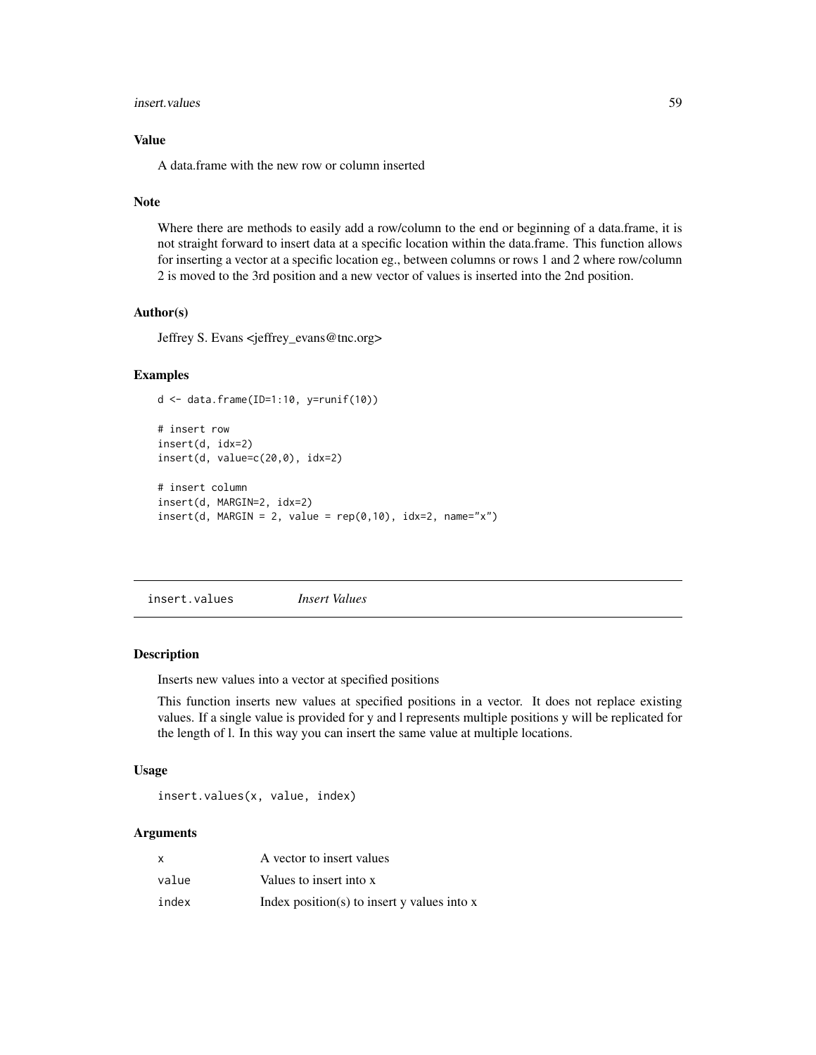## Value

A data.frame with the new row or column inserted

## Note

Where there are methods to easily add a row/column to the end or beginning of a data.frame, it is not straight forward to insert data at a specific location within the data.frame. This function allows for inserting a vector at a specific location eg., between columns or rows 1 and 2 where row/column 2 is moved to the 3rd position and a new vector of values is inserted into the 2nd position.

## Author(s)

Jeffrey S. Evans <jeffrey_evans@tnc.org>

## Examples

```
d <- data.frame(ID=1:10, y=runif(10))

# insert row
insert(d, idx=2)
insert(d, value=c(20,0), idx=2)

# insert column
insert(d, MARGIN=2, idx=2)
insert(d, MARGIN = 2, value = rep(0,10), idx=2, name="x")
```

---

# insert.values    *Insert Values*

## Description

Inserts new values into a vector at specified positions

This function inserts new values at specified positions in a vector. It does not replace existing values. If a single value is provided for y and l represents multiple positions y will be replicated for the length of l. In this way you can insert the same value at multiple locations.

## Usage

```
insert.values(x, value, index)
```

## Arguments

| | |
|---|---|
| x | A vector to insert values |
| value | Values to insert into x |
| index | Index position(s) to insert y values into x |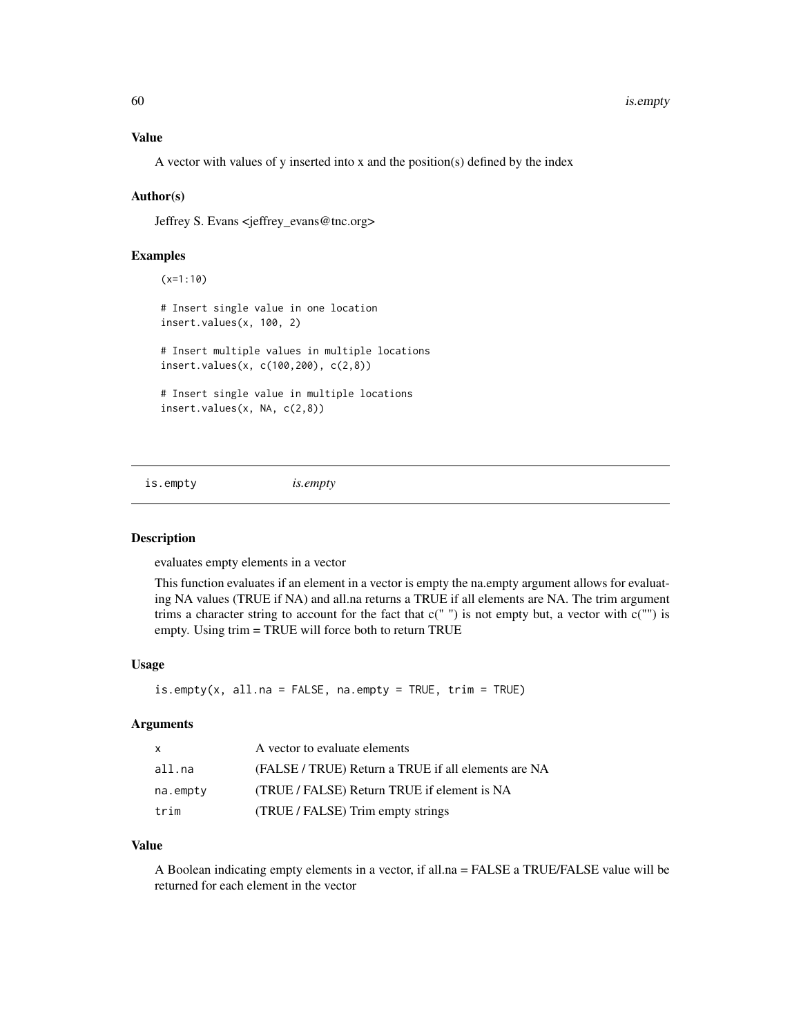## Value

A vector with values of y inserted into x and the position(s) defined by the index

## Author(s)

Jeffrey S. Evans <jeffrey_evans@tnc.org>

## Examples

```
(x=1:10)

# Insert single value in one location
insert.values(x, 100, 2)

# Insert multiple values in multiple locations
insert.values(x, c(100,200), c(2,8))

# Insert single value in multiple locations
insert.values(x, NA, c(2,8))
```

---

# is.empty *is.empty*

## Description

evaluates empty elements in a vector

This function evaluates if an element in a vector is empty the na.empty argument allows for evaluating NA values (TRUE if NA) and all.na returns a TRUE if all elements are NA. The trim argument trims a character string to account for the fact that c(" ") is not empty but, a vector with c("") is empty. Using trim = TRUE will force both to return TRUE

## Usage

```
is.empty(x, all.na = FALSE, na.empty = TRUE, trim = TRUE)
```

## Arguments

| | |
|---|---|
| x | A vector to evaluate elements |
| all.na | (FALSE / TRUE) Return a TRUE if all elements are NA |
| na.empty | (TRUE / FALSE) Return TRUE if element is NA |
| trim | (TRUE / FALSE) Trim empty strings |

## Value

A Boolean indicating empty elements in a vector, if all.na = FALSE a TRUE/FALSE value will be returned for each element in the vector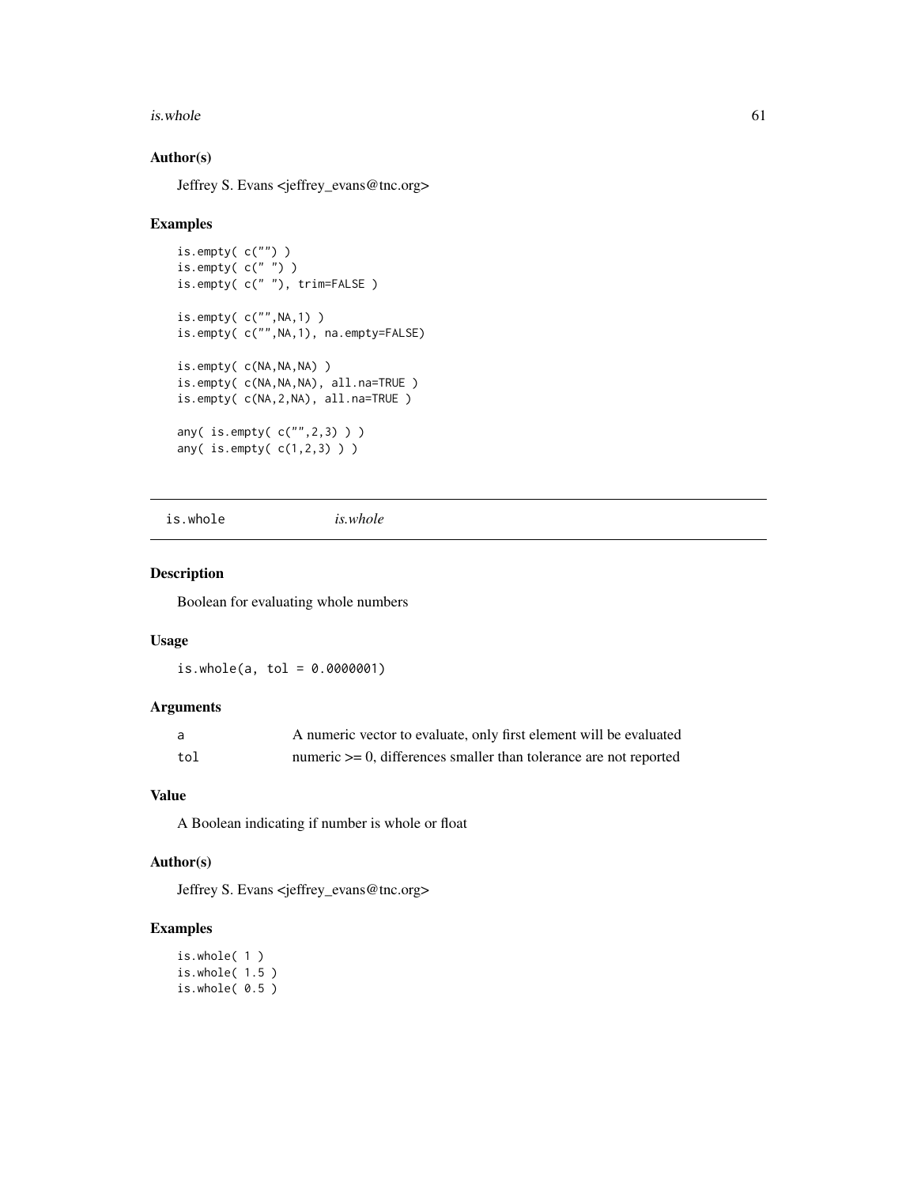## Author(s)

Jeffrey S. Evans <jeffrey_evans@tnc.org>

## Examples

```
is.empty( c("") )
is.empty( c(" ") )
is.empty( c(" "), trim=FALSE )

is.empty( c("",NA,1) )
is.empty( c("",NA,1), na.empty=FALSE)

is.empty( c(NA,NA,NA) )
is.empty( c(NA,NA,NA), all.na=TRUE )
is.empty( c(NA,2,NA), all.na=TRUE )

any( is.empty( c("",2,3) ) )
any( is.empty( c(1,2,3) ) )
```

---

# is.whole *is.whole*

## Description

Boolean for evaluating whole numbers

## Usage

```
is.whole(a, tol = 0.0000001)
```

## Arguments

| | |
|---|---|
| a | A numeric vector to evaluate, only first element will be evaluated |
| tol | numeric >= 0, differences smaller than tolerance are not reported |

## Value

A Boolean indicating if number is whole or float

## Author(s)

Jeffrey S. Evans <jeffrey_evans@tnc.org>

## Examples

```
is.whole( 1 )
is.whole( 1.5 )
is.whole( 0.5 )
```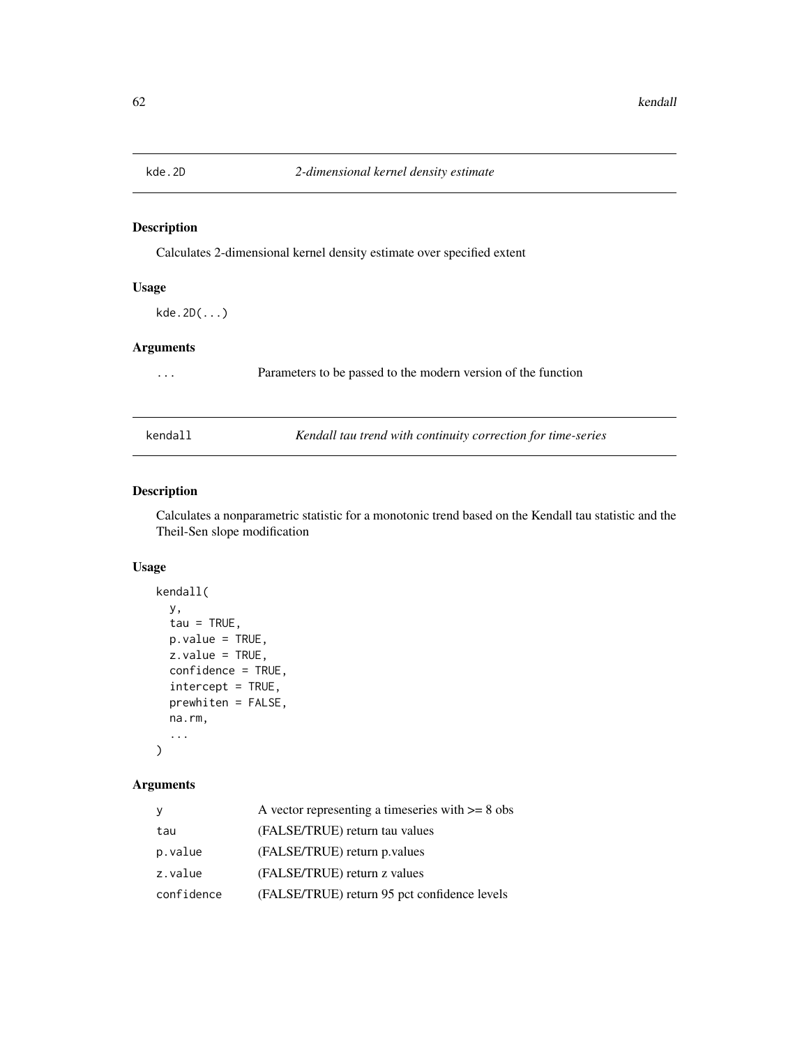## kde.2D *2-dimensional kernel density estimate*

### Description

Calculates 2-dimensional kernel density estimate over specified extent

### Usage

```
kde.2D(...)
```

### Arguments

| | |
|---|---|
| ... | Parameters to be passed to the modern version of the function |

## kendall *Kendall tau trend with continuity correction for time-series*

### Description

Calculates a nonparametric statistic for a monotonic trend based on the Kendall tau statistic and the Theil-Sen slope modification

### Usage

```
kendall(
  y,
  tau = TRUE,
  p.value = TRUE,
  z.value = TRUE,
  confidence = TRUE,
  intercept = TRUE,
  prewhiten = FALSE,
  na.rm,
  ...
)
```

### Arguments

| | |
|---|---|
| y | A vector representing a timeseries with >= 8 obs |
| tau | (FALSE/TRUE) return tau values |
| p.value | (FALSE/TRUE) return p.values |
| z.value | (FALSE/TRUE) return z values |
| confidence | (FALSE/TRUE) return 95 pct confidence levels |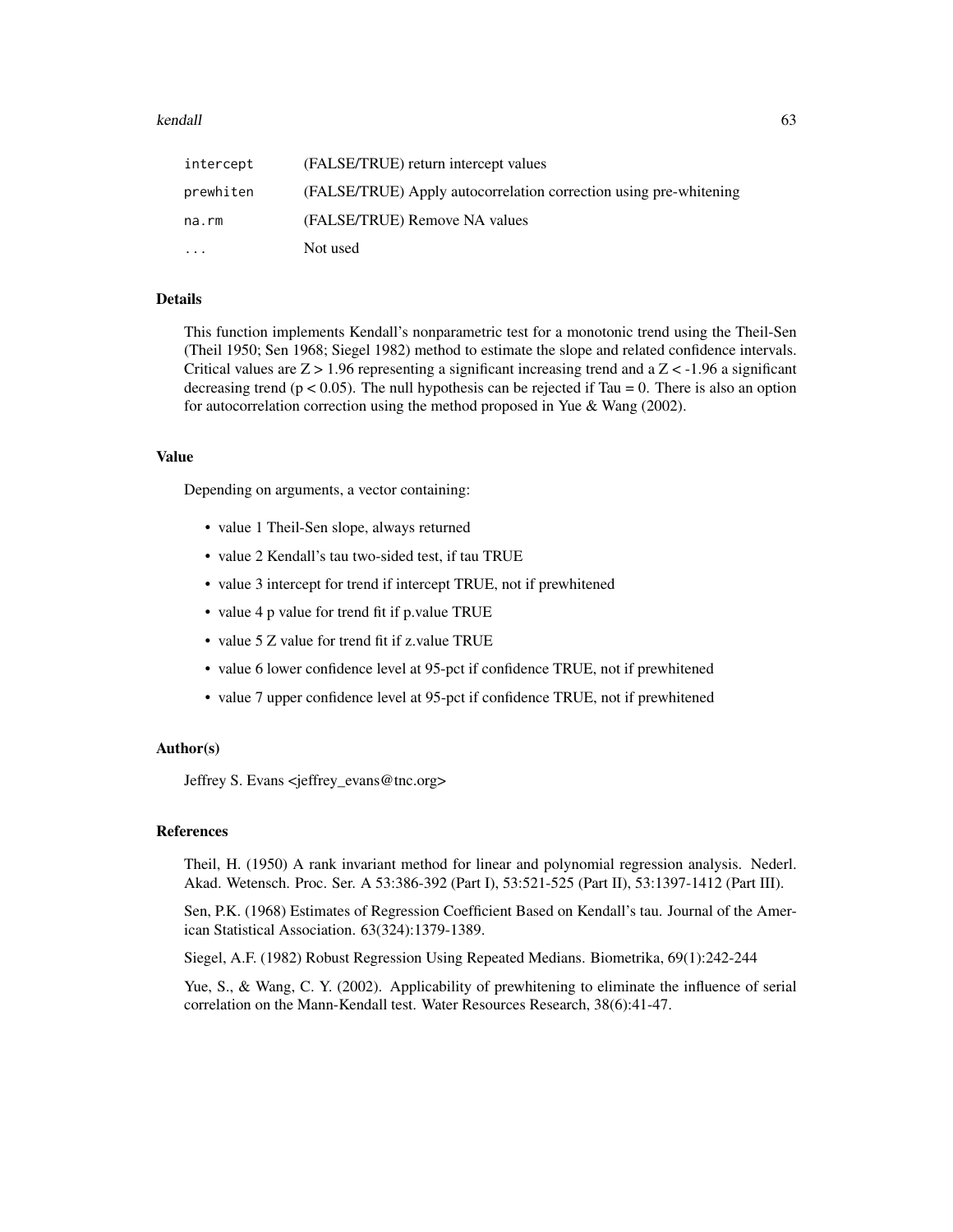| | |
|---|---|
| `intercept` | (FALSE/TRUE) return intercept values |
| `prewhiten` | (FALSE/TRUE) Apply autocorrelation correction using pre-whitening |
| `na.rm` | (FALSE/TRUE) Remove NA values |
| `...` | Not used |

## Details

This function implements Kendall's nonparametric test for a monotonic trend using the Theil-Sen (Theil 1950; Sen 1968; Siegel 1982) method to estimate the slope and related confidence intervals. Critical values are $Z > 1.96$ representing a significant increasing trend and a $Z < -1.96$ a significant decreasing trend ($p < 0.05$). The null hypothesis can be rejected if Tau = 0. There is also an option for autocorrelation correction using the method proposed in Yue & Wang (2002).

## Value

Depending on arguments, a vector containing:

- value 1 Theil-Sen slope, always returned
- value 2 Kendall's tau two-sided test, if tau TRUE
- value 3 intercept for trend if intercept TRUE, not if prewhitened
- value 4 p value for trend fit if p.value TRUE
- value 5 Z value for trend fit if z.value TRUE
- value 6 lower confidence level at 95-pct if confidence TRUE, not if prewhitened
- value 7 upper confidence level at 95-pct if confidence TRUE, not if prewhitened

## Author(s)

Jeffrey S. Evans <jeffrey_evans@tnc.org>

## References

Theil, H. (1950) A rank invariant method for linear and polynomial regression analysis. Nederl. Akad. Wetensch. Proc. Ser. A 53:386-392 (Part I), 53:521-525 (Part II), 53:1397-1412 (Part III).

Sen, P.K. (1968) Estimates of Regression Coefficient Based on Kendall's tau. Journal of the American Statistical Association. 63(324):1379-1389.

Siegel, A.F. (1982) Robust Regression Using Repeated Medians. Biometrika, 69(1):242-244

Yue, S., & Wang, C. Y. (2002). Applicability of prewhitening to eliminate the influence of serial correlation on the Mann-Kendall test. Water Resources Research, 38(6):41-47.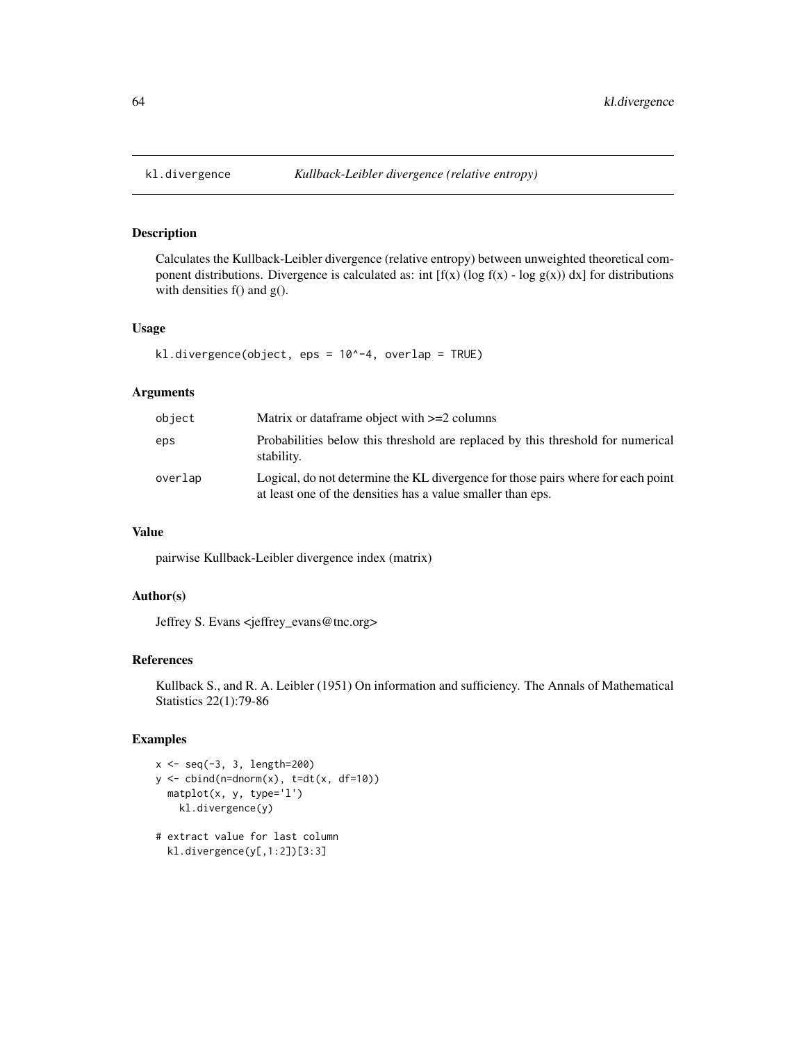# kl.divergence — *Kullback-Leibler divergence (relative entropy)*

## Description

Calculates the Kullback-Leibler divergence (relative entropy) between unweighted theoretical component distributions. Divergence is calculated as: int [f(x) (log f(x) - log g(x)) dx] for distributions with densities f() and g().

## Usage

```
kl.divergence(object, eps = 10^-4, overlap = TRUE)
```

## Arguments

| | |
|---|---|
| `object` | Matrix or dataframe object with >=2 columns |
| `eps` | Probabilities below this threshold are replaced by this threshold for numerical stability. |
| `overlap` | Logical, do not determine the KL divergence for those pairs where for each point at least one of the densities has a value smaller than eps. |

## Value

pairwise Kullback-Leibler divergence index (matrix)

## Author(s)

Jeffrey S. Evans <jeffrey_evans@tnc.org>

## References

Kullback S., and R. A. Leibler (1951) On information and sufficiency. The Annals of Mathematical Statistics 22(1):79-86

## Examples

```
x <- seq(-3, 3, length=200)
y <- cbind(n=dnorm(x), t=dt(x, df=10))
  matplot(x, y, type='l')
    kl.divergence(y)

# extract value for last column
  kl.divergence(y[,1:2])[3:3]
```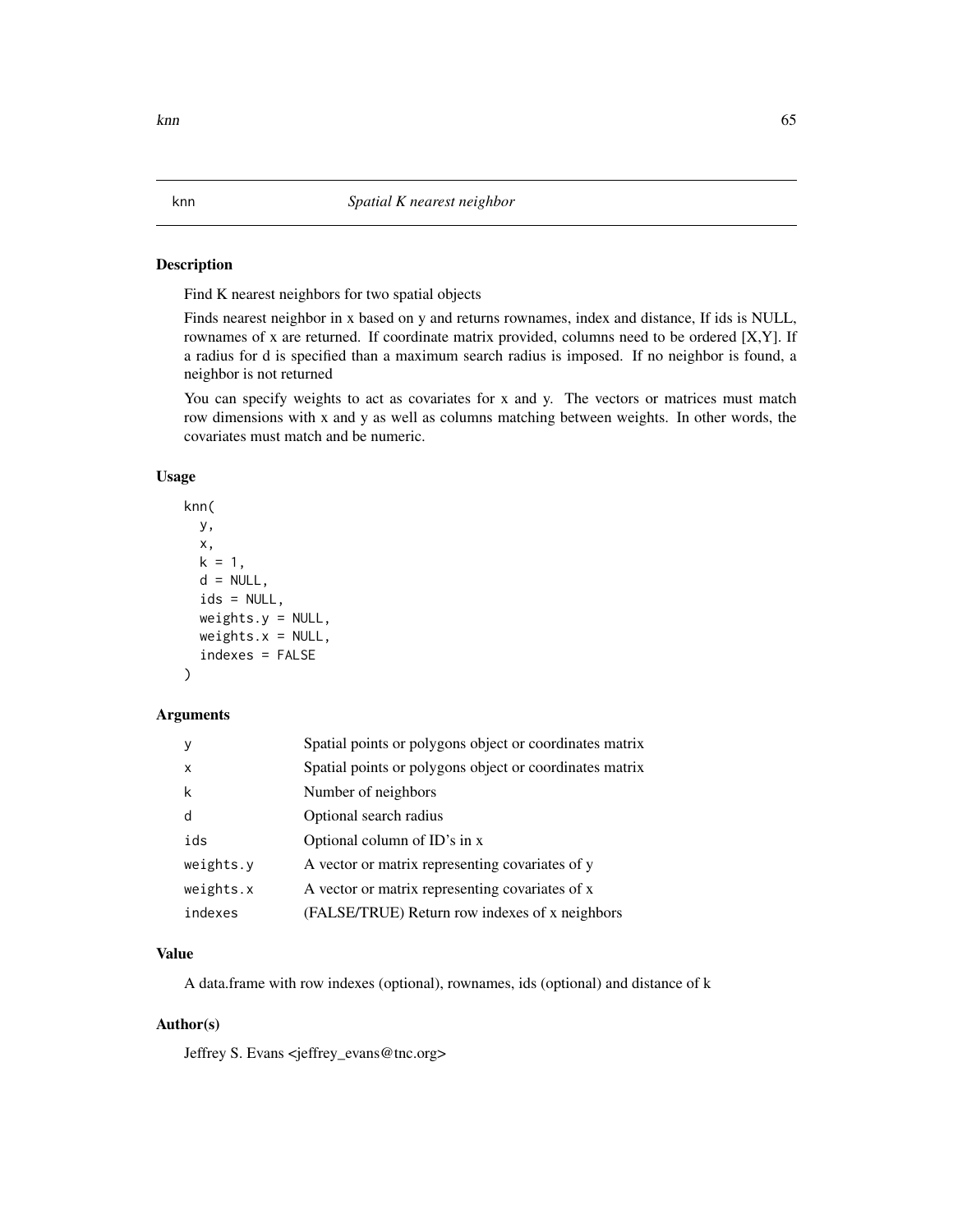## knn *Spatial K nearest neighbor*

### Description

Find K nearest neighbors for two spatial objects

Finds nearest neighbor in x based on y and returns rownames, index and distance, If ids is NULL, rownames of x are returned. If coordinate matrix provided, columns need to be ordered [X,Y]. If a radius for d is specified than a maximum search radius is imposed. If no neighbor is found, a neighbor is not returned

You can specify weights to act as covariates for x and y. The vectors or matrices must match row dimensions with x and y as well as columns matching between weights. In other words, the covariates must match and be numeric.

### Usage

```
knn(
  y,
  x,
  k = 1,
  d = NULL,
  ids = NULL,
  weights.y = NULL,
  weights.x = NULL,
  indexes = FALSE
)
```

### Arguments

| | |
|---|---|
| y | Spatial points or polygons object or coordinates matrix |
| x | Spatial points or polygons object or coordinates matrix |
| k | Number of neighbors |
| d | Optional search radius |
| ids | Optional column of ID's in x |
| weights.y | A vector or matrix representing covariates of y |
| weights.x | A vector or matrix representing covariates of x |
| indexes | (FALSE/TRUE) Return row indexes of x neighbors |

### Value

A data.frame with row indexes (optional), rownames, ids (optional) and distance of k

### Author(s)

Jeffrey S. Evans <jeffrey_evans@tnc.org>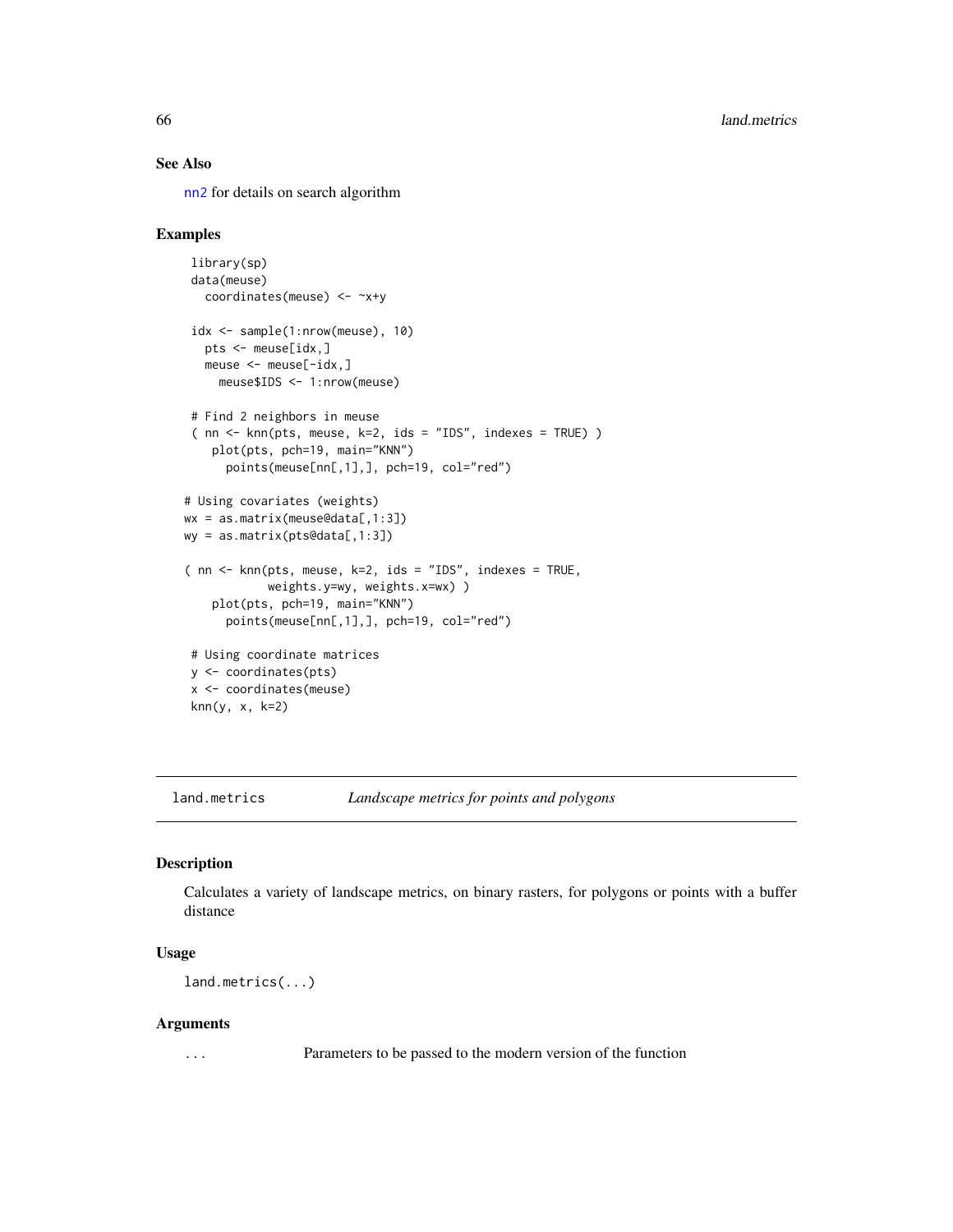## See Also

nn2 for details on search algorithm

## Examples

```
 library(sp)
 data(meuse)
   coordinates(meuse) <- ~x+y

 idx <- sample(1:nrow(meuse), 10)
   pts <- meuse[idx,]
   meuse <- meuse[-idx,]
     meuse$IDS <- 1:nrow(meuse)

 # Find 2 neighbors in meuse
 ( nn <- knn(pts, meuse, k=2, ids = "IDS", indexes = TRUE) )
    plot(pts, pch=19, main="KNN")
      points(meuse[nn[,1],], pch=19, col="red")

# Using covariates (weights)
wx = as.matrix(meuse@data[,1:3])
wy = as.matrix(pts@data[,1:3])

( nn <- knn(pts, meuse, k=2, ids = "IDS", indexes = TRUE,
          weights.y=wy, weights.x=wx) )
    plot(pts, pch=19, main="KNN")
      points(meuse[nn[,1],], pch=19, col="red")

 # Using coordinate matrices
 y <- coordinates(pts)
 x <- coordinates(meuse)
 knn(y, x, k=2)
```

---

# land.metrics    *Landscape metrics for points and polygons*

---

## Description

Calculates a variety of landscape metrics, on binary rasters, for polygons or points with a buffer distance

## Usage

```
land.metrics(...)
```

## Arguments

| | |
|---|---|
| ... | Parameters to be passed to the modern version of the function |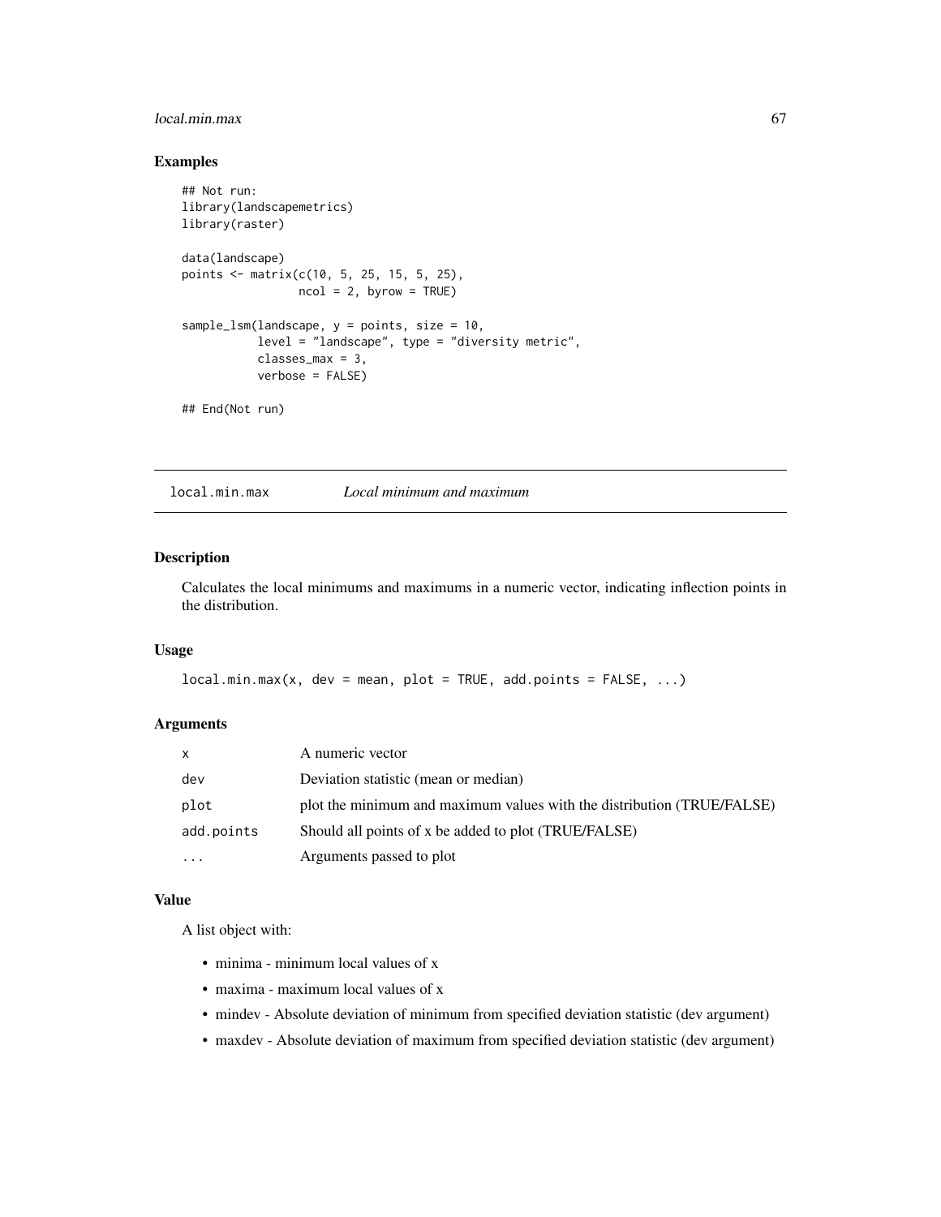## Examples

```
## Not run:
library(landscapemetrics)
library(raster)

data(landscape)
points <- matrix(c(10, 5, 25, 15, 5, 25),
                 ncol = 2, byrow = TRUE)

sample_lsm(landscape, y = points, size = 10,
           level = "landscape", type = "diversity metric",
           classes_max = 3,
           verbose = FALSE)

## End(Not run)
```

---

# local.min.max *Local minimum and maximum*

## Description

Calculates the local minimums and maximums in a numeric vector, indicating inflection points in the distribution.

## Usage

```
local.min.max(x, dev = mean, plot = TRUE, add.points = FALSE, ...)
```

## Arguments

| | |
|---|---|
| x | A numeric vector |
| dev | Deviation statistic (mean or median) |
| plot | plot the minimum and maximum values with the distribution (TRUE/FALSE) |
| add.points | Should all points of x be added to plot (TRUE/FALSE) |
| ... | Arguments passed to plot |

## Value

A list object with:

- minima - minimum local values of x
- maxima - maximum local values of x
- mindev - Absolute deviation of minimum from specified deviation statistic (dev argument)
- maxdev - Absolute deviation of maximum from specified deviation statistic (dev argument)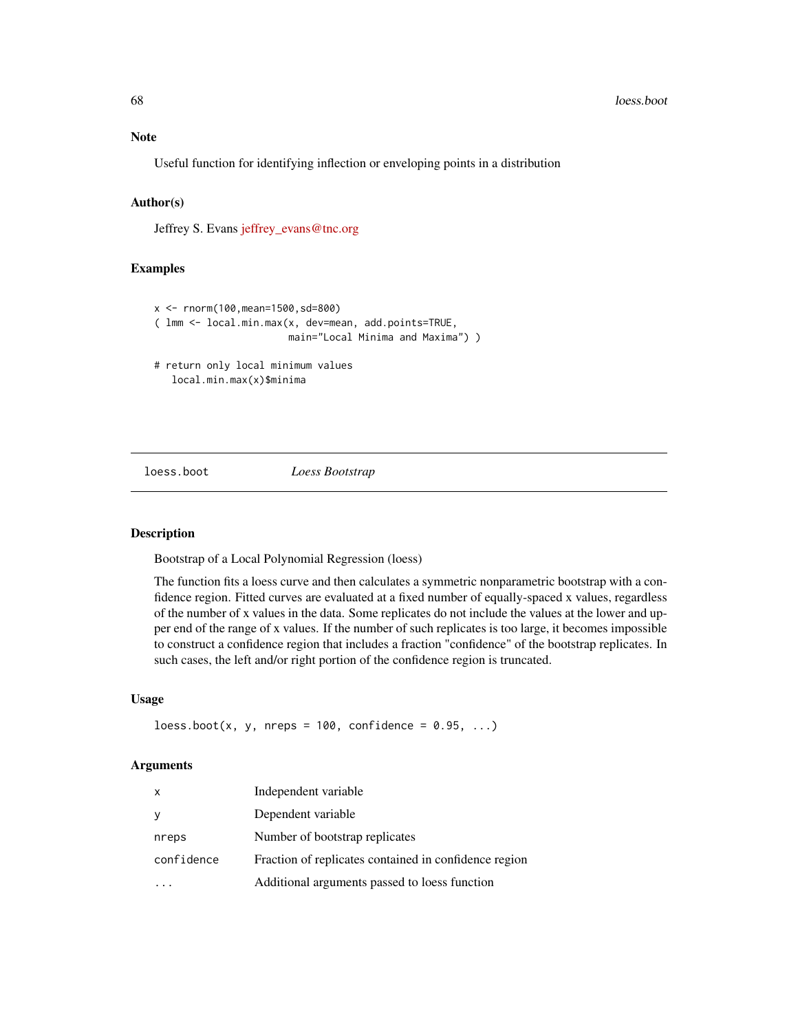## Note

Useful function for identifying inflection or enveloping points in a distribution

## Author(s)

Jeffrey S. Evans jeffrey_evans@tnc.org

## Examples

```
x <- rnorm(100,mean=1500,sd=800)
( lmm <- local.min.max(x, dev=mean, add.points=TRUE,
                       main="Local Minima and Maxima") )

# return only local minimum values
   local.min.max(x)$minima
```

---

# loess.boot *Loess Bootstrap*

---

## Description

Bootstrap of a Local Polynomial Regression (loess)

The function fits a loess curve and then calculates a symmetric nonparametric bootstrap with a confidence region. Fitted curves are evaluated at a fixed number of equally-spaced x values, regardless of the number of x values in the data. Some replicates do not include the values at the lower and upper end of the range of x values. If the number of such replicates is too large, it becomes impossible to construct a confidence region that includes a fraction "confidence" of the bootstrap replicates. In such cases, the left and/or right portion of the confidence region is truncated.

## Usage

```
loess.boot(x, y, nreps = 100, confidence = 0.95, ...)
```

## Arguments

| | |
|---|---|
| `x` | Independent variable |
| `y` | Dependent variable |
| `nreps` | Number of bootstrap replicates |
| `confidence` | Fraction of replicates contained in confidence region |
| `...` | Additional arguments passed to loess function |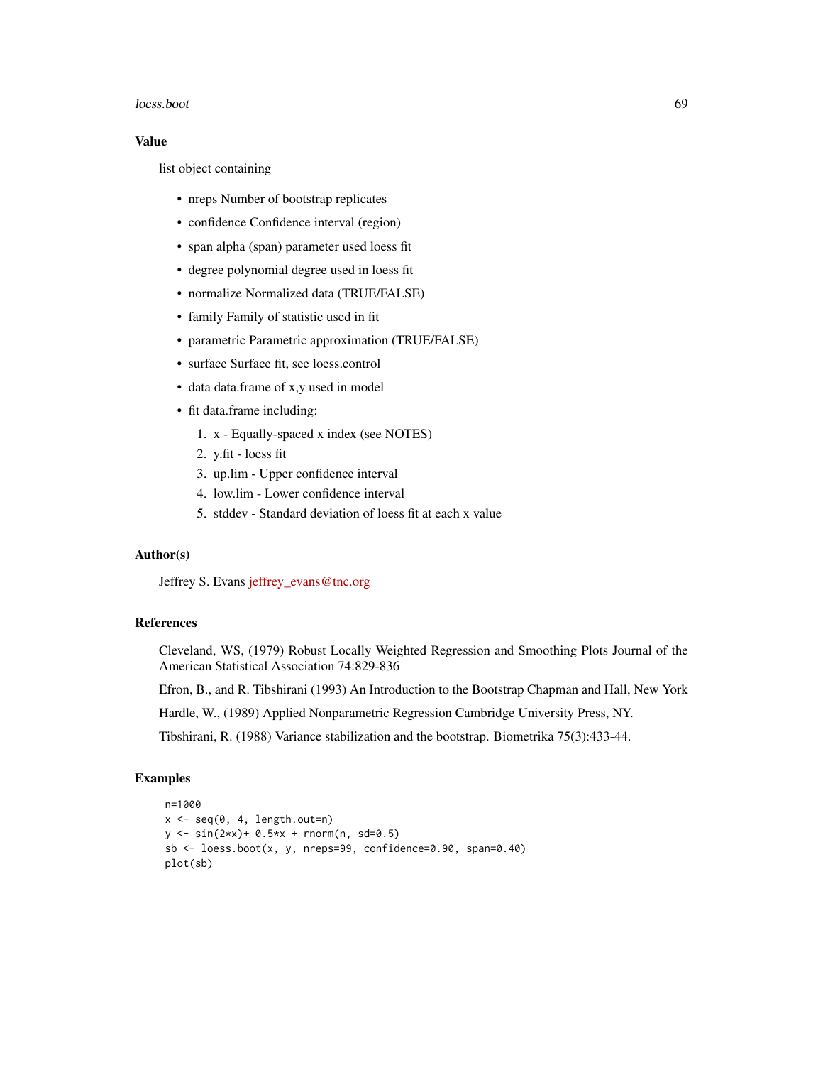## Value

list object containing

- nreps Number of bootstrap replicates
- confidence Confidence interval (region)
- span alpha (span) parameter used loess fit
- degree polynomial degree used in loess fit
- normalize Normalized data (TRUE/FALSE)
- family Family of statistic used in fit
- parametric Parametric approximation (TRUE/FALSE)
- surface Surface fit, see loess.control
- data data.frame of x,y used in model
- fit data.frame including:
  1. x - Equally-spaced x index (see NOTES)
  2. y.fit - loess fit
  3. up.lim - Upper confidence interval
  4. low.lim - Lower confidence interval
  5. stddev - Standard deviation of loess fit at each x value

## Author(s)

Jeffrey S. Evans jeffrey_evans@tnc.org

## References

Cleveland, WS, (1979) Robust Locally Weighted Regression and Smoothing Plots Journal of the American Statistical Association 74:829-836

Efron, B., and R. Tibshirani (1993) An Introduction to the Bootstrap Chapman and Hall, New York

Hardle, W., (1989) Applied Nonparametric Regression Cambridge University Press, NY.

Tibshirani, R. (1988) Variance stabilization and the bootstrap. Biometrika 75(3):433-44.

## Examples

```
n=1000
x <- seq(0, 4, length.out=n)
y <- sin(2*x)+ 0.5*x + rnorm(n, sd=0.5)
sb <- loess.boot(x, y, nreps=99, confidence=0.90, span=0.40)
plot(sb)
```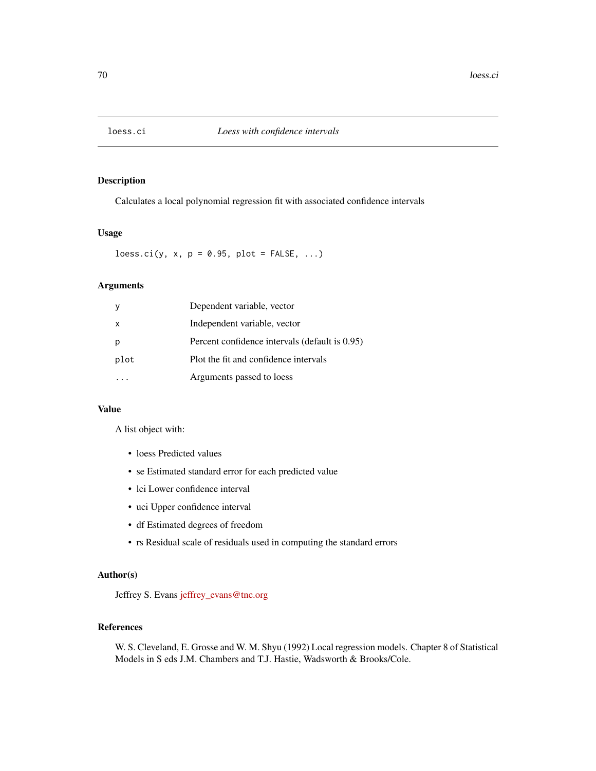# loess.ci *Loess with confidence intervals*

## Description

Calculates a local polynomial regression fit with associated confidence intervals

## Usage

```
loess.ci(y, x, p = 0.95, plot = FALSE, ...)
```

## Arguments

| | |
|---|---|
| y | Dependent variable, vector |
| x | Independent variable, vector |
| p | Percent confidence intervals (default is 0.95) |
| plot | Plot the fit and confidence intervals |
| ... | Arguments passed to loess |

## Value

A list object with:

- loess Predicted values
- se Estimated standard error for each predicted value
- lci Lower confidence interval
- uci Upper confidence interval
- df Estimated degrees of freedom
- rs Residual scale of residuals used in computing the standard errors

## Author(s)

Jeffrey S. Evans jeffrey_evans@tnc.org

## References

W. S. Cleveland, E. Grosse and W. M. Shyu (1992) Local regression models. Chapter 8 of Statistical Models in S eds J.M. Chambers and T.J. Hastie, Wadsworth & Brooks/Cole.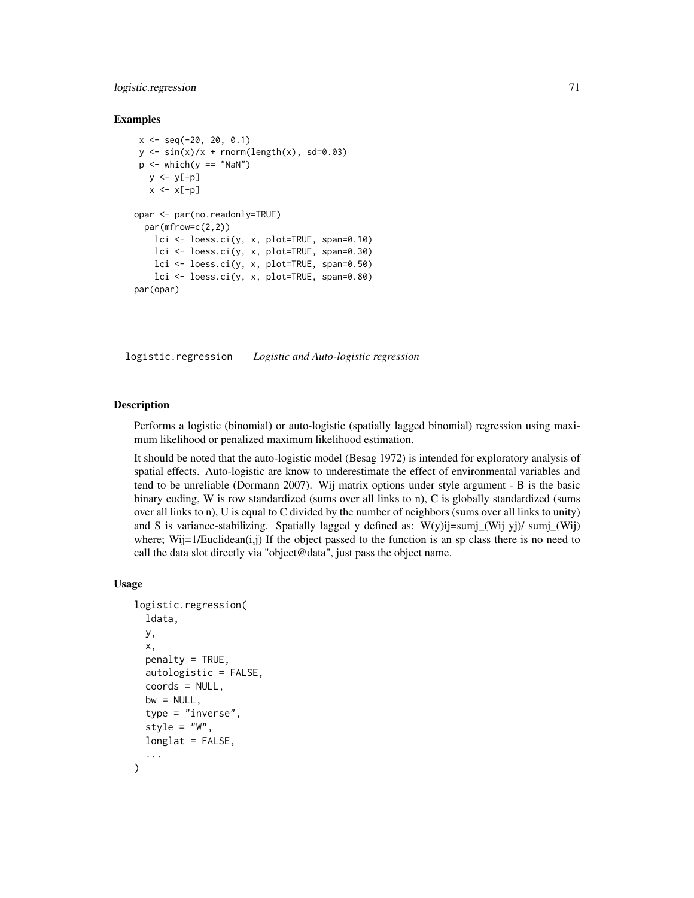## Examples

```
 x <- seq(-20, 20, 0.1)
 y <- sin(x)/x + rnorm(length(x), sd=0.03)
 p <- which(y == "NaN")
   y <- y[-p]
   x <- x[-p]

opar <- par(no.readonly=TRUE)
  par(mfrow=c(2,2))
    lci <- loess.ci(y, x, plot=TRUE, span=0.10)
    lci <- loess.ci(y, x, plot=TRUE, span=0.30)
    lci <- loess.ci(y, x, plot=TRUE, span=0.50)
    lci <- loess.ci(y, x, plot=TRUE, span=0.80)
par(opar)
```

---

# logistic.regression *Logistic and Auto-logistic regression*

---

## Description

Performs a logistic (binomial) or auto-logistic (spatially lagged binomial) regression using maximum likelihood or penalized maximum likelihood estimation.

It should be noted that the auto-logistic model (Besag 1972) is intended for exploratory analysis of spatial effects. Auto-logistic are know to underestimate the effect of environmental variables and tend to be unreliable (Dormann 2007). Wij matrix options under style argument - B is the basic binary coding, W is row standardized (sums over all links to n), C is globally standardized (sums over all links to n), U is equal to C divided by the number of neighbors (sums over all links to unity) and S is variance-stabilizing. Spatially lagged y defined as: W(y)ij=sumj_(Wij yj)/ sumj_(Wij) where; Wij=1/Euclidean(i,j) If the object passed to the function is an sp class there is no need to call the data slot directly via "object@data", just pass the object name.

## Usage

```
logistic.regression(
  ldata,
  y,
  x,
  penalty = TRUE,
  autologistic = FALSE,
  coords = NULL,
  bw = NULL,
  type = "inverse",
  style = "W",
  longlat = FALSE,
  ...
)
```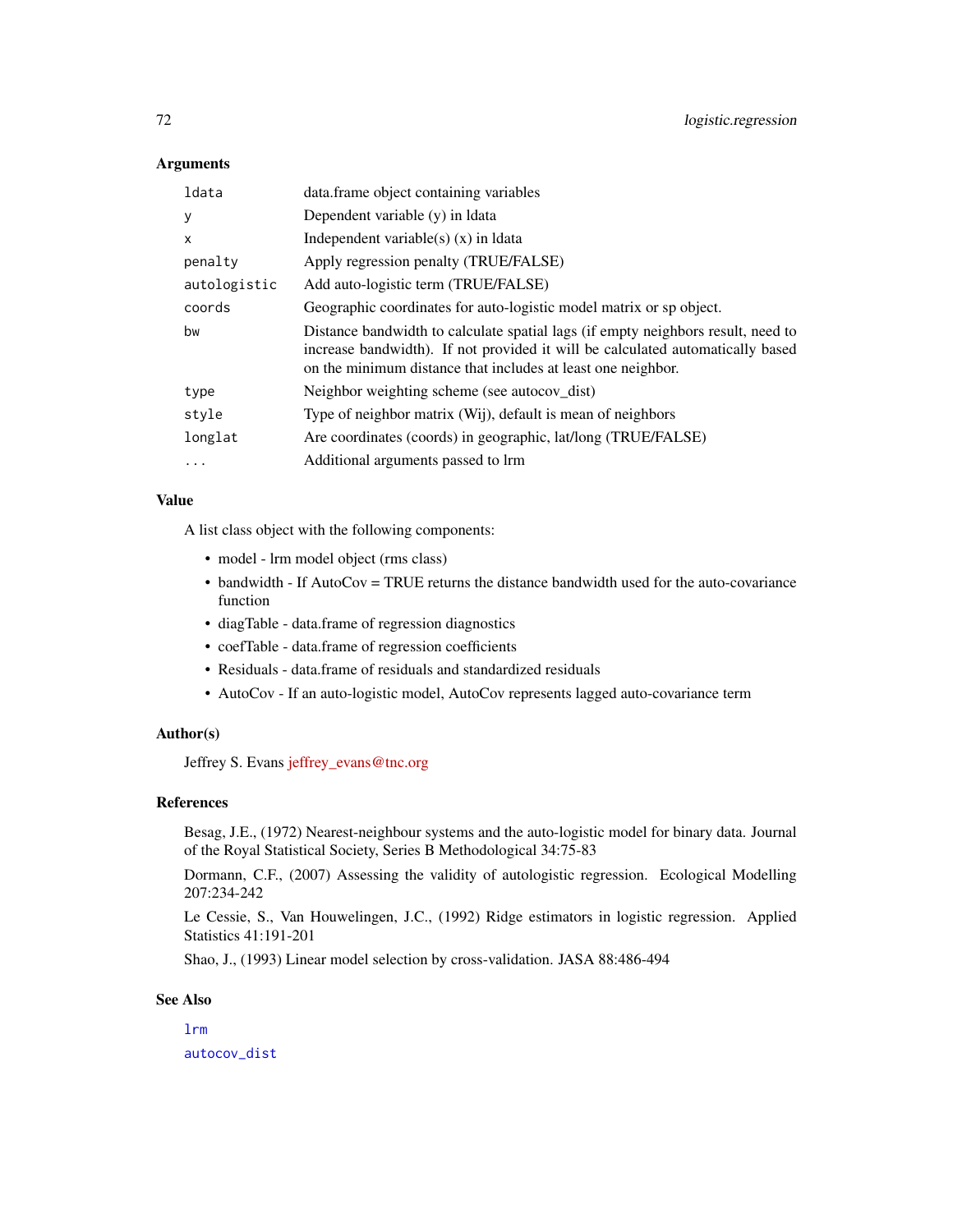## Arguments

| | |
|---|---|
| `ldata` | data.frame object containing variables |
| `y` | Dependent variable (y) in ldata |
| `x` | Independent variable(s) (x) in ldata |
| `penalty` | Apply regression penalty (TRUE/FALSE) |
| `autologistic` | Add auto-logistic term (TRUE/FALSE) |
| `coords` | Geographic coordinates for auto-logistic model matrix or sp object. |
| `bw` | Distance bandwidth to calculate spatial lags (if empty neighbors result, need to increase bandwidth). If not provided it will be calculated automatically based on the minimum distance that includes at least one neighbor. |
| `type` | Neighbor weighting scheme (see autocov_dist) |
| `style` | Type of neighbor matrix (Wij), default is mean of neighbors |
| `longlat` | Are coordinates (coords) in geographic, lat/long (TRUE/FALSE) |
| `...` | Additional arguments passed to lrm |

## Value

A list class object with the following components:

- model - lrm model object (rms class)
- bandwidth - If AutoCov = TRUE returns the distance bandwidth used for the auto-covariance function
- diagTable - data.frame of regression diagnostics
- coefTable - data.frame of regression coefficients
- Residuals - data.frame of residuals and standardized residuals
- AutoCov - If an auto-logistic model, AutoCov represents lagged auto-covariance term

## Author(s)

Jeffrey S. Evans jeffrey_evans@tnc.org

## References

Besag, J.E., (1972) Nearest-neighbour systems and the auto-logistic model for binary data. Journal of the Royal Statistical Society, Series B Methodological 34:75-83

Dormann, C.F., (2007) Assessing the validity of autologistic regression. Ecological Modelling 207:234-242

Le Cessie, S., Van Houwelingen, J.C., (1992) Ridge estimators in logistic regression. Applied Statistics 41:191-201

Shao, J., (1993) Linear model selection by cross-validation. JASA 88:486-494

## See Also

`lrm`

`autocov_dist`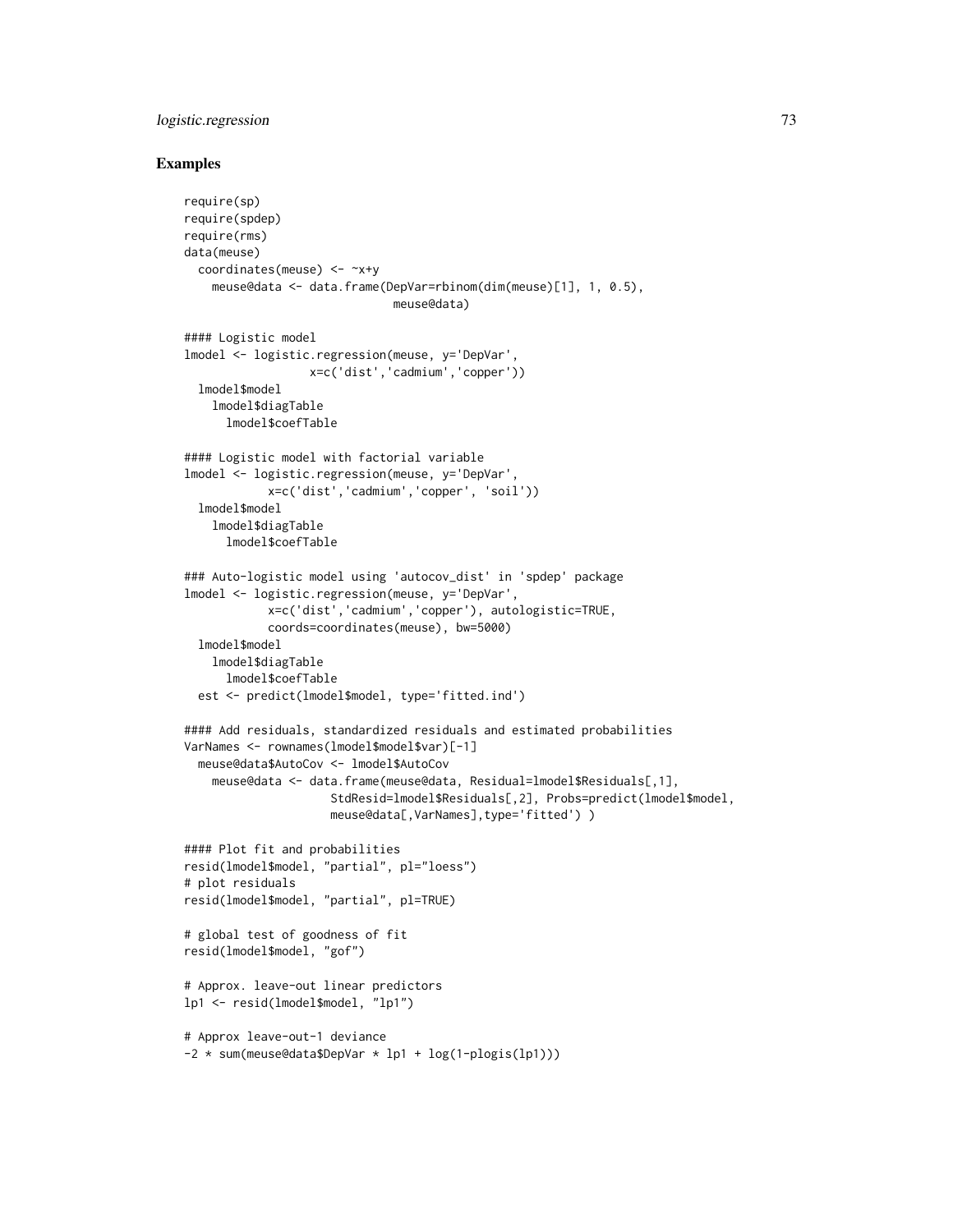## Examples

```
require(sp)
require(spdep)
require(rms)
data(meuse)
  coordinates(meuse) <- ~x+y
    meuse@data <- data.frame(DepVar=rbinom(dim(meuse)[1], 1, 0.5),
                             meuse@data)

#### Logistic model
lmodel <- logistic.regression(meuse, y='DepVar',
                  x=c('dist','cadmium','copper'))
  lmodel$model
    lmodel$diagTable
      lmodel$coefTable

#### Logistic model with factorial variable
lmodel <- logistic.regression(meuse, y='DepVar',
            x=c('dist','cadmium','copper', 'soil'))
  lmodel$model
    lmodel$diagTable
      lmodel$coefTable

### Auto-logistic model using 'autocov_dist' in 'spdep' package
lmodel <- logistic.regression(meuse, y='DepVar',
            x=c('dist','cadmium','copper'), autologistic=TRUE,
            coords=coordinates(meuse), bw=5000)
  lmodel$model
    lmodel$diagTable
      lmodel$coefTable
  est <- predict(lmodel$model, type='fitted.ind')

#### Add residuals, standardized residuals and estimated probabilities
VarNames <- rownames(lmodel$model$var)[-1]
  meuse@data$AutoCov <- lmodel$AutoCov
    meuse@data <- data.frame(meuse@data, Residual=lmodel$Residuals[,1],
                     StdResid=lmodel$Residuals[,2], Probs=predict(lmodel$model,
                     meuse@data[,VarNames],type='fitted') )

#### Plot fit and probabilities
resid(lmodel$model, "partial", pl="loess")
# plot residuals
resid(lmodel$model, "partial", pl=TRUE)

# global test of goodness of fit
resid(lmodel$model, "gof")

# Approx. leave-out linear predictors
lp1 <- resid(lmodel$model, "lp1")

# Approx leave-out-1 deviance
-2 * sum(meuse@data$DepVar * lp1 + log(1-plogis(lp1)))
```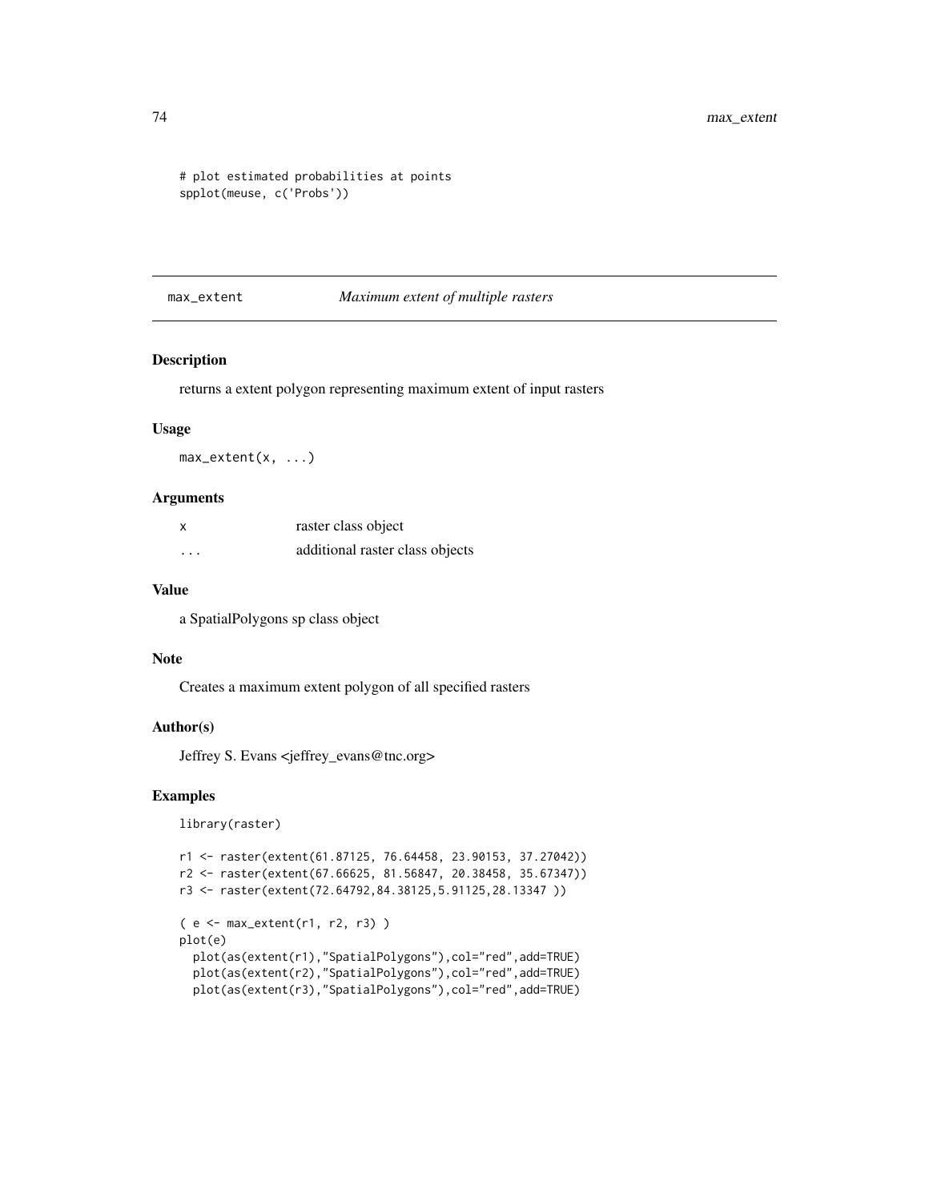```
# plot estimated probabilities at points
spplot(meuse, c('Probs'))
```

---

## max_extent — *Maximum extent of multiple rasters*

### Description

returns a extent polygon representing maximum extent of input rasters

### Usage

```
max_extent(x, ...)
```

### Arguments

| | |
|---|---|
| x | raster class object |
| ... | additional raster class objects |

### Value

a SpatialPolygons sp class object

### Note

Creates a maximum extent polygon of all specified rasters

### Author(s)

Jeffrey S. Evans <jeffrey_evans@tnc.org>

### Examples

```
library(raster)

r1 <- raster(extent(61.87125, 76.64458, 23.90153, 37.27042))
r2 <- raster(extent(67.66625, 81.56847, 20.38458, 35.67347))
r3 <- raster(extent(72.64792,84.38125,5.91125,28.13347 ))

( e <- max_extent(r1, r2, r3) )
plot(e)
  plot(as(extent(r1),"SpatialPolygons"),col="red",add=TRUE)
  plot(as(extent(r2),"SpatialPolygons"),col="red",add=TRUE)
  plot(as(extent(r3),"SpatialPolygons"),col="red",add=TRUE)
```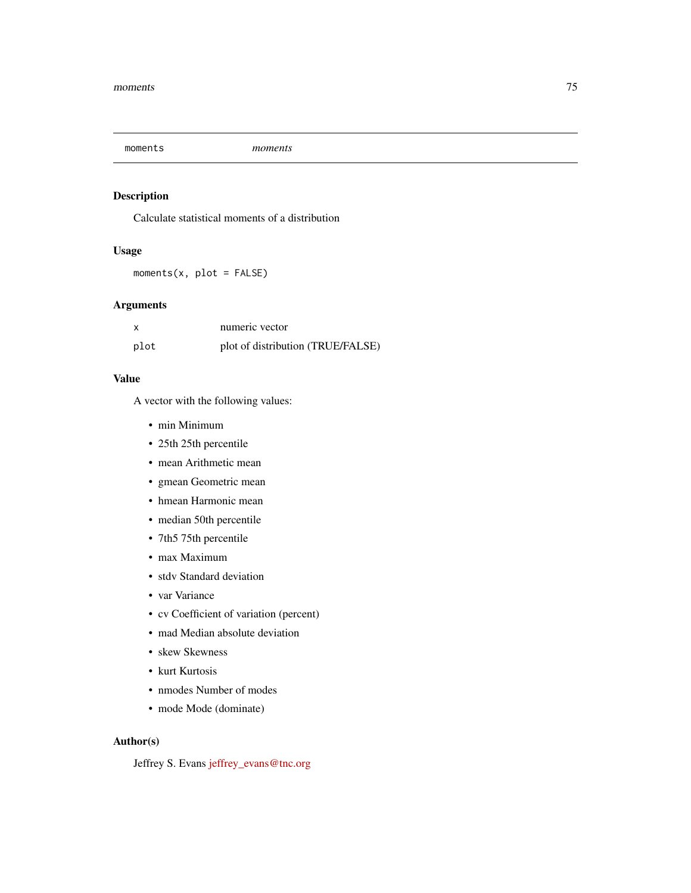## moments — *moments*

### Description

Calculate statistical moments of a distribution

### Usage

```
moments(x, plot = FALSE)
```

### Arguments

| | |
|---|---|
| x | numeric vector |
| plot | plot of distribution (TRUE/FALSE) |

### Value

A vector with the following values:

- min Minimum
- 25th 25th percentile
- mean Arithmetic mean
- gmean Geometric mean
- hmean Harmonic mean
- median 50th percentile
- 7th5 75th percentile
- max Maximum
- stdv Standard deviation
- var Variance
- cv Coefficient of variation (percent)
- mad Median absolute deviation
- skew Skewness
- kurt Kurtosis
- nmodes Number of modes
- mode Mode (dominate)

### Author(s)

Jeffrey S. Evans jeffrey_evans@tnc.org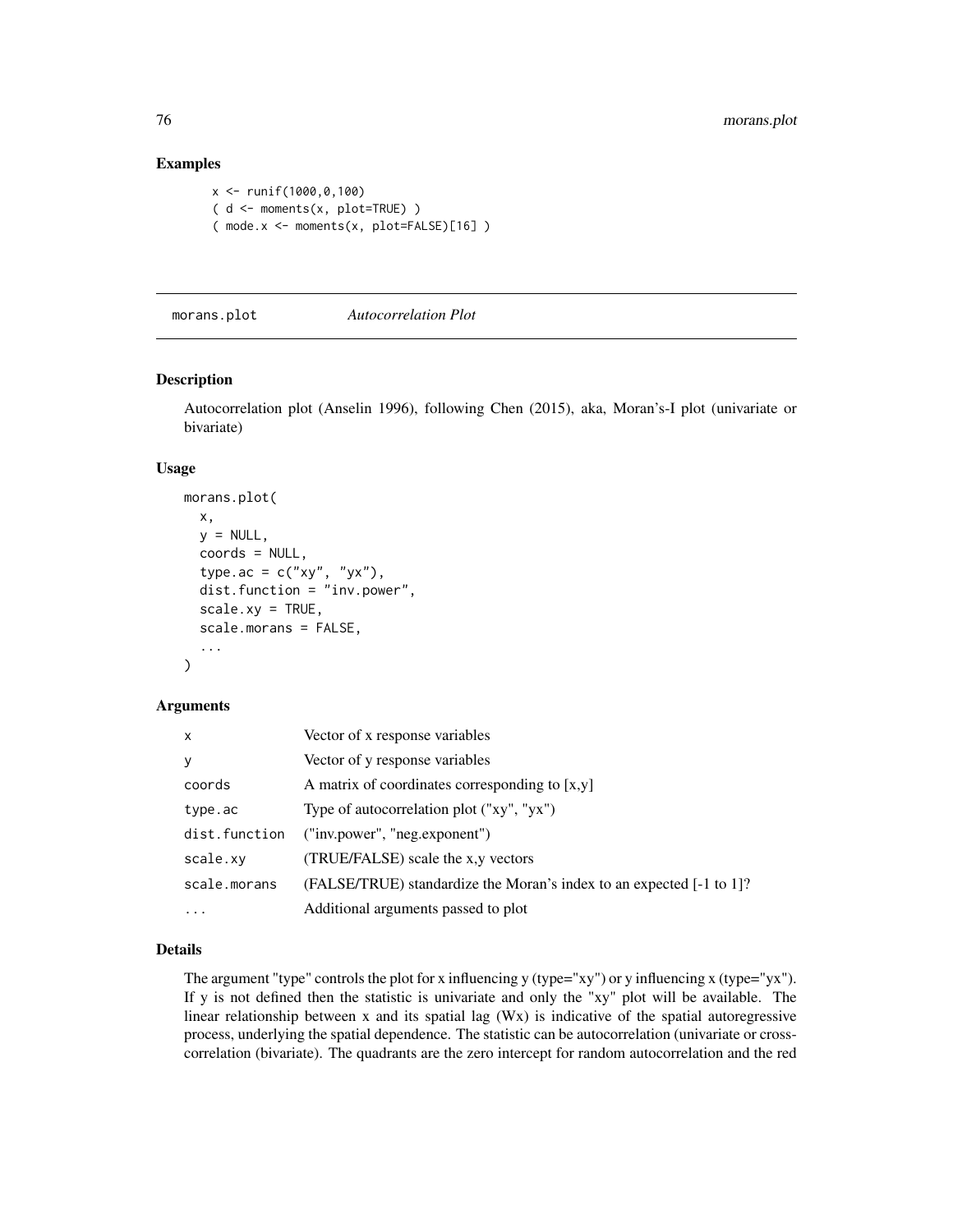## Examples

```
x <- runif(1000,0,100)
( d <- moments(x, plot=TRUE) )
( mode.x <- moments(x, plot=FALSE)[16] )
```

---

# morans.plot *Autocorrelation Plot*

---

## Description

Autocorrelation plot (Anselin 1996), following Chen (2015), aka, Moran's-I plot (univariate or bivariate)

## Usage

```
morans.plot(
  x,
  y = NULL,
  coords = NULL,
  type.ac = c("xy", "yx"),
  dist.function = "inv.power",
  scale.xy = TRUE,
  scale.morans = FALSE,
  ...
)
```

## Arguments

| | |
|---|---|
| x | Vector of x response variables |
| y | Vector of y response variables |
| coords | A matrix of coordinates corresponding to [x,y] |
| type.ac | Type of autocorrelation plot ("xy", "yx") |
| dist.function | ("inv.power", "neg.exponent") |
| scale.xy | (TRUE/FALSE) scale the x,y vectors |
| scale.morans | (FALSE/TRUE) standardize the Moran's index to an expected [-1 to 1]? |
| ... | Additional arguments passed to plot |

## Details

The argument "type" controls the plot for x influencing y (type="xy") or y influencing x (type="yx"). If y is not defined then the statistic is univariate and only the "xy" plot will be available. The linear relationship between x and its spatial lag (Wx) is indicative of the spatial autoregressive process, underlying the spatial dependence. The statistic can be autocorrelation (univariate or cross-correlation (bivariate). The quadrants are the zero intercept for random autocorrelation and the red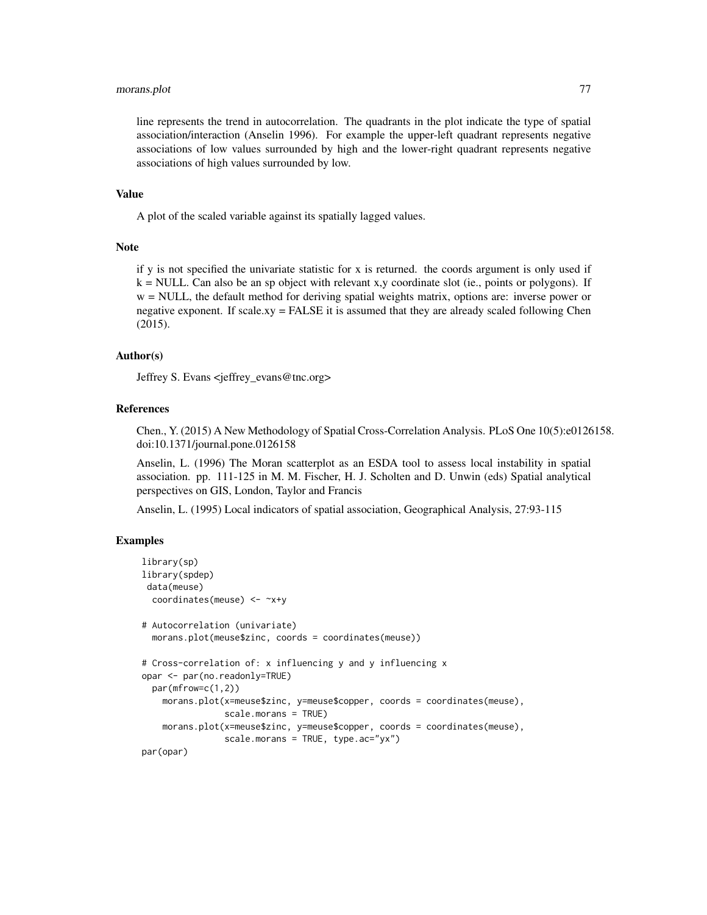line represents the trend in autocorrelation. The quadrants in the plot indicate the type of spatial association/interaction (Anselin 1996). For example the upper-left quadrant represents negative associations of low values surrounded by high and the lower-right quadrant represents negative associations of high values surrounded by low.

### Value

A plot of the scaled variable against its spatially lagged values.

### Note

if y is not specified the univariate statistic for x is returned. the coords argument is only used if k = NULL. Can also be an sp object with relevant x,y coordinate slot (ie., points or polygons). If w = NULL, the default method for deriving spatial weights matrix, options are: inverse power or negative exponent. If scale.xy = FALSE it is assumed that they are already scaled following Chen (2015).

### Author(s)

Jeffrey S. Evans <jeffrey_evans@tnc.org>

### References

Chen., Y. (2015) A New Methodology of Spatial Cross-Correlation Analysis. PLoS One 10(5):e0126158. doi:10.1371/journal.pone.0126158

Anselin, L. (1996) The Moran scatterplot as an ESDA tool to assess local instability in spatial association. pp. 111-125 in M. M. Fischer, H. J. Scholten and D. Unwin (eds) Spatial analytical perspectives on GIS, London, Taylor and Francis

Anselin, L. (1995) Local indicators of spatial association, Geographical Analysis, 27:93-115

### Examples

```
library(sp)
library(spdep)
 data(meuse)
  coordinates(meuse) <- ~x+y

# Autocorrelation (univariate)
  morans.plot(meuse$zinc, coords = coordinates(meuse))

# Cross-correlation of: x influencing y and y influencing x
opar <- par(no.readonly=TRUE)
  par(mfrow=c(1,2))
    morans.plot(x=meuse$zinc, y=meuse$copper, coords = coordinates(meuse),
                scale.morans = TRUE)
    morans.plot(x=meuse$zinc, y=meuse$copper, coords = coordinates(meuse),
                scale.morans = TRUE, type.ac="yx")
par(opar)
```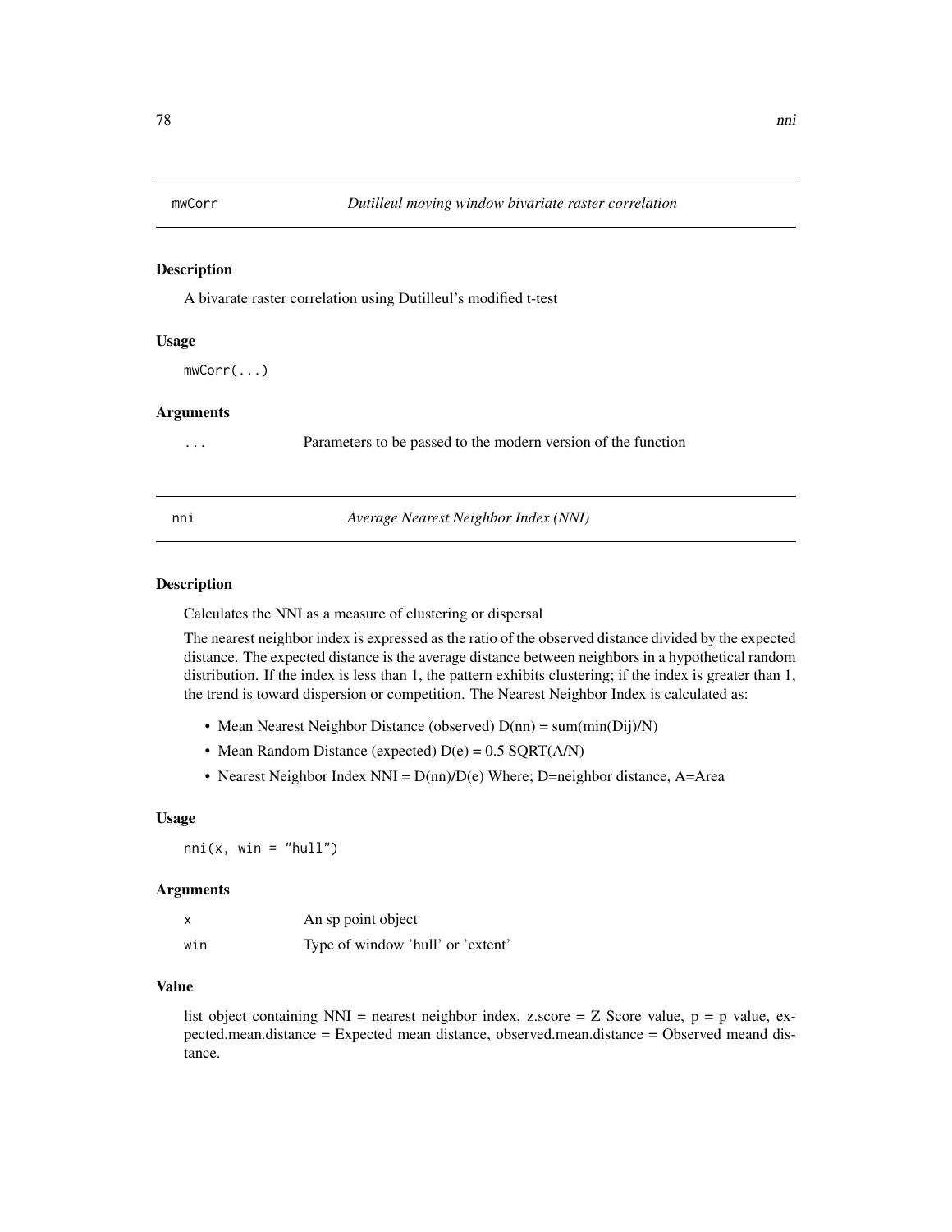## mwCorr *Dutilleul moving window bivariate raster correlation*

### Description

A bivarate raster correlation using Dutilleul's modified t-test

### Usage

```
mwCorr(...)
```

### Arguments

| | |
|---|---|
| ... | Parameters to be passed to the modern version of the function |

## nni *Average Nearest Neighbor Index (NNI)*

### Description

Calculates the NNI as a measure of clustering or dispersal

The nearest neighbor index is expressed as the ratio of the observed distance divided by the expected distance. The expected distance is the average distance between neighbors in a hypothetical random distribution. If the index is less than 1, the pattern exhibits clustering; if the index is greater than 1, the trend is toward dispersion or competition. The Nearest Neighbor Index is calculated as:

- Mean Nearest Neighbor Distance (observed) D(nn) = sum(min(Dij)/N)
- Mean Random Distance (expected) D(e) = 0.5 SQRT(A/N)
- Nearest Neighbor Index NNI = D(nn)/D(e) Where; D=neighbor distance, A=Area

### Usage

```
nni(x, win = "hull")
```

### Arguments

| | |
|---|---|
| x | An sp point object |
| win | Type of window 'hull' or 'extent' |

### Value

list object containing NNI = nearest neighbor index, z.score = Z Score value, p = p value, expected.mean.distance = Expected mean distance, observed.mean.distance = Observed meand distance.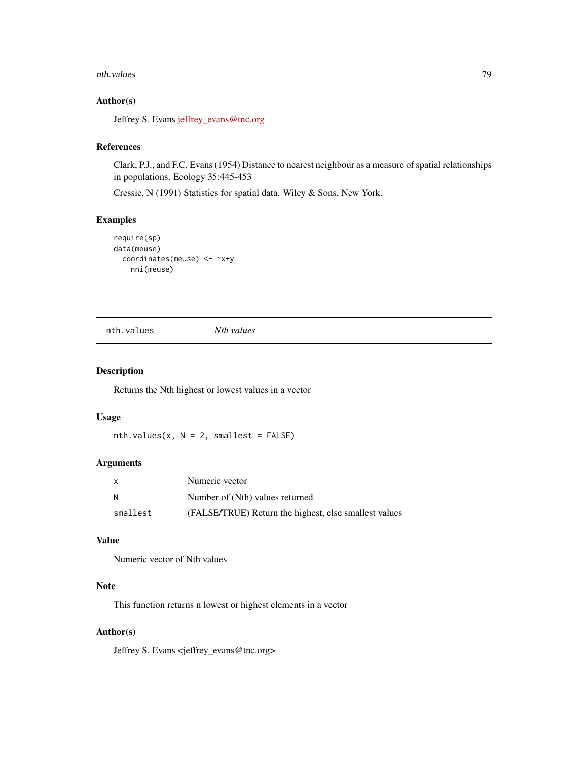### Author(s)

Jeffrey S. Evans jeffrey_evans@tnc.org

### References

Clark, P.J., and F.C. Evans (1954) Distance to nearest neighbour as a measure of spatial relationships in populations. Ecology 35:445-453

Cressie, N (1991) Statistics for spatial data. Wiley & Sons, New York.

### Examples

```
require(sp)
data(meuse)
  coordinates(meuse) <- ~x+y
    nni(meuse)
```

---

## nth.values &nbsp;&nbsp;&nbsp;&nbsp; *Nth values*

---

### Description

Returns the Nth highest or lowest values in a vector

### Usage

```
nth.values(x, N = 2, smallest = FALSE)
```

### Arguments

| | |
|---|---|
| x | Numeric vector |
| N | Number of (Nth) values returned |
| smallest | (FALSE/TRUE) Return the highest, else smallest values |

### Value

Numeric vector of Nth values

### Note

This function returns n lowest or highest elements in a vector

### Author(s)

Jeffrey S. Evans <jeffrey_evans@tnc.org>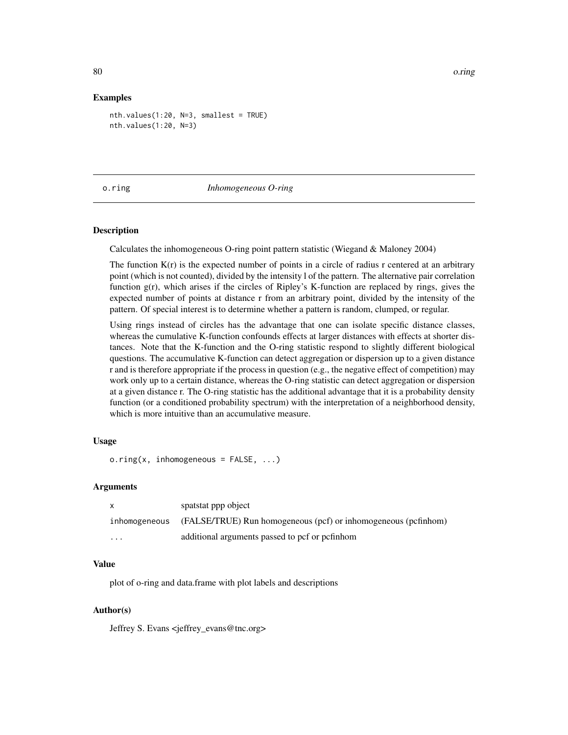## Examples

```
nth.values(1:20, N=3, smallest = TRUE)
nth.values(1:20, N=3)
```

---

# o.ring — *Inhomogeneous O-ring*

### Description

Calculates the inhomogeneous O-ring point pattern statistic (Wiegand & Maloney 2004)

The function K(r) is the expected number of points in a circle of radius r centered at an arbitrary point (which is not counted), divided by the intensity l of the pattern. The alternative pair correlation function g(r), which arises if the circles of Ripley's K-function are replaced by rings, gives the expected number of points at distance r from an arbitrary point, divided by the intensity of the pattern. Of special interest is to determine whether a pattern is random, clumped, or regular.

Using rings instead of circles has the advantage that one can isolate specific distance classes, whereas the cumulative K-function confounds effects at larger distances with effects at shorter distances. Note that the K-function and the O-ring statistic respond to slightly different biological questions. The accumulative K-function can detect aggregation or dispersion up to a given distance r and is therefore appropriate if the process in question (e.g., the negative effect of competition) may work only up to a certain distance, whereas the O-ring statistic can detect aggregation or dispersion at a given distance r. The O-ring statistic has the additional advantage that it is a probability density function (or a conditioned probability spectrum) with the interpretation of a neighborhood density, which is more intuitive than an accumulative measure.

### Usage

```
o.ring(x, inhomogeneous = FALSE, ...)
```

### Arguments

| | |
|---|---|
| `x` | spatstat ppp object |
| `inhomogeneous` | (FALSE/TRUE) Run homogeneous (pcf) or inhomogeneous (pcfinhom) |
| `...` | additional arguments passed to pcf or pcfinhom |

### Value

plot of o-ring and data.frame with plot labels and descriptions

### Author(s)

Jeffrey S. Evans <jeffrey_evans@tnc.org>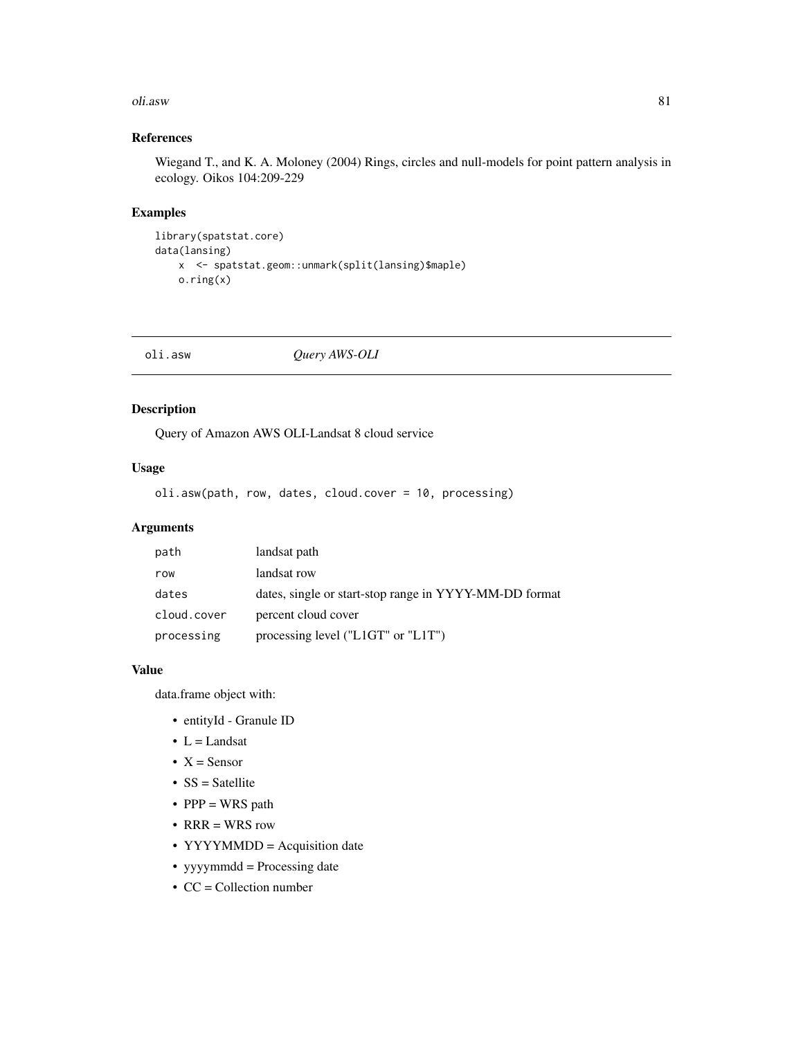## References

Wiegand T., and K. A. Moloney (2004) Rings, circles and null-models for point pattern analysis in ecology. Oikos 104:209-229

## Examples

```
library(spatstat.core)
data(lansing)
    x  <- spatstat.geom::unmark(split(lansing)$maple)
    o.ring(x)
```

---

# oli.asw *Query AWS-OLI*

## Description

Query of Amazon AWS OLI-Landsat 8 cloud service

## Usage

```
oli.asw(path, row, dates, cloud.cover = 10, processing)
```

## Arguments

| | |
|---|---|
| path | landsat path |
| row | landsat row |
| dates | dates, single or start-stop range in YYYY-MM-DD format |
| cloud.cover | percent cloud cover |
| processing | processing level ("L1GT" or "L1T") |

## Value

data.frame object with:

- entityId - Granule ID
- L = Landsat
- X = Sensor
- SS = Satellite
- PPP = WRS path
- RRR = WRS row
- YYYYMMDD = Acquisition date
- yyyymmdd = Processing date
- CC = Collection number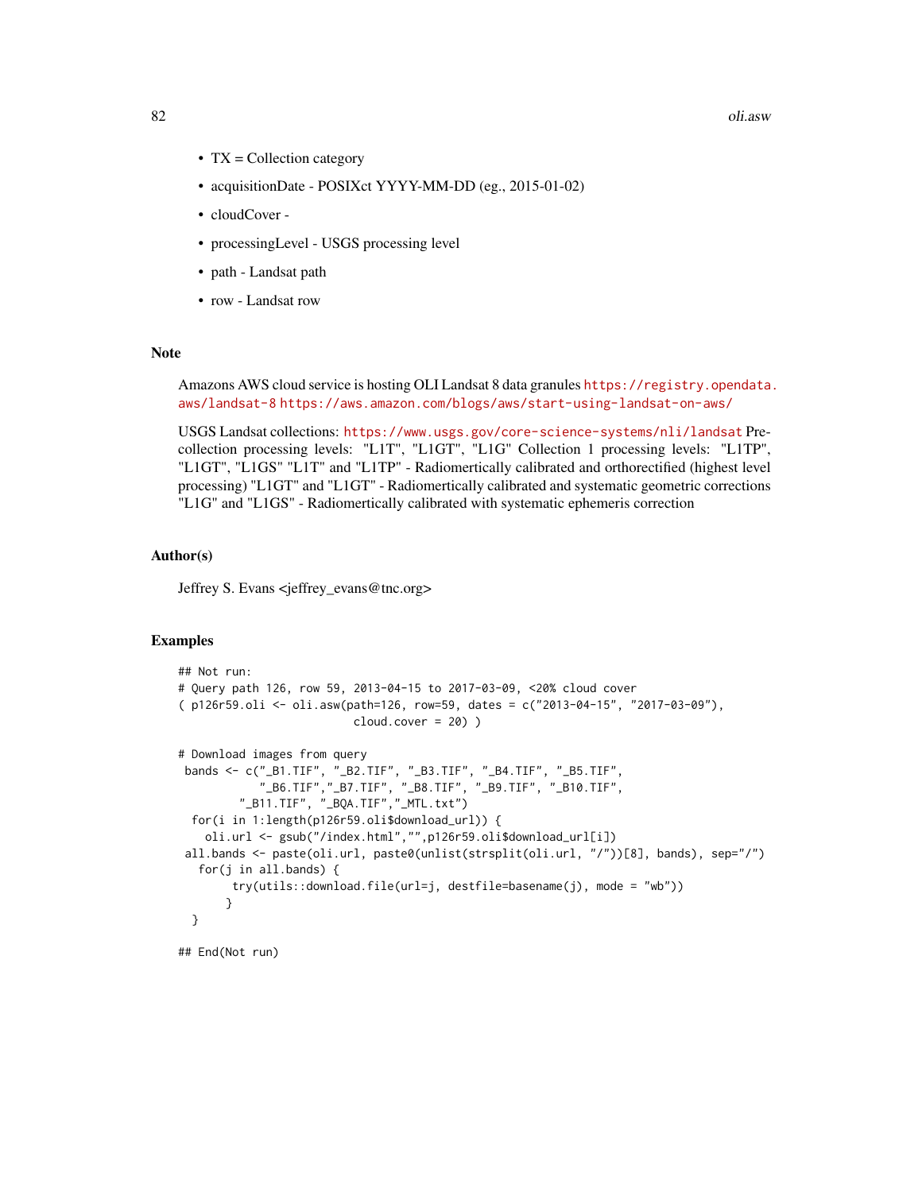- TX = Collection category
- acquisitionDate - POSIXct YYYY-MM-DD (eg., 2015-01-02)
- cloudCover -
- processingLevel - USGS processing level
- path - Landsat path
- row - Landsat row

## Note

Amazons AWS cloud service is hosting OLI Landsat 8 data granules https://registry.opendata.aws/landsat-8 https://aws.amazon.com/blogs/aws/start-using-landsat-on-aws/

USGS Landsat collections: https://www.usgs.gov/core-science-systems/nli/landsat Pre-collection processing levels: "L1T", "L1GT", "L1G" Collection 1 processing levels: "L1TP", "L1GT", "L1GS" "L1T" and "L1TP" - Radiomertically calibrated and orthorectified (highest level processing) "L1GT" and "L1GT" - Radiomertically calibrated and systematic geometric corrections "L1G" and "L1GS" - Radiomertically calibrated with systematic ephemeris correction

## Author(s)

Jeffrey S. Evans <jeffrey_evans@tnc.org>

## Examples

```
## Not run:
# Query path 126, row 59, 2013-04-15 to 2017-03-09, <20% cloud cover
( p126r59.oli <- oli.asw(path=126, row=59, dates = c("2013-04-15", "2017-03-09"),
                         cloud.cover = 20) )

# Download images from query
 bands <- c("_B1.TIF", "_B2.TIF", "_B3.TIF", "_B4.TIF", "_B5.TIF",
            "_B6.TIF","_B7.TIF", "_B8.TIF", "_B9.TIF", "_B10.TIF",
         "_B11.TIF", "_BQA.TIF","_MTL.txt")
  for(i in 1:length(p126r59.oli$download_url)) {
    oli.url <- gsub("/index.html","",p126r59.oli$download_url[i])
 all.bands <- paste(oli.url, paste0(unlist(strsplit(oli.url, "/"))[8], bands), sep="/")
   for(j in all.bands) {
        try(utils::download.file(url=j, destfile=basename(j), mode = "wb"))
       }
  }

## End(Not run)
```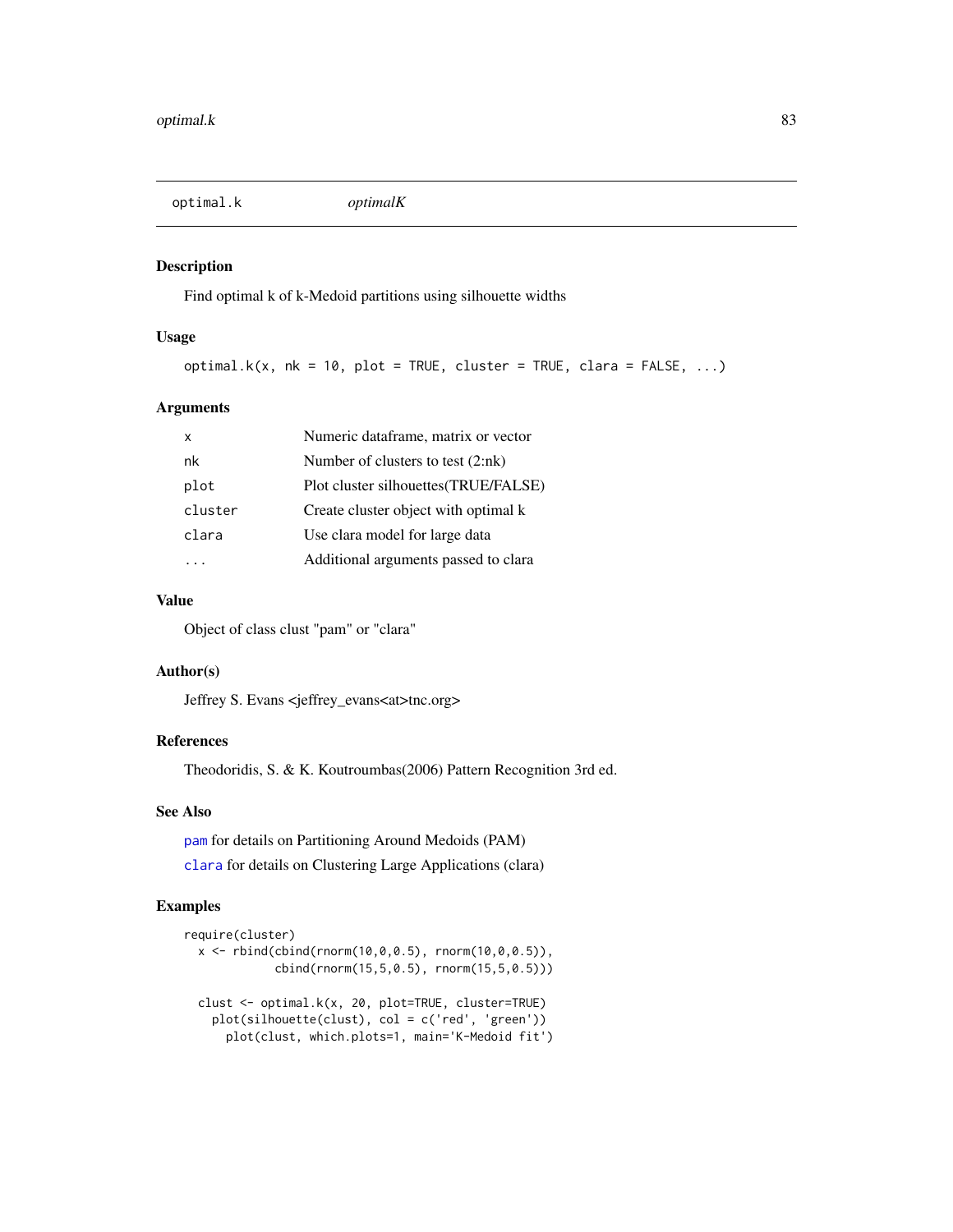optimal.k *optimalK*

## Description

Find optimal k of k-Medoid partitions using silhouette widths

## Usage

```
optimal.k(x, nk = 10, plot = TRUE, cluster = TRUE, clara = FALSE, ...)
```

## Arguments

| | |
|---|---|
| x | Numeric dataframe, matrix or vector |
| nk | Number of clusters to test (2:nk) |
| plot | Plot cluster silhouettes(TRUE/FALSE) |
| cluster | Create cluster object with optimal k |
| clara | Use clara model for large data |
| ... | Additional arguments passed to clara |

## Value

Object of class clust "pam" or "clara"

## Author(s)

Jeffrey S. Evans <jeffrey_evans<at>tnc.org>

## References

Theodoridis, S. & K. Koutroumbas(2006) Pattern Recognition 3rd ed.

## See Also

pam for details on Partitioning Around Medoids (PAM)

clara for details on Clustering Large Applications (clara)

## Examples

```
require(cluster)
  x <- rbind(cbind(rnorm(10,0,0.5), rnorm(10,0,0.5)),
             cbind(rnorm(15,5,0.5), rnorm(15,5,0.5)))

  clust <- optimal.k(x, 20, plot=TRUE, cluster=TRUE)
    plot(silhouette(clust), col = c('red', 'green'))
      plot(clust, which.plots=1, main='K-Medoid fit')
```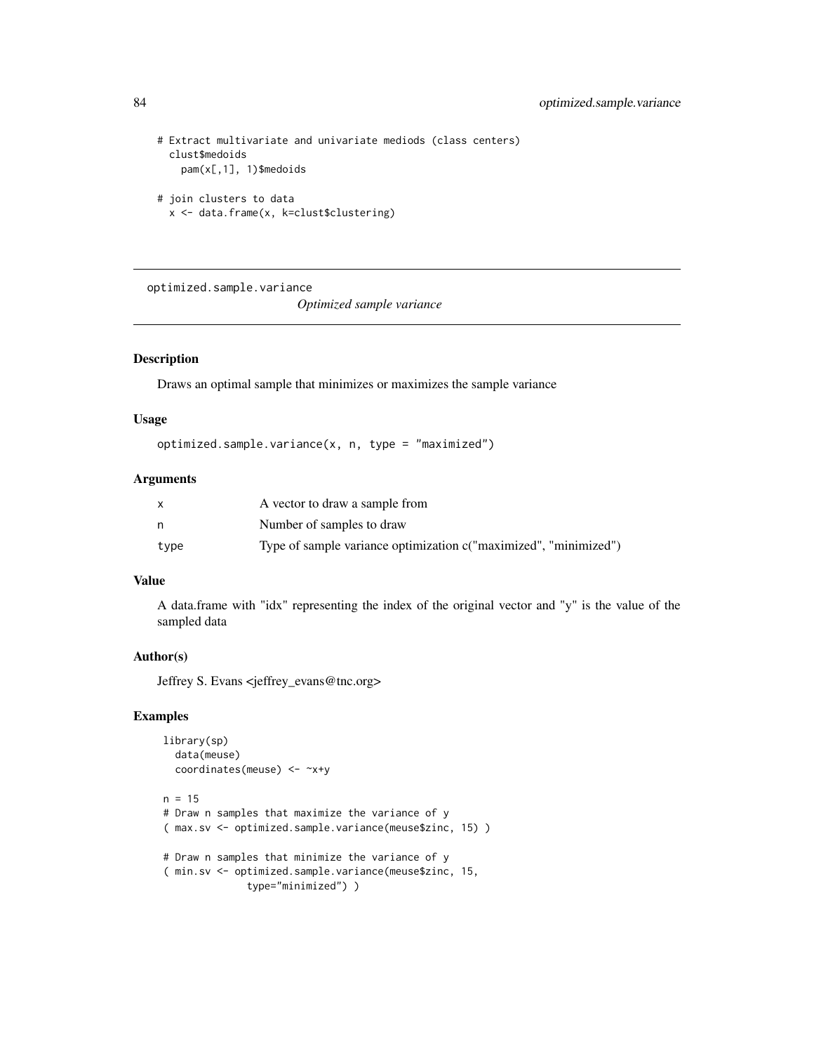```
# Extract multivariate and univariate mediods (class centers)
  clust$medoids
    pam(x[,1], 1)$medoids

# join clusters to data
  x <- data.frame(x, k=clust$clustering)
```

---

## optimized.sample.variance

*Optimized sample variance*

### Description

Draws an optimal sample that minimizes or maximizes the sample variance

### Usage

```
optimized.sample.variance(x, n, type = "maximized")
```

### Arguments

| | |
|---|---|
| x | A vector to draw a sample from |
| n | Number of samples to draw |
| type | Type of sample variance optimization c("maximized", "minimized") |

### Value

A data.frame with "idx" representing the index of the original vector and "y" is the value of the sampled data

### Author(s)

Jeffrey S. Evans <jeffrey_evans@tnc.org>

### Examples

```
library(sp)
  data(meuse)
  coordinates(meuse) <- ~x+y

n = 15
# Draw n samples that maximize the variance of y
( max.sv <- optimized.sample.variance(meuse$zinc, 15) )

# Draw n samples that minimize the variance of y
( min.sv <- optimized.sample.variance(meuse$zinc, 15,
            type="minimized") )
```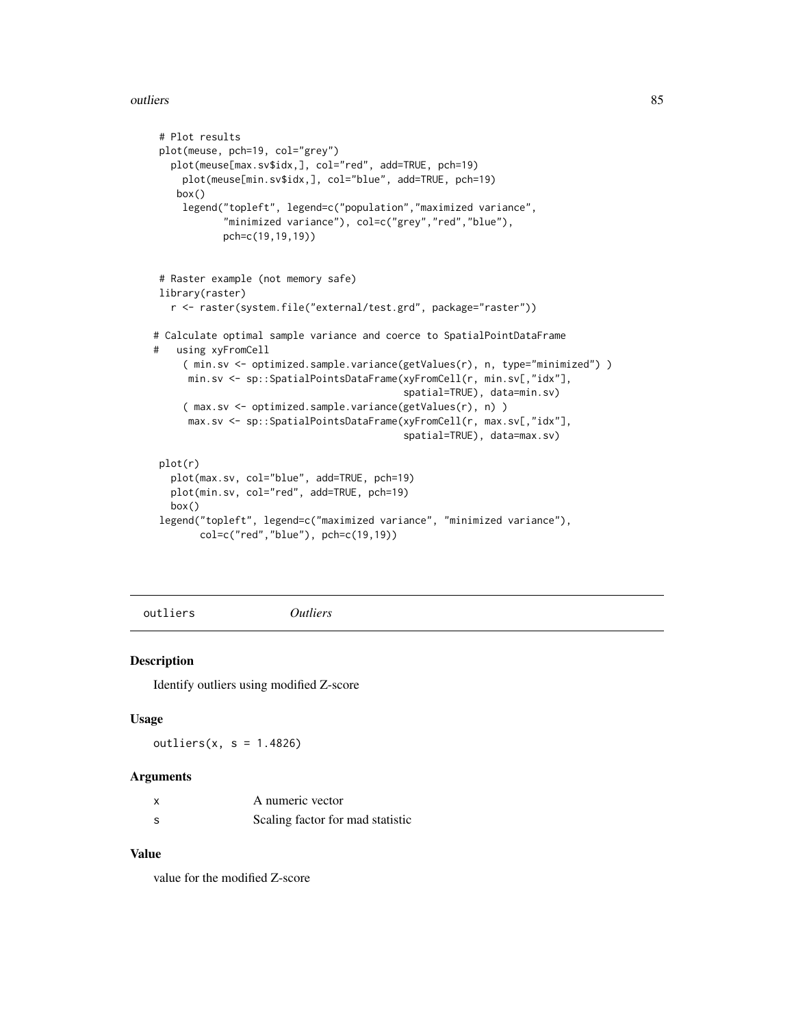```
# Plot results
plot(meuse, pch=19, col="grey")
  plot(meuse[max.sv$idx,], col="red", add=TRUE, pch=19)
    plot(meuse[min.sv$idx,], col="blue", add=TRUE, pch=19)
   box()
    legend("topleft", legend=c("population","maximized variance",
           "minimized variance"), col=c("grey","red","blue"),
           pch=c(19,19,19))


# Raster example (not memory safe)
library(raster)
  r <- raster(system.file("external/test.grd", package="raster"))

# Calculate optimal sample variance and coerce to SpatialPointDataFrame
#   using xyFromCell
    ( min.sv <- optimized.sample.variance(getValues(r), n, type="minimized") )
     min.sv <- sp::SpatialPointsDataFrame(xyFromCell(r, min.sv[,"idx"],
                                         spatial=TRUE), data=min.sv)
    ( max.sv <- optimized.sample.variance(getValues(r), n) )
     max.sv <- sp::SpatialPointsDataFrame(xyFromCell(r, max.sv[,"idx"],
                                         spatial=TRUE), data=max.sv)

plot(r)
  plot(max.sv, col="blue", add=TRUE, pch=19)
  plot(min.sv, col="red", add=TRUE, pch=19)
  box()
legend("topleft", legend=c("maximized variance", "minimized variance"),
       col=c("red","blue"), pch=c(19,19))
```

---

## outliers *Outliers*

### Description

Identify outliers using modified Z-score

### Usage

```
outliers(x, s = 1.4826)
```

### Arguments

| | |
|---|---|
| x | A numeric vector |
| s | Scaling factor for mad statistic |

### Value

value for the modified Z-score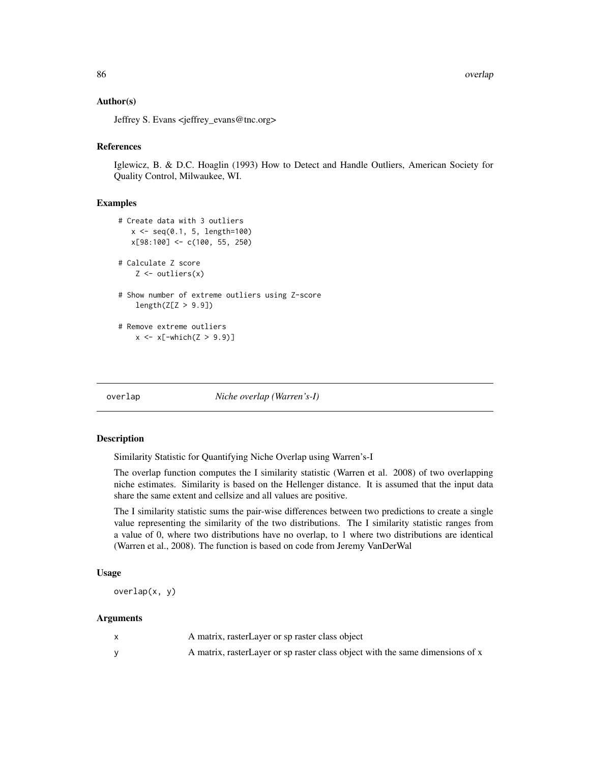### Author(s)

Jeffrey S. Evans <jeffrey_evans@tnc.org>

### References

Iglewicz, B. & D.C. Hoaglin (1993) How to Detect and Handle Outliers, American Society for Quality Control, Milwaukee, WI.

### Examples

```
# Create data with 3 outliers
   x <- seq(0.1, 5, length=100)
   x[98:100] <- c(100, 55, 250)

# Calculate Z score
    Z <- outliers(x)

# Show number of extreme outliers using Z-score
    length(Z[Z > 9.9])

# Remove extreme outliers
    x <- x[-which(Z > 9.9)]
```

---

## overlap — *Niche overlap (Warren's-I)*

---

### Description

Similarity Statistic for Quantifying Niche Overlap using Warren's-I

The overlap function computes the I similarity statistic (Warren et al. 2008) of two overlapping niche estimates. Similarity is based on the Hellenger distance. It is assumed that the input data share the same extent and cellsize and all values are positive.

The I similarity statistic sums the pair-wise differences between two predictions to create a single value representing the similarity of the two distributions. The I similarity statistic ranges from a value of 0, where two distributions have no overlap, to 1 where two distributions are identical (Warren et al., 2008). The function is based on code from Jeremy VanDerWal

### Usage

```
overlap(x, y)
```

### Arguments

| | |
|---|---|
| x | A matrix, rasterLayer or sp raster class object |
| y | A matrix, rasterLayer or sp raster class object with the same dimensions of x |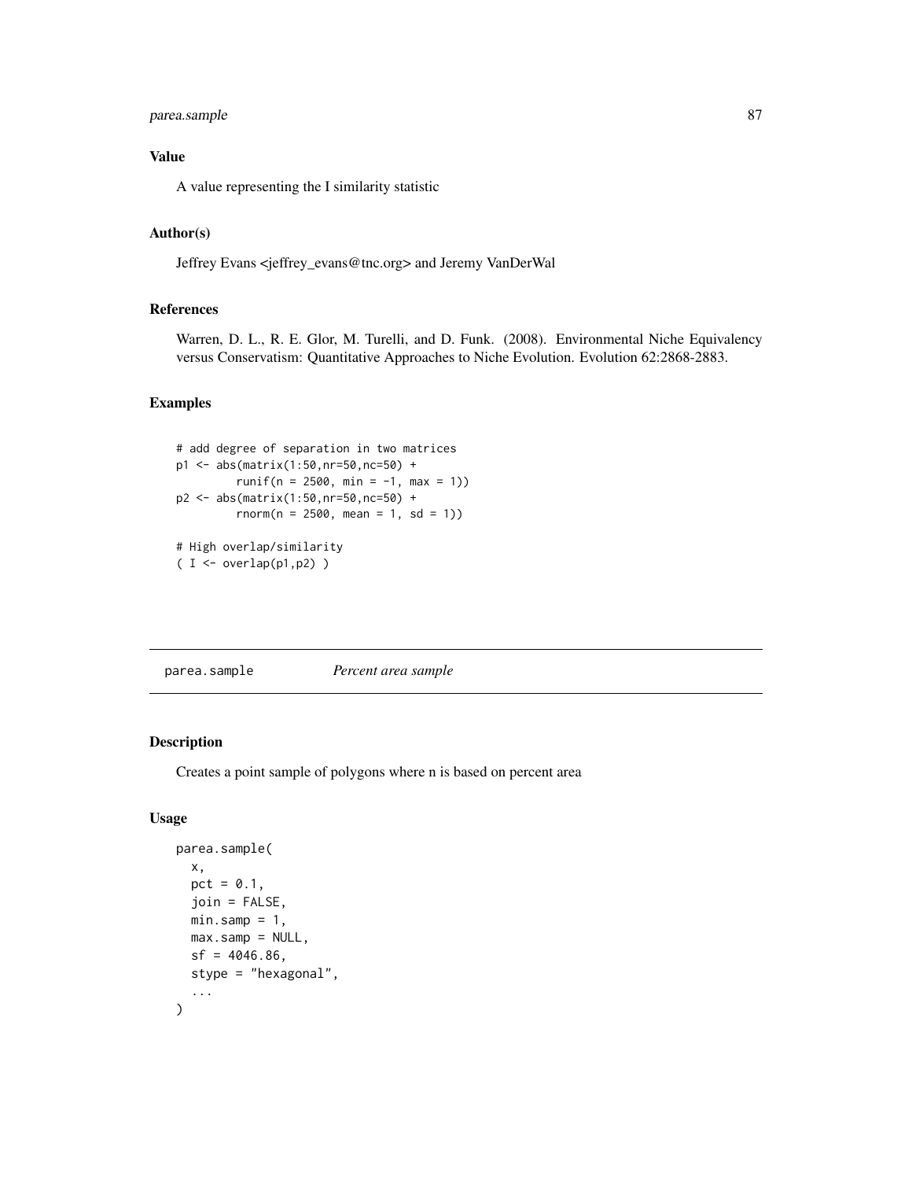## Value

A value representing the I similarity statistic

## Author(s)

Jeffrey Evans <jeffrey_evans@tnc.org> and Jeremy VanDerWal

## References

Warren, D. L., R. E. Glor, M. Turelli, and D. Funk. (2008). Environmental Niche Equivalency versus Conservatism: Quantitative Approaches to Niche Evolution. Evolution 62:2868-2883.

## Examples

```
# add degree of separation in two matrices
p1 <- abs(matrix(1:50,nr=50,nc=50) +
        runif(n = 2500, min = -1, max = 1))
p2 <- abs(matrix(1:50,nr=50,nc=50) +
        rnorm(n = 2500, mean = 1, sd = 1))

# High overlap/similarity
( I <- overlap(p1,p2) )
```

---

# parea.sample    *Percent area sample*

---

## Description

Creates a point sample of polygons where n is based on percent area

## Usage

```
parea.sample(
  x,
  pct = 0.1,
  join = FALSE,
  min.samp = 1,
  max.samp = NULL,
  sf = 4046.86,
  stype = "hexagonal",
  ...
)
```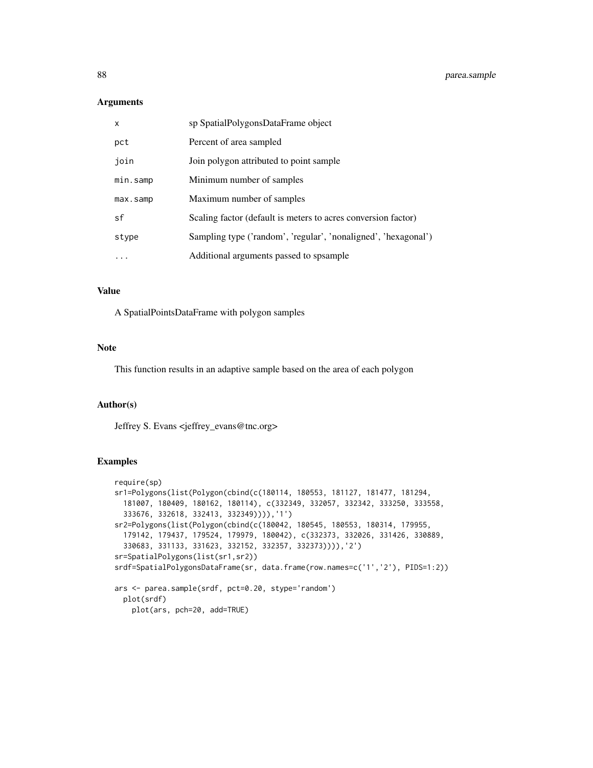## Arguments

| | |
|---|---|
| x | sp SpatialPolygonsDataFrame object |
| pct | Percent of area sampled |
| join | Join polygon attributed to point sample |
| min.samp | Minimum number of samples |
| max.samp | Maximum number of samples |
| sf | Scaling factor (default is meters to acres conversion factor) |
| stype | Sampling type ('random', 'regular', 'nonaligned', 'hexagonal') |
| ... | Additional arguments passed to spsample |

## Value

A SpatialPointsDataFrame with polygon samples

## Note

This function results in an adaptive sample based on the area of each polygon

## Author(s)

Jeffrey S. Evans <jeffrey_evans@tnc.org>

## Examples

```
require(sp)
sr1=Polygons(list(Polygon(cbind(c(180114, 180553, 181127, 181477, 181294,
  181007, 180409, 180162, 180114), c(332349, 332057, 332342, 333250, 333558,
  333676, 332618, 332413, 332349)))),'1')
sr2=Polygons(list(Polygon(cbind(c(180042, 180545, 180553, 180314, 179955,
  179142, 179437, 179524, 179979, 180042), c(332373, 332026, 331426, 330889,
  330683, 331133, 331623, 332152, 332357, 332373)))),'2')
sr=SpatialPolygons(list(sr1,sr2))
srdf=SpatialPolygonsDataFrame(sr, data.frame(row.names=c('1','2'), PIDS=1:2))

ars <- parea.sample(srdf, pct=0.20, stype='random')
  plot(srdf)
    plot(ars, pch=20, add=TRUE)
```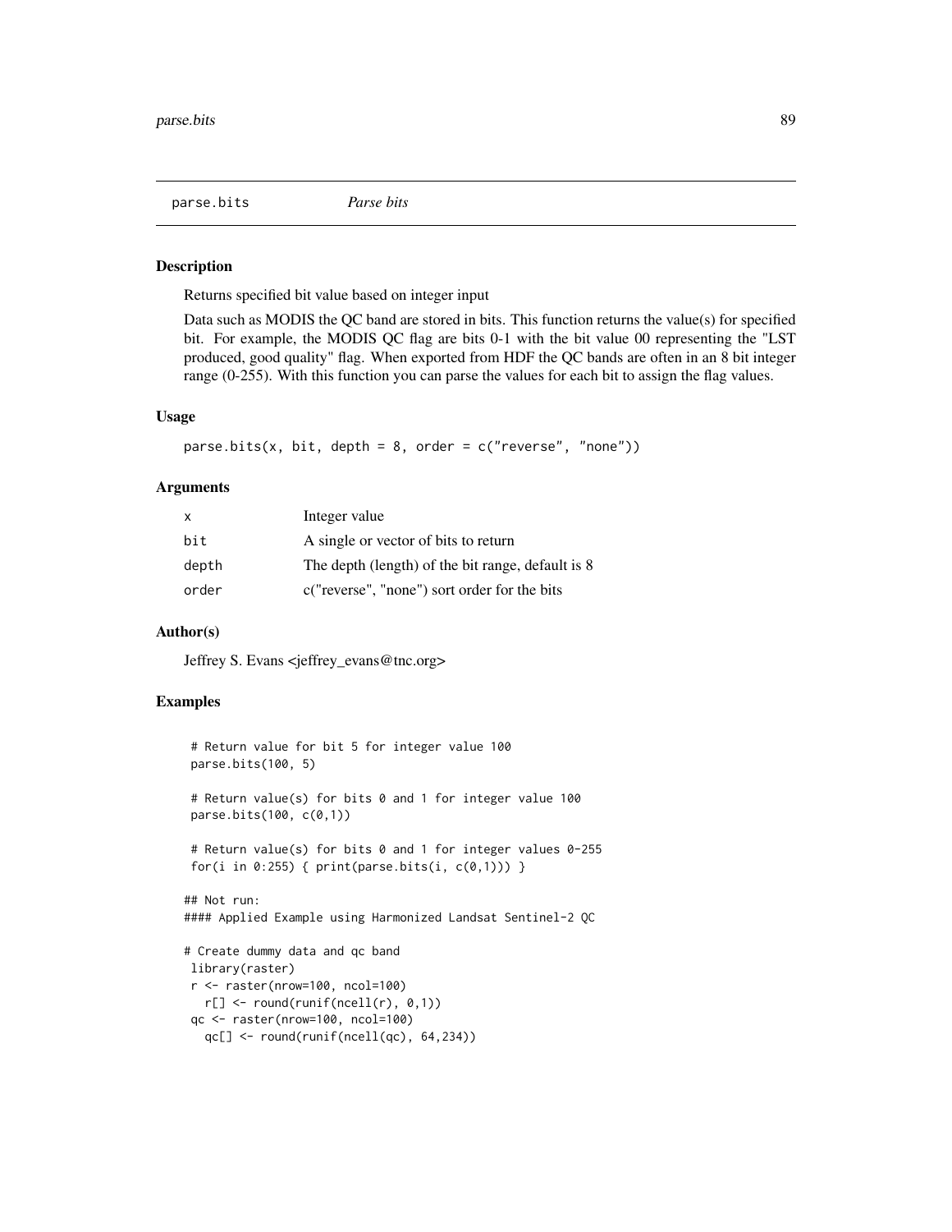parse.bits *Parse bits*

## Description

Returns specified bit value based on integer input

Data such as MODIS the QC band are stored in bits. This function returns the value(s) for specified bit. For example, the MODIS QC flag are bits 0-1 with the bit value 00 representing the "LST produced, good quality" flag. When exported from HDF the QC bands are often in an 8 bit integer range (0-255). With this function you can parse the values for each bit to assign the flag values.

## Usage

```
parse.bits(x, bit, depth = 8, order = c("reverse", "none"))
```

## Arguments

| | |
|---|---|
| x | Integer value |
| bit | A single or vector of bits to return |
| depth | The depth (length) of the bit range, default is 8 |
| order | c("reverse", "none") sort order for the bits |

## Author(s)

Jeffrey S. Evans <jeffrey_evans@tnc.org>

## Examples

```
 # Return value for bit 5 for integer value 100
 parse.bits(100, 5)

 # Return value(s) for bits 0 and 1 for integer value 100
 parse.bits(100, c(0,1))

 # Return value(s) for bits 0 and 1 for integer values 0-255
 for(i in 0:255) { print(parse.bits(i, c(0,1))) }

## Not run:
#### Applied Example using Harmonized Landsat Sentinel-2 QC

# Create dummy data and qc band
 library(raster)
 r <- raster(nrow=100, ncol=100)
   r[] <- round(runif(ncell(r), 0,1))
 qc <- raster(nrow=100, ncol=100)
   qc[] <- round(runif(ncell(qc), 64,234))
```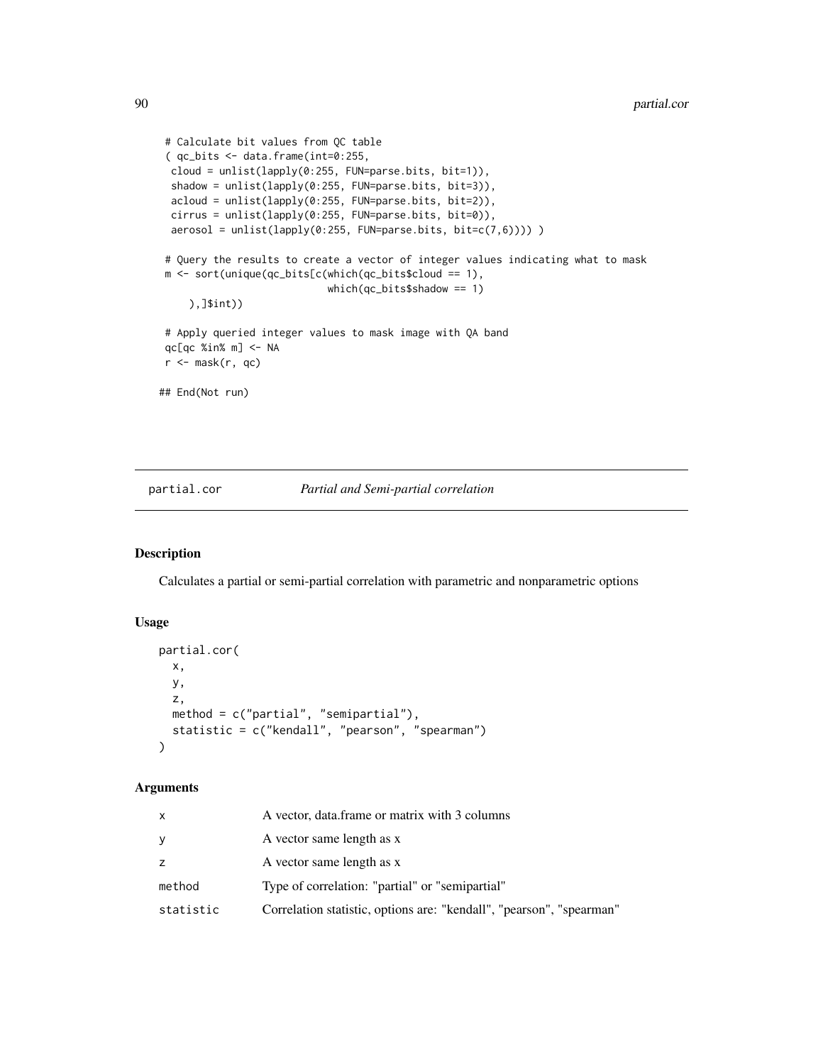```
 # Calculate bit values from QC table
 ( qc_bits <- data.frame(int=0:255,
  cloud = unlist(lapply(0:255, FUN=parse.bits, bit=1)),
  shadow = unlist(lapply(0:255, FUN=parse.bits, bit=3)),
  acloud = unlist(lapply(0:255, FUN=parse.bits, bit=2)),
  cirrus = unlist(lapply(0:255, FUN=parse.bits, bit=0)),
  aerosol = unlist(lapply(0:255, FUN=parse.bits, bit=c(7,6)))) )

 # Query the results to create a vector of integer values indicating what to mask
 m <- sort(unique(qc_bits[c(which(qc_bits$cloud == 1),
                            which(qc_bits$shadow == 1)
     ),]$int))

 # Apply queried integer values to mask image with QA band
 qc[qc %in% m] <- NA
 r <- mask(r, qc)

## End(Not run)
```

## partial.cor — *Partial and Semi-partial correlation*

### Description

Calculates a partial or semi-partial correlation with parametric and nonparametric options

### Usage

```
partial.cor(
  x,
  y,
  z,
  method = c("partial", "semipartial"),
  statistic = c("kendall", "pearson", "spearman")
)
```

### Arguments

| | |
|---|---|
| x | A vector, data.frame or matrix with 3 columns |
| y | A vector same length as x |
| z | A vector same length as x |
| method | Type of correlation: "partial" or "semipartial" |
| statistic | Correlation statistic, options are: "kendall", "pearson", "spearman" |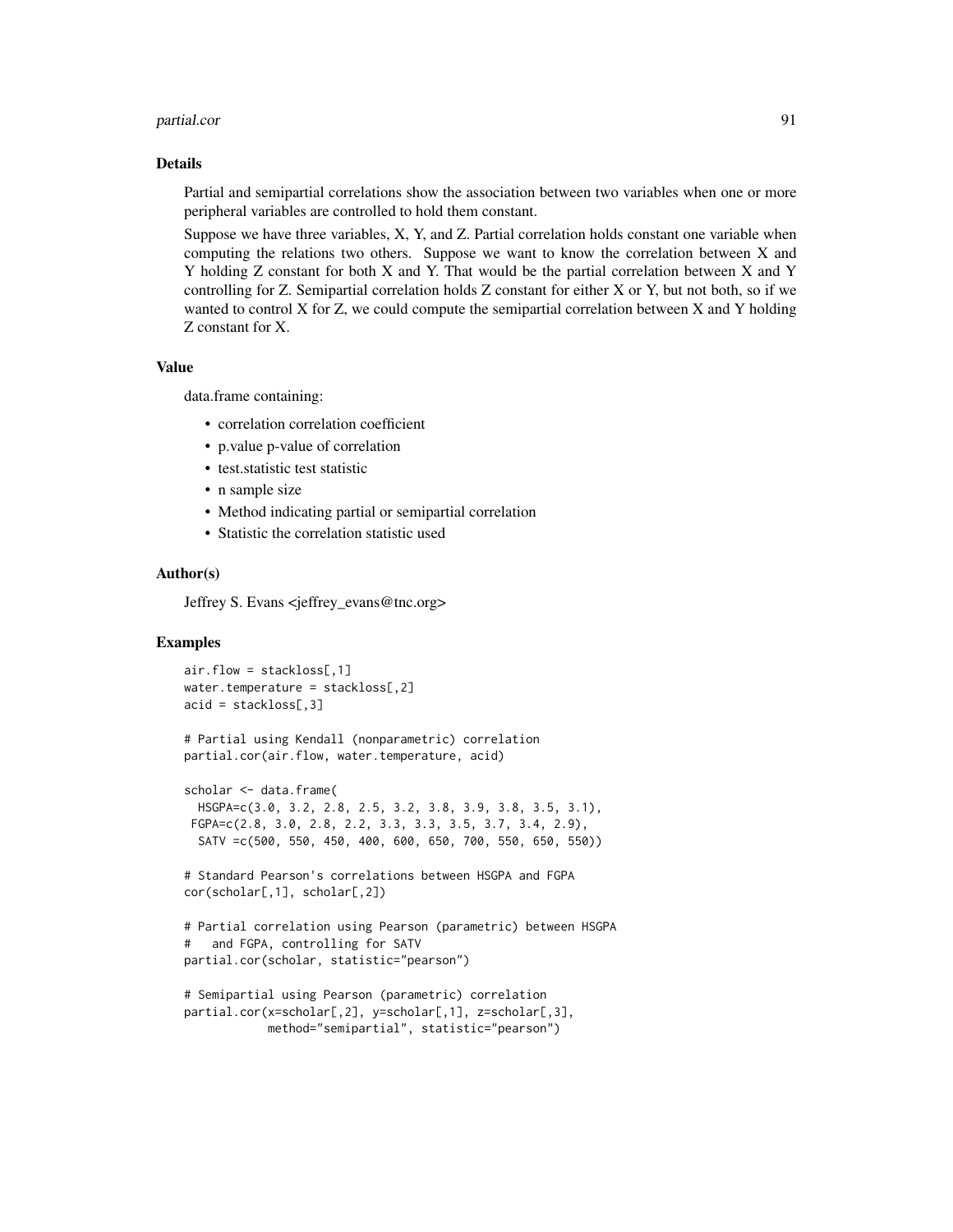### Details

Partial and semipartial correlations show the association between two variables when one or more peripheral variables are controlled to hold them constant.

Suppose we have three variables, X, Y, and Z. Partial correlation holds constant one variable when computing the relations two others. Suppose we want to know the correlation between X and Y holding Z constant for both X and Y. That would be the partial correlation between X and Y controlling for Z. Semipartial correlation holds Z constant for either X or Y, but not both, so if we wanted to control X for Z, we could compute the semipartial correlation between X and Y holding Z constant for X.

### Value

data.frame containing:

- correlation correlation coefficient
- p.value p-value of correlation
- test.statistic test statistic
- n sample size
- Method indicating partial or semipartial correlation
- Statistic the correlation statistic used

### Author(s)

Jeffrey S. Evans <jeffrey_evans@tnc.org>

### Examples

```
air.flow = stackloss[,1]
water.temperature = stackloss[,2]
acid = stackloss[,3]

# Partial using Kendall (nonparametric) correlation
partial.cor(air.flow, water.temperature, acid)

scholar <- data.frame(
  HSGPA=c(3.0, 3.2, 2.8, 2.5, 3.2, 3.8, 3.9, 3.8, 3.5, 3.1),
 FGPA=c(2.8, 3.0, 2.8, 2.2, 3.3, 3.3, 3.5, 3.7, 3.4, 2.9),
  SATV =c(500, 550, 450, 400, 600, 650, 700, 550, 650, 550))

# Standard Pearson's correlations between HSGPA and FGPA
cor(scholar[,1], scholar[,2])

# Partial correlation using Pearson (parametric) between HSGPA
#   and FGPA, controlling for SATV
partial.cor(scholar, statistic="pearson")

# Semipartial using Pearson (parametric) correlation
partial.cor(x=scholar[,2], y=scholar[,1], z=scholar[,3],
            method="semipartial", statistic="pearson")
```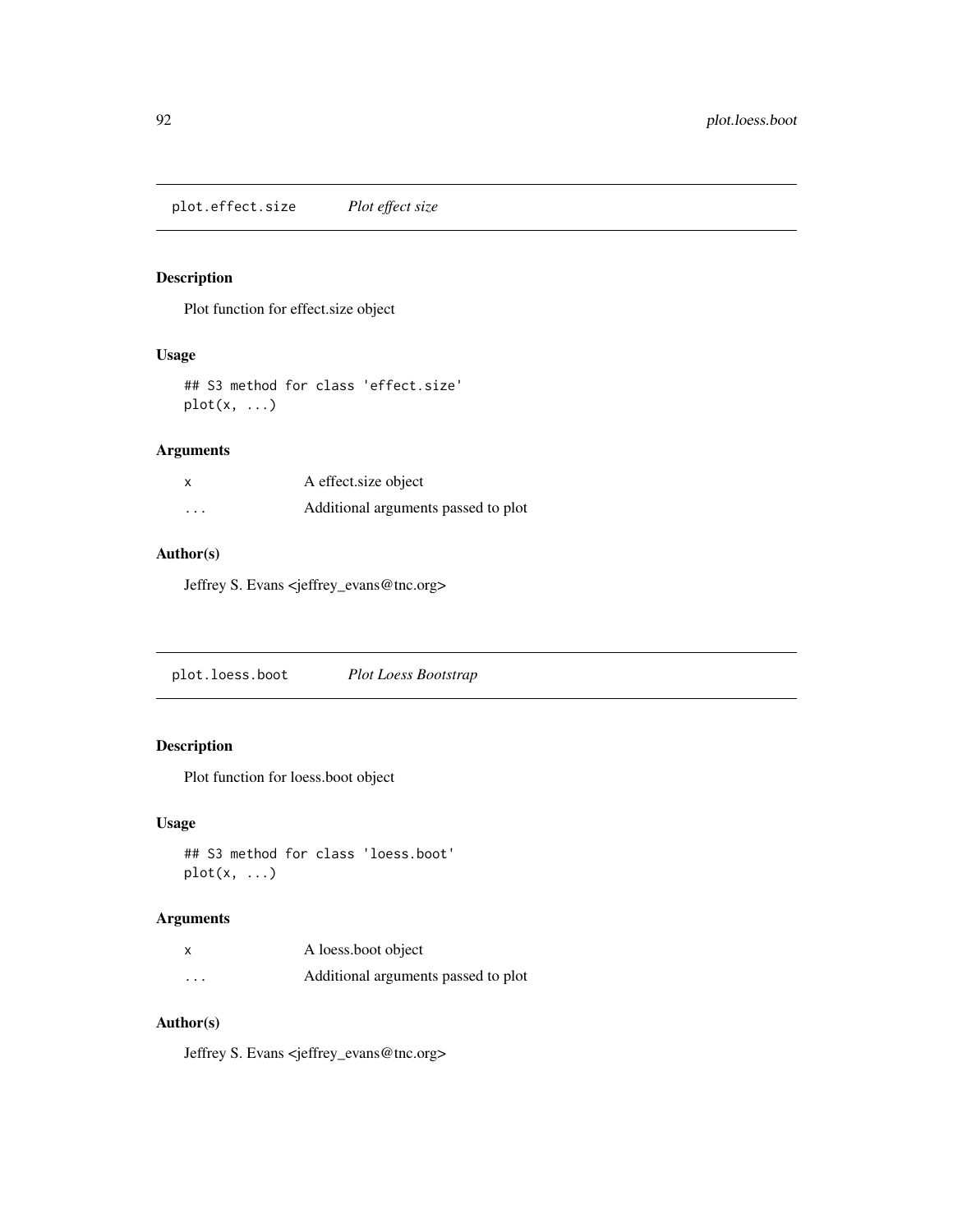## plot.effect.size *Plot effect size*

### Description

Plot function for effect.size object

### Usage

```
## S3 method for class 'effect.size'
plot(x, ...)
```

### Arguments

| | |
|---|---|
| x | A effect.size object |
| ... | Additional arguments passed to plot |

### Author(s)

Jeffrey S. Evans <jeffrey_evans@tnc.org>

## plot.loess.boot *Plot Loess Bootstrap*

### Description

Plot function for loess.boot object

### Usage

```
## S3 method for class 'loess.boot'
plot(x, ...)
```

### Arguments

| | |
|---|---|
| x | A loess.boot object |
| ... | Additional arguments passed to plot |

### Author(s)

Jeffrey S. Evans <jeffrey_evans@tnc.org>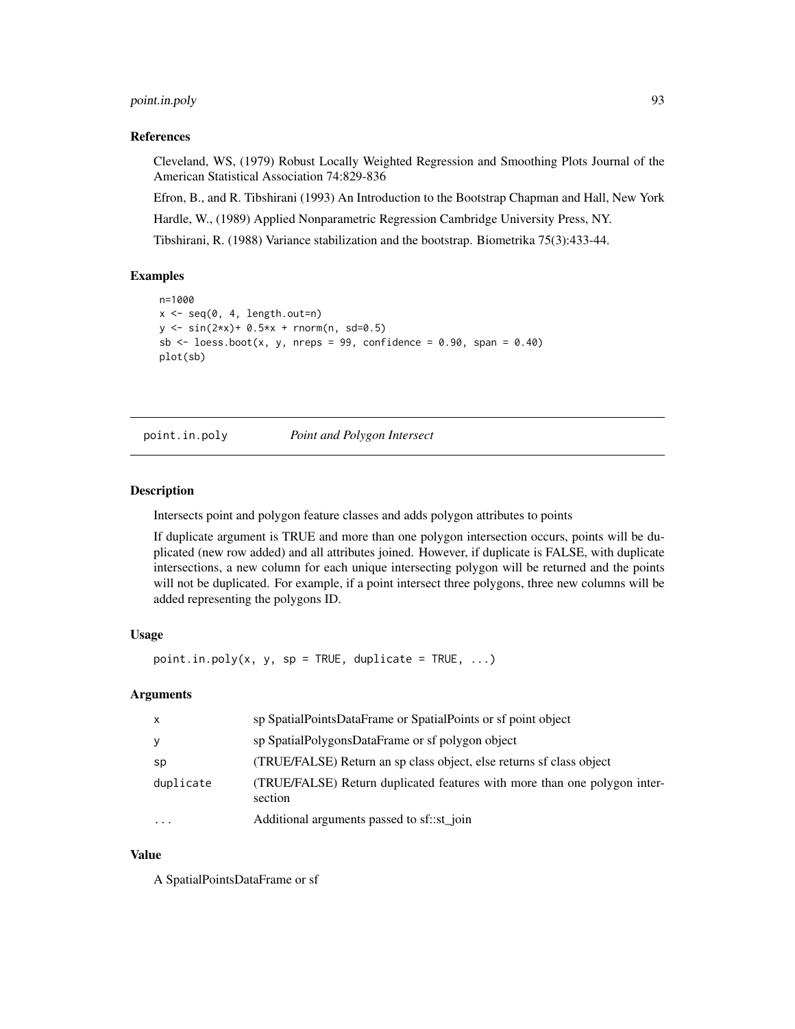## References

Cleveland, WS, (1979) Robust Locally Weighted Regression and Smoothing Plots Journal of the American Statistical Association 74:829-836

Efron, B., and R. Tibshirani (1993) An Introduction to the Bootstrap Chapman and Hall, New York

Hardle, W., (1989) Applied Nonparametric Regression Cambridge University Press, NY.

Tibshirani, R. (1988) Variance stabilization and the bootstrap. Biometrika 75(3):433-44.

## Examples

```
n=1000
x <- seq(0, 4, length.out=n)
y <- sin(2*x)+ 0.5*x + rnorm(n, sd=0.5)
sb <- loess.boot(x, y, nreps = 99, confidence = 0.90, span = 0.40)
plot(sb)
```

---

# point.in.poly    *Point and Polygon Intersect*

## Description

Intersects point and polygon feature classes and adds polygon attributes to points

If duplicate argument is TRUE and more than one polygon intersection occurs, points will be duplicated (new row added) and all attributes joined. However, if duplicate is FALSE, with duplicate intersections, a new column for each unique intersecting polygon will be returned and the points will not be duplicated. For example, if a point intersect three polygons, three new columns will be added representing the polygons ID.

## Usage

```
point.in.poly(x, y, sp = TRUE, duplicate = TRUE, ...)
```

## Arguments

| | |
|---|---|
| x | sp SpatialPointsDataFrame or SpatialPoints or sf point object |
| y | sp SpatialPolygonsDataFrame or sf polygon object |
| sp | (TRUE/FALSE) Return an sp class object, else returns sf class object |
| duplicate | (TRUE/FALSE) Return duplicated features with more than one polygon intersection |
| ... | Additional arguments passed to sf::st_join |

## Value

A SpatialPointsDataFrame or sf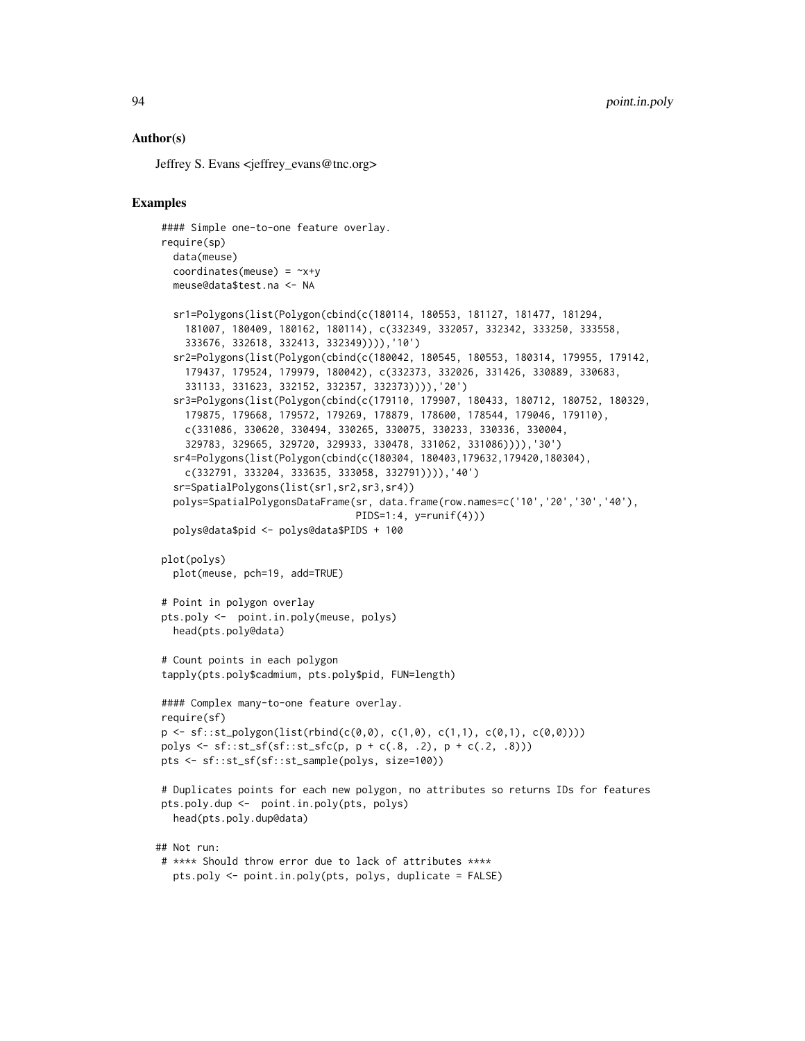## Author(s)

Jeffrey S. Evans <jeffrey_evans@tnc.org>

## Examples

```
#### Simple one-to-one feature overlay.
require(sp)
  data(meuse)
  coordinates(meuse) = ~x+y
  meuse@data$test.na <- NA

  sr1=Polygons(list(Polygon(cbind(c(180114, 180553, 181127, 181477, 181294,
    181007, 180409, 180162, 180114), c(332349, 332057, 332342, 333250, 333558,
    333676, 332618, 332413, 332349)))),'10')
  sr2=Polygons(list(Polygon(cbind(c(180042, 180545, 180553, 180314, 179955, 179142,
    179437, 179524, 179979, 180042), c(332373, 332026, 331426, 330889, 330683,
    331133, 331623, 332152, 332357, 332373)))),'20')
  sr3=Polygons(list(Polygon(cbind(c(179110, 179907, 180433, 180712, 180752, 180329,
    179875, 179668, 179572, 179269, 178879, 178600, 178544, 179046, 179110),
    c(331086, 330620, 330494, 330265, 330075, 330233, 330336, 330004,
    329783, 329665, 329720, 329933, 330478, 331062, 331086)))),'30')
  sr4=Polygons(list(Polygon(cbind(c(180304, 180403,179632,179420,180304),
    c(332791, 333204, 333635, 333058, 332791)))),'40')
  sr=SpatialPolygons(list(sr1,sr2,sr3,sr4))
  polys=SpatialPolygonsDataFrame(sr, data.frame(row.names=c('10','20','30','40'),
                                 PIDS=1:4, y=runif(4)))
  polys@data$pid <- polys@data$PIDS + 100

plot(polys)
  plot(meuse, pch=19, add=TRUE)

# Point in polygon overlay
pts.poly <-  point.in.poly(meuse, polys)
  head(pts.poly@data)

# Count points in each polygon
tapply(pts.poly$cadmium, pts.poly$pid, FUN=length)

#### Complex many-to-one feature overlay.
require(sf)
p <- sf::st_polygon(list(rbind(c(0,0), c(1,0), c(1,1), c(0,1), c(0,0))))
polys <- sf::st_sf(sf::st_sfc(p, p + c(.8, .2), p + c(.2, .8)))
pts <- sf::st_sf(sf::st_sample(polys, size=100))

# Duplicates points for each new polygon, no attributes so returns IDs for features
pts.poly.dup <-  point.in.poly(pts, polys)
  head(pts.poly.dup@data)

## Not run:
# **** Should throw error due to lack of attributes ****
  pts.poly <- point.in.poly(pts, polys, duplicate = FALSE)
```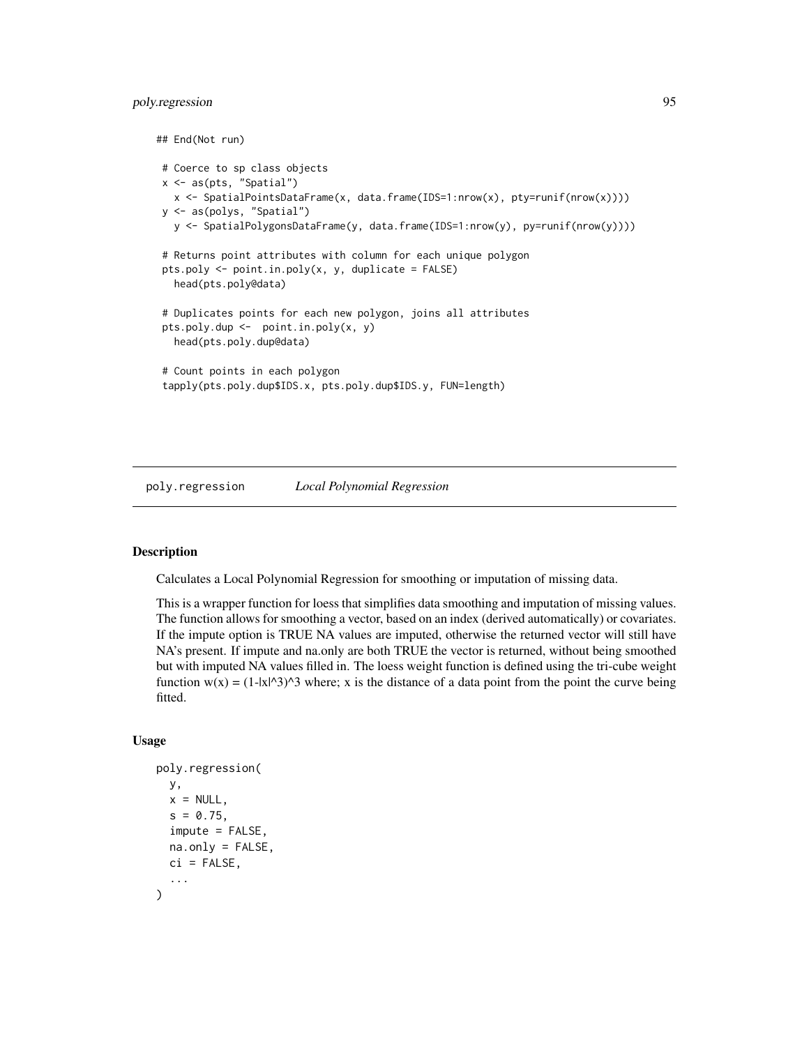```
## End(Not run)

 # Coerce to sp class objects
 x <- as(pts, "Spatial")
   x <- SpatialPointsDataFrame(x, data.frame(IDS=1:nrow(x), pty=runif(nrow(x))))
 y <- as(polys, "Spatial")
   y <- SpatialPolygonsDataFrame(y, data.frame(IDS=1:nrow(y), py=runif(nrow(y))))

 # Returns point attributes with column for each unique polygon
 pts.poly <- point.in.poly(x, y, duplicate = FALSE)
   head(pts.poly@data)

 # Duplicates points for each new polygon, joins all attributes
 pts.poly.dup <-  point.in.poly(x, y)
   head(pts.poly.dup@data)

 # Count points in each polygon
 tapply(pts.poly.dup$IDS.x, pts.poly.dup$IDS.y, FUN=length)
```

---

## poly.regression *Local Polynomial Regression*

---

### Description

Calculates a Local Polynomial Regression for smoothing or imputation of missing data.

This is a wrapper function for loess that simplifies data smoothing and imputation of missing values. The function allows for smoothing a vector, based on an index (derived automatically) or covariates. If the impute option is TRUE NA values are imputed, otherwise the returned vector will still have NA's present. If impute and na.only are both TRUE the vector is returned, without being smoothed but with imputed NA values filled in. The loess weight function is defined using the tri-cube weight function w(x) = (1-|x|^3)^3 where; x is the distance of a data point from the point the curve being fitted.

### Usage

```
poly.regression(
  y,
  x = NULL,
  s = 0.75,
  impute = FALSE,
  na.only = FALSE,
  ci = FALSE,
  ...
)
```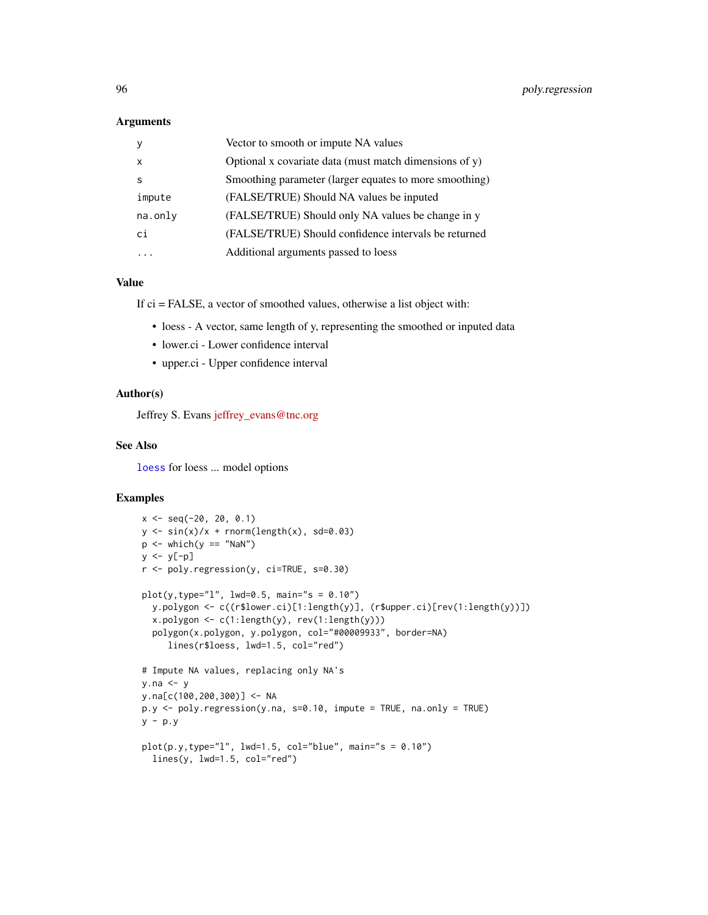## Arguments

| | |
|---|---|
| y | Vector to smooth or impute NA values |
| x | Optional x covariate data (must match dimensions of y) |
| s | Smoothing parameter (larger equates to more smoothing) |
| impute | (FALSE/TRUE) Should NA values be inputed |
| na.only | (FALSE/TRUE) Should only NA values be change in y |
| ci | (FALSE/TRUE) Should confidence intervals be returned |
| ... | Additional arguments passed to loess |

## Value

If ci = FALSE, a vector of smoothed values, otherwise a list object with:

- loess - A vector, same length of y, representing the smoothed or inputed data
- lower.ci - Lower confidence interval
- upper.ci - Upper confidence interval

## Author(s)

Jeffrey S. Evans jeffrey_evans@tnc.org

## See Also

`loess` for loess ... model options

## Examples

```
x <- seq(-20, 20, 0.1)
y <- sin(x)/x + rnorm(length(x), sd=0.03)
p <- which(y == "NaN")
y <- y[-p]
r <- poly.regression(y, ci=TRUE, s=0.30)

plot(y,type="l", lwd=0.5, main="s = 0.10")
  y.polygon <- c((r$lower.ci)[1:length(y)], (r$upper.ci)[rev(1:length(y))])
  x.polygon <- c(1:length(y), rev(1:length(y)))
  polygon(x.polygon, y.polygon, col="#00009933", border=NA)
     lines(r$loess, lwd=1.5, col="red")

# Impute NA values, replacing only NA's
y.na <- y
y.na[c(100,200,300)] <- NA
p.y <- poly.regression(y.na, s=0.10, impute = TRUE, na.only = TRUE)
y - p.y

plot(p.y,type="l", lwd=1.5, col="blue", main="s = 0.10")
  lines(y, lwd=1.5, col="red")
```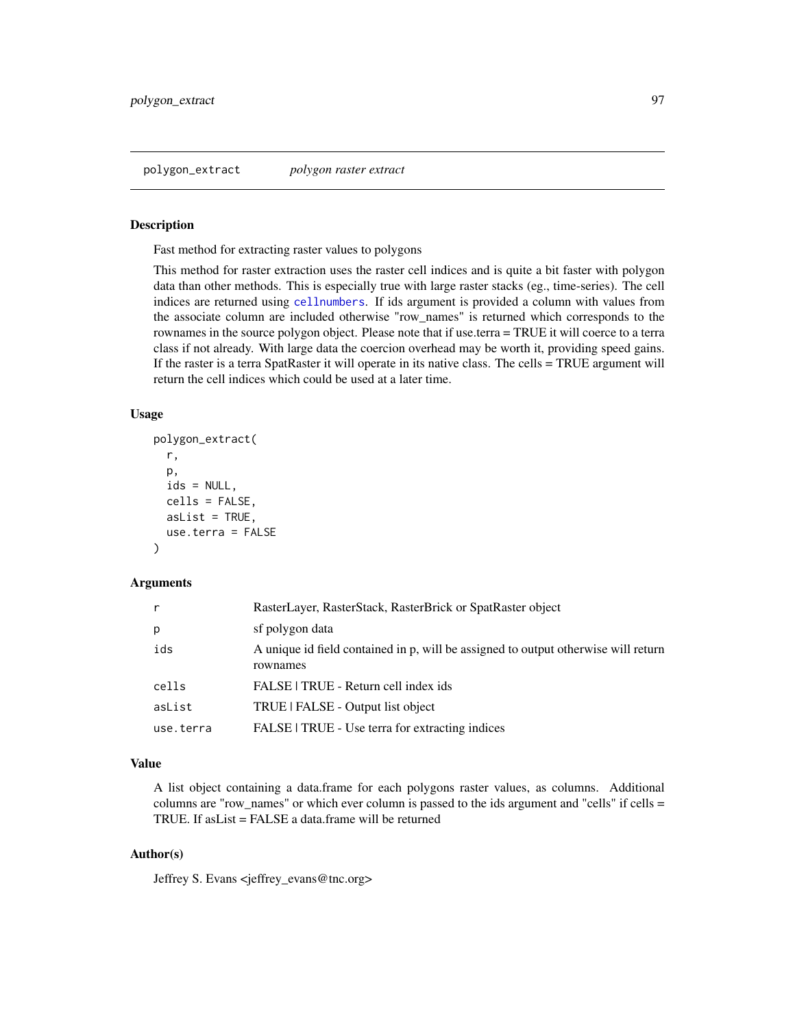## polygon_extract *polygon raster extract*

### Description

Fast method for extracting raster values to polygons

This method for raster extraction uses the raster cell indices and is quite a bit faster with polygon data than other methods. This is especially true with large raster stacks (eg., time-series). The cell indices are returned using `cellnumbers`. If ids argument is provided a column with values from the associate column are included otherwise "row_names" is returned which corresponds to the rownames in the source polygon object. Please note that if use.terra = TRUE it will coerce to a terra class if not already. With large data the coercion overhead may be worth it, providing speed gains. If the raster is a terra SpatRaster it will operate in its native class. The cells = TRUE argument will return the cell indices which could be used at a later time.

### Usage

```
polygon_extract(
  r,
  p,
  ids = NULL,
  cells = FALSE,
  asList = TRUE,
  use.terra = FALSE
)
```

### Arguments

| | |
|---|---|
| `r` | RasterLayer, RasterStack, RasterBrick or SpatRaster object |
| `p` | sf polygon data |
| `ids` | A unique id field contained in p, will be assigned to output otherwise will return rownames |
| `cells` | FALSE \| TRUE - Return cell index ids |
| `asList` | TRUE \| FALSE - Output list object |
| `use.terra` | FALSE \| TRUE - Use terra for extracting indices |

### Value

A list object containing a data.frame for each polygons raster values, as columns. Additional columns are "row_names" or which ever column is passed to the ids argument and "cells" if cells = TRUE. If asList = FALSE a data.frame will be returned

### Author(s)

Jeffrey S. Evans <jeffrey_evans@tnc.org>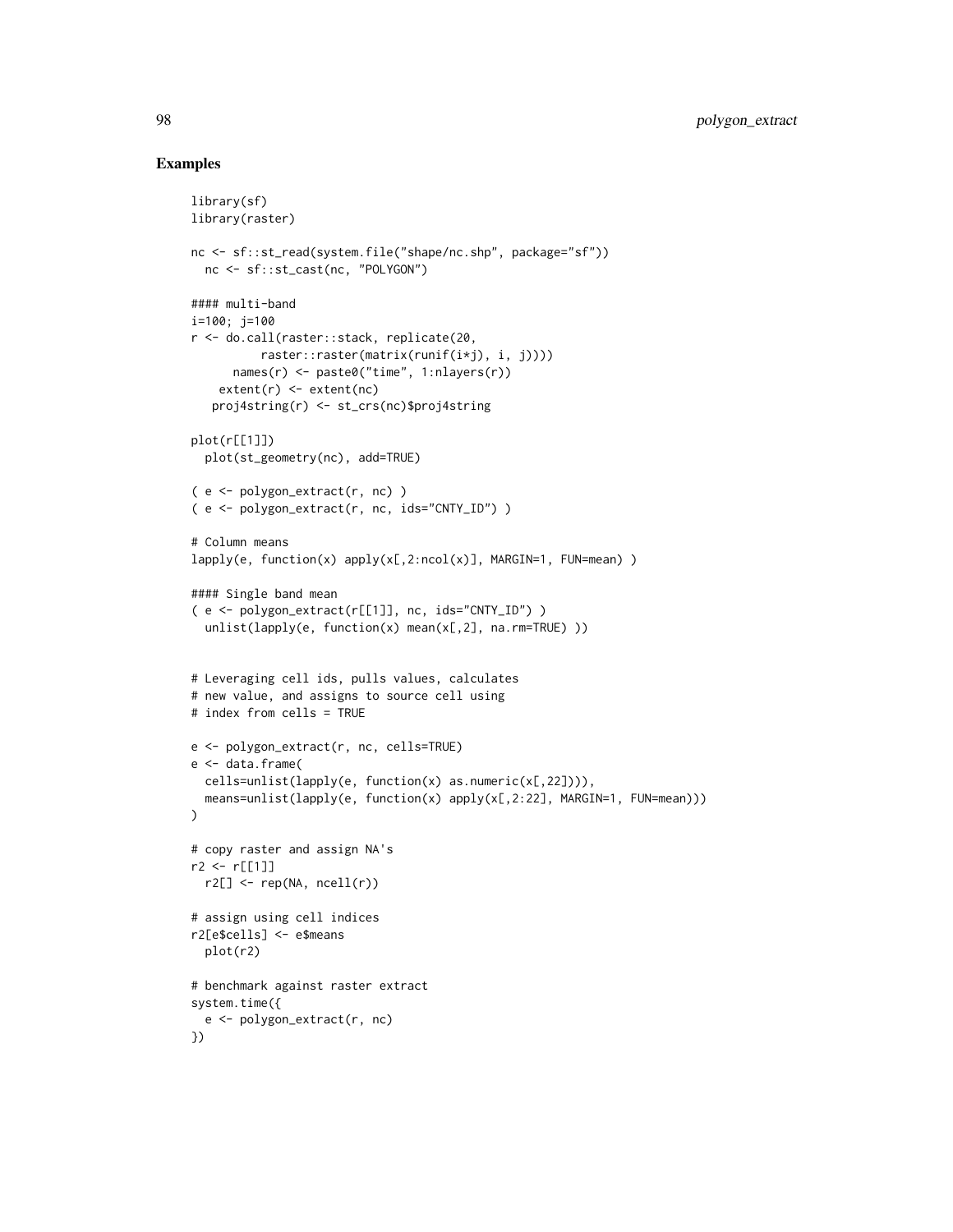## Examples

```
library(sf)
library(raster)

nc <- sf::st_read(system.file("shape/nc.shp", package="sf"))
  nc <- sf::st_cast(nc, "POLYGON")

#### multi-band
i=100; j=100
r <- do.call(raster::stack, replicate(20,
          raster::raster(matrix(runif(i*j), i, j))))
      names(r) <- paste0("time", 1:nlayers(r))
    extent(r) <- extent(nc)
   proj4string(r) <- st_crs(nc)$proj4string

plot(r[[1]])
  plot(st_geometry(nc), add=TRUE)

( e <- polygon_extract(r, nc) )
( e <- polygon_extract(r, nc, ids="CNTY_ID") )

# Column means
lapply(e, function(x) apply(x[,2:ncol(x)], MARGIN=1, FUN=mean) )

#### Single band mean
( e <- polygon_extract(r[[1]], nc, ids="CNTY_ID") )
  unlist(lapply(e, function(x) mean(x[,2], na.rm=TRUE) ))


# Leveraging cell ids, pulls values, calculates
# new value, and assigns to source cell using
# index from cells = TRUE

e <- polygon_extract(r, nc, cells=TRUE)
e <- data.frame(
  cells=unlist(lapply(e, function(x) as.numeric(x[,22]))),
  means=unlist(lapply(e, function(x) apply(x[,2:22], MARGIN=1, FUN=mean)))
)

# copy raster and assign NA's
r2 <- r[[1]]
  r2[] <- rep(NA, ncell(r))

# assign using cell indices
r2[e$cells] <- e$means
  plot(r2)

# benchmark against raster extract
system.time({
  e <- polygon_extract(r, nc)
})
```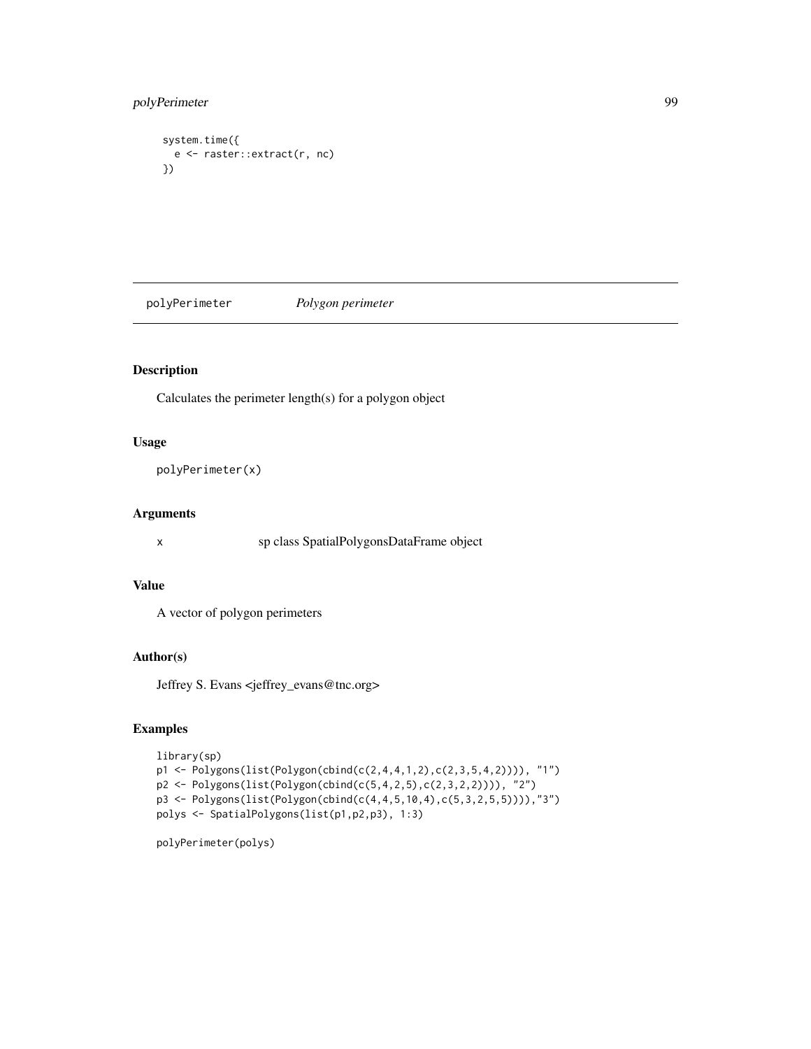```
system.time({
  e <- raster::extract(r, nc)
})
```

## polyPerimeter *Polygon perimeter*

### Description

Calculates the perimeter length(s) for a polygon object

### Usage

```
polyPerimeter(x)
```

### Arguments

| | |
|---|---|
| x | sp class SpatialPolygonsDataFrame object |

### Value

A vector of polygon perimeters

### Author(s)

Jeffrey S. Evans <jeffrey_evans@tnc.org>

### Examples

```
library(sp)
p1 <- Polygons(list(Polygon(cbind(c(2,4,4,1,2),c(2,3,5,4,2)))), "1")
p2 <- Polygons(list(Polygon(cbind(c(5,4,2,5),c(2,3,2,2)))), "2")
p3 <- Polygons(list(Polygon(cbind(c(4,4,5,10,4),c(5,3,2,5,5)))),"3")
polys <- SpatialPolygons(list(p1,p2,p3), 1:3)

polyPerimeter(polys)
```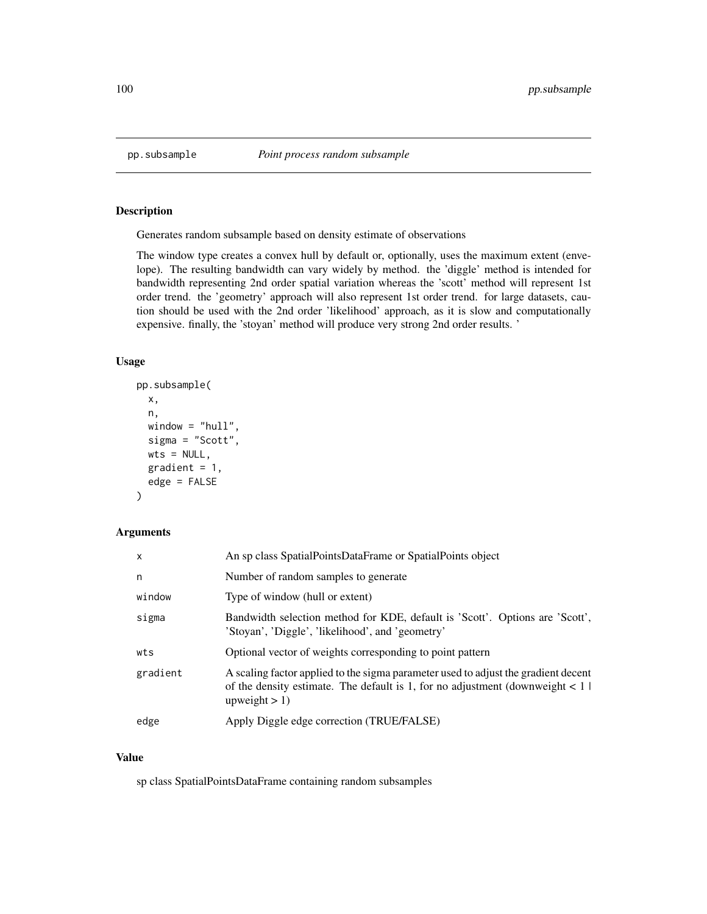# pp.subsample *Point process random subsample*

## Description

Generates random subsample based on density estimate of observations

The window type creates a convex hull by default or, optionally, uses the maximum extent (envelope). The resulting bandwidth can vary widely by method. the 'diggle' method is intended for bandwidth representing 2nd order spatial variation whereas the 'scott' method will represent 1st order trend. the 'geometry' approach will also represent 1st order trend. for large datasets, caution should be used with the 2nd order 'likelihood' approach, as it is slow and computationally expensive. finally, the 'stoyan' method will produce very strong 2nd order results. '

## Usage

```
pp.subsample(
  x,
  n,
  window = "hull",
  sigma = "Scott",
  wts = NULL,
  gradient = 1,
  edge = FALSE
)
```

## Arguments

| | |
|---|---|
| x | An sp class SpatialPointsDataFrame or SpatialPoints object |
| n | Number of random samples to generate |
| window | Type of window (hull or extent) |
| sigma | Bandwidth selection method for KDE, default is 'Scott'. Options are 'Scott', 'Stoyan', 'Diggle', 'likelihood', and 'geometry' |
| wts | Optional vector of weights corresponding to point pattern |
| gradient | A scaling factor applied to the sigma parameter used to adjust the gradient decent of the density estimate. The default is 1, for no adjustment (downweight < 1 \| upweight > 1) |
| edge | Apply Diggle edge correction (TRUE/FALSE) |

## Value

sp class SpatialPointsDataFrame containing random subsamples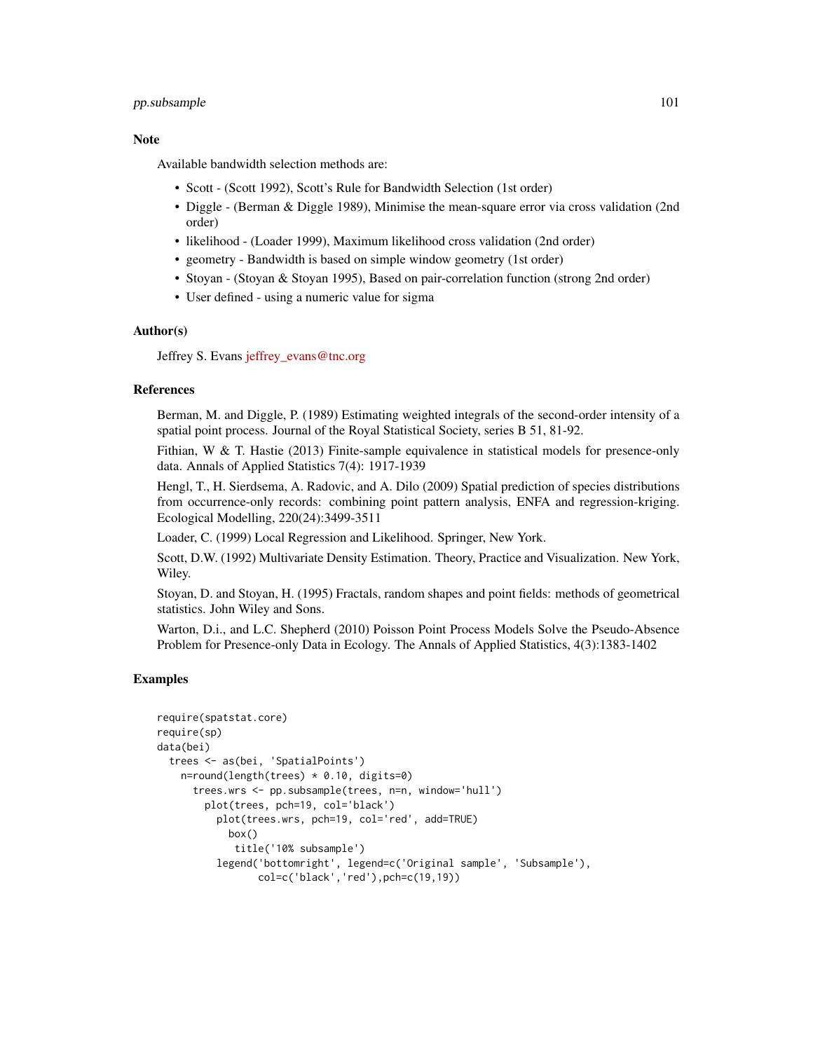## Note

Available bandwidth selection methods are:

- Scott - (Scott 1992), Scott's Rule for Bandwidth Selection (1st order)
- Diggle - (Berman & Diggle 1989), Minimise the mean-square error via cross validation (2nd order)
- likelihood - (Loader 1999), Maximum likelihood cross validation (2nd order)
- geometry - Bandwidth is based on simple window geometry (1st order)
- Stoyan - (Stoyan & Stoyan 1995), Based on pair-correlation function (strong 2nd order)
- User defined - using a numeric value for sigma

## Author(s)

Jeffrey S. Evans jeffrey_evans@tnc.org

## References

Berman, M. and Diggle, P. (1989) Estimating weighted integrals of the second-order intensity of a spatial point process. Journal of the Royal Statistical Society, series B 51, 81-92.

Fithian, W & T. Hastie (2013) Finite-sample equivalence in statistical models for presence-only data. Annals of Applied Statistics 7(4): 1917-1939

Hengl, T., H. Sierdsema, A. Radovic, and A. Dilo (2009) Spatial prediction of species distributions from occurrence-only records: combining point pattern analysis, ENFA and regression-kriging. Ecological Modelling, 220(24):3499-3511

Loader, C. (1999) Local Regression and Likelihood. Springer, New York.

Scott, D.W. (1992) Multivariate Density Estimation. Theory, Practice and Visualization. New York, Wiley.

Stoyan, D. and Stoyan, H. (1995) Fractals, random shapes and point fields: methods of geometrical statistics. John Wiley and Sons.

Warton, D.i., and L.C. Shepherd (2010) Poisson Point Process Models Solve the Pseudo-Absence Problem for Presence-only Data in Ecology. The Annals of Applied Statistics, 4(3):1383-1402

## Examples

```
require(spatstat.core)
require(sp)
data(bei)
  trees <- as(bei, 'SpatialPoints')
    n=round(length(trees) * 0.10, digits=0)
      trees.wrs <- pp.subsample(trees, n=n, window='hull')
        plot(trees, pch=19, col='black')
          plot(trees.wrs, pch=19, col='red', add=TRUE)
            box()
             title('10% subsample')
          legend('bottomright', legend=c('Original sample', 'Subsample'),
                 col=c('black','red'),pch=c(19,19))
```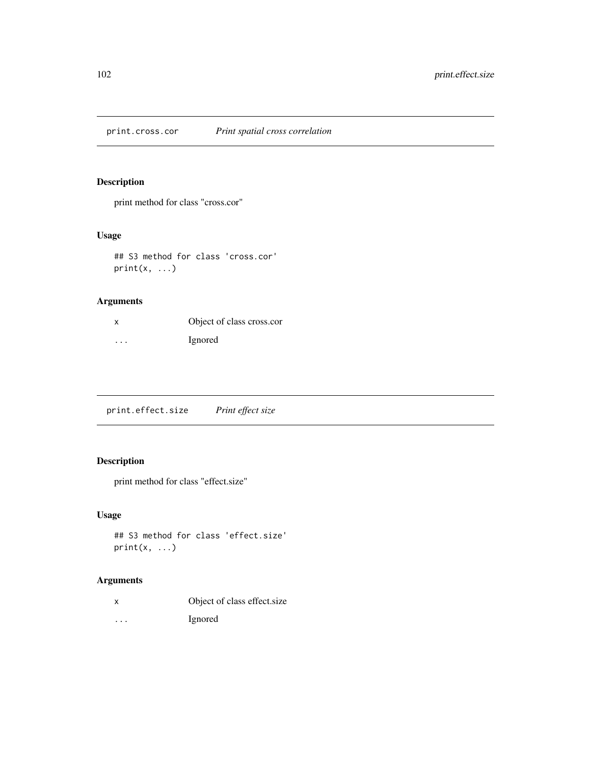## print.cross.cor *Print spatial cross correlation*

### Description

print method for class "cross.cor"

### Usage

```
## S3 method for class 'cross.cor'
print(x, ...)
```

### Arguments

| | |
|---|---|
| x | Object of class cross.cor |
| ... | Ignored |

## print.effect.size *Print effect size*

### Description

print method for class "effect.size"

### Usage

```
## S3 method for class 'effect.size'
print(x, ...)
```

### Arguments

| | |
|---|---|
| x | Object of class effect.size |
| ... | Ignored |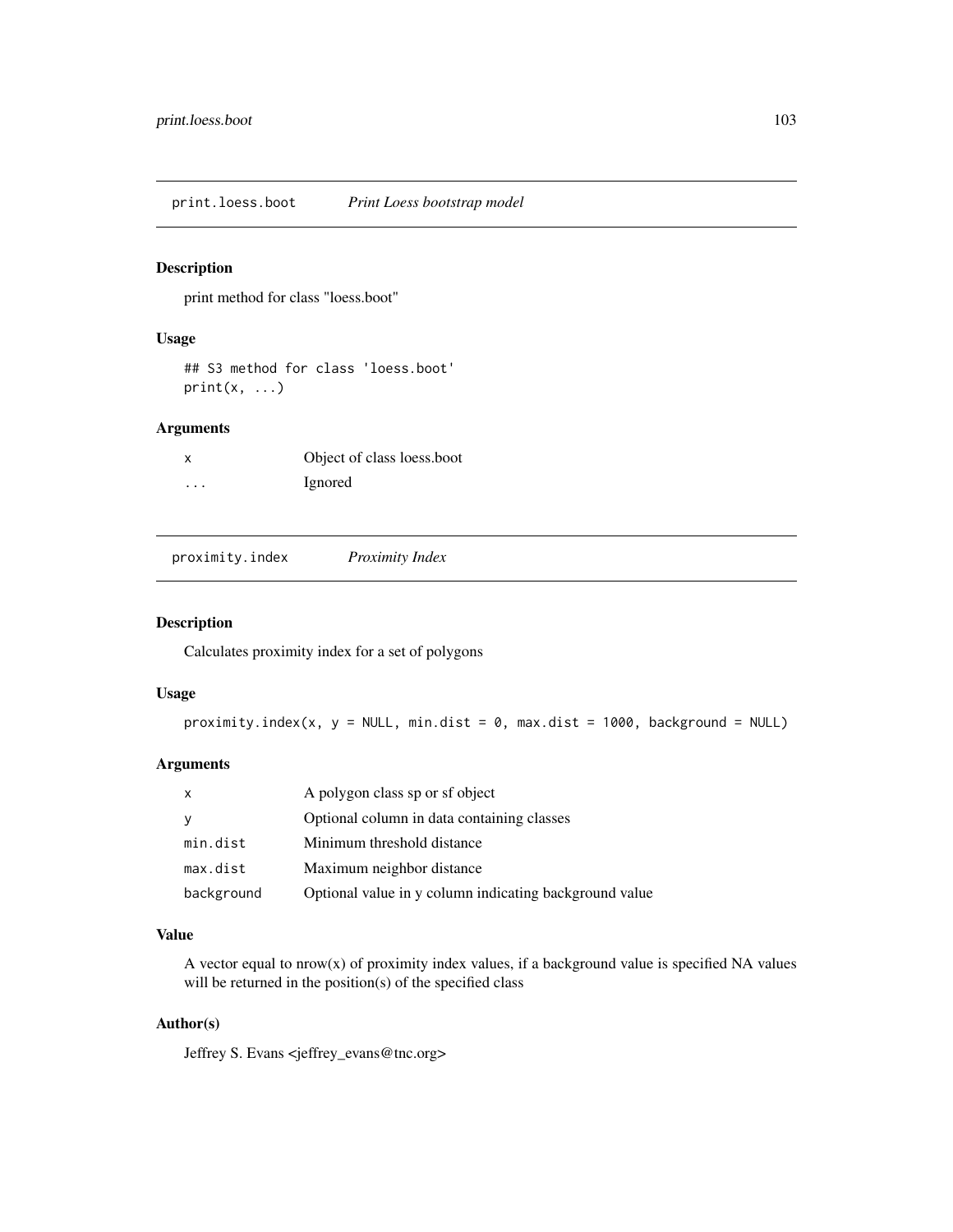## print.loess.boot *Print Loess bootstrap model*

### Description

print method for class "loess.boot"

### Usage

```
## S3 method for class 'loess.boot'
print(x, ...)
```

### Arguments

| | |
|---|---|
| x | Object of class loess.boot |
| ... | Ignored |

## proximity.index *Proximity Index*

### Description

Calculates proximity index for a set of polygons

### Usage

```
proximity.index(x, y = NULL, min.dist = 0, max.dist = 1000, background = NULL)
```

### Arguments

| | |
|---|---|
| x | A polygon class sp or sf object |
| y | Optional column in data containing classes |
| min.dist | Minimum threshold distance |
| max.dist | Maximum neighbor distance |
| background | Optional value in y column indicating background value |

### Value

A vector equal to nrow(x) of proximity index values, if a background value is specified NA values will be returned in the position(s) of the specified class

### Author(s)

Jeffrey S. Evans <jeffrey_evans@tnc.org>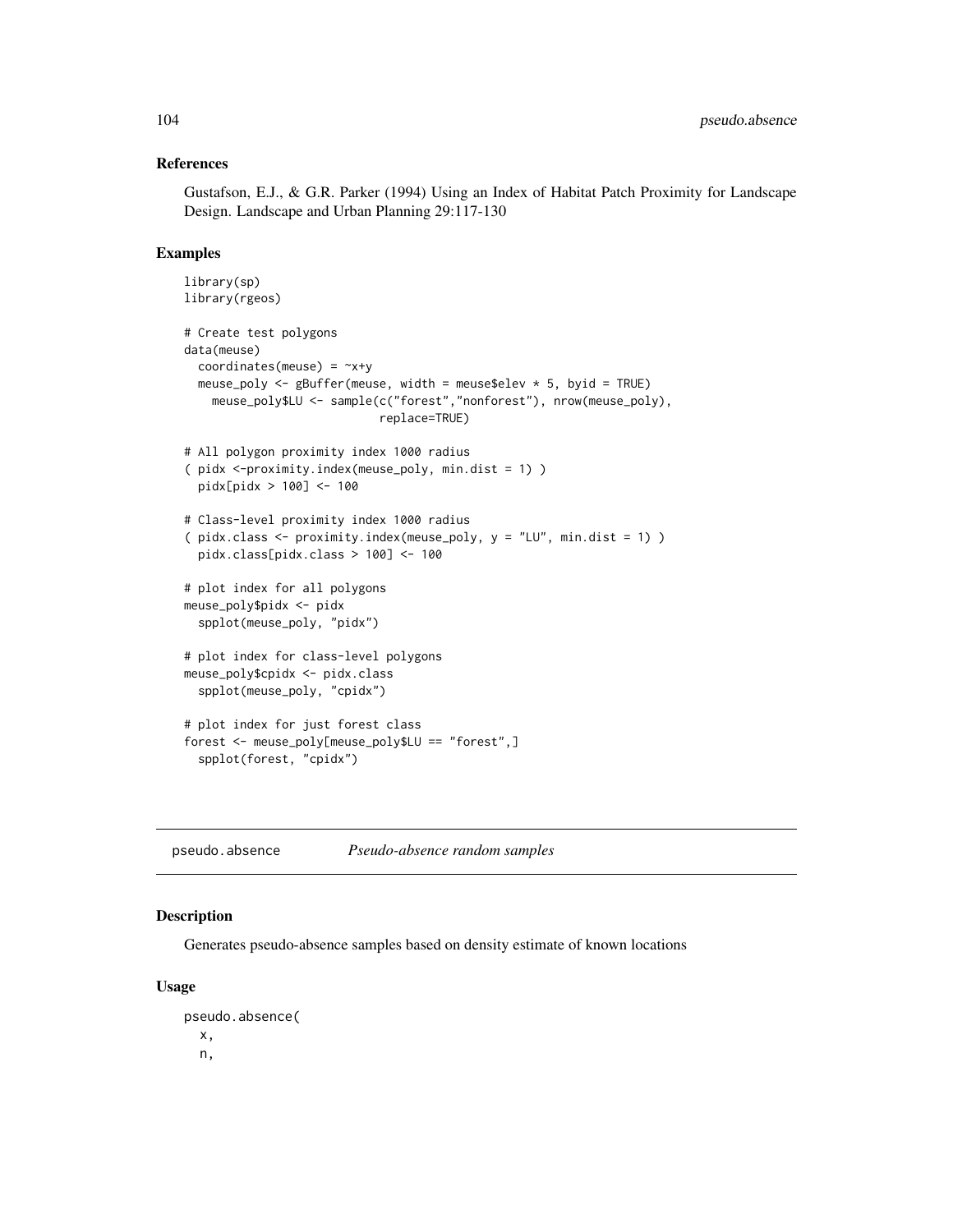### References

Gustafson, E.J., & G.R. Parker (1994) Using an Index of Habitat Patch Proximity for Landscape Design. Landscape and Urban Planning 29:117-130

### Examples

```
library(sp)
library(rgeos)

# Create test polygons
data(meuse)
  coordinates(meuse) = ~x+y
  meuse_poly <- gBuffer(meuse, width = meuse$elev * 5, byid = TRUE)
    meuse_poly$LU <- sample(c("forest","nonforest"), nrow(meuse_poly),
                            replace=TRUE)

# All polygon proximity index 1000 radius
( pidx <-proximity.index(meuse_poly, min.dist = 1) )
  pidx[pidx > 100] <- 100

# Class-level proximity index 1000 radius
( pidx.class <- proximity.index(meuse_poly, y = "LU", min.dist = 1) )
  pidx.class[pidx.class > 100] <- 100

# plot index for all polygons
meuse_poly$pidx <- pidx
  spplot(meuse_poly, "pidx")

# plot index for class-level polygons
meuse_poly$cpidx <- pidx.class
  spplot(meuse_poly, "cpidx")

# plot index for just forest class
forest <- meuse_poly[meuse_poly$LU == "forest",]
  spplot(forest, "cpidx")
```

---

## pseudo.absence *Pseudo-absence random samples*

### Description

Generates pseudo-absence samples based on density estimate of known locations

### Usage

```
pseudo.absence(
  x,
  n,
```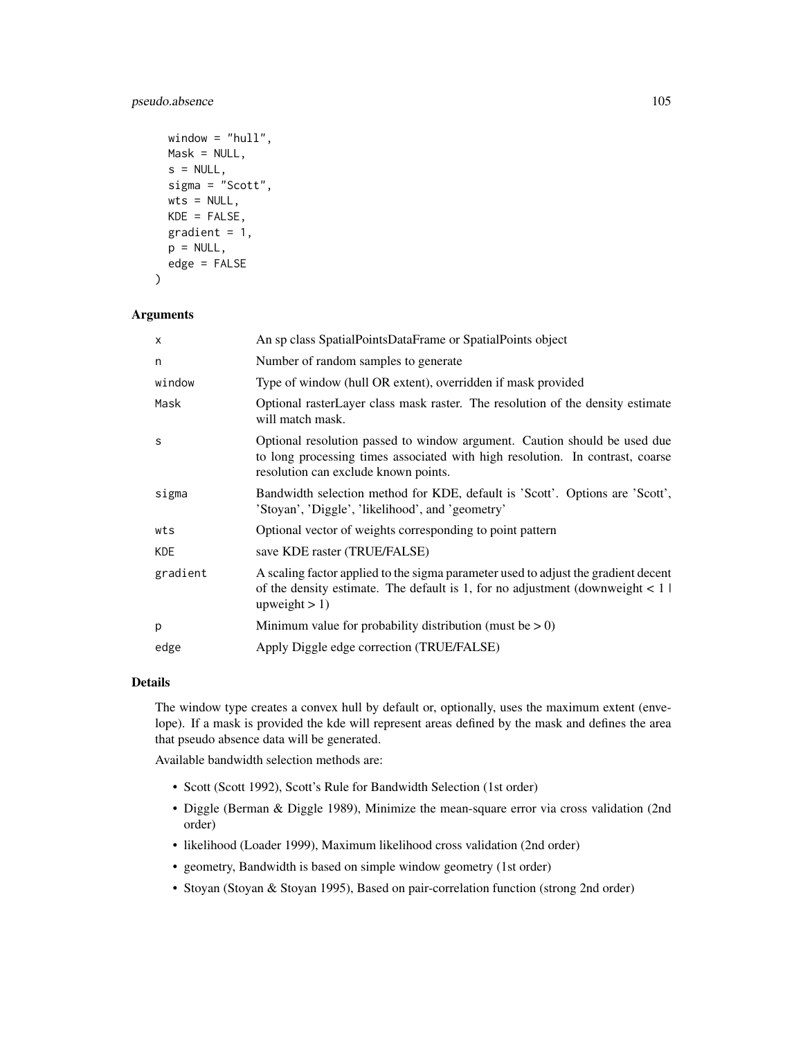```
  window = "hull",
  Mask = NULL,
  s = NULL,
  sigma = "Scott",
  wts = NULL,
  KDE = FALSE,
  gradient = 1,
  p = NULL,
  edge = FALSE
)
```

## Arguments

| | |
|---|---|
| x | An sp class SpatialPointsDataFrame or SpatialPoints object |
| n | Number of random samples to generate |
| window | Type of window (hull OR extent), overridden if mask provided |
| Mask | Optional rasterLayer class mask raster. The resolution of the density estimate will match mask. |
| s | Optional resolution passed to window argument. Caution should be used due to long processing times associated with high resolution. In contrast, coarse resolution can exclude known points. |
| sigma | Bandwidth selection method for KDE, default is 'Scott'. Options are 'Scott', 'Stoyan', 'Diggle', 'likelihood', and 'geometry' |
| wts | Optional vector of weights corresponding to point pattern |
| KDE | save KDE raster (TRUE/FALSE) |
| gradient | A scaling factor applied to the sigma parameter used to adjust the gradient decent of the density estimate. The default is 1, for no adjustment (downweight < 1 \| upweight > 1) |
| p | Minimum value for probability distribution (must be > 0) |
| edge | Apply Diggle edge correction (TRUE/FALSE) |

## Details

The window type creates a convex hull by default or, optionally, uses the maximum extent (envelope). If a mask is provided the kde will represent areas defined by the mask and defines the area that pseudo absence data will be generated.

Available bandwidth selection methods are:

- Scott (Scott 1992), Scott's Rule for Bandwidth Selection (1st order)
- Diggle (Berman & Diggle 1989), Minimize the mean-square error via cross validation (2nd order)
- likelihood (Loader 1999), Maximum likelihood cross validation (2nd order)
- geometry, Bandwidth is based on simple window geometry (1st order)
- Stoyan (Stoyan & Stoyan 1995), Based on pair-correlation function (strong 2nd order)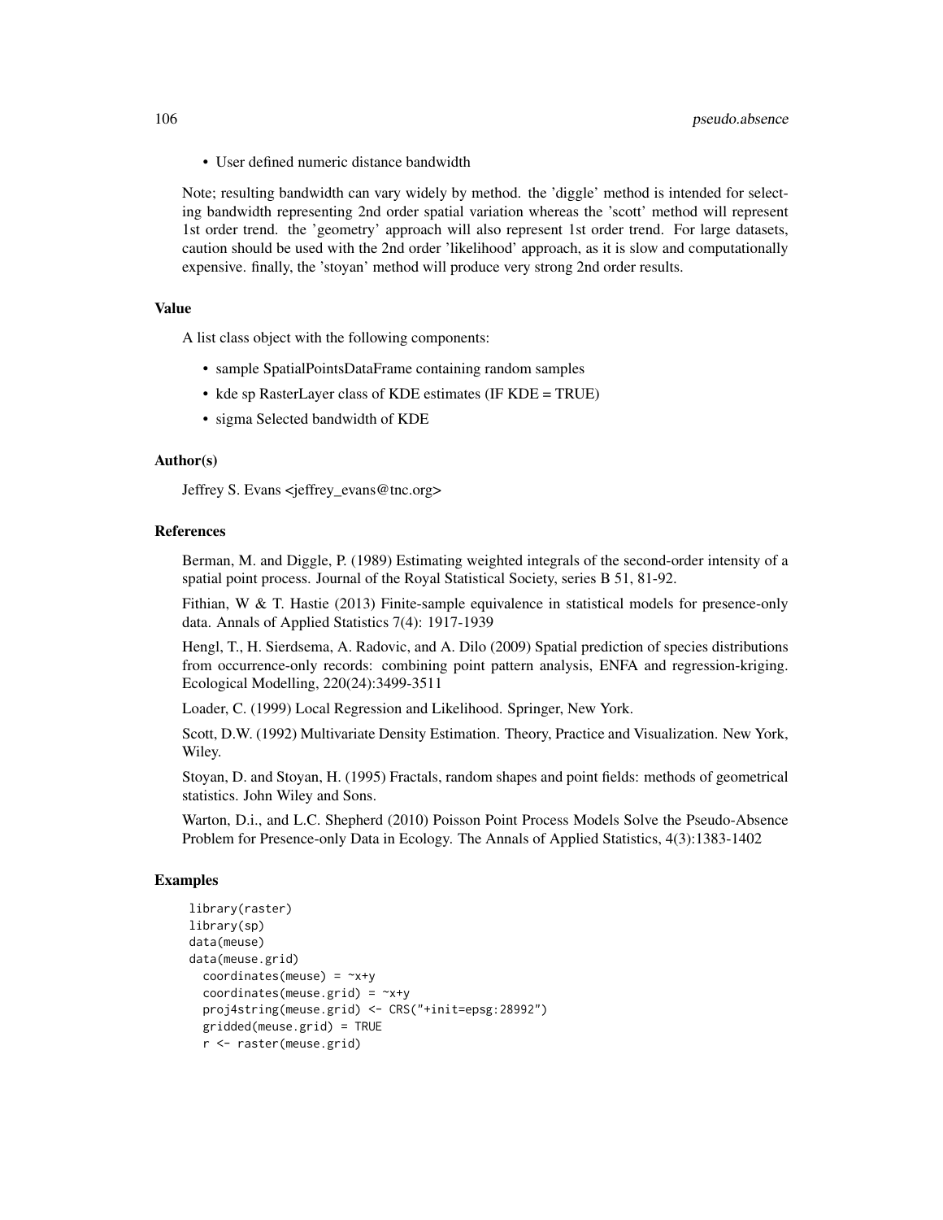- User defined numeric distance bandwidth

Note; resulting bandwidth can vary widely by method. the 'diggle' method is intended for selecting bandwidth representing 2nd order spatial variation whereas the 'scott' method will represent 1st order trend. the 'geometry' approach will also represent 1st order trend. For large datasets, caution should be used with the 2nd order 'likelihood' approach, as it is slow and computationally expensive. finally, the 'stoyan' method will produce very strong 2nd order results.

### Value

A list class object with the following components:

- sample SpatialPointsDataFrame containing random samples
- kde sp RasterLayer class of KDE estimates (IF KDE = TRUE)
- sigma Selected bandwidth of KDE

### Author(s)

Jeffrey S. Evans <jeffrey_evans@tnc.org>

### References

Berman, M. and Diggle, P. (1989) Estimating weighted integrals of the second-order intensity of a spatial point process. Journal of the Royal Statistical Society, series B 51, 81-92.

Fithian, W & T. Hastie (2013) Finite-sample equivalence in statistical models for presence-only data. Annals of Applied Statistics 7(4): 1917-1939

Hengl, T., H. Sierdsema, A. Radovic, and A. Dilo (2009) Spatial prediction of species distributions from occurrence-only records: combining point pattern analysis, ENFA and regression-kriging. Ecological Modelling, 220(24):3499-3511

Loader, C. (1999) Local Regression and Likelihood. Springer, New York.

Scott, D.W. (1992) Multivariate Density Estimation. Theory, Practice and Visualization. New York, Wiley.

Stoyan, D. and Stoyan, H. (1995) Fractals, random shapes and point fields: methods of geometrical statistics. John Wiley and Sons.

Warton, D.i., and L.C. Shepherd (2010) Poisson Point Process Models Solve the Pseudo-Absence Problem for Presence-only Data in Ecology. The Annals of Applied Statistics, 4(3):1383-1402

### Examples

```
library(raster)
library(sp)
data(meuse)
data(meuse.grid)
  coordinates(meuse) = ~x+y
  coordinates(meuse.grid) = ~x+y
  proj4string(meuse.grid) <- CRS("+init=epsg:28992")
  gridded(meuse.grid) = TRUE
  r <- raster(meuse.grid)
```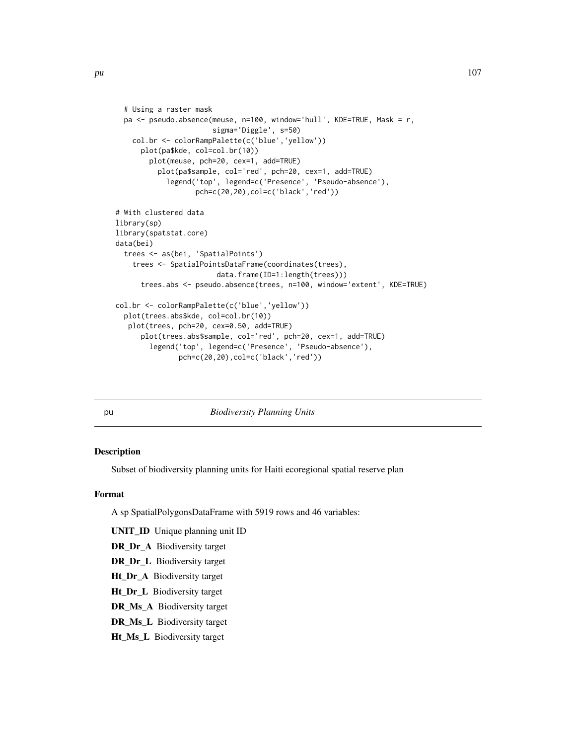```
  # Using a raster mask
  pa <- pseudo.absence(meuse, n=100, window='hull', KDE=TRUE, Mask = r,
                       sigma='Diggle', s=50)
    col.br <- colorRampPalette(c('blue','yellow'))
      plot(pa$kde, col=col.br(10))
        plot(meuse, pch=20, cex=1, add=TRUE)
          plot(pa$sample, col='red', pch=20, cex=1, add=TRUE)
            legend('top', legend=c('Presence', 'Pseudo-absence'),
                   pch=c(20,20),col=c('black','red'))

# With clustered data
library(sp)
library(spatstat.core)
data(bei)
  trees <- as(bei, 'SpatialPoints')
    trees <- SpatialPointsDataFrame(coordinates(trees),
                         data.frame(ID=1:length(trees)))
      trees.abs <- pseudo.absence(trees, n=100, window='extent', KDE=TRUE)

col.br <- colorRampPalette(c('blue','yellow'))
  plot(trees.abs$kde, col=col.br(10))
   plot(trees, pch=20, cex=0.50, add=TRUE)
      plot(trees.abs$sample, col='red', pch=20, cex=1, add=TRUE)
        legend('top', legend=c('Presence', 'Pseudo-absence'),
               pch=c(20,20),col=c('black','red'))
```

## pu — *Biodiversity Planning Units*

### Description

Subset of biodiversity planning units for Haiti ecoregional spatial reserve plan

### Format

A sp SpatialPolygonsDataFrame with 5919 rows and 46 variables:

**UNIT_ID** Unique planning unit ID

**DR_Dr_A** Biodiversity target

**DR_Dr_L** Biodiversity target

**Ht_Dr_A** Biodiversity target

**Ht_Dr_L** Biodiversity target

**DR_Ms_A** Biodiversity target

**DR_Ms_L** Biodiversity target

**Ht_Ms_L** Biodiversity target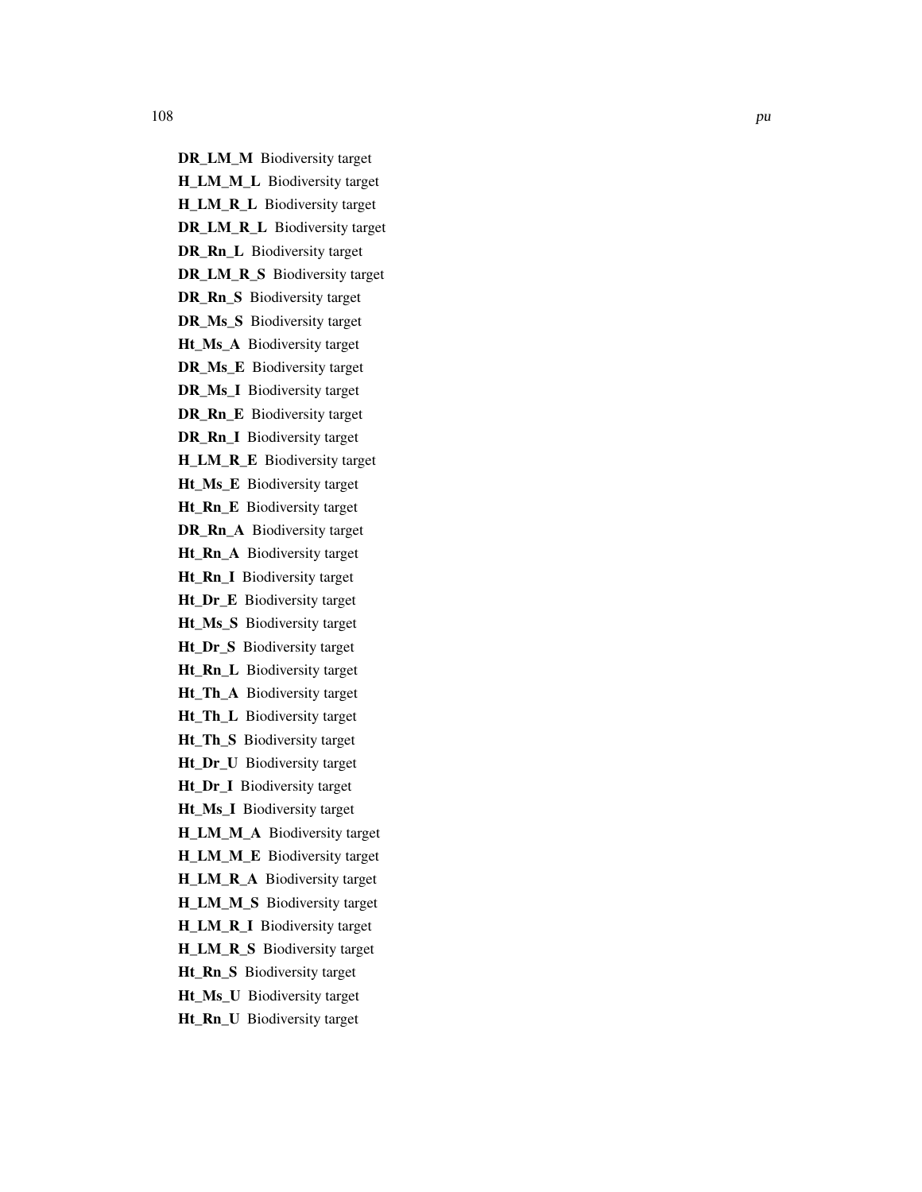**DR_LM_M** Biodiversity target

**H_LM_M_L** Biodiversity target

**H_LM_R_L** Biodiversity target

**DR_LM_R_L** Biodiversity target

**DR_Rn_L** Biodiversity target

**DR_LM_R_S** Biodiversity target

**DR_Rn_S** Biodiversity target

**DR_Ms_S** Biodiversity target

**Ht_Ms_A** Biodiversity target

**DR_Ms_E** Biodiversity target

**DR_Ms_I** Biodiversity target

**DR_Rn_E** Biodiversity target

**DR_Rn_I** Biodiversity target

**H_LM_R_E** Biodiversity target

**Ht_Ms_E** Biodiversity target

**Ht_Rn_E** Biodiversity target

**DR_Rn_A** Biodiversity target

**Ht_Rn_A** Biodiversity target

**Ht_Rn_I** Biodiversity target

**Ht_Dr_E** Biodiversity target

**Ht_Ms_S** Biodiversity target

**Ht_Dr_S** Biodiversity target

**Ht_Rn_L** Biodiversity target

**Ht_Th_A** Biodiversity target

**Ht_Th_L** Biodiversity target

**Ht_Th_S** Biodiversity target

**Ht_Dr_U** Biodiversity target

**Ht_Dr_I** Biodiversity target

**Ht_Ms_I** Biodiversity target

**H_LM_M_A** Biodiversity target

**H_LM_M_E** Biodiversity target

**H_LM_R_A** Biodiversity target

**H_LM_M_S** Biodiversity target

**H_LM_R_I** Biodiversity target

**H_LM_R_S** Biodiversity target

**Ht_Rn_S** Biodiversity target

**Ht_Ms_U** Biodiversity target

**Ht_Rn_U** Biodiversity target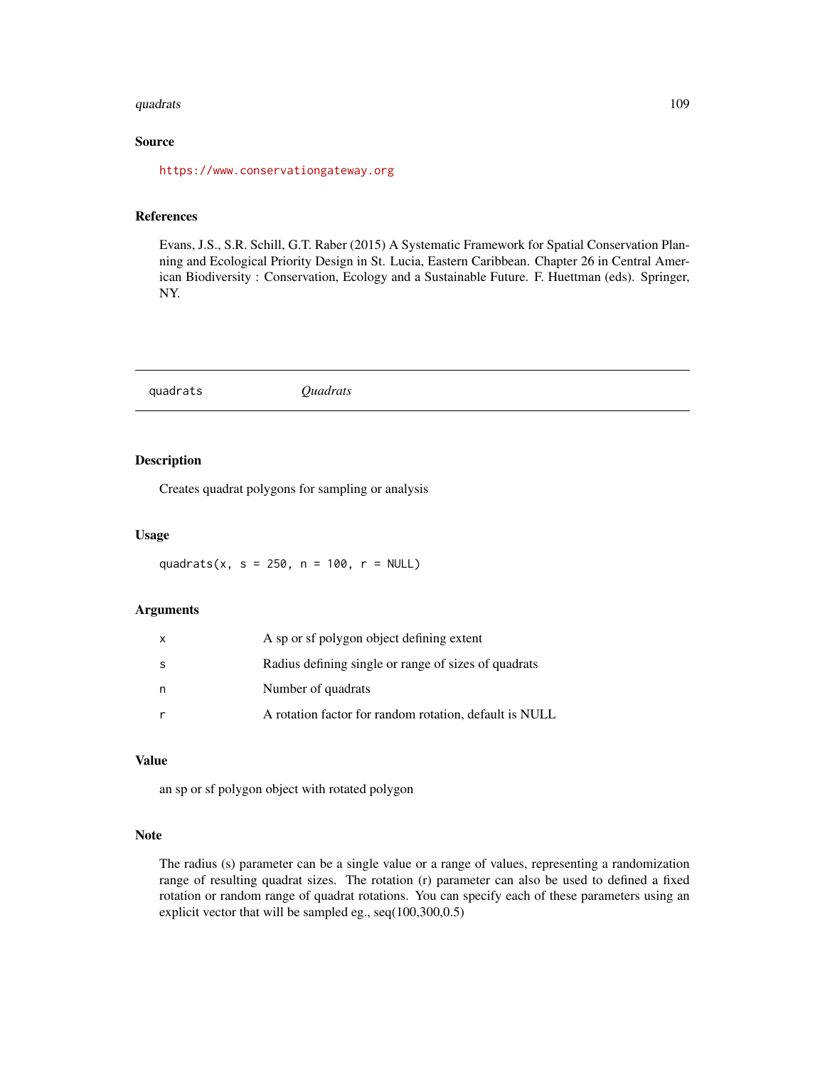## Source

https://www.conservationgateway.org

## References

Evans, J.S., S.R. Schill, G.T. Raber (2015) A Systematic Framework for Spatial Conservation Planning and Ecological Priority Design in St. Lucia, Eastern Caribbean. Chapter 26 in Central American Biodiversity : Conservation, Ecology and a Sustainable Future. F. Huettman (eds). Springer, NY.

---

# quadrats *Quadrats*

## Description

Creates quadrat polygons for sampling or analysis

## Usage

```
quadrats(x, s = 250, n = 100, r = NULL)
```

## Arguments

| | |
|---|---|
| x | A sp or sf polygon object defining extent |
| s | Radius defining single or range of sizes of quadrats |
| n | Number of quadrats |
| r | A rotation factor for random rotation, default is NULL |

## Value

an sp or sf polygon object with rotated polygon

## Note

The radius (s) parameter can be a single value or a range of values, representing a randomization range of resulting quadrat sizes. The rotation (r) parameter can also be used to defined a fixed rotation or random range of quadrat rotations. You can specify each of these parameters using an explicit vector that will be sampled eg., seq(100,300,0.5)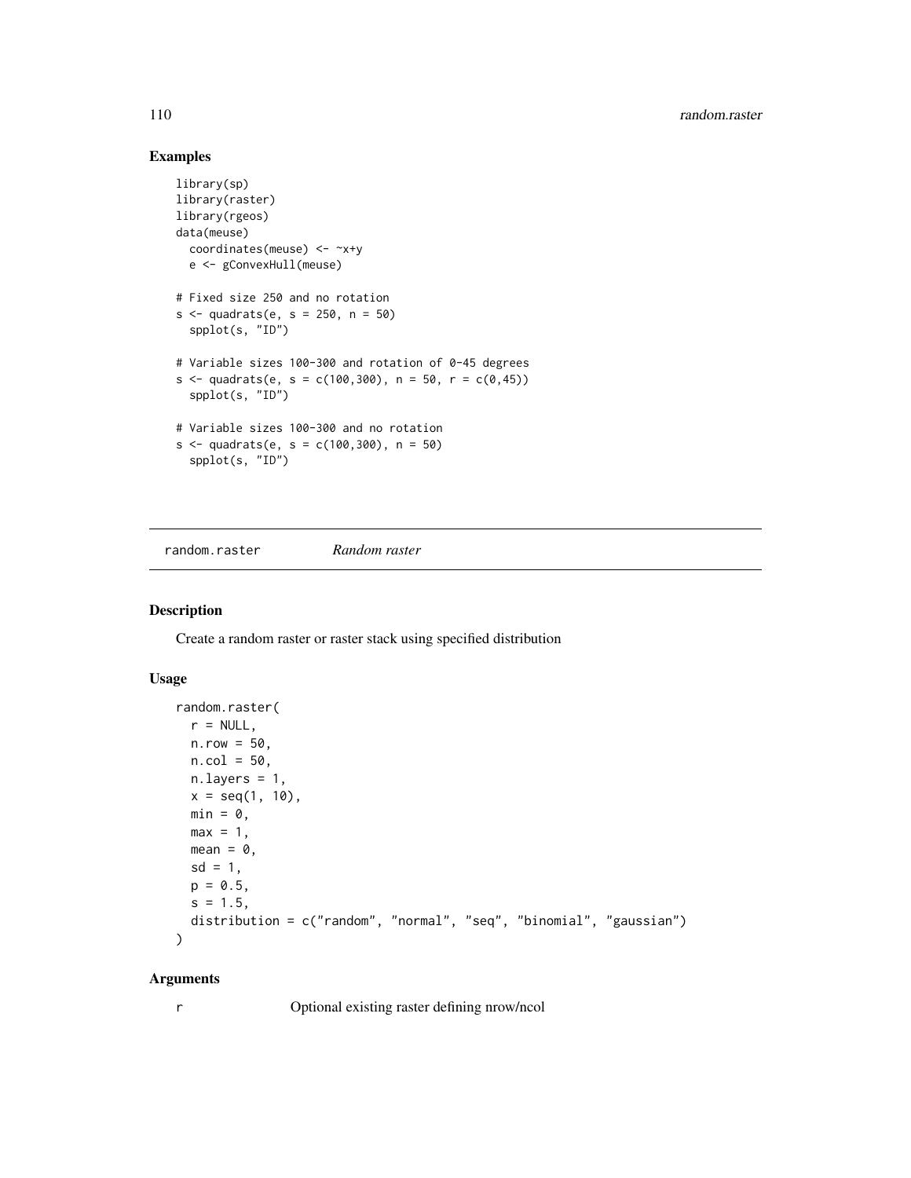## Examples

```
library(sp)
library(raster)
library(rgeos)
data(meuse)
  coordinates(meuse) <- ~x+y
  e <- gConvexHull(meuse)

# Fixed size 250 and no rotation
s <- quadrats(e, s = 250, n = 50)
  spplot(s, "ID")

# Variable sizes 100-300 and rotation of 0-45 degrees
s <- quadrats(e, s = c(100,300), n = 50, r = c(0,45))
  spplot(s, "ID")

# Variable sizes 100-300 and no rotation
s <- quadrats(e, s = c(100,300), n = 50)
  spplot(s, "ID")
```

---

random.raster *Random raster*

## Description

Create a random raster or raster stack using specified distribution

## Usage

```
random.raster(
  r = NULL,
  n.row = 50,
  n.col = 50,
  n.layers = 1,
  x = seq(1, 10),
  min = 0,
  max = 1,
  mean = 0,
  sd = 1,
  p = 0.5,
  s = 1.5,
  distribution = c("random", "normal", "seq", "binomial", "gaussian")
)
```

## Arguments

| | |
|---|---|
| r | Optional existing raster defining nrow/ncol |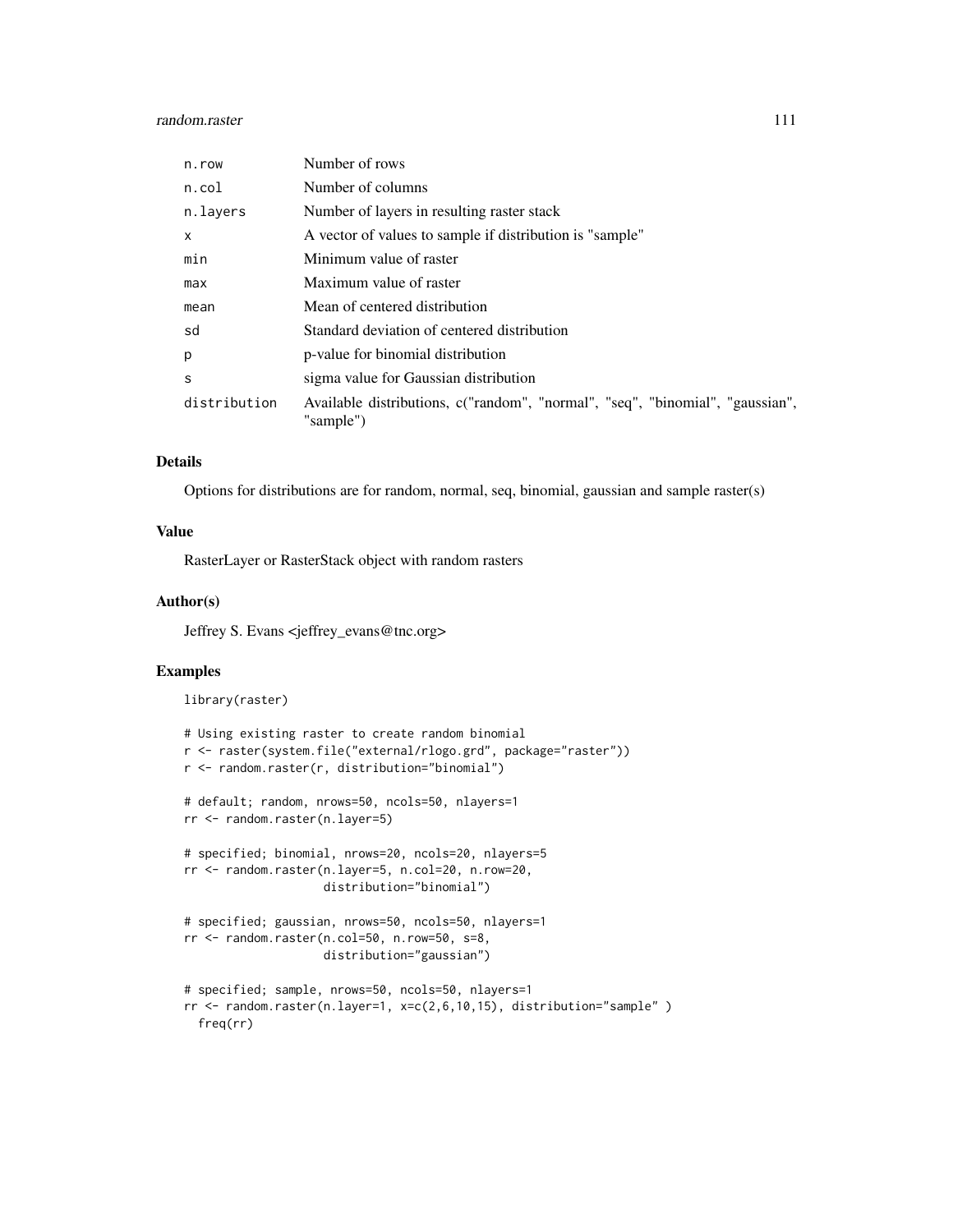| | |
|---|---|
| n.row | Number of rows |
| n.col | Number of columns |
| n.layers | Number of layers in resulting raster stack |
| x | A vector of values to sample if distribution is "sample" |
| min | Minimum value of raster |
| max | Maximum value of raster |
| mean | Mean of centered distribution |
| sd | Standard deviation of centered distribution |
| p | p-value for binomial distribution |
| s | sigma value for Gaussian distribution |
| distribution | Available distributions, c("random", "normal", "seq", "binomial", "gaussian", "sample") |

## Details

Options for distributions are for random, normal, seq, binomial, gaussian and sample raster(s)

## Value

RasterLayer or RasterStack object with random rasters

## Author(s)

Jeffrey S. Evans <jeffrey_evans@tnc.org>

## Examples

```
library(raster)

# Using existing raster to create random binomial
r <- raster(system.file("external/rlogo.grd", package="raster"))
r <- random.raster(r, distribution="binomial")

# default; random, nrows=50, ncols=50, nlayers=1
rr <- random.raster(n.layer=5)

# specified; binomial, nrows=20, ncols=20, nlayers=5
rr <- random.raster(n.layer=5, n.col=20, n.row=20,
                    distribution="binomial")

# specified; gaussian, nrows=50, ncols=50, nlayers=1
rr <- random.raster(n.col=50, n.row=50, s=8,
                    distribution="gaussian")

# specified; sample, nrows=50, ncols=50, nlayers=1
rr <- random.raster(n.layer=1, x=c(2,6,10,15), distribution="sample" )
  freq(rr)
```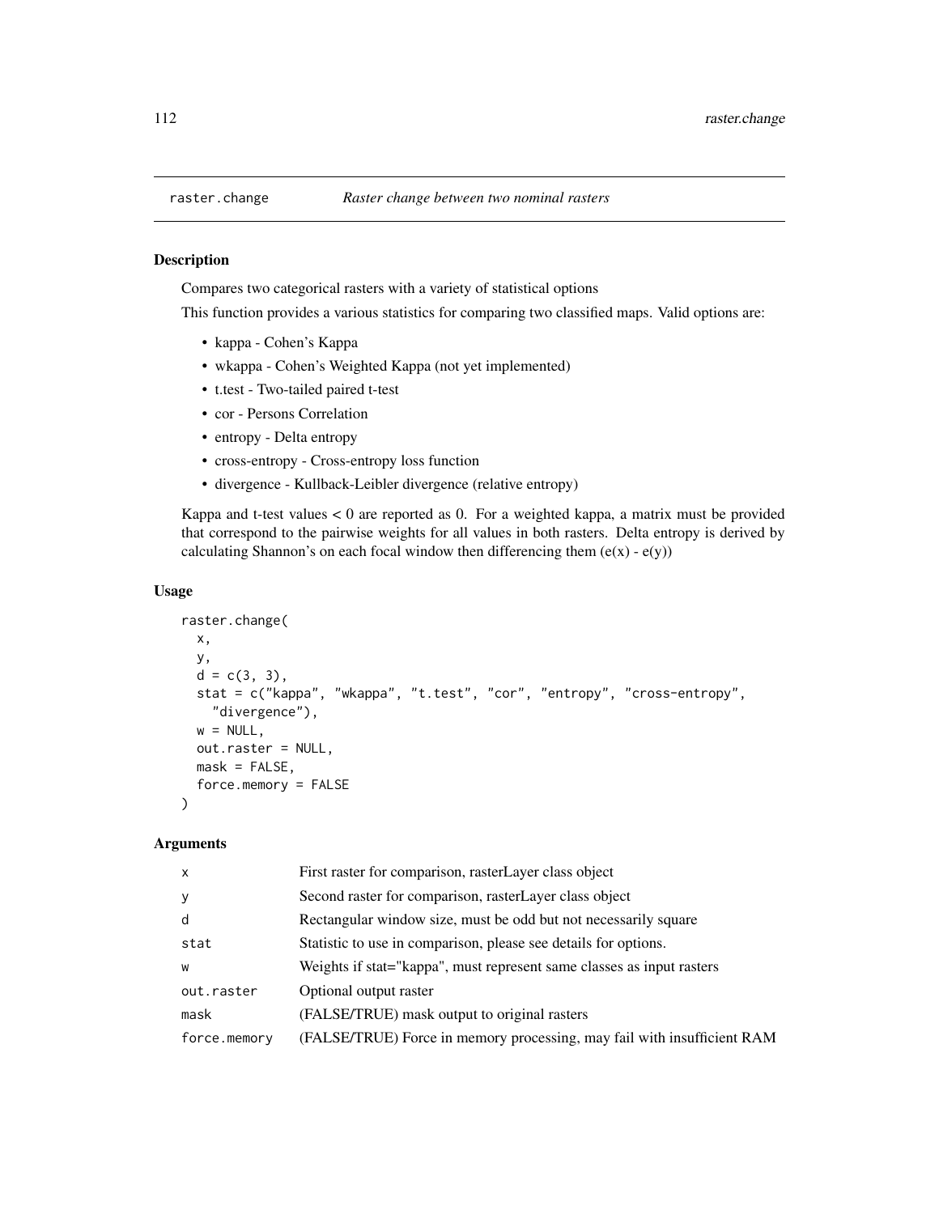## raster.change *Raster change between two nominal rasters*

### Description

Compares two categorical rasters with a variety of statistical options

This function provides a various statistics for comparing two classified maps. Valid options are:

- kappa - Cohen's Kappa
- wkappa - Cohen's Weighted Kappa (not yet implemented)
- t.test - Two-tailed paired t-test
- cor - Persons Correlation
- entropy - Delta entropy
- cross-entropy - Cross-entropy loss function
- divergence - Kullback-Leibler divergence (relative entropy)

Kappa and t-test values < 0 are reported as 0. For a weighted kappa, a matrix must be provided that correspond to the pairwise weights for all values in both rasters. Delta entropy is derived by calculating Shannon's on each focal window then differencing them (e(x) - e(y))

### Usage

```
raster.change(
  x,
  y,
  d = c(3, 3),
  stat = c("kappa", "wkappa", "t.test", "cor", "entropy", "cross-entropy",
    "divergence"),
  w = NULL,
  out.raster = NULL,
  mask = FALSE,
  force.memory = FALSE
)
```

### Arguments

| | |
|---|---|
| x | First raster for comparison, rasterLayer class object |
| y | Second raster for comparison, rasterLayer class object |
| d | Rectangular window size, must be odd but not necessarily square |
| stat | Statistic to use in comparison, please see details for options. |
| w | Weights if stat="kappa", must represent same classes as input rasters |
| out.raster | Optional output raster |
| mask | (FALSE/TRUE) mask output to original rasters |
| force.memory | (FALSE/TRUE) Force in memory processing, may fail with insufficient RAM |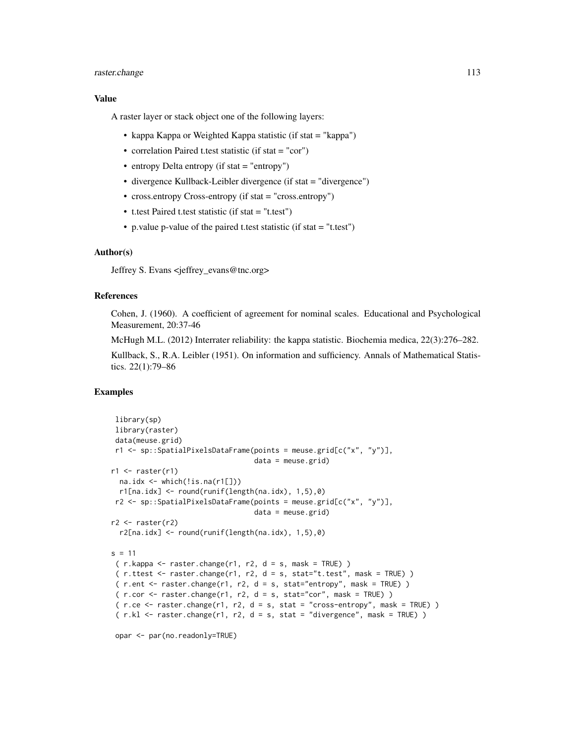### Value

A raster layer or stack object one of the following layers:

- kappa Kappa or Weighted Kappa statistic (if stat = "kappa")
- correlation Paired t.test statistic (if stat = "cor")
- entropy Delta entropy (if stat = "entropy")
- divergence Kullback-Leibler divergence (if stat = "divergence")
- cross.entropy Cross-entropy (if stat = "cross.entropy")
- t.test Paired t.test statistic (if stat = "t.test")
- p.value p-value of the paired t.test statistic (if stat = "t.test")

### Author(s)

Jeffrey S. Evans <jeffrey_evans@tnc.org>

### References

Cohen, J. (1960). A coefficient of agreement for nominal scales. Educational and Psychological Measurement, 20:37-46

McHugh M.L. (2012) Interrater reliability: the kappa statistic. Biochemia medica, 22(3):276–282.

Kullback, S., R.A. Leibler (1951). On information and sufficiency. Annals of Mathematical Statistics. 22(1):79–86

### Examples

```
 library(sp)
 library(raster)
 data(meuse.grid)
 r1 <- sp::SpatialPixelsDataFrame(points = meuse.grid[c("x", "y")],
                                  data = meuse.grid)
r1 <- raster(r1)
  na.idx <- which(!is.na(r1[]))
  r1[na.idx] <- round(runif(length(na.idx), 1,5),0)
 r2 <- sp::SpatialPixelsDataFrame(points = meuse.grid[c("x", "y")],
                                  data = meuse.grid)
r2 <- raster(r2)
  r2[na.idx] <- round(runif(length(na.idx), 1,5),0)

s = 11
 ( r.kappa <- raster.change(r1, r2, d = s, mask = TRUE) )
 ( r.ttest <- raster.change(r1, r2, d = s, stat="t.test", mask = TRUE) )
 ( r.ent <- raster.change(r1, r2, d = s, stat="entropy", mask = TRUE) )
 ( r.cor <- raster.change(r1, r2, d = s, stat="cor", mask = TRUE) )
 ( r.ce <- raster.change(r1, r2, d = s, stat = "cross-entropy", mask = TRUE) )
 ( r.kl <- raster.change(r1, r2, d = s, stat = "divergence", mask = TRUE) )

 opar <- par(no.readonly=TRUE)
```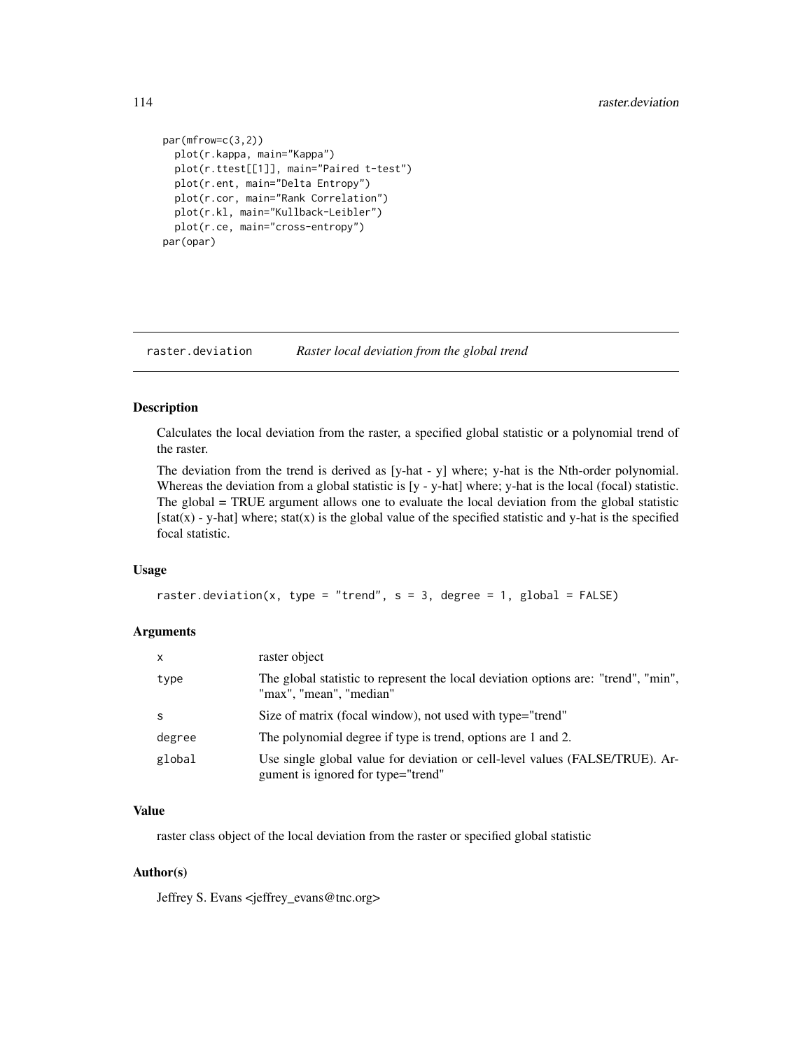```
par(mfrow=c(3,2))
  plot(r.kappa, main="Kappa")
  plot(r.ttest[[1]], main="Paired t-test")
  plot(r.ent, main="Delta Entropy")
  plot(r.cor, main="Rank Correlation")
  plot(r.kl, main="Kullback-Leibler")
  plot(r.ce, main="cross-entropy")
par(opar)
```

---

## raster.deviation *Raster local deviation from the global trend*

### Description

Calculates the local deviation from the raster, a specified global statistic or a polynomial trend of the raster.

The deviation from the trend is derived as [y-hat - y] where; y-hat is the Nth-order polynomial. Whereas the deviation from a global statistic is [y - y-hat] where; y-hat is the local (focal) statistic. The global = TRUE argument allows one to evaluate the local deviation from the global statistic [stat(x) - y-hat] where; stat(x) is the global value of the specified statistic and y-hat is the specified focal statistic.

### Usage

```
raster.deviation(x, type = "trend", s = 3, degree = 1, global = FALSE)
```

### Arguments

| | |
|---|---|
| x | raster object |
| type | The global statistic to represent the local deviation options are: "trend", "min", "max", "mean", "median" |
| s | Size of matrix (focal window), not used with type="trend" |
| degree | The polynomial degree if type is trend, options are 1 and 2. |
| global | Use single global value for deviation or cell-level values (FALSE/TRUE). Argument is ignored for type="trend" |

### Value

raster class object of the local deviation from the raster or specified global statistic

### Author(s)

Jeffrey S. Evans <jeffrey_evans@tnc.org>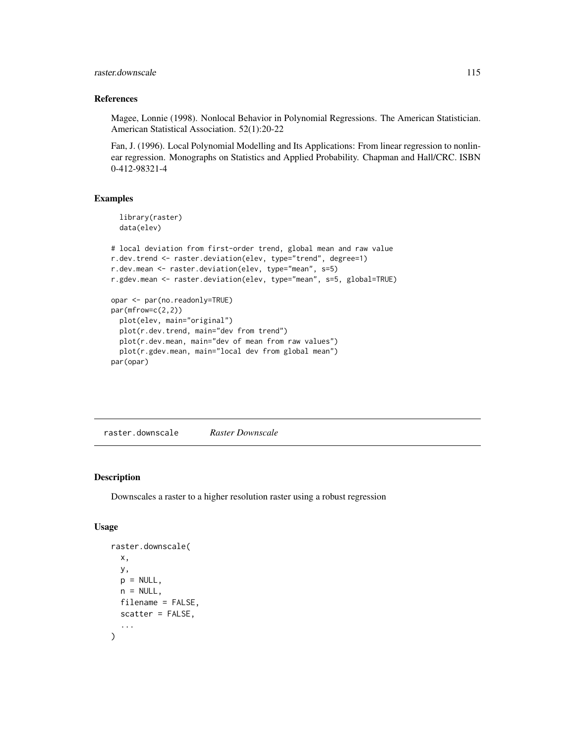## References

Magee, Lonnie (1998). Nonlocal Behavior in Polynomial Regressions. The American Statistician. American Statistical Association. 52(1):20-22

Fan, J. (1996). Local Polynomial Modelling and Its Applications: From linear regression to nonlinear regression. Monographs on Statistics and Applied Probability. Chapman and Hall/CRC. ISBN 0-412-98321-4

## Examples

```
  library(raster)
  data(elev)

# local deviation from first-order trend, global mean and raw value
r.dev.trend <- raster.deviation(elev, type="trend", degree=1)
r.dev.mean <- raster.deviation(elev, type="mean", s=5)
r.gdev.mean <- raster.deviation(elev, type="mean", s=5, global=TRUE)

opar <- par(no.readonly=TRUE)
par(mfrow=c(2,2))
  plot(elev, main="original")
  plot(r.dev.trend, main="dev from trend")
  plot(r.dev.mean, main="dev of mean from raw values")
  plot(r.gdev.mean, main="local dev from global mean")
par(opar)
```

---

# raster.downscale &nbsp;&nbsp;&nbsp; *Raster Downscale*

---

## Description

Downscales a raster to a higher resolution raster using a robust regression

## Usage

```
raster.downscale(
  x,
  y,
  p = NULL,
  n = NULL,
  filename = FALSE,
  scatter = FALSE,
  ...
)
```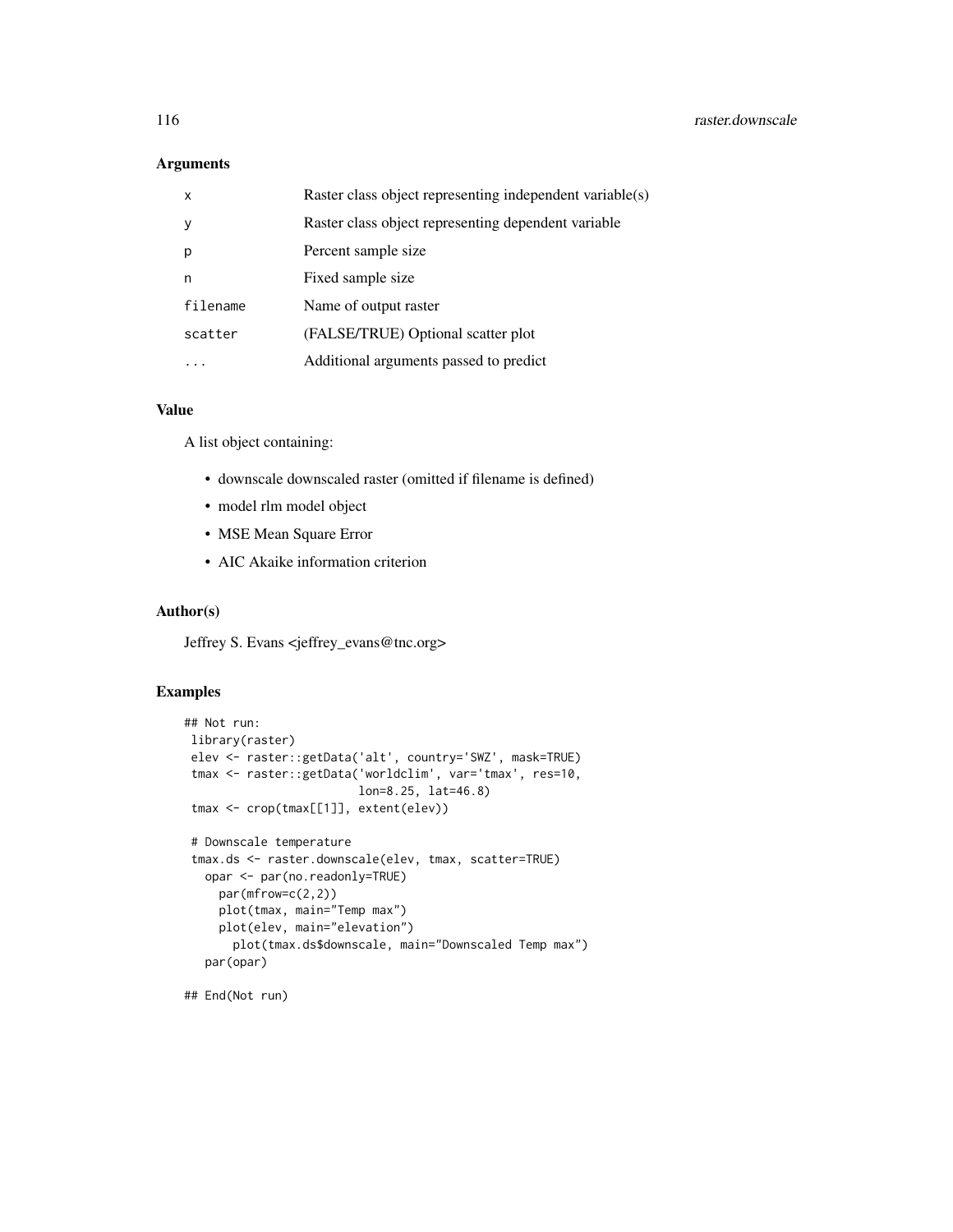### Arguments

| | |
|---|---|
| x | Raster class object representing independent variable(s) |
| y | Raster class object representing dependent variable |
| p | Percent sample size |
| n | Fixed sample size |
| filename | Name of output raster |
| scatter | (FALSE/TRUE) Optional scatter plot |
| ... | Additional arguments passed to predict |

### Value

A list object containing:

- downscale downscaled raster (omitted if filename is defined)
- model rlm model object
- MSE Mean Square Error
- AIC Akaike information criterion

### Author(s)

Jeffrey S. Evans <jeffrey_evans@tnc.org>

### Examples

```
## Not run:
 library(raster)
 elev <- raster::getData('alt', country='SWZ', mask=TRUE)
 tmax <- raster::getData('worldclim', var='tmax', res=10,
                        lon=8.25, lat=46.8)
 tmax <- crop(tmax[[1]], extent(elev))

 # Downscale temperature
 tmax.ds <- raster.downscale(elev, tmax, scatter=TRUE)
   opar <- par(no.readonly=TRUE)
     par(mfrow=c(2,2))
     plot(tmax, main="Temp max")
     plot(elev, main="elevation")
       plot(tmax.ds$downscale, main="Downscaled Temp max")
   par(opar)

## End(Not run)
```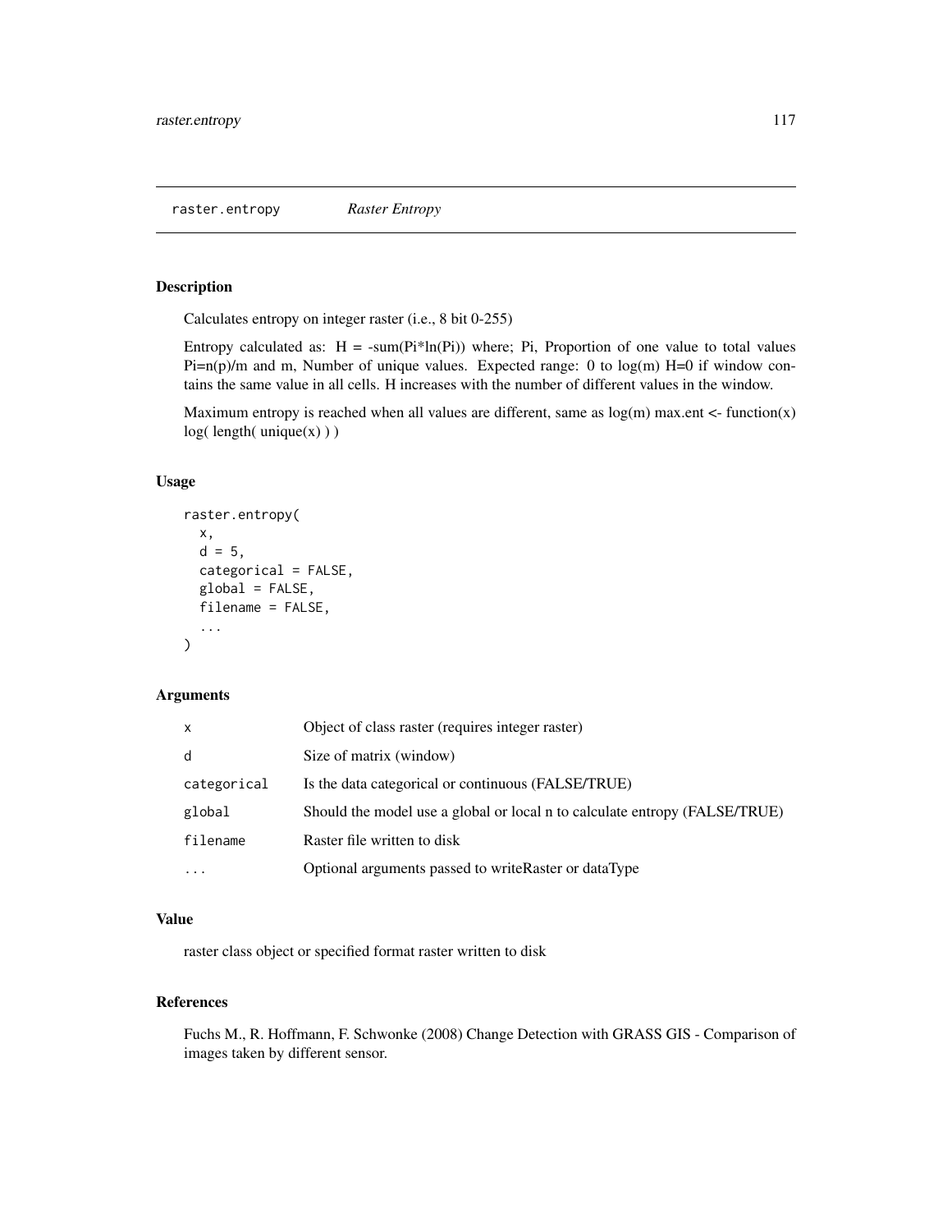## raster.entropy *Raster Entropy*

### Description

Calculates entropy on integer raster (i.e., 8 bit 0-255)

Entropy calculated as: H = -sum(Pi*ln(Pi)) where; Pi, Proportion of one value to total values Pi=n(p)/m and m, Number of unique values. Expected range: 0 to log(m) H=0 if window contains the same value in all cells. H increases with the number of different values in the window.

Maximum entropy is reached when all values are different, same as log(m) max.ent <- function(x) log( length( unique(x) ) )

### Usage

```
raster.entropy(
  x,
  d = 5,
  categorical = FALSE,
  global = FALSE,
  filename = FALSE,
  ...
)
```

### Arguments

| | |
|---|---|
| x | Object of class raster (requires integer raster) |
| d | Size of matrix (window) |
| categorical | Is the data categorical or continuous (FALSE/TRUE) |
| global | Should the model use a global or local n to calculate entropy (FALSE/TRUE) |
| filename | Raster file written to disk |
| ... | Optional arguments passed to writeRaster or dataType |

### Value

raster class object or specified format raster written to disk

### References

Fuchs M., R. Hoffmann, F. Schwonke (2008) Change Detection with GRASS GIS - Comparison of images taken by different sensor.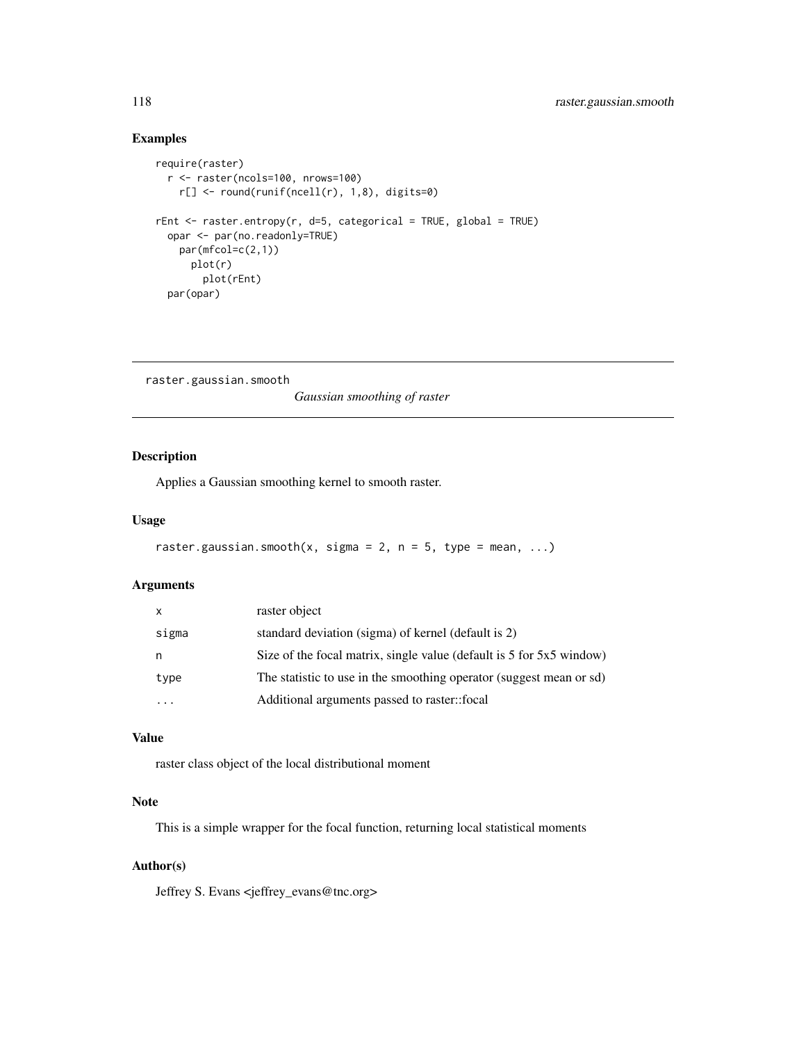## Examples

```
require(raster)
  r <- raster(ncols=100, nrows=100)
    r[] <- round(runif(ncell(r), 1,8), digits=0)

rEnt <- raster.entropy(r, d=5, categorical = TRUE, global = TRUE)
  opar <- par(no.readonly=TRUE)
    par(mfcol=c(2,1))
      plot(r)
        plot(rEnt)
  par(opar)
```

---

# raster.gaussian.smooth

*Gaussian smoothing of raster*

---

## Description

Applies a Gaussian smoothing kernel to smooth raster.

## Usage

```
raster.gaussian.smooth(x, sigma = 2, n = 5, type = mean, ...)
```

## Arguments

| | |
|---|---|
| x | raster object |
| sigma | standard deviation (sigma) of kernel (default is 2) |
| n | Size of the focal matrix, single value (default is 5 for 5x5 window) |
| type | The statistic to use in the smoothing operator (suggest mean or sd) |
| ... | Additional arguments passed to raster::focal |

## Value

raster class object of the local distributional moment

## Note

This is a simple wrapper for the focal function, returning local statistical moments

## Author(s)

Jeffrey S. Evans <jeffrey_evans@tnc.org>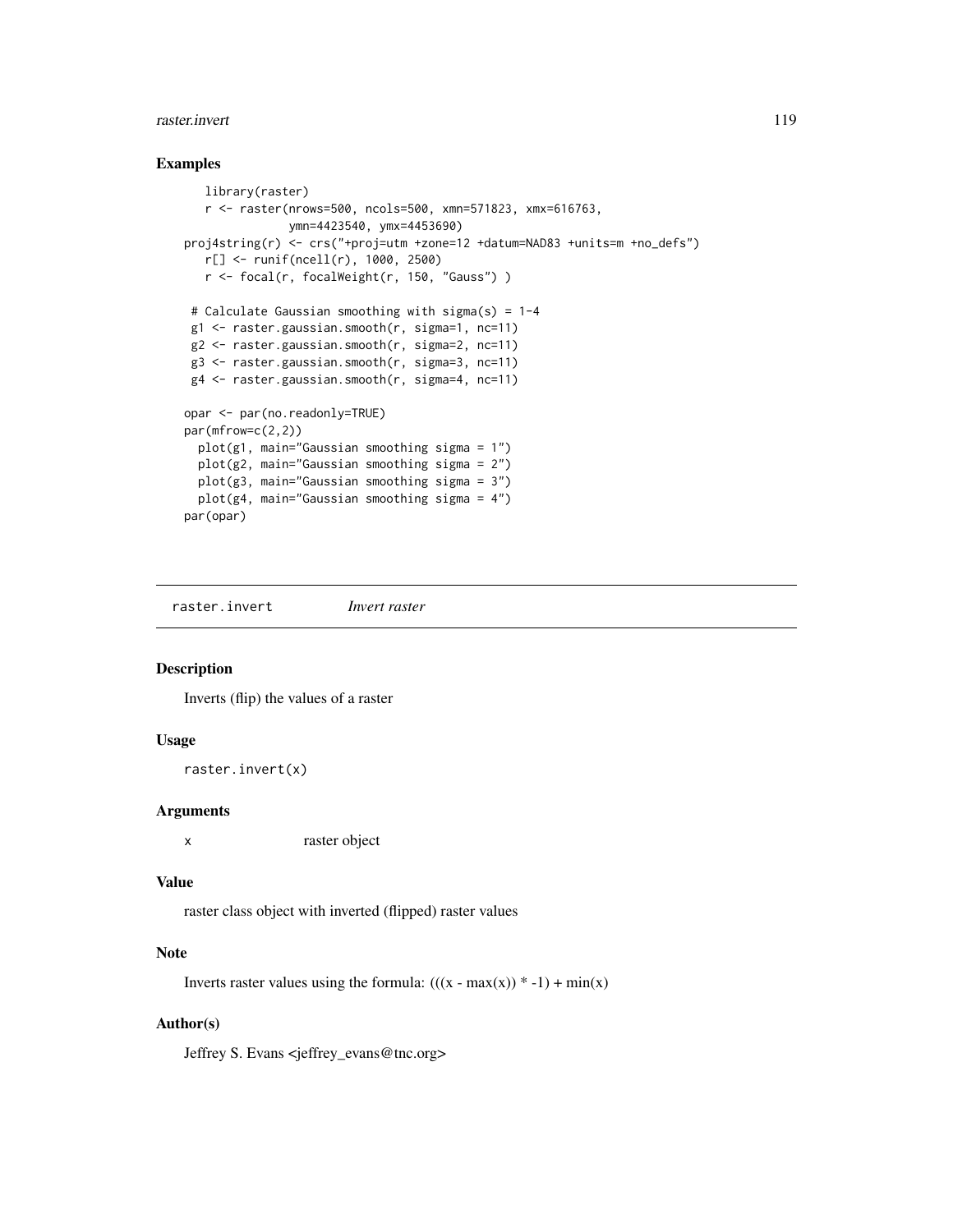## Examples

```
    library(raster)
    r <- raster(nrows=500, ncols=500, xmn=571823, xmx=616763,
                ymn=4423540, ymx=4453690)
proj4string(r) <- crs("+proj=utm +zone=12 +datum=NAD83 +units=m +no_defs")
   r[] <- runif(ncell(r), 1000, 2500)
   r <- focal(r, focalWeight(r, 150, "Gauss") )

 # Calculate Gaussian smoothing with sigma(s) = 1-4
 g1 <- raster.gaussian.smooth(r, sigma=1, nc=11)
 g2 <- raster.gaussian.smooth(r, sigma=2, nc=11)
 g3 <- raster.gaussian.smooth(r, sigma=3, nc=11)
 g4 <- raster.gaussian.smooth(r, sigma=4, nc=11)

opar <- par(no.readonly=TRUE)
par(mfrow=c(2,2))
  plot(g1, main="Gaussian smoothing sigma = 1")
  plot(g2, main="Gaussian smoothing sigma = 2")
  plot(g3, main="Gaussian smoothing sigma = 3")
  plot(g4, main="Gaussian smoothing sigma = 4")
par(opar)
```

---

# raster.invert *Invert raster*

## Description

Inverts (flip) the values of a raster

## Usage

```
raster.invert(x)
```

## Arguments

| | |
|---|---|
| x | raster object |

## Value

raster class object with inverted (flipped) raster values

## Note

Inverts raster values using the formula: (((x - max(x)) * -1) + min(x)

## Author(s)

Jeffrey S. Evans <jeffrey_evans@tnc.org>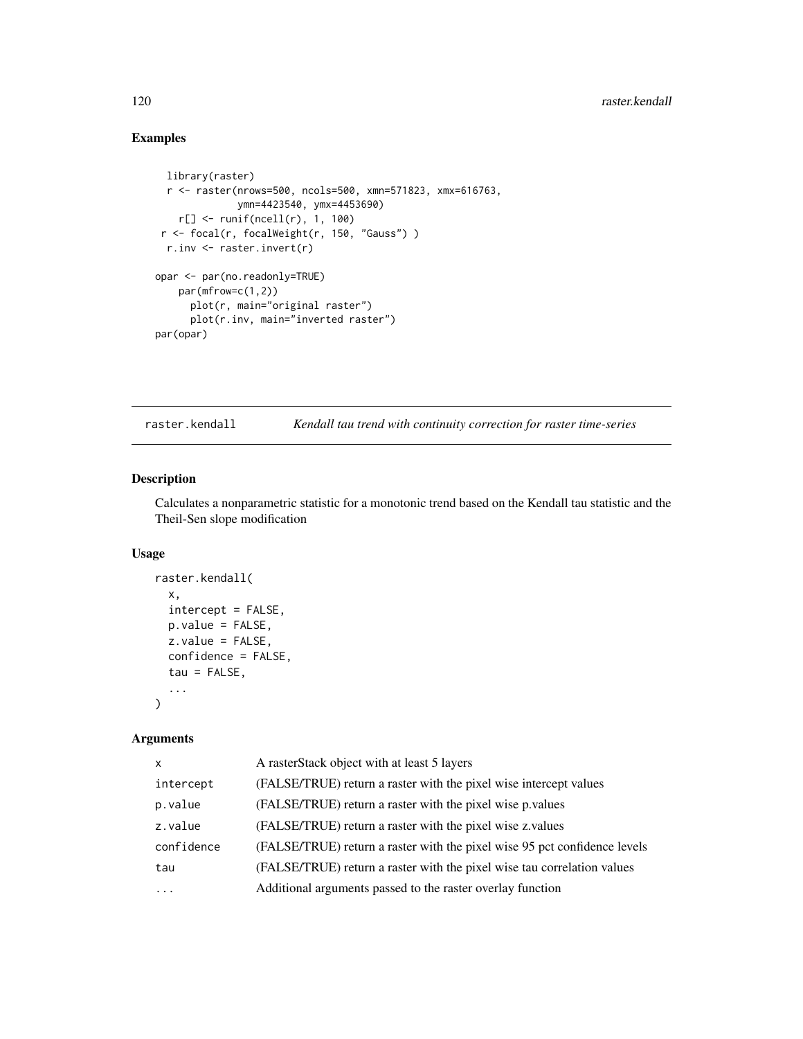## Examples

```
library(raster)
  r <- raster(nrows=500, ncols=500, xmn=571823, xmx=616763,
              ymn=4423540, ymx=4453690)
    r[] <- runif(ncell(r), 1, 100)
 r <- focal(r, focalWeight(r, 150, "Gauss") )
  r.inv <- raster.invert(r)

opar <- par(no.readonly=TRUE)
    par(mfrow=c(1,2))
      plot(r, main="original raster")
      plot(r.inv, main="inverted raster")
par(opar)
```

---

# raster.kendall — *Kendall tau trend with continuity correction for raster time-series*

---

## Description

Calculates a nonparametric statistic for a monotonic trend based on the Kendall tau statistic and the Theil-Sen slope modification

## Usage

```
raster.kendall(
  x,
  intercept = FALSE,
  p.value = FALSE,
  z.value = FALSE,
  confidence = FALSE,
  tau = FALSE,
  ...
)
```

## Arguments

| | |
|---|---|
| `x` | A rasterStack object with at least 5 layers |
| `intercept` | (FALSE/TRUE) return a raster with the pixel wise intercept values |
| `p.value` | (FALSE/TRUE) return a raster with the pixel wise p.values |
| `z.value` | (FALSE/TRUE) return a raster with the pixel wise z.values |
| `confidence` | (FALSE/TRUE) return a raster with the pixel wise 95 pct confidence levels |
| `tau` | (FALSE/TRUE) return a raster with the pixel wise tau correlation values |
| `...` | Additional arguments passed to the raster overlay function |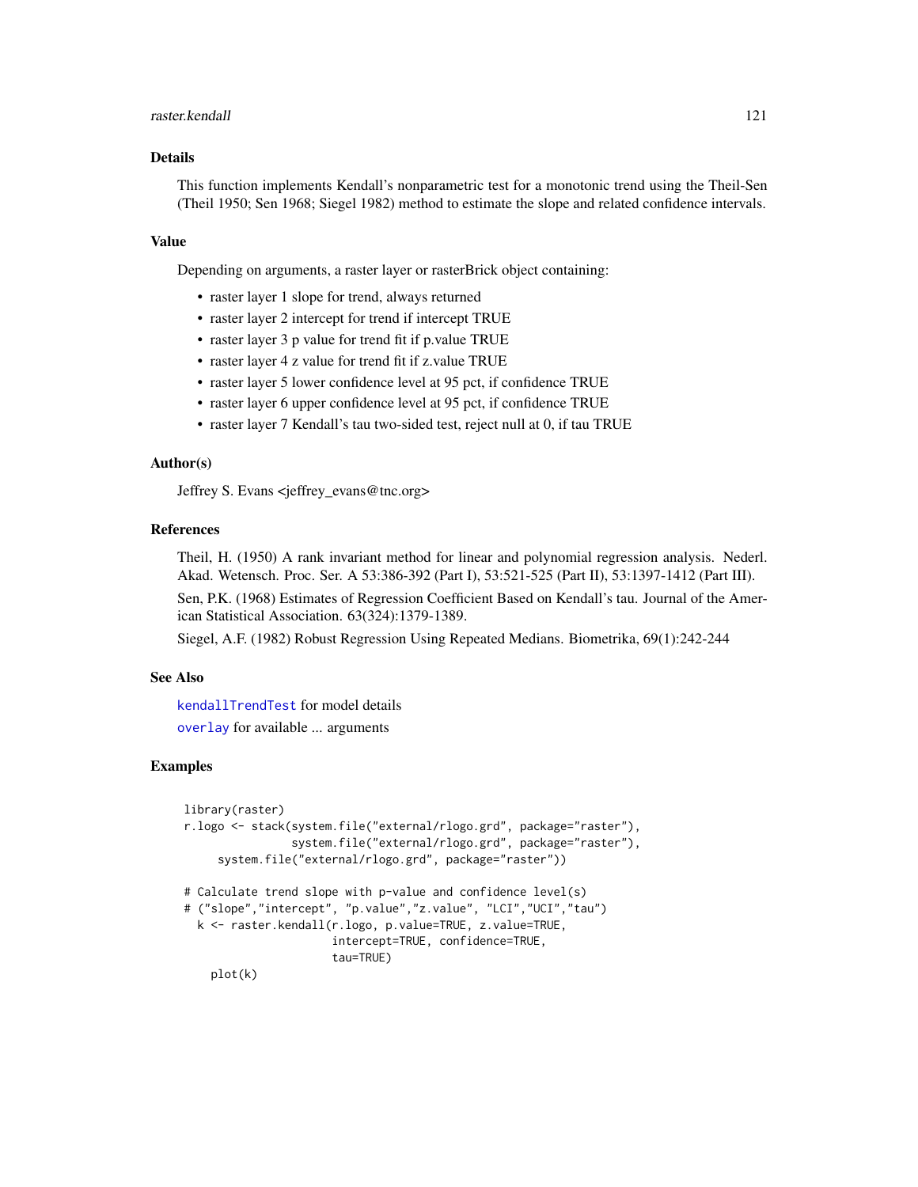## Details

This function implements Kendall's nonparametric test for a monotonic trend using the Theil-Sen (Theil 1950; Sen 1968; Siegel 1982) method to estimate the slope and related confidence intervals.

## Value

Depending on arguments, a raster layer or rasterBrick object containing:

- raster layer 1 slope for trend, always returned
- raster layer 2 intercept for trend if intercept TRUE
- raster layer 3 p value for trend fit if p.value TRUE
- raster layer 4 z value for trend fit if z.value TRUE
- raster layer 5 lower confidence level at 95 pct, if confidence TRUE
- raster layer 6 upper confidence level at 95 pct, if confidence TRUE
- raster layer 7 Kendall's tau two-sided test, reject null at 0, if tau TRUE

## Author(s)

Jeffrey S. Evans <jeffrey_evans@tnc.org>

## References

Theil, H. (1950) A rank invariant method for linear and polynomial regression analysis. Nederl. Akad. Wetensch. Proc. Ser. A 53:386-392 (Part I), 53:521-525 (Part II), 53:1397-1412 (Part III).

Sen, P.K. (1968) Estimates of Regression Coefficient Based on Kendall's tau. Journal of the American Statistical Association. 63(324):1379-1389.

Siegel, A.F. (1982) Robust Regression Using Repeated Medians. Biometrika, 69(1):242-244

## See Also

kendallTrendTest for model details

overlay for available ... arguments

## Examples

```
library(raster)
r.logo <- stack(system.file("external/rlogo.grd", package="raster"),
                system.file("external/rlogo.grd", package="raster"),
     system.file("external/rlogo.grd", package="raster"))

# Calculate trend slope with p-value and confidence level(s)
# ("slope","intercept", "p.value","z.value", "LCI","UCI","tau")
  k <- raster.kendall(r.logo, p.value=TRUE, z.value=TRUE,
                     intercept=TRUE, confidence=TRUE,
                     tau=TRUE)
    plot(k)
```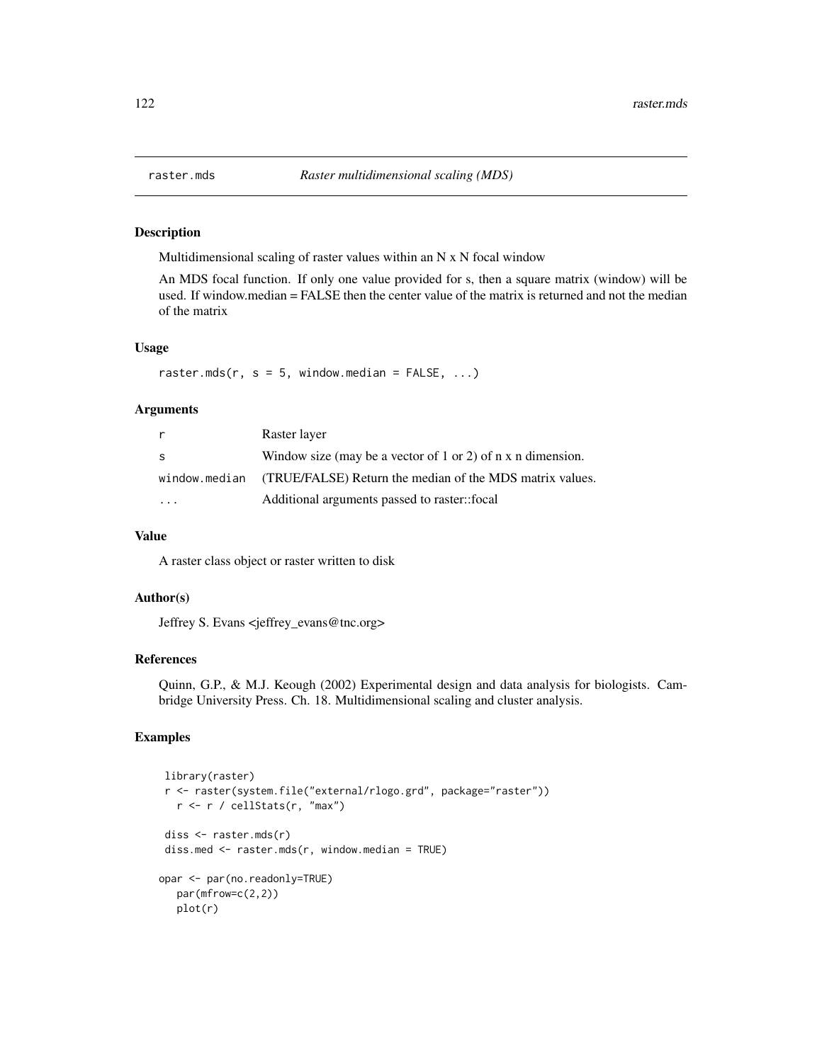# raster.mds — *Raster multidimensional scaling (MDS)*

## Description

Multidimensional scaling of raster values within an N x N focal window

An MDS focal function. If only one value provided for s, then a square matrix (window) will be used. If window.median = FALSE then the center value of the matrix is returned and not the median of the matrix

## Usage

```
raster.mds(r, s = 5, window.median = FALSE, ...)
```

## Arguments

| | |
|---|---|
| r | Raster layer |
| s | Window size (may be a vector of 1 or 2) of n x n dimension. |
| window.median | (TRUE/FALSE) Return the median of the MDS matrix values. |
| ... | Additional arguments passed to raster::focal |

## Value

A raster class object or raster written to disk

## Author(s)

Jeffrey S. Evans <jeffrey_evans@tnc.org>

## References

Quinn, G.P., & M.J. Keough (2002) Experimental design and data analysis for biologists. Cambridge University Press. Ch. 18. Multidimensional scaling and cluster analysis.

## Examples

```
 library(raster)
 r <- raster(system.file("external/rlogo.grd", package="raster"))
   r <- r / cellStats(r, "max")

 diss <- raster.mds(r)
 diss.med <- raster.mds(r, window.median = TRUE)

opar <- par(no.readonly=TRUE)
   par(mfrow=c(2,2))
   plot(r)
```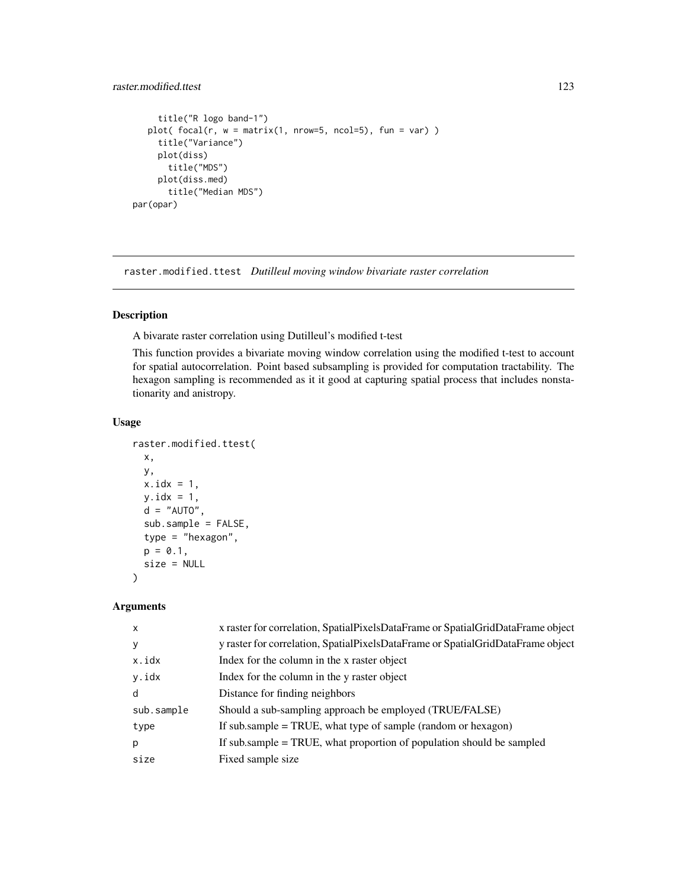```
    title("R logo band-1")
  plot( focal(r, w = matrix(1, nrow=5, ncol=5), fun = var) )
    title("Variance")
    plot(diss)
      title("MDS")
    plot(diss.med)
      title("Median MDS")
par(opar)
```

## raster.modified.ttest *Dutilleul moving window bivariate raster correlation*

### Description

A bivarate raster correlation using Dutilleul's modified t-test

This function provides a bivariate moving window correlation using the modified t-test to account for spatial autocorrelation. Point based subsampling is provided for computation tractability. The hexagon sampling is recommended as it it good at capturing spatial process that includes nonstationarity and anistropy.

### Usage

```
raster.modified.ttest(
  x,
  y,
  x.idx = 1,
  y.idx = 1,
  d = "AUTO",
  sub.sample = FALSE,
  type = "hexagon",
  p = 0.1,
  size = NULL
)
```

### Arguments

| | |
|---|---|
| x | x raster for correlation, SpatialPixelsDataFrame or SpatialGridDataFrame object |
| y | y raster for correlation, SpatialPixelsDataFrame or SpatialGridDataFrame object |
| x.idx | Index for the column in the x raster object |
| y.idx | Index for the column in the y raster object |
| d | Distance for finding neighbors |
| sub.sample | Should a sub-sampling approach be employed (TRUE/FALSE) |
| type | If sub.sample = TRUE, what type of sample (random or hexagon) |
| p | If sub.sample = TRUE, what proportion of population should be sampled |
| size | Fixed sample size |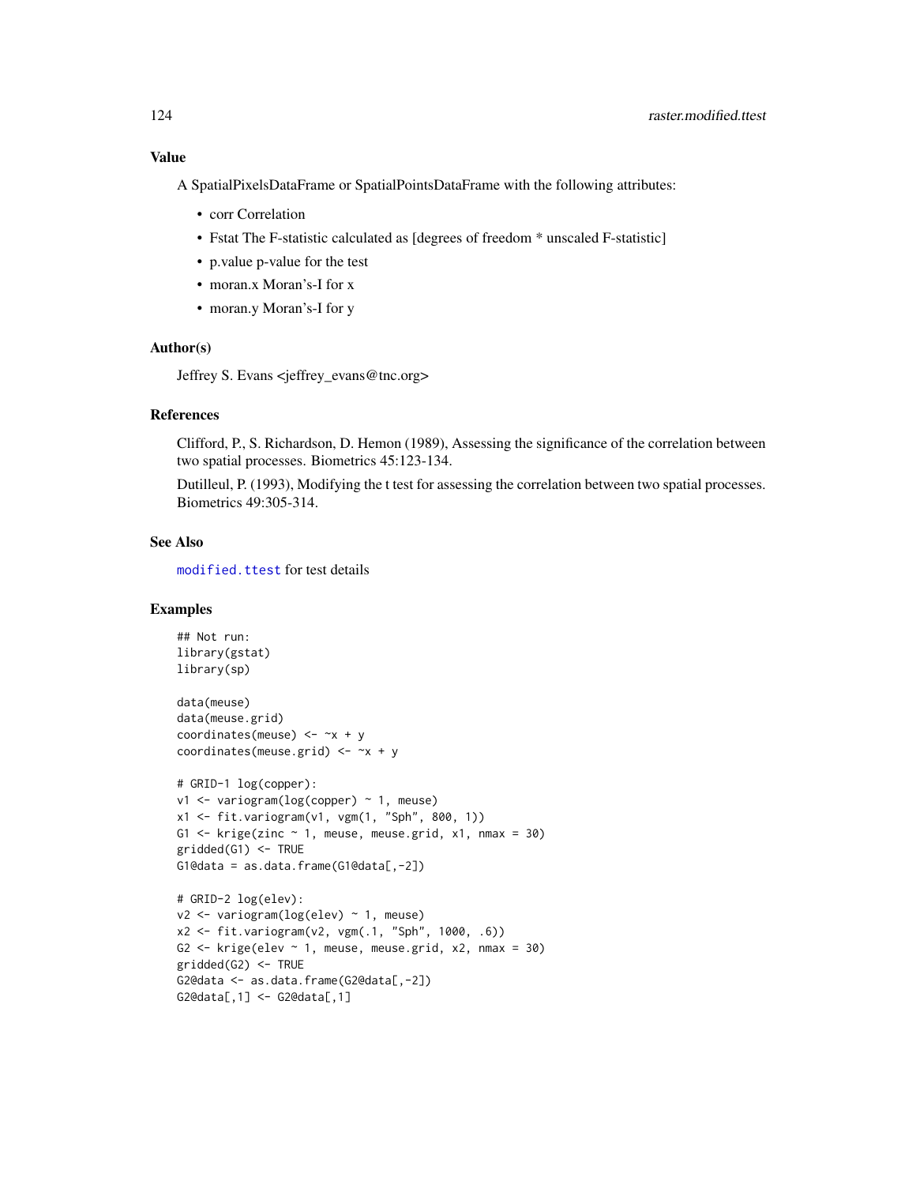### Value

A SpatialPixelsDataFrame or SpatialPointsDataFrame with the following attributes:

- corr Correlation
- Fstat The F-statistic calculated as [degrees of freedom * unscaled F-statistic]
- p.value p-value for the test
- moran.x Moran's-I for x
- moran.y Moran's-I for y

### Author(s)

Jeffrey S. Evans <jeffrey_evans@tnc.org>

### References

Clifford, P., S. Richardson, D. Hemon (1989), Assessing the significance of the correlation between two spatial processes. Biometrics 45:123-134.

Dutilleul, P. (1993), Modifying the t test for assessing the correlation between two spatial processes. Biometrics 49:305-314.

### See Also

`modified.ttest` for test details

### Examples

```
## Not run:
library(gstat)
library(sp)

data(meuse)
data(meuse.grid)
coordinates(meuse) <- ~x + y
coordinates(meuse.grid) <- ~x + y

# GRID-1 log(copper):
v1 <- variogram(log(copper) ~ 1, meuse)
x1 <- fit.variogram(v1, vgm(1, "Sph", 800, 1))
G1 <- krige(zinc ~ 1, meuse, meuse.grid, x1, nmax = 30)
gridded(G1) <- TRUE
G1@data = as.data.frame(G1@data[,-2])

# GRID-2 log(elev):
v2 <- variogram(log(elev) ~ 1, meuse)
x2 <- fit.variogram(v2, vgm(.1, "Sph", 1000, .6))
G2 <- krige(elev ~ 1, meuse, meuse.grid, x2, nmax = 30)
gridded(G2) <- TRUE
G2@data <- as.data.frame(G2@data[,-2])
G2@data[,1] <- G2@data[,1]
```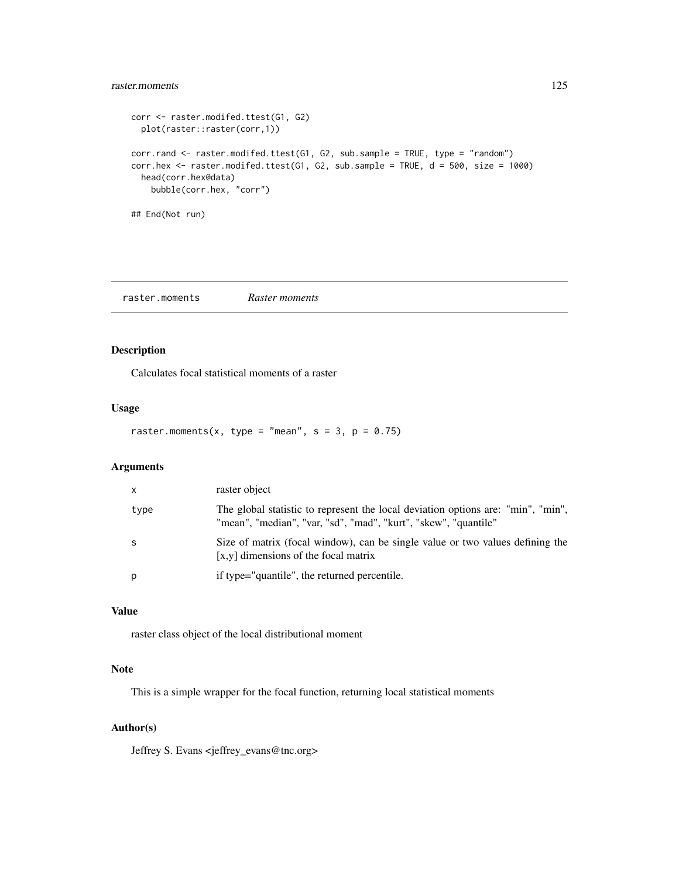```
corr <- raster.modifed.ttest(G1, G2)
  plot(raster::raster(corr,1))

corr.rand <- raster.modifed.ttest(G1, G2, sub.sample = TRUE, type = "random")
corr.hex <- raster.modifed.ttest(G1, G2, sub.sample = TRUE, d = 500, size = 1000)
  head(corr.hex@data)
    bubble(corr.hex, "corr")

## End(Not run)
```

---

## raster.moments *Raster moments*

---

### Description

Calculates focal statistical moments of a raster

### Usage

```
raster.moments(x, type = "mean", s = 3, p = 0.75)
```

### Arguments

| | |
|---|---|
| x | raster object |
| type | The global statistic to represent the local deviation options are: "min", "min", "mean", "median", "var, "sd", "mad", "kurt", "skew", "quantile" |
| s | Size of matrix (focal window), can be single value or two values defining the [x,y] dimensions of the focal matrix |
| p | if type="quantile", the returned percentile. |

### Value

raster class object of the local distributional moment

### Note

This is a simple wrapper for the focal function, returning local statistical moments

### Author(s)

Jeffrey S. Evans <jeffrey_evans@tnc.org>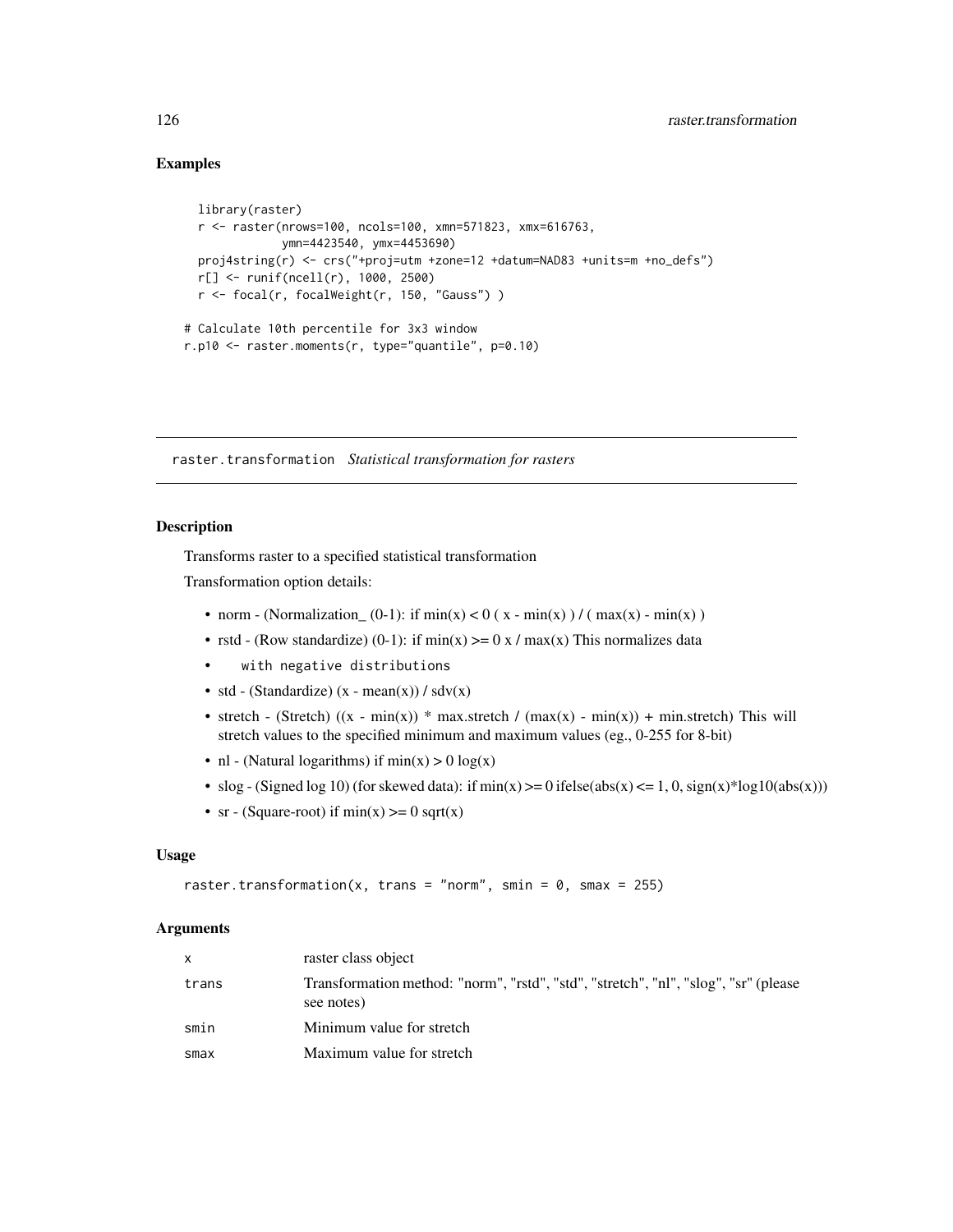## Examples

```
  library(raster)
  r <- raster(nrows=100, ncols=100, xmn=571823, xmx=616763,
              ymn=4423540, ymx=4453690)
  proj4string(r) <- crs("+proj=utm +zone=12 +datum=NAD83 +units=m +no_defs")
  r[] <- runif(ncell(r), 1000, 2500)
  r <- focal(r, focalWeight(r, 150, "Gauss") )

# Calculate 10th percentile for 3x3 window
r.p10 <- raster.moments(r, type="quantile", p=0.10)
```

---

## raster.transformation    *Statistical transformation for rasters*

---

### Description

Transforms raster to a specified statistical transformation

Transformation option details:

- norm - (Normalization_ (0-1): if min(x) < 0 ( x - min(x) ) / ( max(x) - min(x) )
- rstd - (Row standardize) (0-1): if min(x) >= 0 x / max(x) This normalizes data
- `with negative distributions`
- std - (Standardize) (x - mean(x)) / sdv(x)
- stretch - (Stretch) ((x - min(x)) * max.stretch / (max(x) - min(x)) + min.stretch) This will stretch values to the specified minimum and maximum values (eg., 0-255 for 8-bit)
- nl - (Natural logarithms) if min(x) > 0 log(x)
- slog - (Signed log 10) (for skewed data): if min(x) >= 0 ifelse(abs(x) <= 1, 0, sign(x)*log10(abs(x)))
- sr - (Square-root) if min(x) >= 0 sqrt(x)

### Usage

```
raster.transformation(x, trans = "norm", smin = 0, smax = 255)
```

### Arguments

| | |
|---|---|
| x | raster class object |
| trans | Transformation method: "norm", "rstd", "std", "stretch", "nl", "slog", "sr" (please see notes) |
| smin | Minimum value for stretch |
| smax | Maximum value for stretch |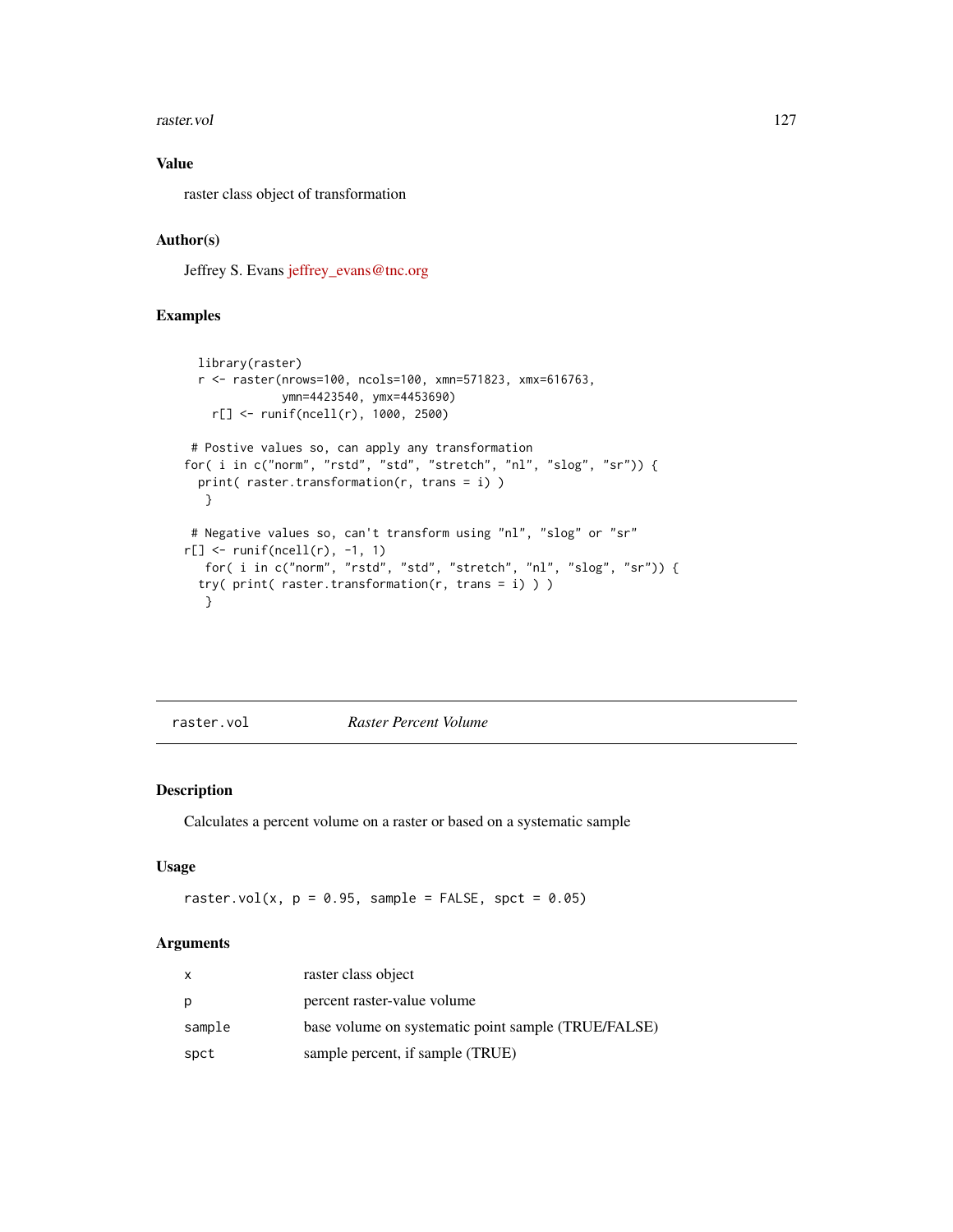## Value

raster class object of transformation

## Author(s)

Jeffrey S. Evans jeffrey_evans@tnc.org

## Examples

```
  library(raster)
  r <- raster(nrows=100, ncols=100, xmn=571823, xmx=616763,
              ymn=4423540, ymx=4453690)
    r[] <- runif(ncell(r), 1000, 2500)

 # Postive values so, can apply any transformation
for( i in c("norm", "rstd", "std", "stretch", "nl", "slog", "sr")) {
  print( raster.transformation(r, trans = i) )
   }

 # Negative values so, can't transform using "nl", "slog" or "sr"
r[] <- runif(ncell(r), -1, 1)
   for( i in c("norm", "rstd", "std", "stretch", "nl", "slog", "sr")) {
  try( print( raster.transformation(r, trans = i) ) )
   }
```

---

# raster.vol *Raster Percent Volume*

## Description

Calculates a percent volume on a raster or based on a systematic sample

## Usage

```
raster.vol(x, p = 0.95, sample = FALSE, spct = 0.05)
```

## Arguments

| | |
|---|---|
| x | raster class object |
| p | percent raster-value volume |
| sample | base volume on systematic point sample (TRUE/FALSE) |
| spct | sample percent, if sample (TRUE) |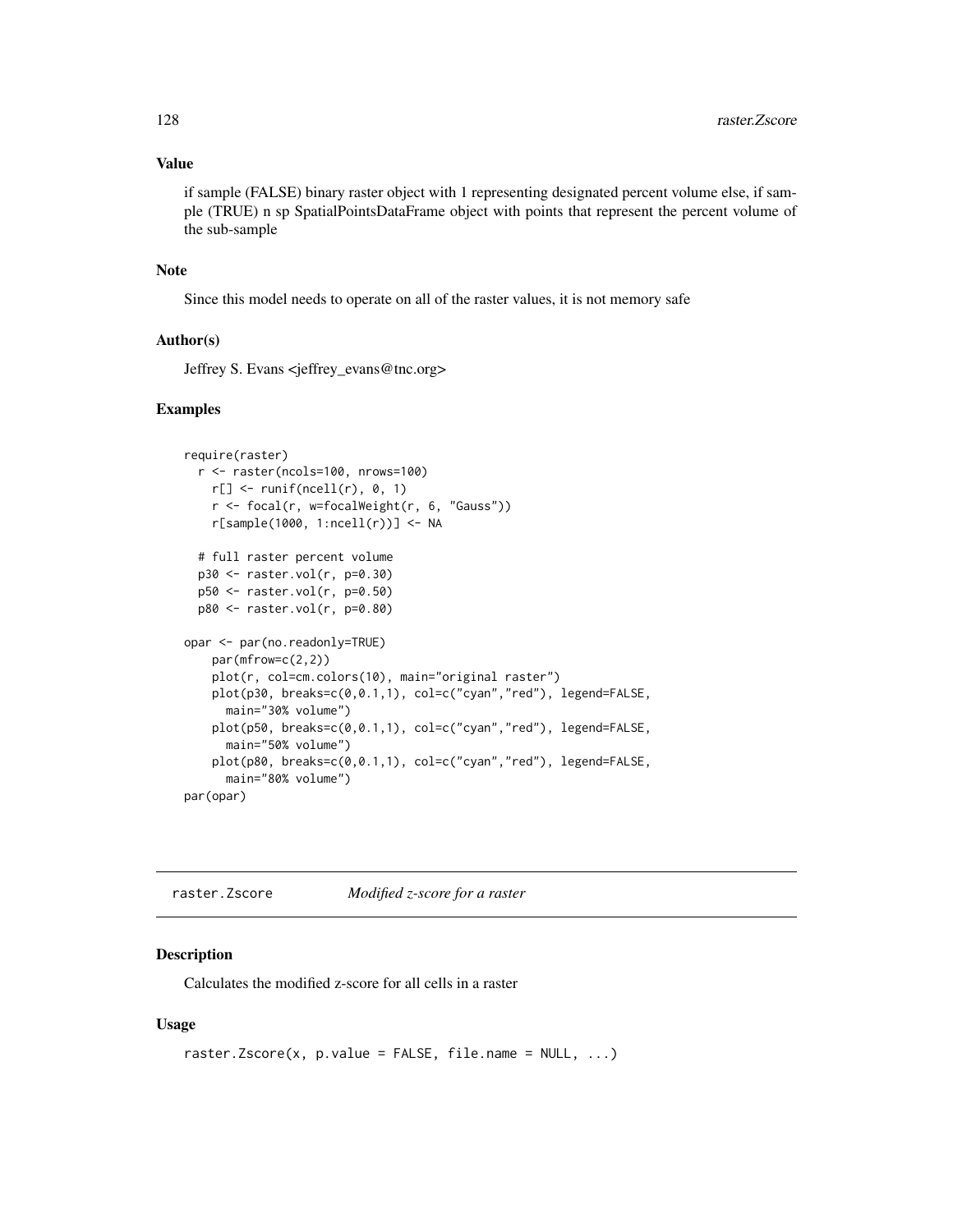### Value

if sample (FALSE) binary raster object with 1 representing designated percent volume else, if sample (TRUE) n sp SpatialPointsDataFrame object with points that represent the percent volume of the sub-sample

### Note

Since this model needs to operate on all of the raster values, it is not memory safe

### Author(s)

Jeffrey S. Evans <jeffrey_evans@tnc.org>

### Examples

```
require(raster)
  r <- raster(ncols=100, nrows=100)
    r[] <- runif(ncell(r), 0, 1)
    r <- focal(r, w=focalWeight(r, 6, "Gauss"))
    r[sample(1000, 1:ncell(r))] <- NA

  # full raster percent volume
  p30 <- raster.vol(r, p=0.30)
  p50 <- raster.vol(r, p=0.50)
  p80 <- raster.vol(r, p=0.80)

opar <- par(no.readonly=TRUE)
    par(mfrow=c(2,2))
    plot(r, col=cm.colors(10), main="original raster")
    plot(p30, breaks=c(0,0.1,1), col=c("cyan","red"), legend=FALSE,
      main="30% volume")
    plot(p50, breaks=c(0,0.1,1), col=c("cyan","red"), legend=FALSE,
      main="50% volume")
    plot(p80, breaks=c(0,0.1,1), col=c("cyan","red"), legend=FALSE,
      main="80% volume")
par(opar)
```

---

## raster.Zscore — *Modified z-score for a raster*

### Description

Calculates the modified z-score for all cells in a raster

### Usage

```
raster.Zscore(x, p.value = FALSE, file.name = NULL, ...)
```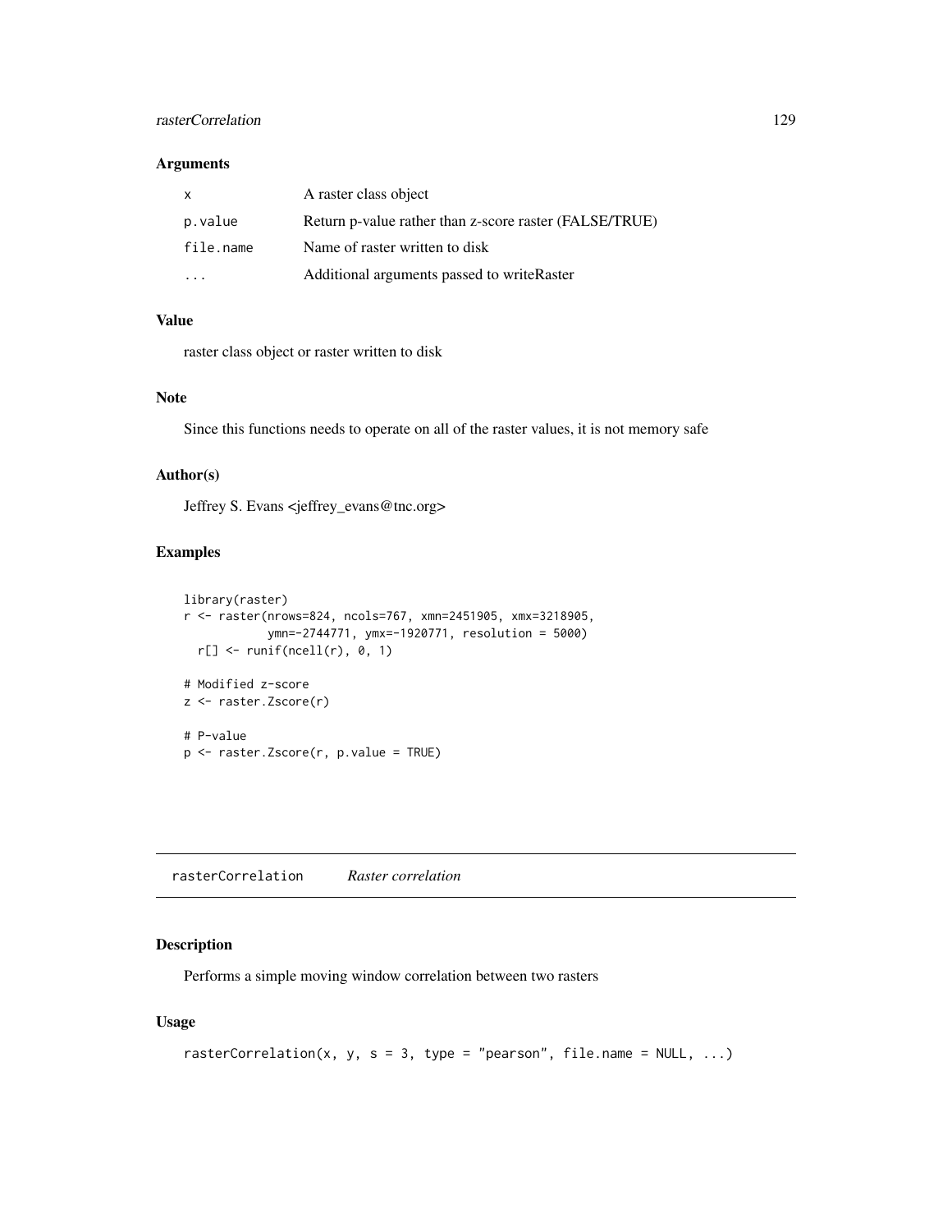### Arguments

| | |
|---|---|
| x | A raster class object |
| p.value | Return p-value rather than z-score raster (FALSE/TRUE) |
| file.name | Name of raster written to disk |
| ... | Additional arguments passed to writeRaster |

### Value

raster class object or raster written to disk

### Note

Since this functions needs to operate on all of the raster values, it is not memory safe

### Author(s)

Jeffrey S. Evans <jeffrey_evans@tnc.org>

### Examples

```
library(raster)
r <- raster(nrows=824, ncols=767, xmn=2451905, xmx=3218905,
            ymn=-2744771, ymx=-1920771, resolution = 5000)
  r[] <- runif(ncell(r), 0, 1)

# Modified z-score
z <- raster.Zscore(r)

# P-value
p <- raster.Zscore(r, p.value = TRUE)
```

---

## rasterCorrelation *Raster correlation*

### Description

Performs a simple moving window correlation between two rasters

### Usage

```
rasterCorrelation(x, y, s = 3, type = "pearson", file.name = NULL, ...)
```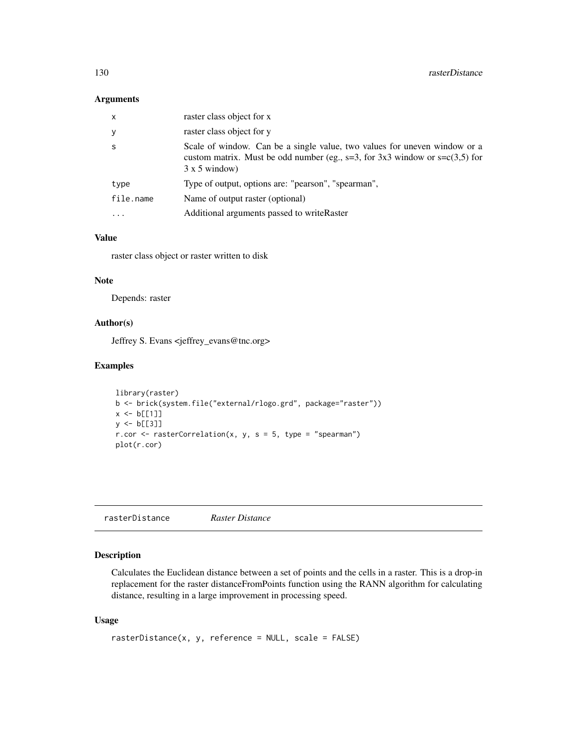### Arguments

| | |
|---|---|
| x | raster class object for x |
| y | raster class object for y |
| s | Scale of window. Can be a single value, two values for uneven window or a custom matrix. Must be odd number (eg., s=3, for 3x3 window or s=c(3,5) for 3 x 5 window) |
| type | Type of output, options are: "pearson", "spearman", |
| file.name | Name of output raster (optional) |
| ... | Additional arguments passed to writeRaster |

### Value

raster class object or raster written to disk

### Note

Depends: raster

### Author(s)

Jeffrey S. Evans <jeffrey_evans@tnc.org>

### Examples

```
library(raster)
b <- brick(system.file("external/rlogo.grd", package="raster"))
x <- b[[1]]
y <- b[[3]]
r.cor <- rasterCorrelation(x, y, s = 5, type = "spearman")
plot(r.cor)
```

---

## rasterDistance *Raster Distance*

### Description

Calculates the Euclidean distance between a set of points and the cells in a raster. This is a drop-in replacement for the raster distanceFromPoints function using the RANN algorithm for calculating distance, resulting in a large improvement in processing speed.

### Usage

```
rasterDistance(x, y, reference = NULL, scale = FALSE)
```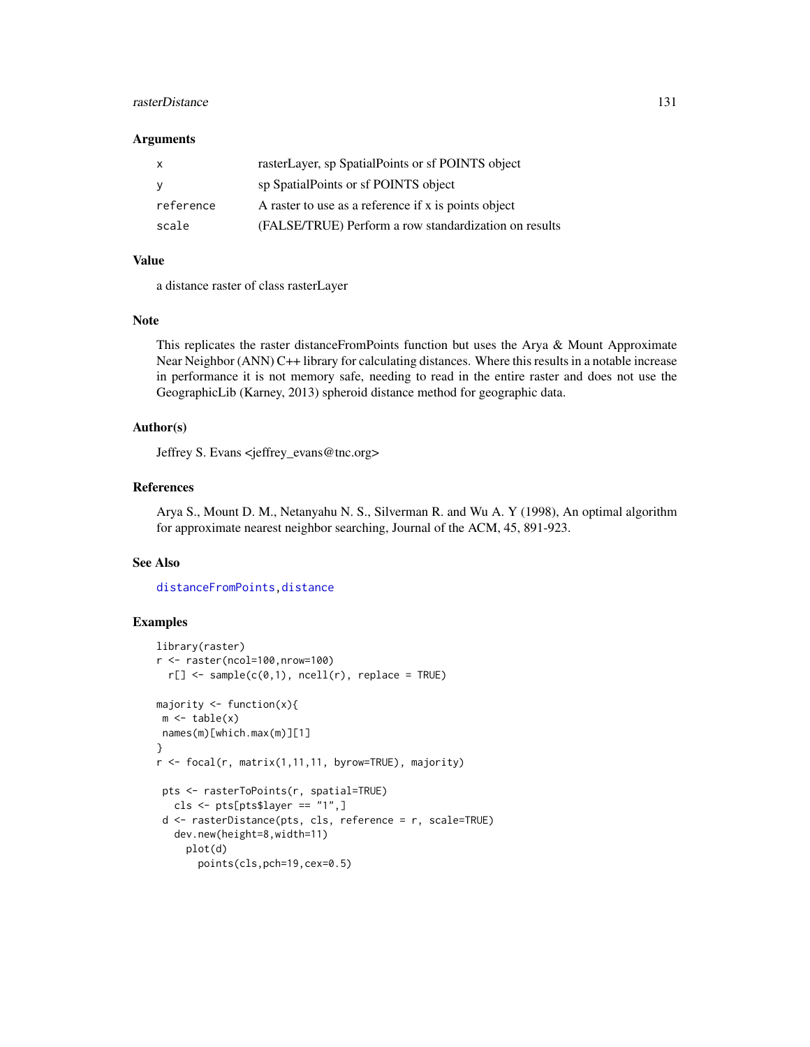### Arguments

| | |
|---|---|
| `x` | rasterLayer, sp SpatialPoints or sf POINTS object |
| `y` | sp SpatialPoints or sf POINTS object |
| `reference` | A raster to use as a reference if x is points object |
| `scale` | (FALSE/TRUE) Perform a row standardization on results |

### Value

a distance raster of class rasterLayer

### Note

This replicates the raster distanceFromPoints function but uses the Arya & Mount Approximate Near Neighbor (ANN) C++ library for calculating distances. Where this results in a notable increase in performance it is not memory safe, needing to read in the entire raster and does not use the GeographicLib (Karney, 2013) spheroid distance method for geographic data.

### Author(s)

Jeffrey S. Evans <jeffrey_evans@tnc.org>

### References

Arya S., Mount D. M., Netanyahu N. S., Silverman R. and Wu A. Y (1998), An optimal algorithm for approximate nearest neighbor searching, Journal of the ACM, 45, 891-923.

### See Also

distanceFromPoints, distance

### Examples

```
library(raster)
r <- raster(ncol=100,nrow=100)
  r[] <- sample(c(0,1), ncell(r), replace = TRUE)

majority <- function(x){
 m <- table(x)
 names(m)[which.max(m)][1]
}
r <- focal(r, matrix(1,11,11, byrow=TRUE), majority)

 pts <- rasterToPoints(r, spatial=TRUE)
   cls <- pts[pts$layer == "1",]
 d <- rasterDistance(pts, cls, reference = r, scale=TRUE)
   dev.new(height=8,width=11)
     plot(d)
       points(cls,pch=19,cex=0.5)
```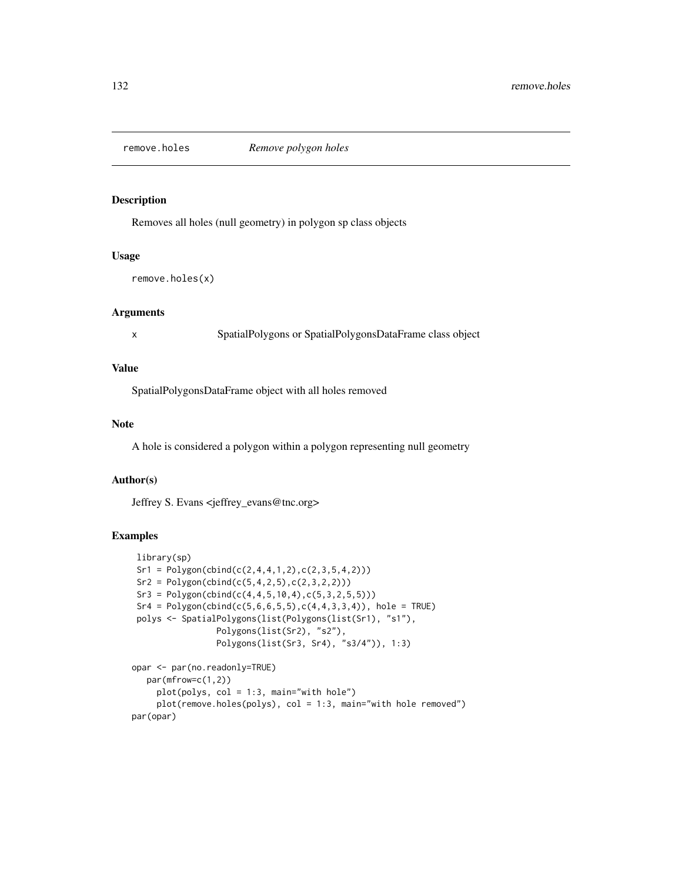remove.holes *Remove polygon holes*

## Description

Removes all holes (null geometry) in polygon sp class objects

## Usage

```
remove.holes(x)
```

## Arguments

| | |
|---|---|
| x | SpatialPolygons or SpatialPolygonsDataFrame class object |

## Value

SpatialPolygonsDataFrame object with all holes removed

## Note

A hole is considered a polygon within a polygon representing null geometry

## Author(s)

Jeffrey S. Evans <jeffrey_evans@tnc.org>

## Examples

```
 library(sp)
 Sr1 = Polygon(cbind(c(2,4,4,1,2),c(2,3,5,4,2)))
 Sr2 = Polygon(cbind(c(5,4,2,5),c(2,3,2,2)))
 Sr3 = Polygon(cbind(c(4,4,5,10,4),c(5,3,2,5,5)))
 Sr4 = Polygon(cbind(c(5,6,6,5,5),c(4,4,3,3,4)), hole = TRUE)
 polys <- SpatialPolygons(list(Polygons(list(Sr1), "s1"),
                 Polygons(list(Sr2), "s2"),
                 Polygons(list(Sr3, Sr4), "s3/4")), 1:3)

opar <- par(no.readonly=TRUE)
   par(mfrow=c(1,2))
     plot(polys, col = 1:3, main="with hole")
     plot(remove.holes(polys), col = 1:3, main="with hole removed")
par(opar)
```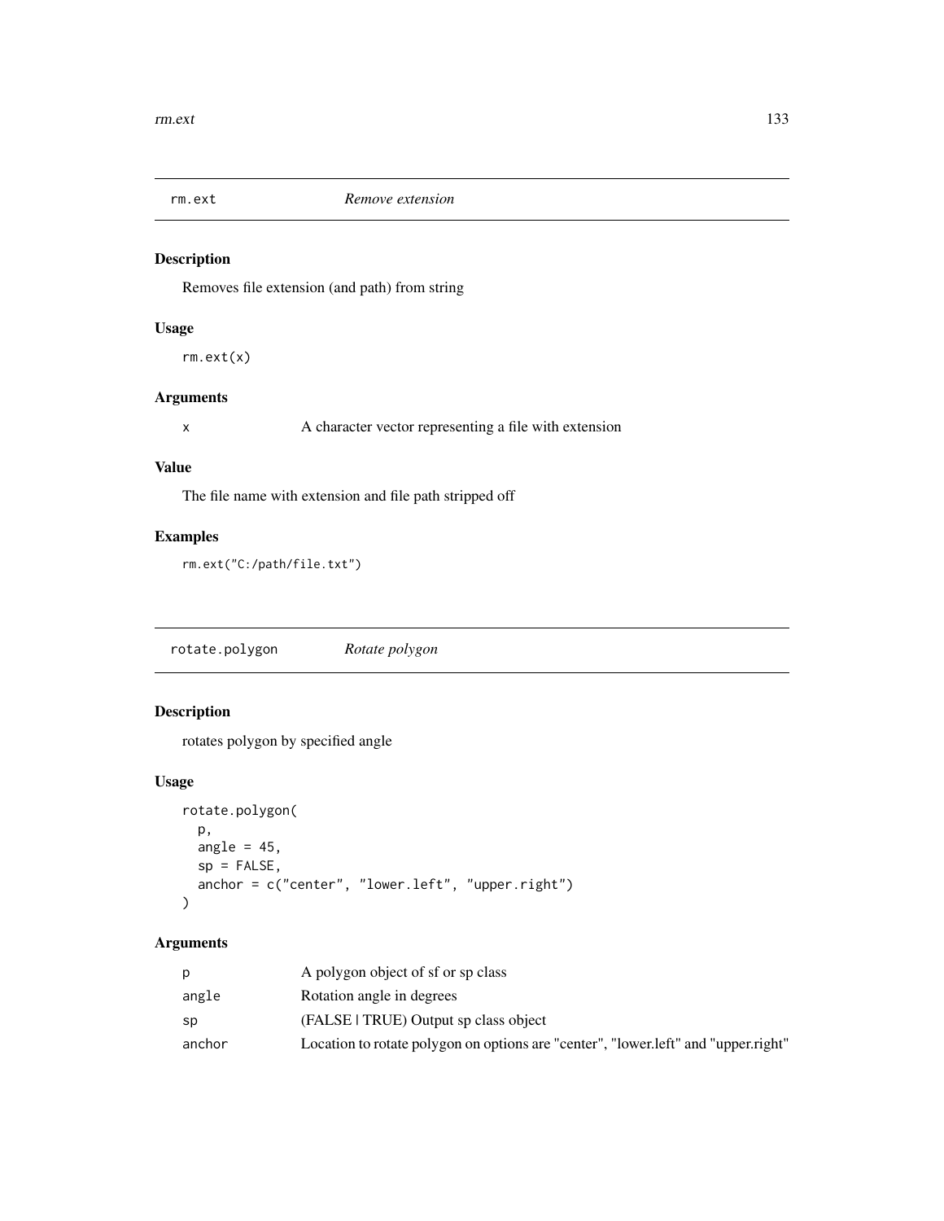## rm.ext — *Remove extension*

### Description

Removes file extension (and path) from string

### Usage

```
rm.ext(x)
```

### Arguments

| | |
|---|---|
| x | A character vector representing a file with extension |

### Value

The file name with extension and file path stripped off

### Examples

```
rm.ext("C:/path/file.txt")
```

## rotate.polygon — *Rotate polygon*

### Description

rotates polygon by specified angle

### Usage

```
rotate.polygon(
  p,
  angle = 45,
  sp = FALSE,
  anchor = c("center", "lower.left", "upper.right")
)
```

### Arguments

| | |
|---|---|
| p | A polygon object of sf or sp class |
| angle | Rotation angle in degrees |
| sp | (FALSE \| TRUE) Output sp class object |
| anchor | Location to rotate polygon on options are "center", "lower.left" and "upper.right" |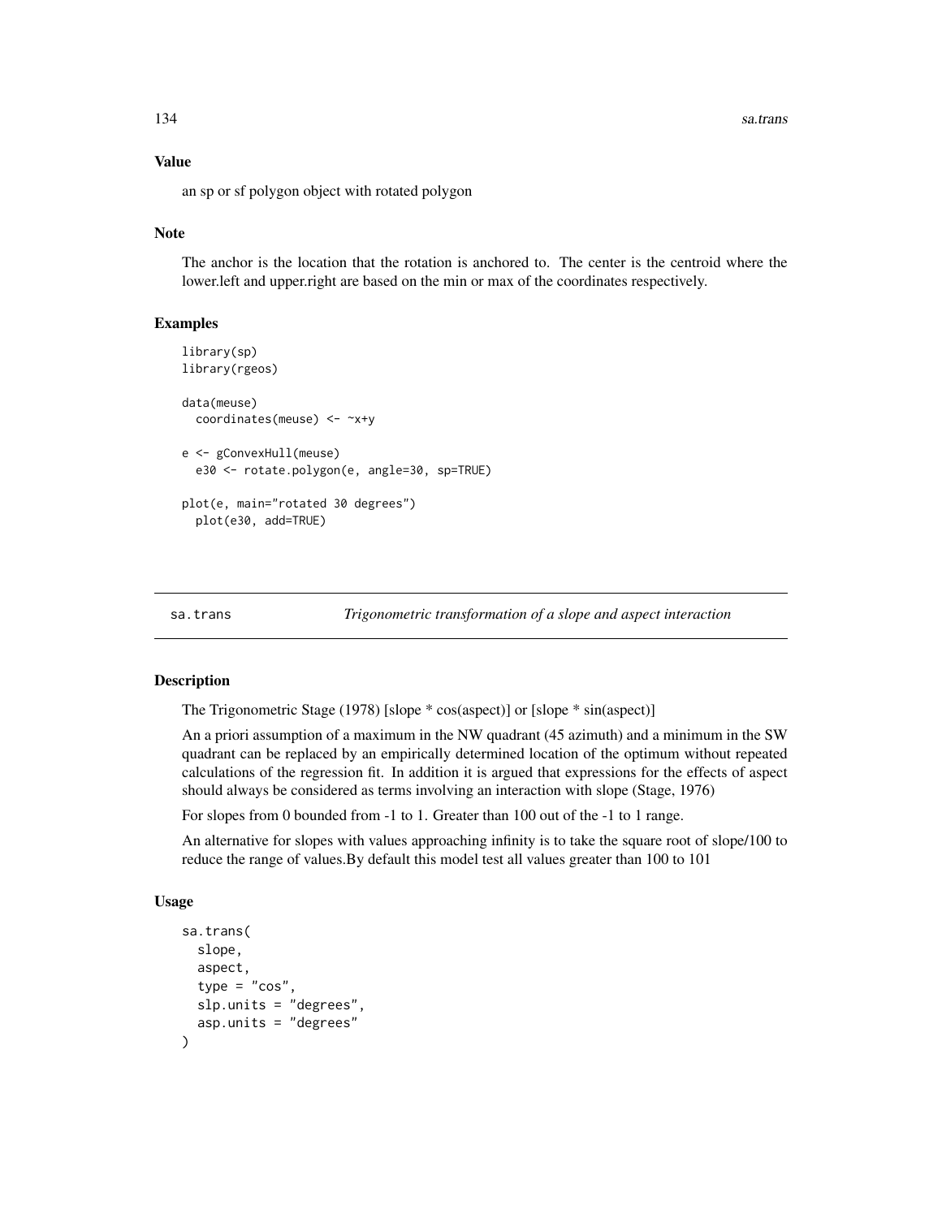### Value

an sp or sf polygon object with rotated polygon

### Note

The anchor is the location that the rotation is anchored to. The center is the centroid where the lower.left and upper.right are based on the min or max of the coordinates respectively.

### Examples

```
library(sp)
library(rgeos)

data(meuse)
  coordinates(meuse) <- ~x+y

e <- gConvexHull(meuse)
  e30 <- rotate.polygon(e, angle=30, sp=TRUE)

plot(e, main="rotated 30 degrees")
  plot(e30, add=TRUE)
```

---

## sa.trans — *Trigonometric transformation of a slope and aspect interaction*

### Description

The Trigonometric Stage (1978) [slope * cos(aspect)] or [slope * sin(aspect)]

An a priori assumption of a maximum in the NW quadrant (45 azimuth) and a minimum in the SW quadrant can be replaced by an empirically determined location of the optimum without repeated calculations of the regression fit. In addition it is argued that expressions for the effects of aspect should always be considered as terms involving an interaction with slope (Stage, 1976)

For slopes from 0 bounded from -1 to 1. Greater than 100 out of the -1 to 1 range.

An alternative for slopes with values approaching infinity is to take the square root of slope/100 to reduce the range of values.By default this model test all values greater than 100 to 101

### Usage

```
sa.trans(
  slope,
  aspect,
  type = "cos",
  slp.units = "degrees",
  asp.units = "degrees"
)
```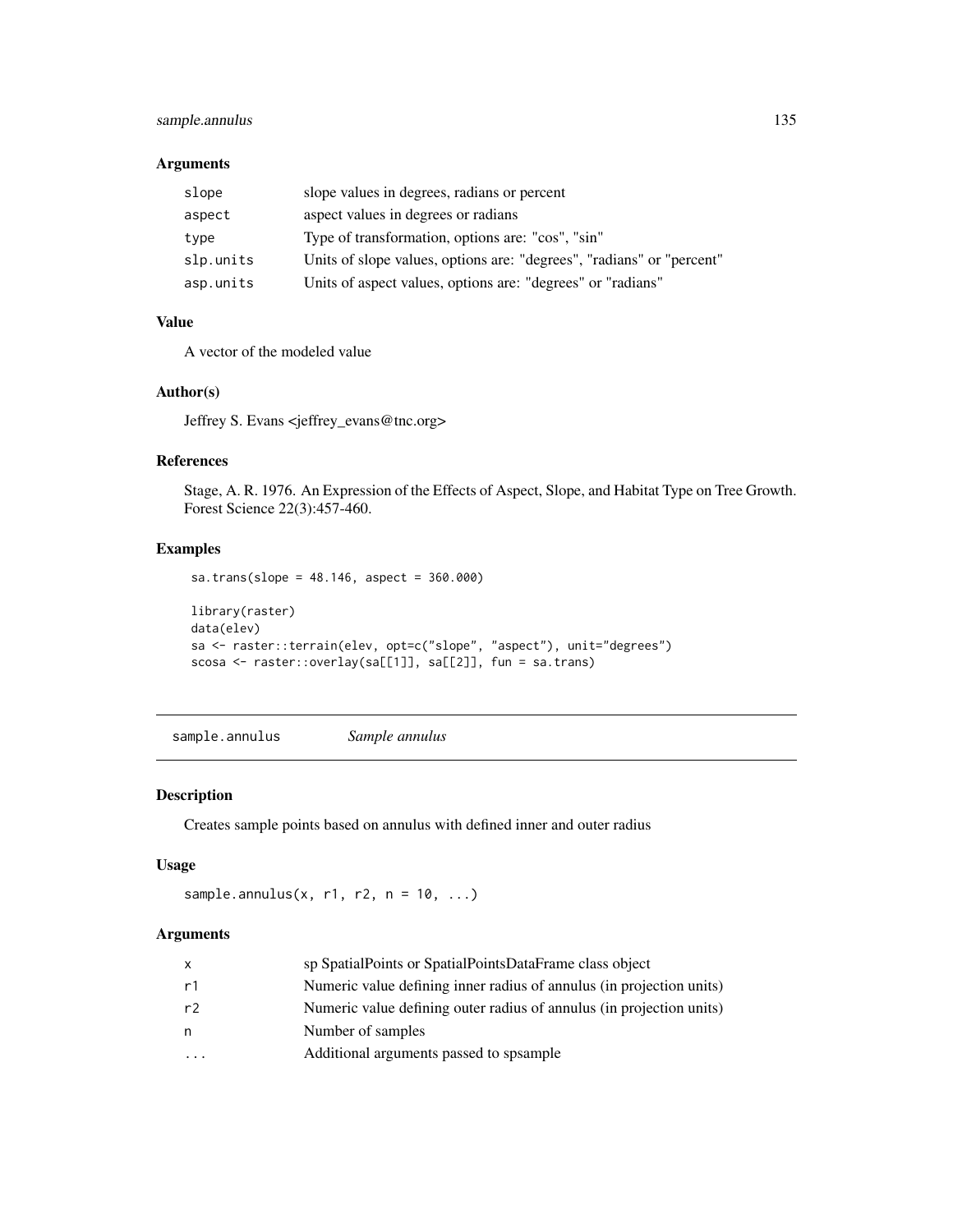### Arguments

| | |
|---|---|
| slope | slope values in degrees, radians or percent |
| aspect | aspect values in degrees or radians |
| type | Type of transformation, options are: "cos", "sin" |
| slp.units | Units of slope values, options are: "degrees", "radians" or "percent" |
| asp.units | Units of aspect values, options are: "degrees" or "radians" |

### Value

A vector of the modeled value

### Author(s)

Jeffrey S. Evans <jeffrey_evans@tnc.org>

### References

Stage, A. R. 1976. An Expression of the Effects of Aspect, Slope, and Habitat Type on Tree Growth. Forest Science 22(3):457-460.

### Examples

```
sa.trans(slope = 48.146, aspect = 360.000)

library(raster)
data(elev)
sa <- raster::terrain(elev, opt=c("slope", "aspect"), unit="degrees")
scosa <- raster::overlay(sa[[1]], sa[[2]], fun = sa.trans)
```

---

## sample.annulus *Sample annulus*

### Description

Creates sample points based on annulus with defined inner and outer radius

### Usage

```
sample.annulus(x, r1, r2, n = 10, ...)
```

### Arguments

| | |
|---|---|
| x | sp SpatialPoints or SpatialPointsDataFrame class object |
| r1 | Numeric value defining inner radius of annulus (in projection units) |
| r2 | Numeric value defining outer radius of annulus (in projection units) |
| n | Number of samples |
| ... | Additional arguments passed to spsample |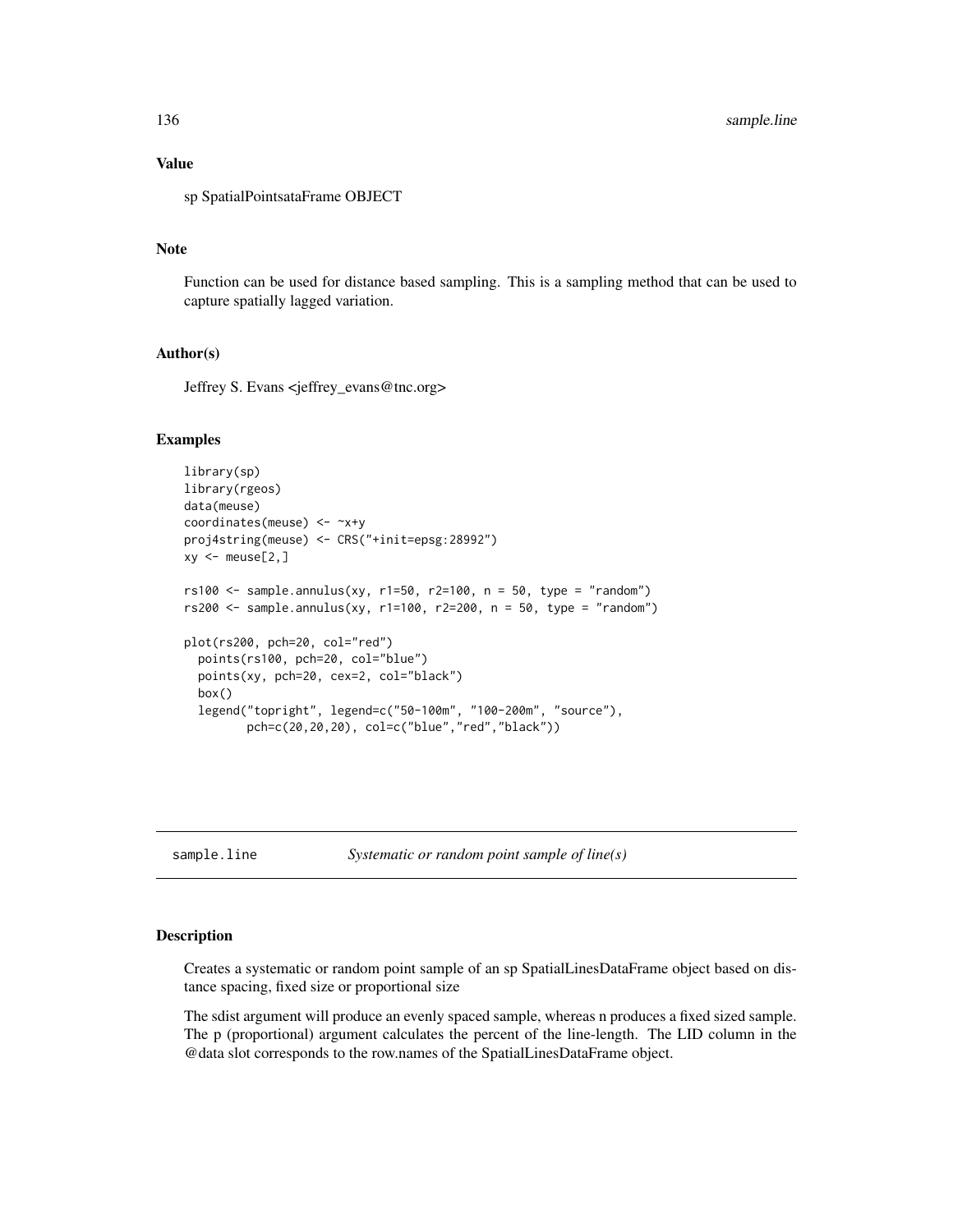## Value

sp SpatialPointsataFrame OBJECT

## Note

Function can be used for distance based sampling. This is a sampling method that can be used to capture spatially lagged variation.

## Author(s)

Jeffrey S. Evans <jeffrey_evans@tnc.org>

## Examples

```
library(sp)
library(rgeos)
data(meuse)
coordinates(meuse) <- ~x+y
proj4string(meuse) <- CRS("+init=epsg:28992")
xy <- meuse[2,]

rs100 <- sample.annulus(xy, r1=50, r2=100, n = 50, type = "random")
rs200 <- sample.annulus(xy, r1=100, r2=200, n = 50, type = "random")

plot(rs200, pch=20, col="red")
  points(rs100, pch=20, col="blue")
  points(xy, pch=20, cex=2, col="black")
  box()
  legend("topright", legend=c("50-100m", "100-200m", "source"),
         pch=c(20,20,20), col=c("blue","red","black"))
```

---

# sample.line *Systematic or random point sample of line(s)*

## Description

Creates a systematic or random point sample of an sp SpatialLinesDataFrame object based on distance spacing, fixed size or proportional size

The sdist argument will produce an evenly spaced sample, whereas n produces a fixed sized sample. The p (proportional) argument calculates the percent of the line-length. The LID column in the @data slot corresponds to the row.names of the SpatialLinesDataFrame object.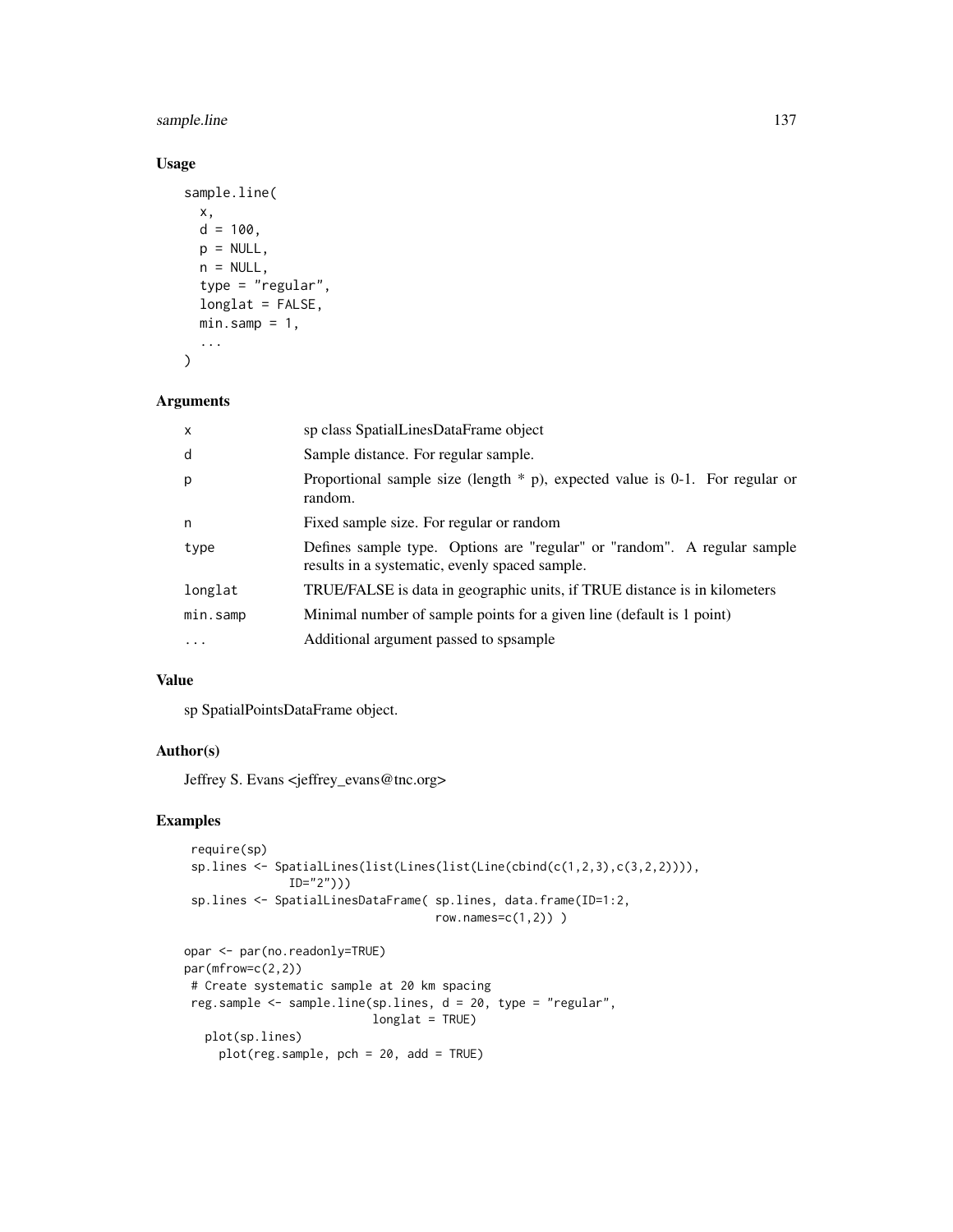## Usage

```
sample.line(
  x,
  d = 100,
  p = NULL,
  n = NULL,
  type = "regular",
  longlat = FALSE,
  min.samp = 1,
  ...
)
```

## Arguments

| | |
|---|---|
| x | sp class SpatialLinesDataFrame object |
| d | Sample distance. For regular sample. |
| p | Proportional sample size (length * p), expected value is 0-1. For regular or random. |
| n | Fixed sample size. For regular or random |
| type | Defines sample type. Options are "regular" or "random". A regular sample results in a systematic, evenly spaced sample. |
| longlat | TRUE/FALSE is data in geographic units, if TRUE distance is in kilometers |
| min.samp | Minimal number of sample points for a given line (default is 1 point) |
| ... | Additional argument passed to spsample |

## Value

sp SpatialPointsDataFrame object.

## Author(s)

Jeffrey S. Evans <jeffrey_evans@tnc.org>

## Examples

```
 require(sp)
 sp.lines <- SpatialLines(list(Lines(list(Line(cbind(c(1,2,3),c(3,2,2)))),
              ID="2")))
 sp.lines <- SpatialLinesDataFrame( sp.lines, data.frame(ID=1:2,
                                    row.names=c(1,2)) )

opar <- par(no.readonly=TRUE)
par(mfrow=c(2,2))
 # Create systematic sample at 20 km spacing
 reg.sample <- sample.line(sp.lines, d = 20, type = "regular",
                          longlat = TRUE)
   plot(sp.lines)
     plot(reg.sample, pch = 20, add = TRUE)
```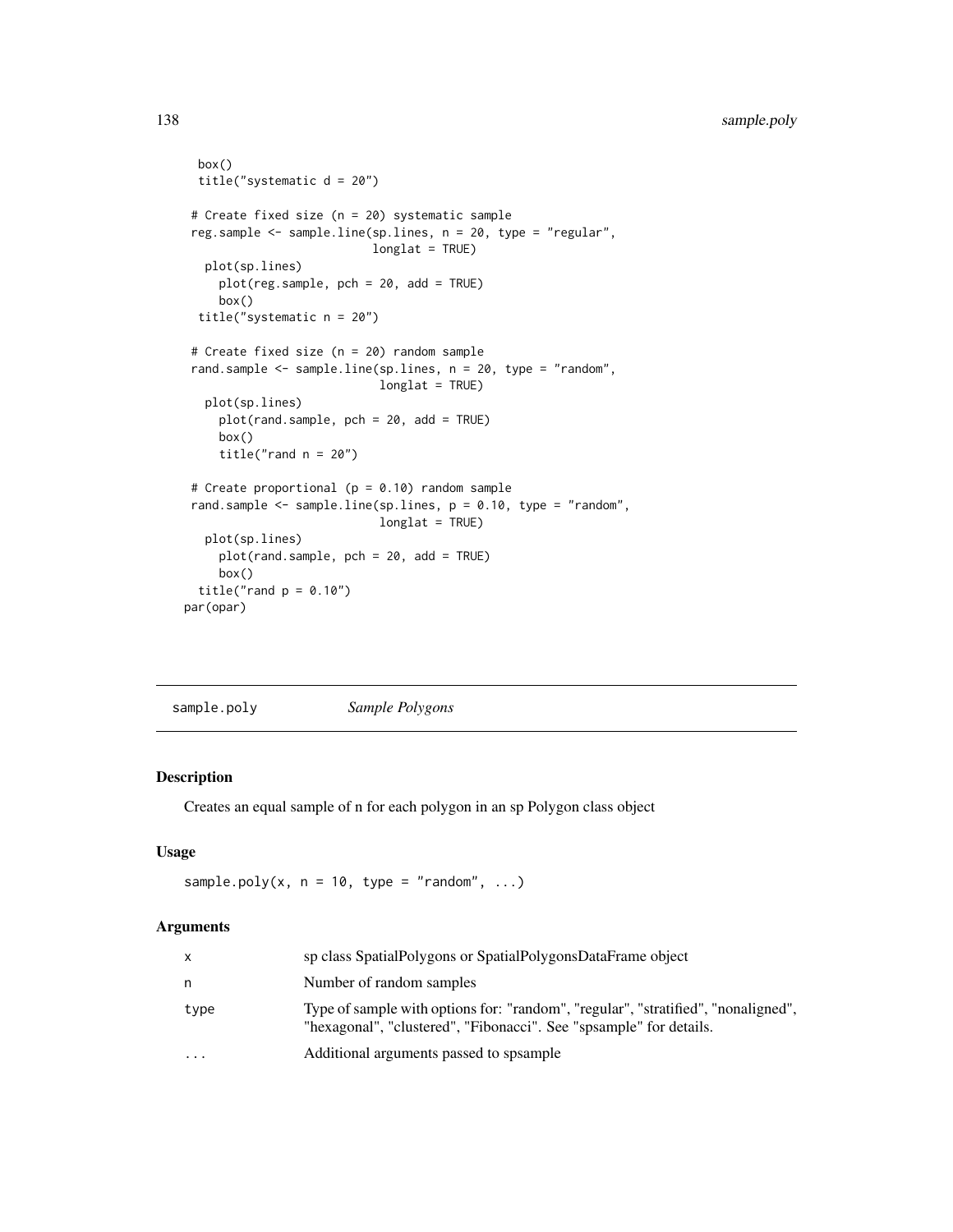```
  box()
  title("systematic d = 20")

 # Create fixed size (n = 20) systematic sample
 reg.sample <- sample.line(sp.lines, n = 20, type = "regular",
                           longlat = TRUE)
   plot(sp.lines)
     plot(reg.sample, pch = 20, add = TRUE)
     box()
  title("systematic n = 20")

 # Create fixed size (n = 20) random sample
 rand.sample <- sample.line(sp.lines, n = 20, type = "random",
                            longlat = TRUE)
   plot(sp.lines)
     plot(rand.sample, pch = 20, add = TRUE)
     box()
     title("rand n = 20")

 # Create proportional (p = 0.10) random sample
 rand.sample <- sample.line(sp.lines, p = 0.10, type = "random",
                            longlat = TRUE)
   plot(sp.lines)
     plot(rand.sample, pch = 20, add = TRUE)
     box()
  title("rand p = 0.10")
par(opar)
```

---

## sample.poly *Sample Polygons*

### Description

Creates an equal sample of n for each polygon in an sp Polygon class object

### Usage

```
sample.poly(x, n = 10, type = "random", ...)
```

### Arguments

| | |
|---|---|
| `x` | sp class SpatialPolygons or SpatialPolygonsDataFrame object |
| `n` | Number of random samples |
| `type` | Type of sample with options for: "random", "regular", "stratified", "nonaligned", "hexagonal", "clustered", "Fibonacci". See "spsample" for details. |
| `...` | Additional arguments passed to spsample |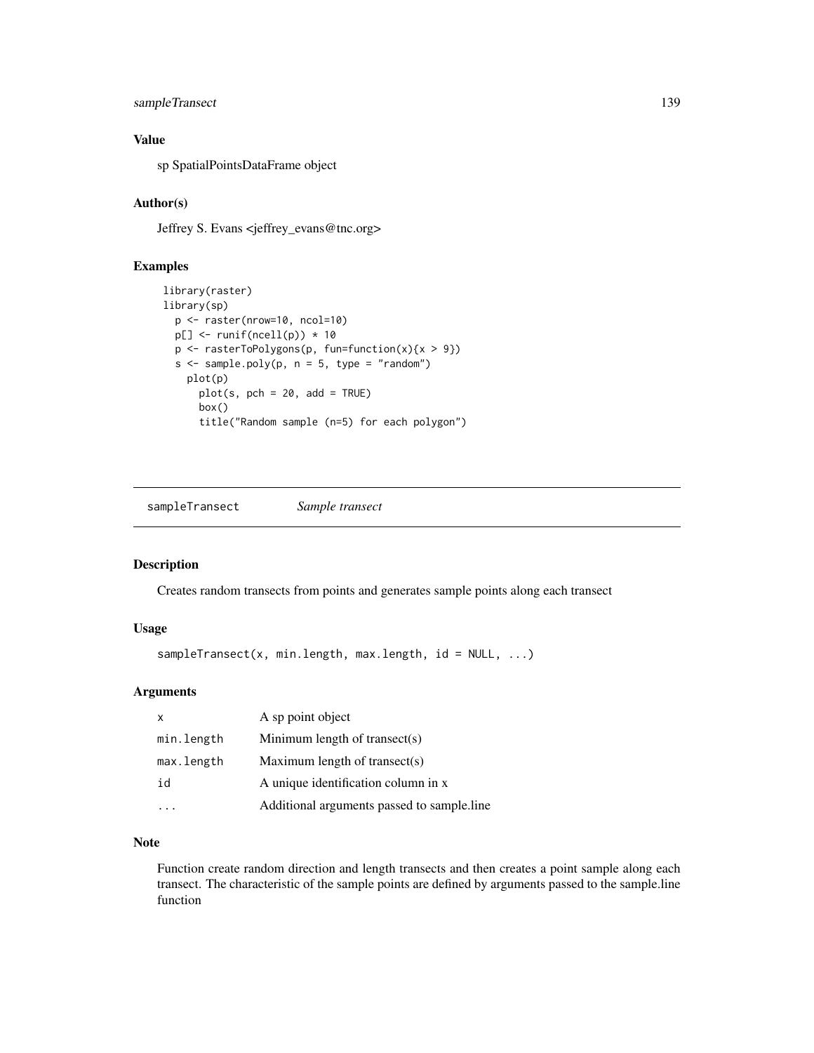### Value

sp SpatialPointsDataFrame object

### Author(s)

Jeffrey S. Evans <jeffrey_evans@tnc.org>

### Examples

```
library(raster)
library(sp)
  p <- raster(nrow=10, ncol=10)
  p[] <- runif(ncell(p)) * 10
  p <- rasterToPolygons(p, fun=function(x){x > 9})
  s <- sample.poly(p, n = 5, type = "random")
    plot(p)
      plot(s, pch = 20, add = TRUE)
      box()
      title("Random sample (n=5) for each polygon")
```

---

## sampleTransect *Sample transect*

### Description

Creates random transects from points and generates sample points along each transect

### Usage

```
sampleTransect(x, min.length, max.length, id = NULL, ...)
```

### Arguments

| | |
|---|---|
| x | A sp point object |
| min.length | Minimum length of transect(s) |
| max.length | Maximum length of transect(s) |
| id | A unique identification column in x |
| ... | Additional arguments passed to sample.line |

### Note

Function create random direction and length transects and then creates a point sample along each transect. The characteristic of the sample points are defined by arguments passed to the sample.line function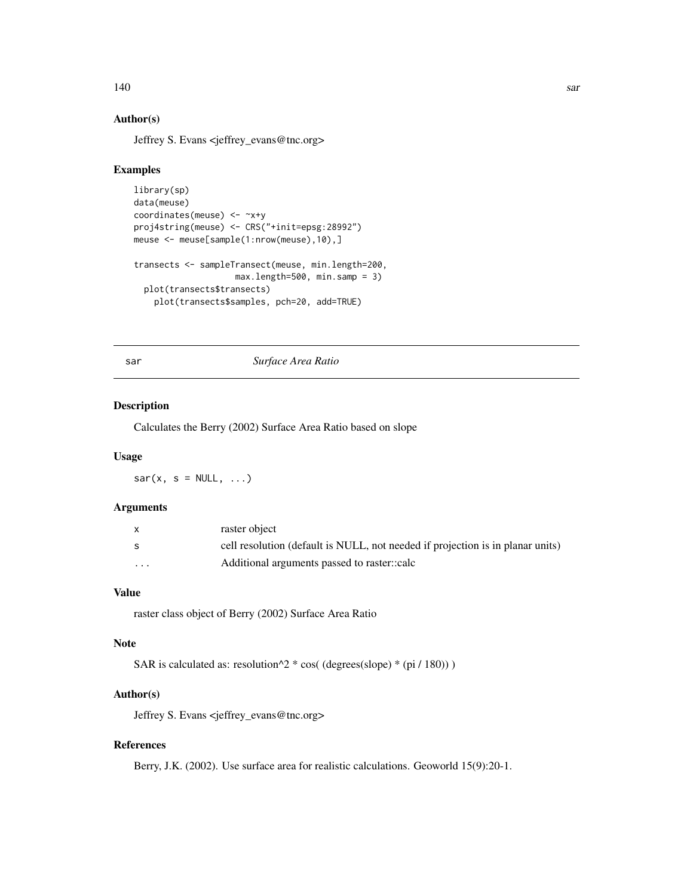### Author(s)

Jeffrey S. Evans <jeffrey_evans@tnc.org>

### Examples

```
library(sp)
data(meuse)
coordinates(meuse) <- ~x+y
proj4string(meuse) <- CRS("+init=epsg:28992")
meuse <- meuse[sample(1:nrow(meuse),10),]

transects <- sampleTransect(meuse, min.length=200,
                    max.length=500, min.samp = 3)
  plot(transects$transects)
    plot(transects$samples, pch=20, add=TRUE)
```

---

## sar *Surface Area Ratio*

---

### Description

Calculates the Berry (2002) Surface Area Ratio based on slope

### Usage

```
sar(x, s = NULL, ...)
```

### Arguments

| | |
|---|---|
| x | raster object |
| s | cell resolution (default is NULL, not needed if projection is in planar units) |
| ... | Additional arguments passed to raster::calc |

### Value

raster class object of Berry (2002) Surface Area Ratio

### Note

SAR is calculated as: resolution^2 * cos( (degrees(slope) * (pi / 180)) )

### Author(s)

Jeffrey S. Evans <jeffrey_evans@tnc.org>

### References

Berry, J.K. (2002). Use surface area for realistic calculations. Geoworld 15(9):20-1.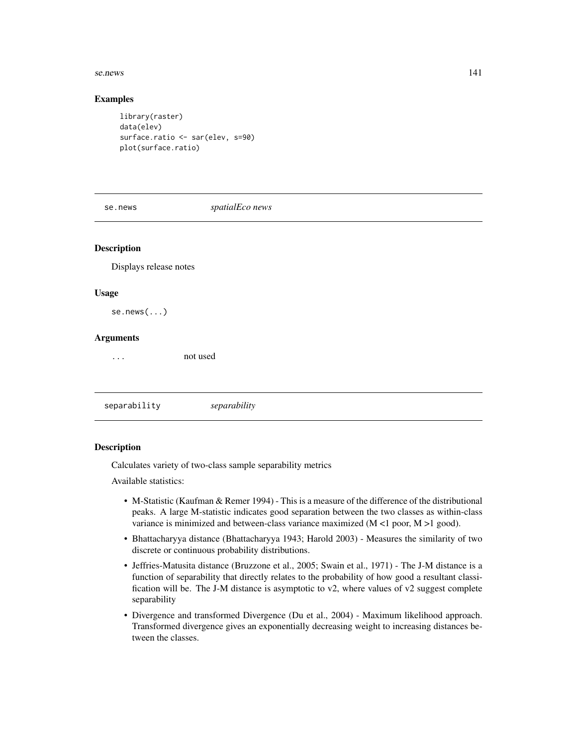## Examples

```
library(raster)
data(elev)
surface.ratio <- sar(elev, s=90)
plot(surface.ratio)
```

---

`se.news` *spatialEco news*

---

### Description

Displays release notes

### Usage

```
se.news(...)
```

### Arguments

| | |
|---|---|
| ... | not used |

---

`separability` *separability*

---

### Description

Calculates variety of two-class sample separability metrics

Available statistics:

- M-Statistic (Kaufman & Remer 1994) - This is a measure of the difference of the distributional peaks. A large M-statistic indicates good separation between the two classes as within-class variance is minimized and between-class variance maximized (M <1 poor, M >1 good).
- Bhattacharyya distance (Bhattacharyya 1943; Harold 2003) - Measures the similarity of two discrete or continuous probability distributions.
- Jeffries-Matusita distance (Bruzzone et al., 2005; Swain et al., 1971) - The J-M distance is a function of separability that directly relates to the probability of how good a resultant classification will be. The J-M distance is asymptotic to v2, where values of v2 suggest complete separability
- Divergence and transformed Divergence (Du et al., 2004) - Maximum likelihood approach. Transformed divergence gives an exponentially decreasing weight to increasing distances between the classes.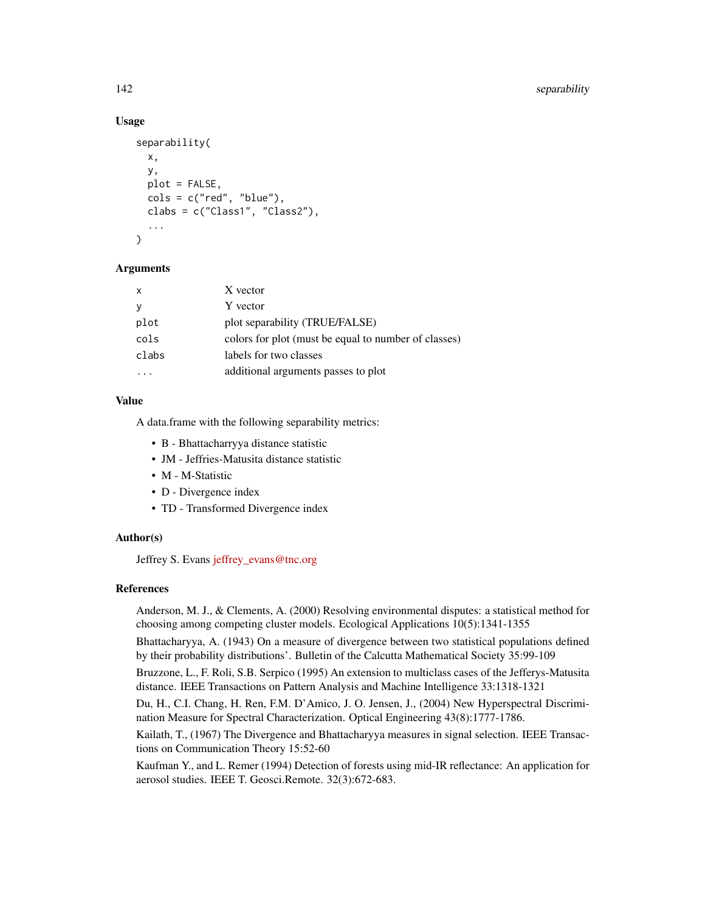### Usage

```
separability(
  x,
  y,
  plot = FALSE,
  cols = c("red", "blue"),
  clabs = c("Class1", "Class2"),
  ...
)
```

### Arguments

| | |
|---|---|
| x | X vector |
| y | Y vector |
| plot | plot separability (TRUE/FALSE) |
| cols | colors for plot (must be equal to number of classes) |
| clabs | labels for two classes |
| ... | additional arguments passes to plot |

### Value

A data.frame with the following separability metrics:

- B - Bhattacharryya distance statistic
- JM - Jeffries-Matusita distance statistic
- M - M-Statistic
- D - Divergence index
- TD - Transformed Divergence index

### Author(s)

Jeffrey S. Evans jeffrey_evans@tnc.org

### References

Anderson, M. J., & Clements, A. (2000) Resolving environmental disputes: a statistical method for choosing among competing cluster models. Ecological Applications 10(5):1341-1355

Bhattacharyya, A. (1943) On a measure of divergence between two statistical populations defined by their probability distributions'. Bulletin of the Calcutta Mathematical Society 35:99-109

Bruzzone, L., F. Roli, S.B. Serpico (1995) An extension to multiclass cases of the Jefferys-Matusita distance. IEEE Transactions on Pattern Analysis and Machine Intelligence 33:1318-1321

Du, H., C.I. Chang, H. Ren, F.M. D'Amico, J. O. Jensen, J., (2004) New Hyperspectral Discrimination Measure for Spectral Characterization. Optical Engineering 43(8):1777-1786.

Kailath, T., (1967) The Divergence and Bhattacharyya measures in signal selection. IEEE Transactions on Communication Theory 15:52-60

Kaufman Y., and L. Remer (1994) Detection of forests using mid-IR reflectance: An application for aerosol studies. IEEE T. Geosci.Remote. 32(3):672-683.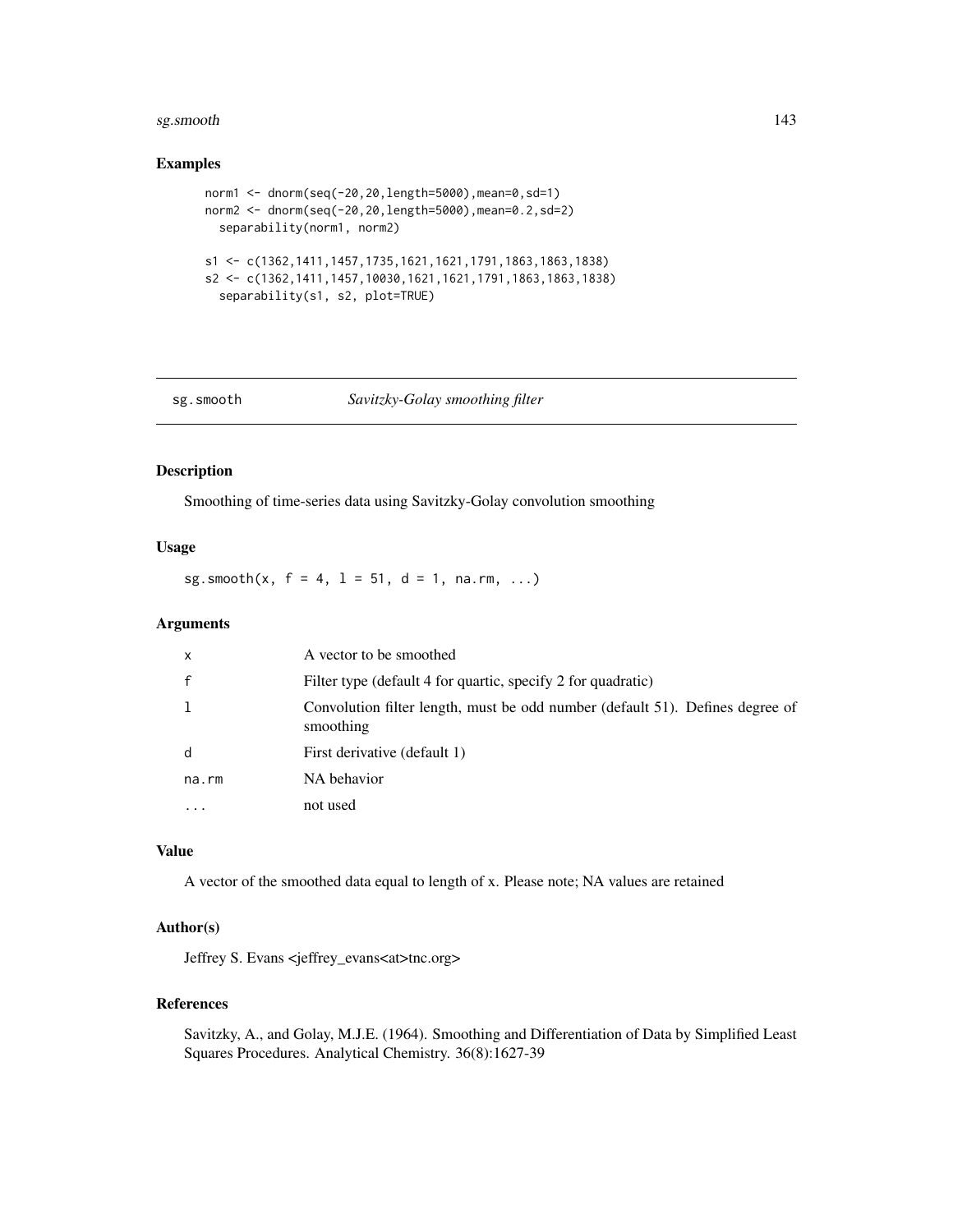## Examples

```
norm1 <- dnorm(seq(-20,20,length=5000),mean=0,sd=1)
norm2 <- dnorm(seq(-20,20,length=5000),mean=0.2,sd=2)
  separability(norm1, norm2)

s1 <- c(1362,1411,1457,1735,1621,1621,1791,1863,1863,1838)
s2 <- c(1362,1411,1457,10030,1621,1621,1791,1863,1863,1838)
  separability(s1, s2, plot=TRUE)
```

---

# sg.smooth *Savitzky-Golay smoothing filter*

---

## Description

Smoothing of time-series data using Savitzky-Golay convolution smoothing

## Usage

```
sg.smooth(x, f = 4, l = 51, d = 1, na.rm, ...)
```

## Arguments

| | |
|---|---|
| x | A vector to be smoothed |
| f | Filter type (default 4 for quartic, specify 2 for quadratic) |
| l | Convolution filter length, must be odd number (default 51). Defines degree of smoothing |
| d | First derivative (default 1) |
| na.rm | NA behavior |
| ... | not used |

## Value

A vector of the smoothed data equal to length of x. Please note; NA values are retained

## Author(s)

Jeffrey S. Evans <jeffrey_evans<at>tnc.org>

## References

Savitzky, A., and Golay, M.J.E. (1964). Smoothing and Differentiation of Data by Simplified Least Squares Procedures. Analytical Chemistry. 36(8):1627-39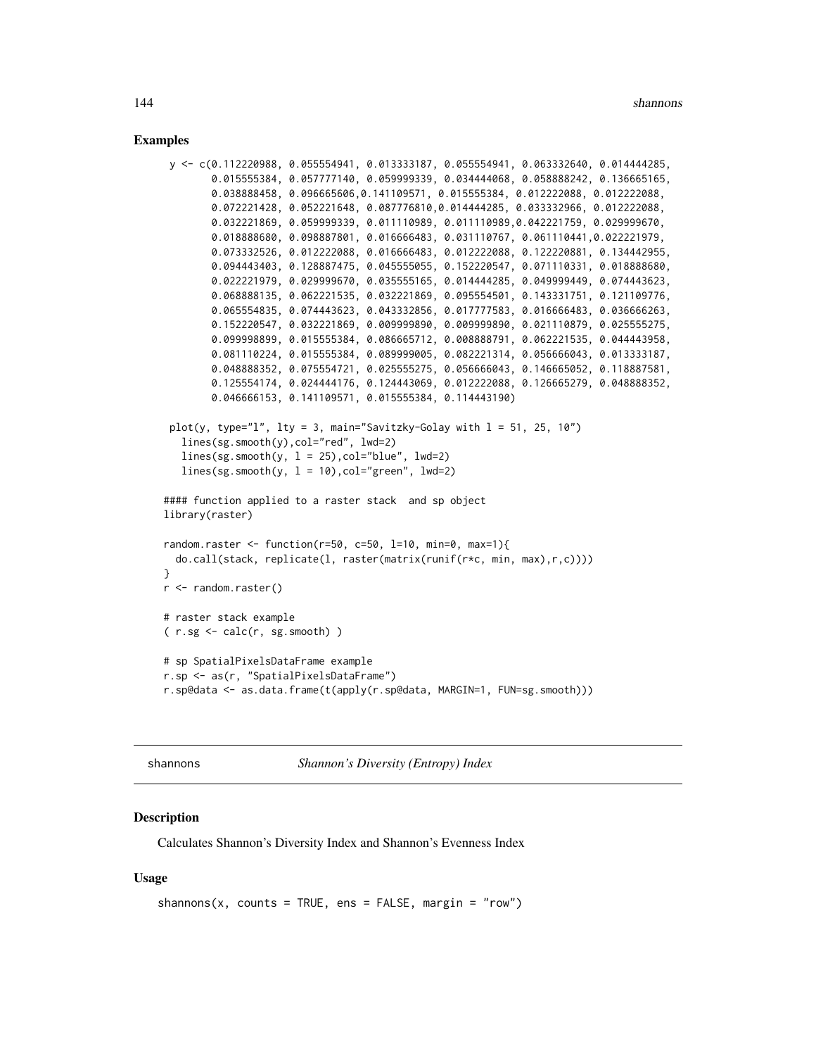### Examples

```
 y <- c(0.112220988, 0.055554941, 0.013333187, 0.055554941, 0.063332640, 0.014444285,
        0.015555384, 0.057777140, 0.059999339, 0.034444068, 0.058888242, 0.136665165,
        0.038888458, 0.096665606,0.141109571, 0.015555384, 0.012222088, 0.012222088,
        0.072221428, 0.052221648, 0.087776810,0.014444285, 0.033332966, 0.012222088,
        0.032221869, 0.059999339, 0.011110989, 0.011110989,0.042221759, 0.029999670,
        0.018888680, 0.098887801, 0.016666483, 0.031110767, 0.061110441,0.022221979,
        0.073332526, 0.012222088, 0.016666483, 0.012222088, 0.122220881, 0.134442955,
        0.094443403, 0.128887475, 0.045555055, 0.152220547, 0.071110331, 0.018888680,
        0.022221979, 0.029999670, 0.035555165, 0.014444285, 0.049999449, 0.074443623,
        0.068888135, 0.062221535, 0.032221869, 0.095554501, 0.143331751, 0.121109776,
        0.065554835, 0.074443623, 0.043332856, 0.017777583, 0.016666483, 0.036666263,
        0.152220547, 0.032221869, 0.009999890, 0.009999890, 0.021110879, 0.025555275,
        0.099998899, 0.015555384, 0.086665712, 0.008888791, 0.062221535, 0.044443958,
        0.081110224, 0.015555384, 0.089999005, 0.082221314, 0.056666043, 0.013333187,
        0.048888352, 0.075554721, 0.025555275, 0.056666043, 0.146665052, 0.118887581,
        0.125554174, 0.024444176, 0.124443069, 0.012222088, 0.126665279, 0.048888352,
        0.046666153, 0.141109571, 0.015555384, 0.114443190)

 plot(y, type="l", lty = 3, main="Savitzky-Golay with l = 51, 25, 10")
   lines(sg.smooth(y),col="red", lwd=2)
   lines(sg.smooth(y, l = 25),col="blue", lwd=2)
   lines(sg.smooth(y, l = 10),col="green", lwd=2)

#### function applied to a raster stack  and sp object
library(raster)

random.raster <- function(r=50, c=50, l=10, min=0, max=1){
  do.call(stack, replicate(l, raster(matrix(runif(r*c, min, max),r,c))))
}
r <- random.raster()

# raster stack example
( r.sg <- calc(r, sg.smooth) )

# sp SpatialPixelsDataFrame example
r.sp <- as(r, "SpatialPixelsDataFrame")
r.sp@data <- as.data.frame(t(apply(r.sp@data, MARGIN=1, FUN=sg.smooth)))
```

---

## shannons *Shannon's Diversity (Entropy) Index*

### Description

Calculates Shannon's Diversity Index and Shannon's Evenness Index

### Usage

```
shannons(x, counts = TRUE, ens = FALSE, margin = "row")
```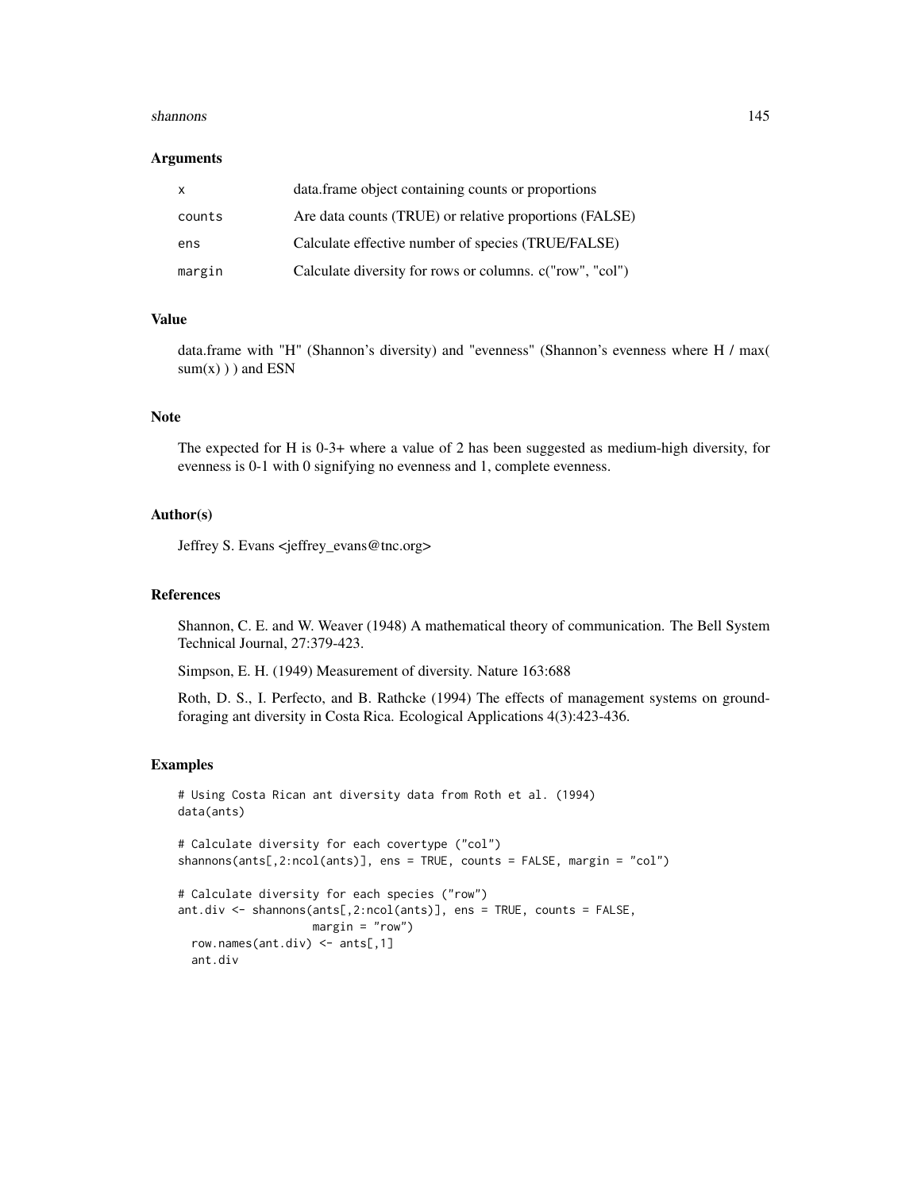### Arguments

| | |
|---|---|
| x | data.frame object containing counts or proportions |
| counts | Are data counts (TRUE) or relative proportions (FALSE) |
| ens | Calculate effective number of species (TRUE/FALSE) |
| margin | Calculate diversity for rows or columns. c("row", "col") |

### Value

data.frame with "H" (Shannon's diversity) and "evenness" (Shannon's evenness where H / max( sum(x) ) ) and ESN

### Note

The expected for H is 0-3+ where a value of 2 has been suggested as medium-high diversity, for evenness is 0-1 with 0 signifying no evenness and 1, complete evenness.

### Author(s)

Jeffrey S. Evans <jeffrey_evans@tnc.org>

### References

Shannon, C. E. and W. Weaver (1948) A mathematical theory of communication. The Bell System Technical Journal, 27:379-423.

Simpson, E. H. (1949) Measurement of diversity. Nature 163:688

Roth, D. S., I. Perfecto, and B. Rathcke (1994) The effects of management systems on ground-foraging ant diversity in Costa Rica. Ecological Applications 4(3):423-436.

### Examples

```
# Using Costa Rican ant diversity data from Roth et al. (1994)
data(ants)

# Calculate diversity for each covertype ("col")
shannons(ants[,2:ncol(ants)], ens = TRUE, counts = FALSE, margin = "col")

# Calculate diversity for each species ("row")
ant.div <- shannons(ants[,2:ncol(ants)], ens = TRUE, counts = FALSE,
                    margin = "row")
  row.names(ant.div) <- ants[,1]
  ant.div
```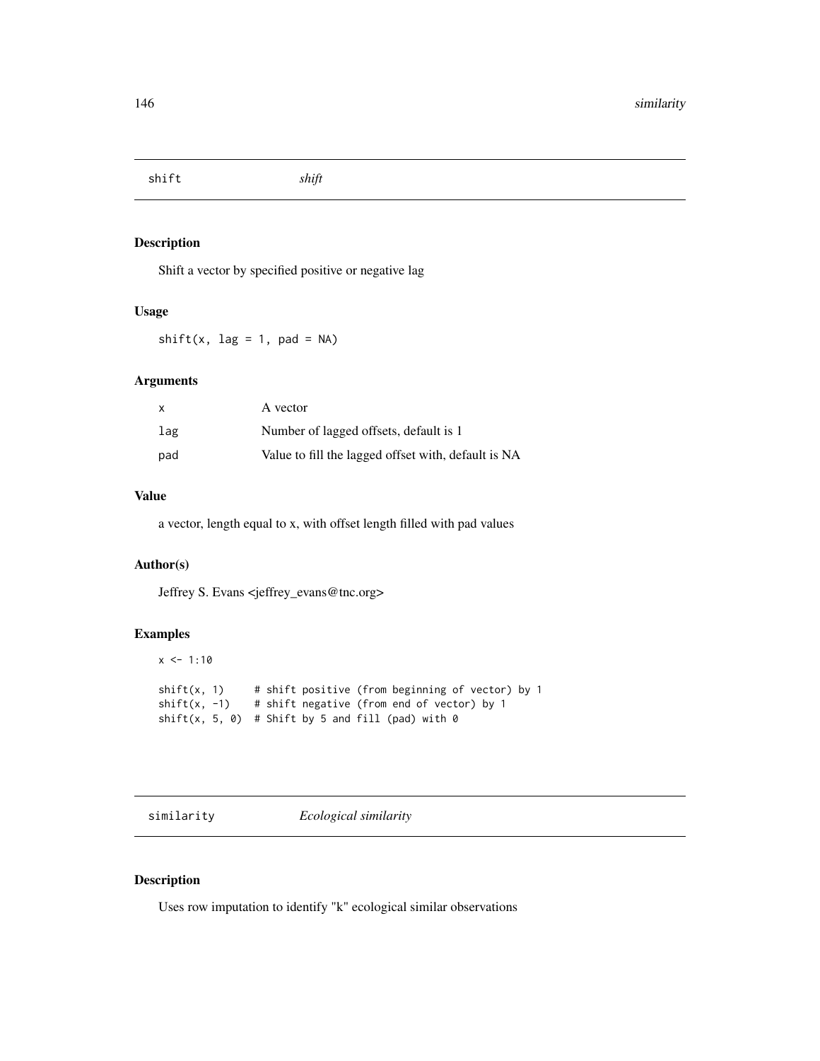## shift *shift*

### Description

Shift a vector by specified positive or negative lag

### Usage

```
shift(x, lag = 1, pad = NA)
```

### Arguments

| | |
|---|---|
| x | A vector |
| lag | Number of lagged offsets, default is 1 |
| pad | Value to fill the lagged offset with, default is NA |

### Value

a vector, length equal to x, with offset length filled with pad values

### Author(s)

Jeffrey S. Evans <jeffrey_evans@tnc.org>

### Examples

```
x <- 1:10

shift(x, 1)     # shift positive (from beginning of vector) by 1
shift(x, -1)    # shift negative (from end of vector) by 1
shift(x, 5, 0)  # Shift by 5 and fill (pad) with 0
```

## similarity *Ecological similarity*

### Description

Uses row imputation to identify "k" ecological similar observations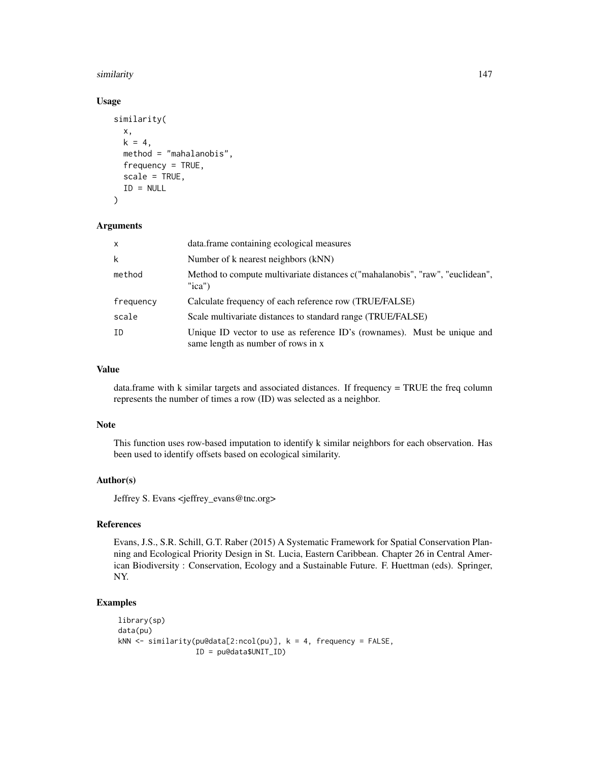## Usage

```
similarity(
  x,
  k = 4,
  method = "mahalanobis",
  frequency = TRUE,
  scale = TRUE,
  ID = NULL
)
```

## Arguments

| | |
|---|---|
| x | data.frame containing ecological measures |
| k | Number of k nearest neighbors (kNN) |
| method | Method to compute multivariate distances c("mahalanobis", "raw", "euclidean", "ica") |
| frequency | Calculate frequency of each reference row (TRUE/FALSE) |
| scale | Scale multivariate distances to standard range (TRUE/FALSE) |
| ID | Unique ID vector to use as reference ID's (rownames). Must be unique and same length as number of rows in x |

## Value

data.frame with k similar targets and associated distances. If frequency = TRUE the freq column represents the number of times a row (ID) was selected as a neighbor.

## Note

This function uses row-based imputation to identify k similar neighbors for each observation. Has been used to identify offsets based on ecological similarity.

## Author(s)

Jeffrey S. Evans <jeffrey_evans@tnc.org>

## References

Evans, J.S., S.R. Schill, G.T. Raber (2015) A Systematic Framework for Spatial Conservation Planning and Ecological Priority Design in St. Lucia, Eastern Caribbean. Chapter 26 in Central American Biodiversity : Conservation, Ecology and a Sustainable Future. F. Huettman (eds). Springer, NY.

## Examples

```
library(sp)
data(pu)
kNN <- similarity(pu@data[2:ncol(pu)], k = 4, frequency = FALSE,
                  ID = pu@data$UNIT_ID)
```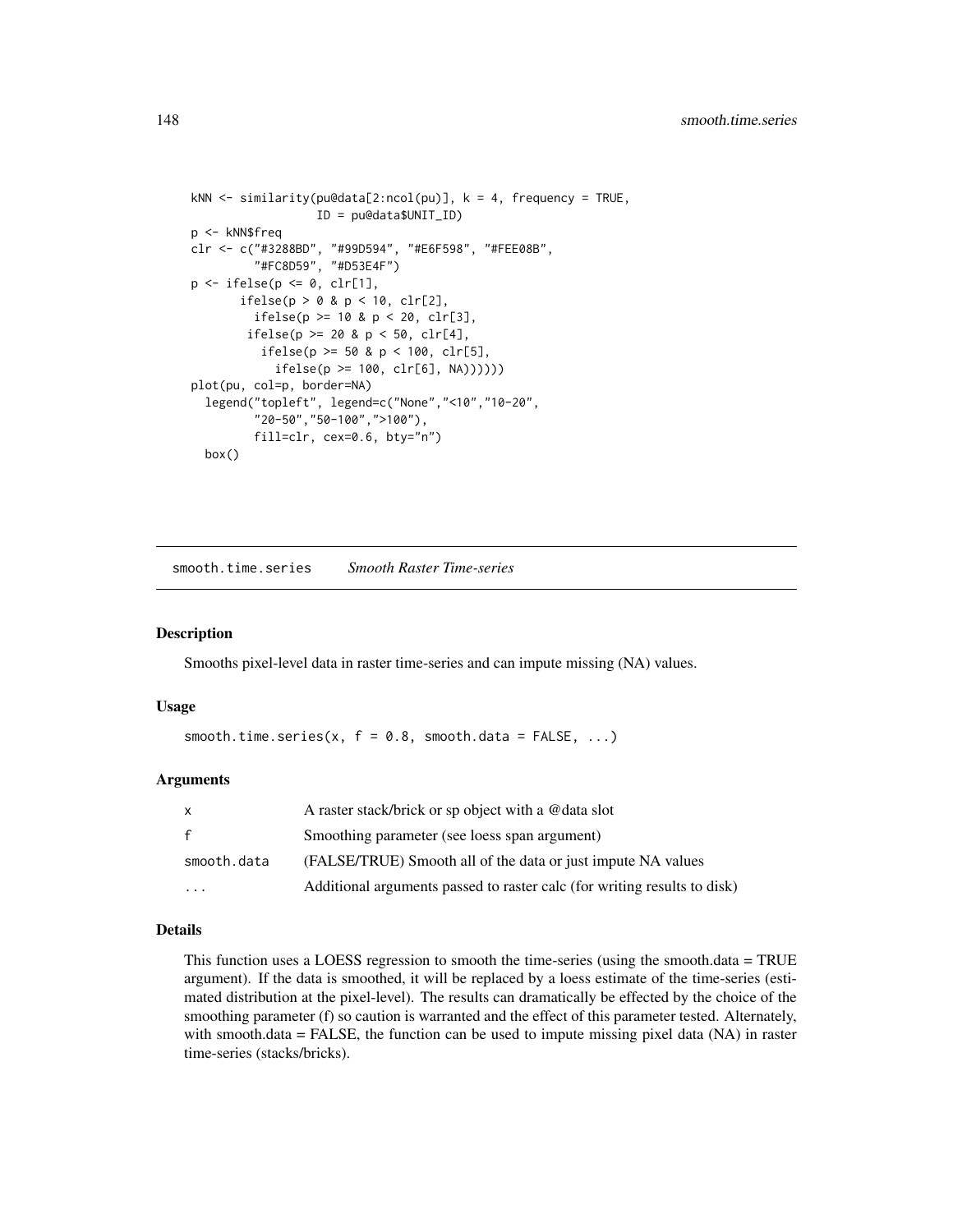```
kNN <- similarity(pu@data[2:ncol(pu)], k = 4, frequency = TRUE,
                  ID = pu@data$UNIT_ID)
p <- kNN$freq
clr <- c("#3288BD", "#99D594", "#E6F598", "#FEE08B",
         "#FC8D59", "#D53E4F")
p <- ifelse(p <= 0, clr[1],
       ifelse(p > 0 & p < 10, clr[2],
         ifelse(p >= 10 & p < 20, clr[3],
        ifelse(p >= 20 & p < 50, clr[4],
          ifelse(p >= 50 & p < 100, clr[5],
            ifelse(p >= 100, clr[6], NA))))))
plot(pu, col=p, border=NA)
  legend("topleft", legend=c("None","<10","10-20",
         "20-50","50-100",">100"),
         fill=clr, cex=0.6, bty="n")
  box()
```

## smooth.time.series *Smooth Raster Time-series*

### Description

Smooths pixel-level data in raster time-series and can impute missing (NA) values.

### Usage

```
smooth.time.series(x, f = 0.8, smooth.data = FALSE, ...)
```

### Arguments

| | |
|---|---|
| `x` | A raster stack/brick or sp object with a @data slot |
| `f` | Smoothing parameter (see loess span argument) |
| `smooth.data` | (FALSE/TRUE) Smooth all of the data or just impute NA values |
| `...` | Additional arguments passed to raster calc (for writing results to disk) |

### Details

This function uses a LOESS regression to smooth the time-series (using the smooth.data = TRUE argument). If the data is smoothed, it will be replaced by a loess estimate of the time-series (estimated distribution at the pixel-level). The results can dramatically be effected by the choice of the smoothing parameter (f) so caution is warranted and the effect of this parameter tested. Alternately, with smooth.data = FALSE, the function can be used to impute missing pixel data (NA) in raster time-series (stacks/bricks).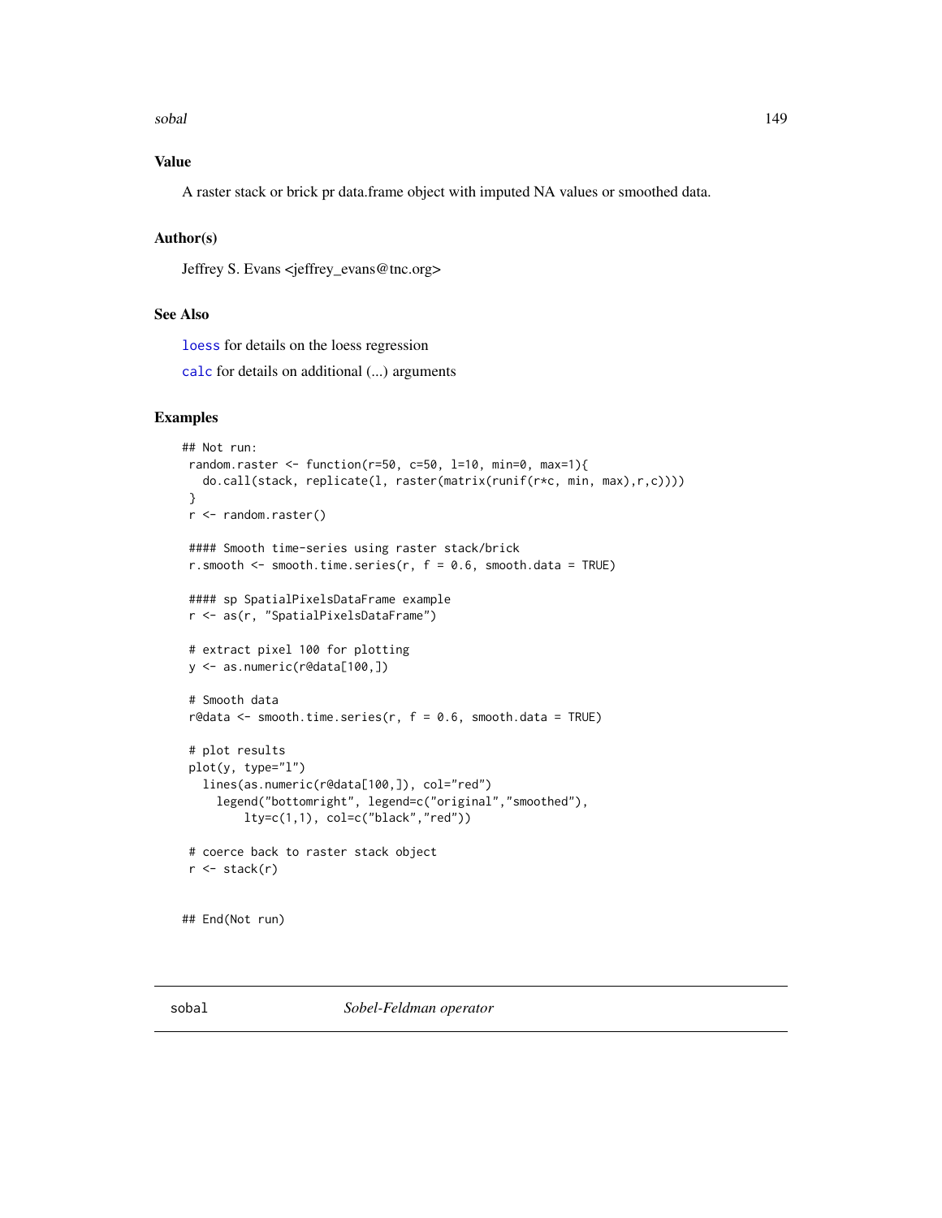## Value

A raster stack or brick pr data.frame object with imputed NA values or smoothed data.

## Author(s)

Jeffrey S. Evans <jeffrey_evans@tnc.org>

## See Also

`loess` for details on the loess regression

`calc` for details on additional (...) arguments

## Examples

```
## Not run:
 random.raster <- function(r=50, c=50, l=10, min=0, max=1){
   do.call(stack, replicate(l, raster(matrix(runif(r*c, min, max),r,c))))
 }
 r <- random.raster()

 #### Smooth time-series using raster stack/brick
 r.smooth <- smooth.time.series(r, f = 0.6, smooth.data = TRUE)

 #### sp SpatialPixelsDataFrame example
 r <- as(r, "SpatialPixelsDataFrame")

 # extract pixel 100 for plotting
 y <- as.numeric(r@data[100,])

 # Smooth data
 r@data <- smooth.time.series(r, f = 0.6, smooth.data = TRUE)

 # plot results
 plot(y, type="l")
   lines(as.numeric(r@data[100,]), col="red")
     legend("bottomright", legend=c("original","smoothed"),
         lty=c(1,1), col=c("black","red"))

 # coerce back to raster stack object
 r <- stack(r)


## End(Not run)
```

---

# sobal — *Sobel-Feldman operator*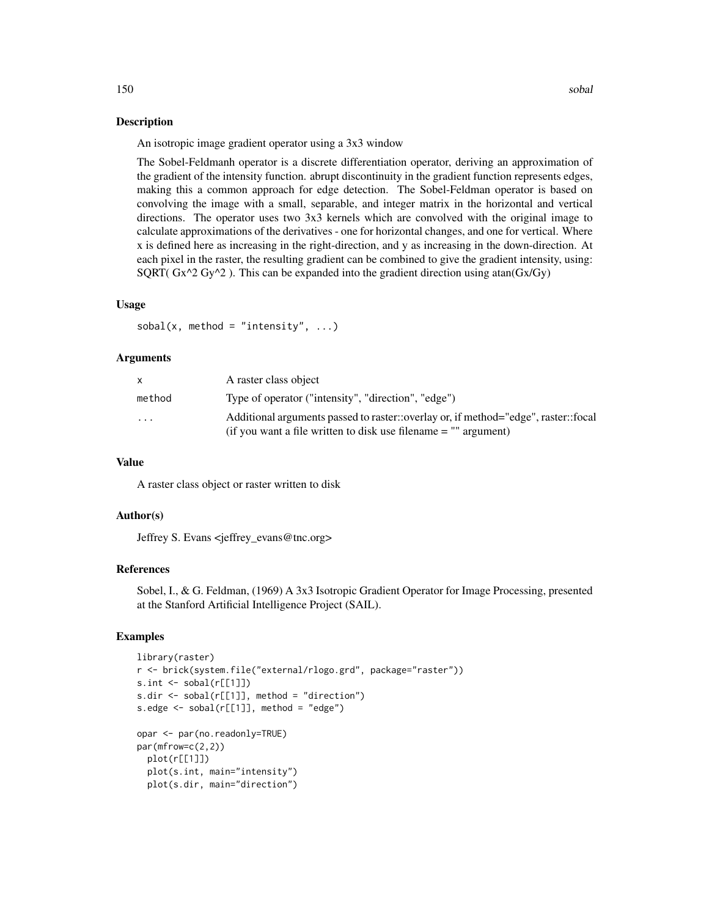## Description

An isotropic image gradient operator using a 3x3 window

The Sobel-Feldmanh operator is a discrete differentiation operator, deriving an approximation of the gradient of the intensity function. abrupt discontinuity in the gradient function represents edges, making this a common approach for edge detection. The Sobel-Feldman operator is based on convolving the image with a small, separable, and integer matrix in the horizontal and vertical directions. The operator uses two 3x3 kernels which are convolved with the original image to calculate approximations of the derivatives - one for horizontal changes, and one for vertical. Where x is defined here as increasing in the right-direction, and y as increasing in the down-direction. At each pixel in the raster, the resulting gradient can be combined to give the gradient intensity, using: SQRT( Gx^2 Gy^2 ). This can be expanded into the gradient direction using atan(Gx/Gy)

## Usage

```
sobal(x, method = "intensity", ...)
```

## Arguments

| | |
|---|---|
| x | A raster class object |
| method | Type of operator ("intensity", "direction", "edge") |
| ... | Additional arguments passed to raster::overlay or, if method="edge", raster::focal (if you want a file written to disk use filename = "" argument) |

## Value

A raster class object or raster written to disk

## Author(s)

Jeffrey S. Evans <jeffrey_evans@tnc.org>

## References

Sobel, I., & G. Feldman, (1969) A 3x3 Isotropic Gradient Operator for Image Processing, presented at the Stanford Artificial Intelligence Project (SAIL).

## Examples

```
library(raster)
r <- brick(system.file("external/rlogo.grd", package="raster"))
s.int <- sobal(r[[1]])
s.dir <- sobal(r[[1]], method = "direction")
s.edge <- sobal(r[[1]], method = "edge")

opar <- par(no.readonly=TRUE)
par(mfrow=c(2,2))
  plot(r[[1]])
  plot(s.int, main="intensity")
  plot(s.dir, main="direction")
```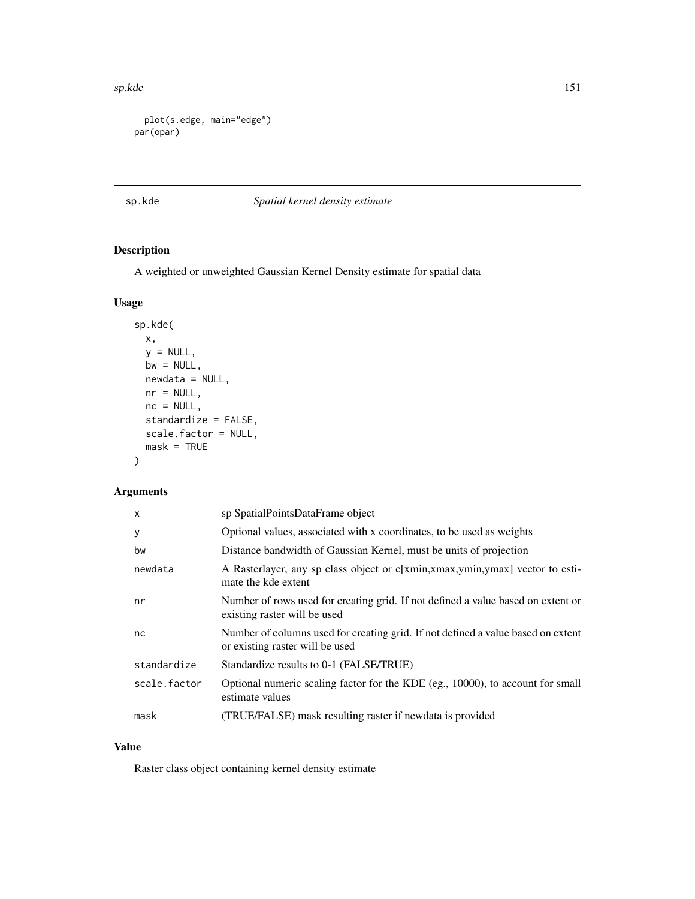```
  plot(s.edge, main="edge")
par(opar)
```

## sp.kde *Spatial kernel density estimate*

### Description

A weighted or unweighted Gaussian Kernel Density estimate for spatial data

### Usage

```
sp.kde(
  x,
  y = NULL,
  bw = NULL,
  newdata = NULL,
  nr = NULL,
  nc = NULL,
  standardize = FALSE,
  scale.factor = NULL,
  mask = TRUE
)
```

### Arguments

| | |
|---|---|
| x | sp SpatialPointsDataFrame object |
| y | Optional values, associated with x coordinates, to be used as weights |
| bw | Distance bandwidth of Gaussian Kernel, must be units of projection |
| newdata | A Rasterlayer, any sp class object or c[xmin,xmax,ymin,ymax] vector to estimate the kde extent |
| nr | Number of rows used for creating grid. If not defined a value based on extent or existing raster will be used |
| nc | Number of columns used for creating grid. If not defined a value based on extent or existing raster will be used |
| standardize | Standardize results to 0-1 (FALSE/TRUE) |
| scale.factor | Optional numeric scaling factor for the KDE (eg., 10000), to account for small estimate values |
| mask | (TRUE/FALSE) mask resulting raster if newdata is provided |

### Value

Raster class object containing kernel density estimate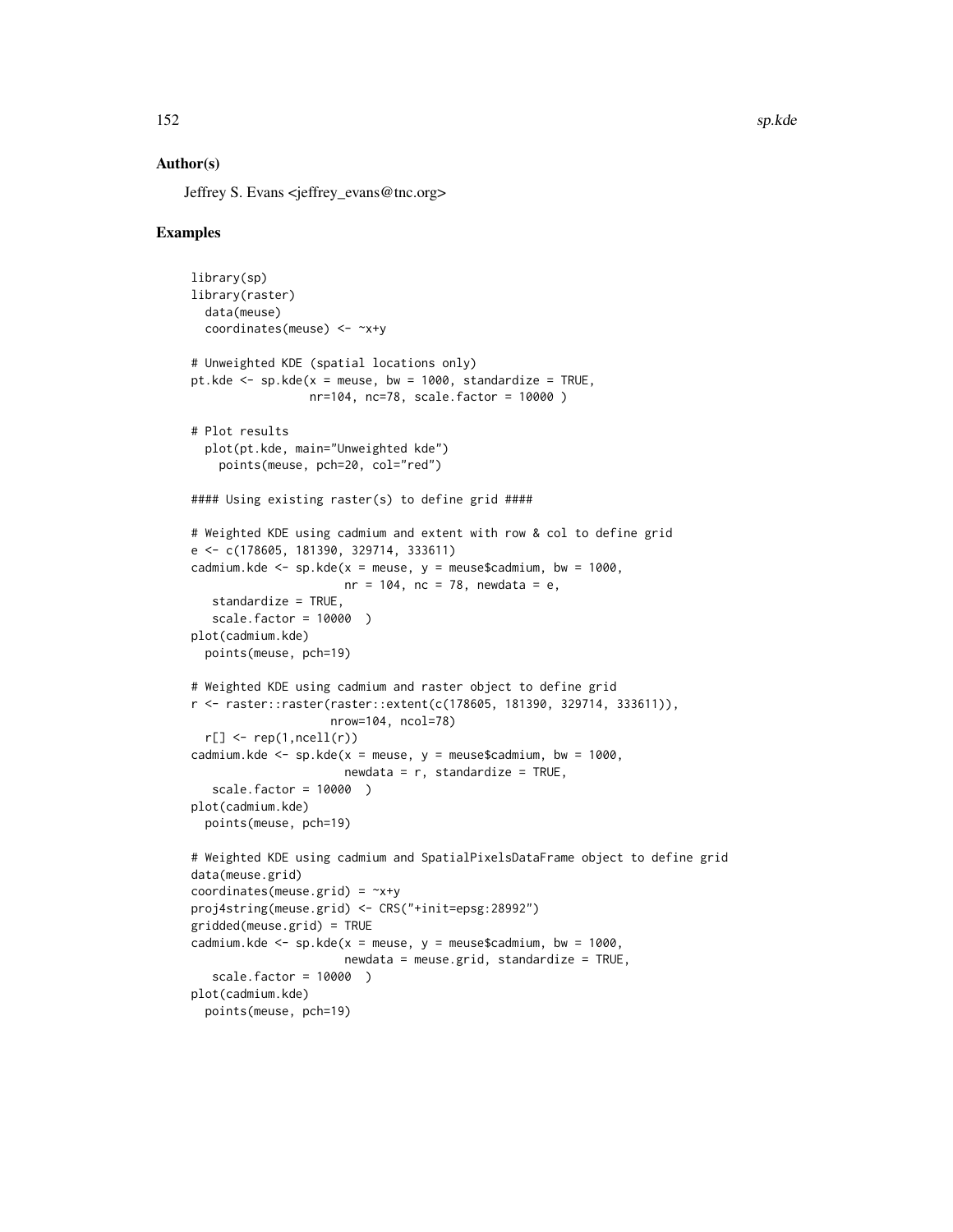## Author(s)

Jeffrey S. Evans <jeffrey_evans@tnc.org>

## Examples

```
library(sp)
library(raster)
  data(meuse)
  coordinates(meuse) <- ~x+y

# Unweighted KDE (spatial locations only)
pt.kde <- sp.kde(x = meuse, bw = 1000, standardize = TRUE,
                 nr=104, nc=78, scale.factor = 10000 )

# Plot results
  plot(pt.kde, main="Unweighted kde")
    points(meuse, pch=20, col="red")

#### Using existing raster(s) to define grid ####

# Weighted KDE using cadmium and extent with row & col to define grid
e <- c(178605, 181390, 329714, 333611)
cadmium.kde <- sp.kde(x = meuse, y = meuse$cadmium, bw = 1000,
                      nr = 104, nc = 78, newdata = e,
   standardize = TRUE,
   scale.factor = 10000  )
plot(cadmium.kde)
  points(meuse, pch=19)

# Weighted KDE using cadmium and raster object to define grid
r <- raster::raster(raster::extent(c(178605, 181390, 329714, 333611)),
                    nrow=104, ncol=78)
  r[] <- rep(1,ncell(r))
cadmium.kde <- sp.kde(x = meuse, y = meuse$cadmium, bw = 1000,
                      newdata = r, standardize = TRUE,
   scale.factor = 10000  )
plot(cadmium.kde)
  points(meuse, pch=19)

# Weighted KDE using cadmium and SpatialPixelsDataFrame object to define grid
data(meuse.grid)
coordinates(meuse.grid) = ~x+y
proj4string(meuse.grid) <- CRS("+init=epsg:28992")
gridded(meuse.grid) = TRUE
cadmium.kde <- sp.kde(x = meuse, y = meuse$cadmium, bw = 1000,
                      newdata = meuse.grid, standardize = TRUE,
   scale.factor = 10000  )
plot(cadmium.kde)
  points(meuse, pch=19)
```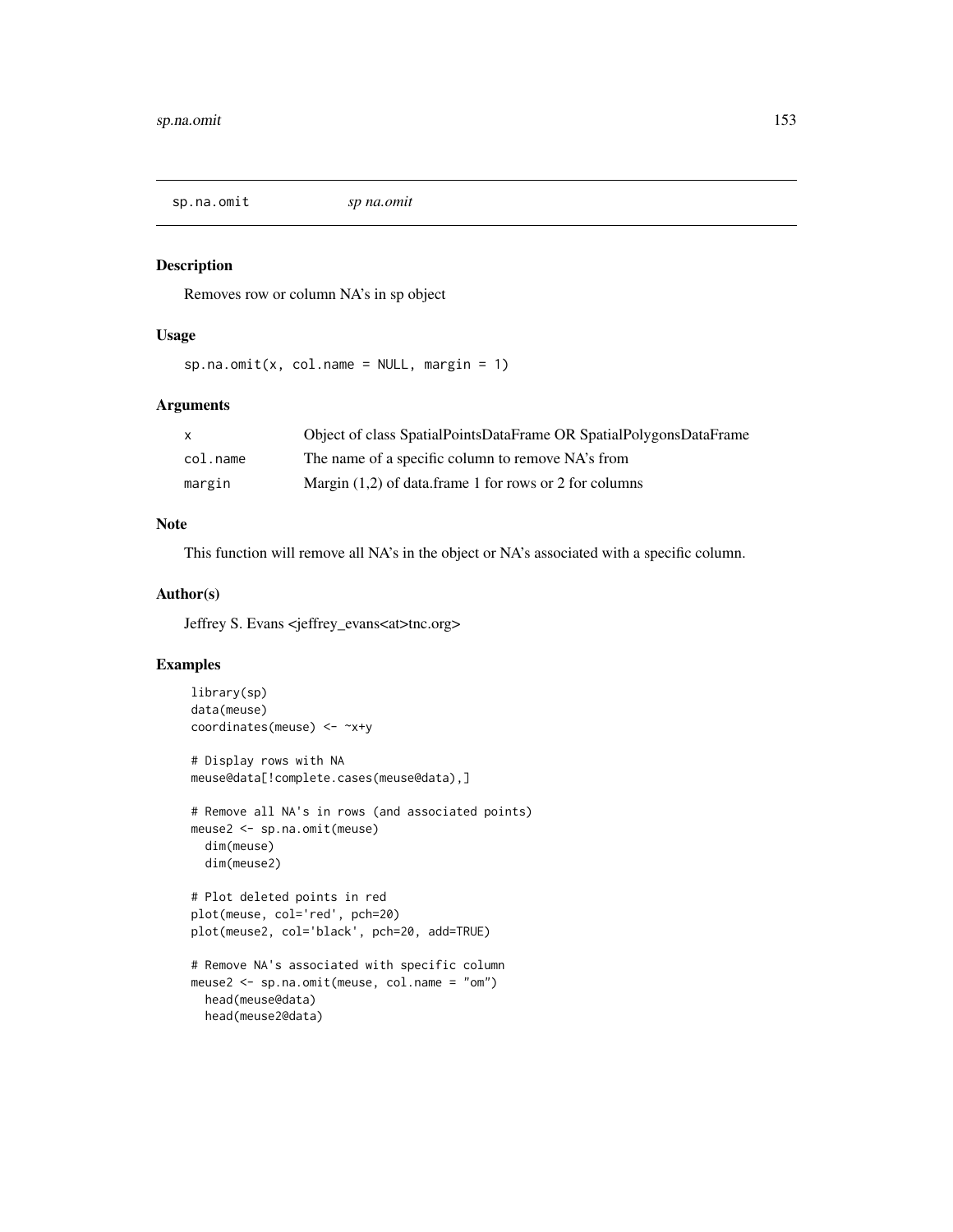sp.na.omit *sp na.omit*

## Description

Removes row or column NA's in sp object

## Usage

```
sp.na.omit(x, col.name = NULL, margin = 1)
```

## Arguments

| | |
|---|---|
| x | Object of class SpatialPointsDataFrame OR SpatialPolygonsDataFrame |
| col.name | The name of a specific column to remove NA's from |
| margin | Margin (1,2) of data.frame 1 for rows or 2 for columns |

## Note

This function will remove all NA's in the object or NA's associated with a specific column.

## Author(s)

Jeffrey S. Evans <jeffrey_evans<at>tnc.org>

## Examples

```
library(sp)
data(meuse)
coordinates(meuse) <- ~x+y

# Display rows with NA
meuse@data[!complete.cases(meuse@data),]

# Remove all NA's in rows (and associated points)
meuse2 <- sp.na.omit(meuse)
  dim(meuse)
  dim(meuse2)

# Plot deleted points in red
plot(meuse, col='red', pch=20)
plot(meuse2, col='black', pch=20, add=TRUE)

# Remove NA's associated with specific column
meuse2 <- sp.na.omit(meuse, col.name = "om")
  head(meuse@data)
  head(meuse2@data)
```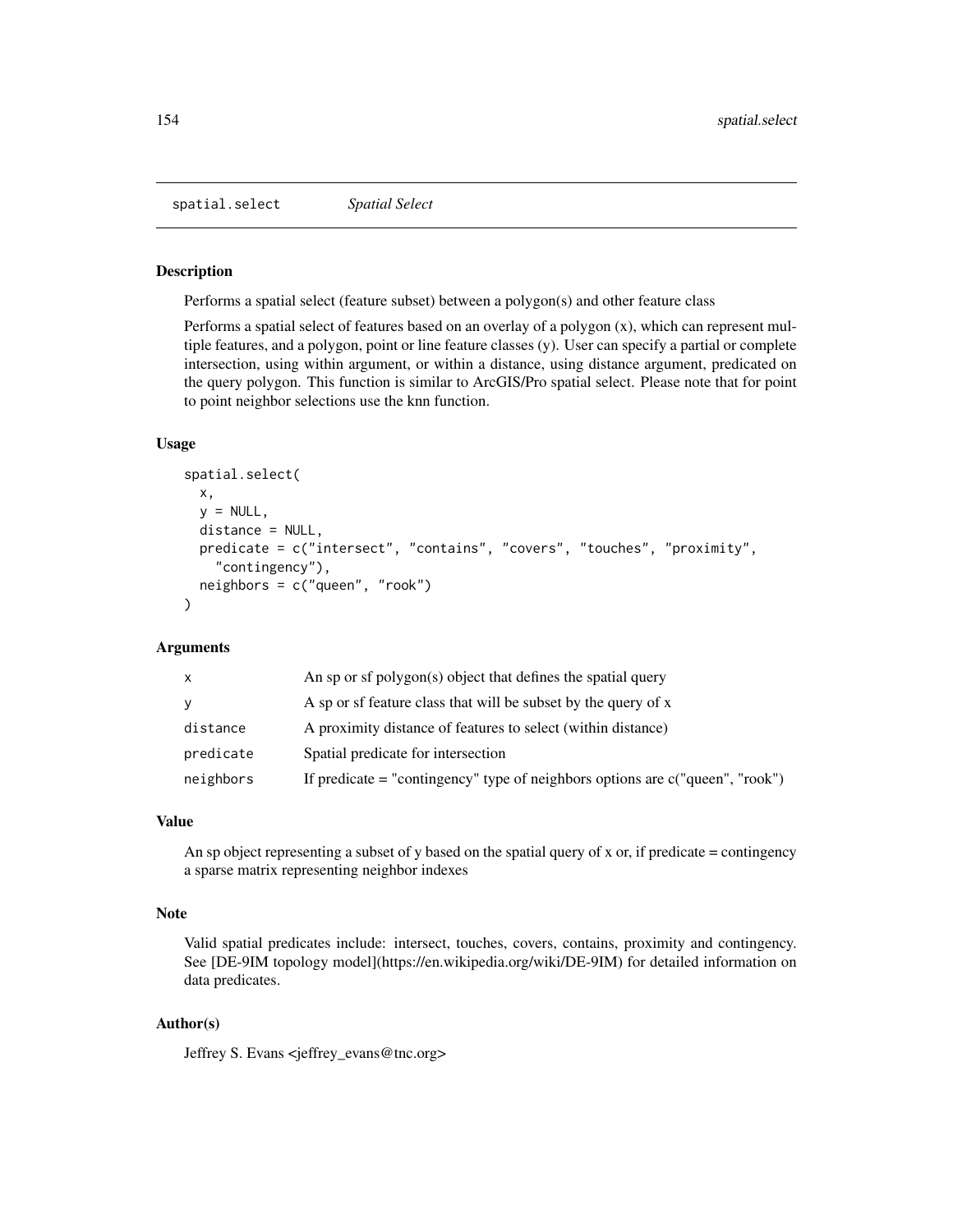# spatial.select *Spatial Select*

## Description

Performs a spatial select (feature subset) between a polygon(s) and other feature class

Performs a spatial select of features based on an overlay of a polygon (x), which can represent multiple features, and a polygon, point or line feature classes (y). User can specify a partial or complete intersection, using within argument, or within a distance, using distance argument, predicated on the query polygon. This function is similar to ArcGIS/Pro spatial select. Please note that for point to point neighbor selections use the knn function.

## Usage

```
spatial.select(
  x,
  y = NULL,
  distance = NULL,
  predicate = c("intersect", "contains", "covers", "touches", "proximity",
    "contingency"),
  neighbors = c("queen", "rook")
)
```

## Arguments

| | |
|---|---|
| x | An sp or sf polygon(s) object that defines the spatial query |
| y | A sp or sf feature class that will be subset by the query of x |
| distance | A proximity distance of features to select (within distance) |
| predicate | Spatial predicate for intersection |
| neighbors | If predicate = "contingency" type of neighbors options are c("queen", "rook") |

## Value

An sp object representing a subset of y based on the spatial query of x or, if predicate = contingency a sparse matrix representing neighbor indexes

## Note

Valid spatial predicates include: intersect, touches, covers, contains, proximity and contingency. See [DE-9IM topology model](https://en.wikipedia.org/wiki/DE-9IM) for detailed information on data predicates.

## Author(s)

Jeffrey S. Evans <jeffrey_evans@tnc.org>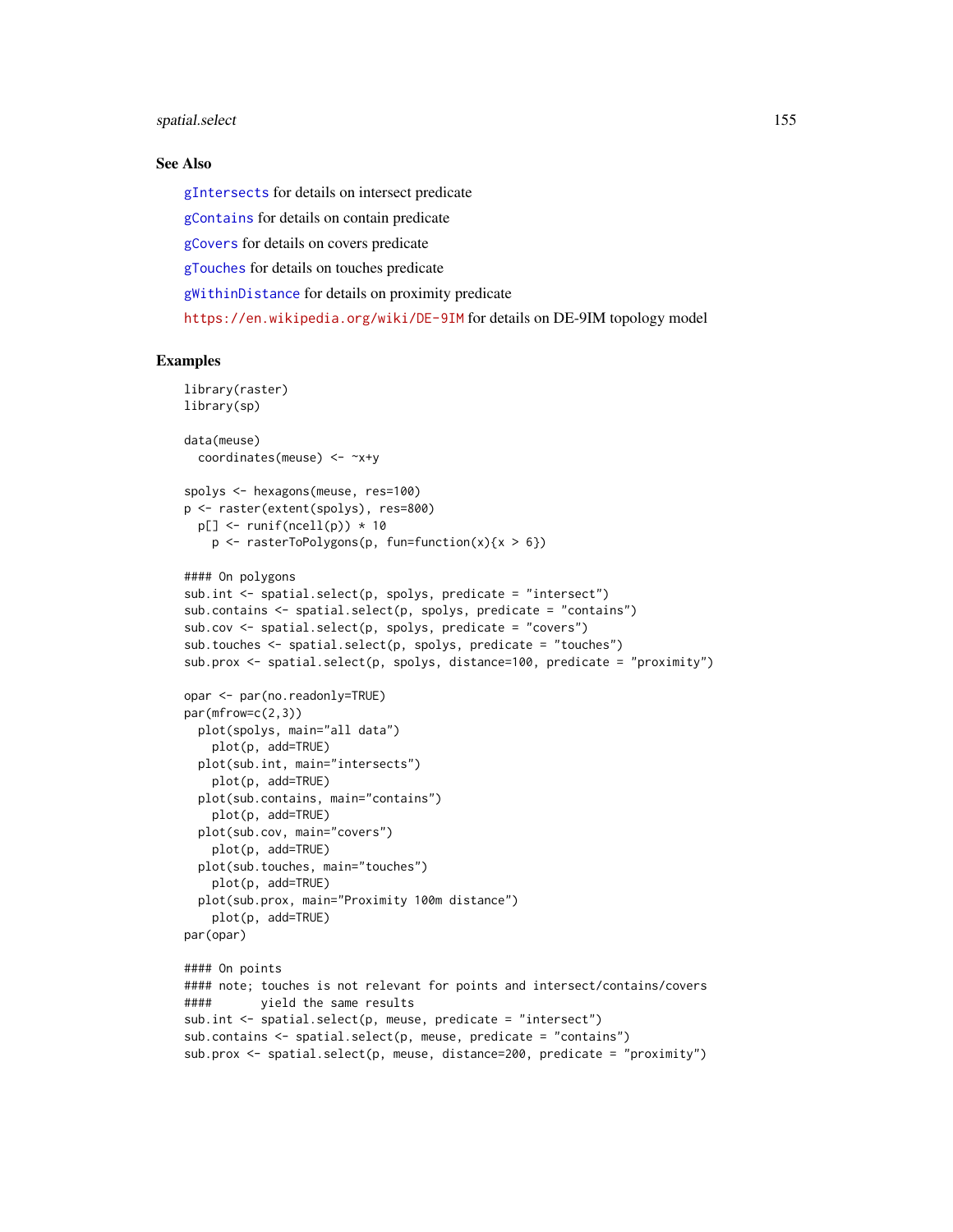## See Also

gIntersects for details on intersect predicate

gContains for details on contain predicate

gCovers for details on covers predicate

gTouches for details on touches predicate

gWithinDistance for details on proximity predicate

https://en.wikipedia.org/wiki/DE-9IM for details on DE-9IM topology model

## Examples

```
library(raster)
library(sp)

data(meuse)
  coordinates(meuse) <- ~x+y

spolys <- hexagons(meuse, res=100)
p <- raster(extent(spolys), res=800)
  p[] <- runif(ncell(p)) * 10
    p <- rasterToPolygons(p, fun=function(x){x > 6})

#### On polygons
sub.int <- spatial.select(p, spolys, predicate = "intersect")
sub.contains <- spatial.select(p, spolys, predicate = "contains")
sub.cov <- spatial.select(p, spolys, predicate = "covers")
sub.touches <- spatial.select(p, spolys, predicate = "touches")
sub.prox <- spatial.select(p, spolys, distance=100, predicate = "proximity")

opar <- par(no.readonly=TRUE)
par(mfrow=c(2,3))
  plot(spolys, main="all data")
    plot(p, add=TRUE)
  plot(sub.int, main="intersects")
    plot(p, add=TRUE)
  plot(sub.contains, main="contains")
    plot(p, add=TRUE)
  plot(sub.cov, main="covers")
    plot(p, add=TRUE)
  plot(sub.touches, main="touches")
    plot(p, add=TRUE)
  plot(sub.prox, main="Proximity 100m distance")
    plot(p, add=TRUE)
par(opar)

#### On points
#### note; touches is not relevant for points and intersect/contains/covers
####       yield the same results
sub.int <- spatial.select(p, meuse, predicate = "intersect")
sub.contains <- spatial.select(p, meuse, predicate = "contains")
sub.prox <- spatial.select(p, meuse, distance=200, predicate = "proximity")
```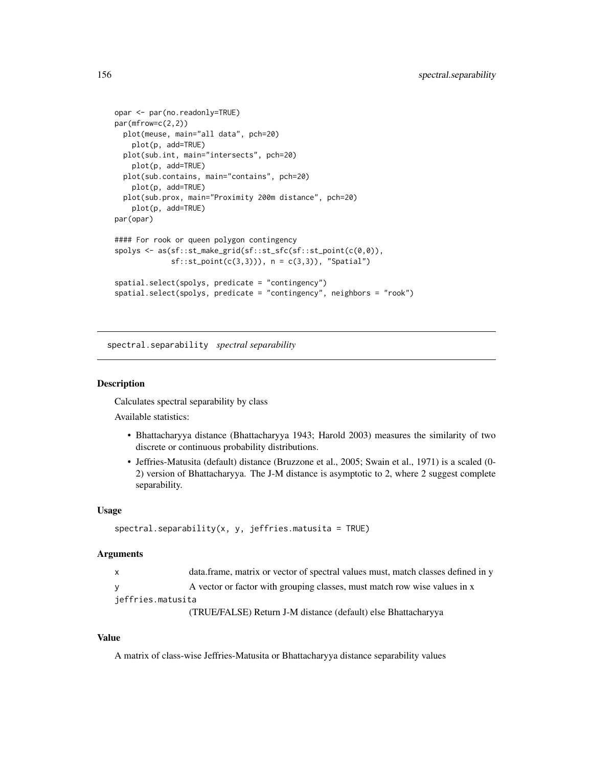```
opar <- par(no.readonly=TRUE)
par(mfrow=c(2,2))
  plot(meuse, main="all data", pch=20)
    plot(p, add=TRUE)
  plot(sub.int, main="intersects", pch=20)
    plot(p, add=TRUE)
  plot(sub.contains, main="contains", pch=20)
    plot(p, add=TRUE)
  plot(sub.prox, main="Proximity 200m distance", pch=20)
    plot(p, add=TRUE)
par(opar)

#### For rook or queen polygon contingency
spolys <- as(sf::st_make_grid(sf::st_sfc(sf::st_point(c(0,0)),
             sf::st_point(c(3,3))), n = c(3,3)), "Spatial")

spatial.select(spolys, predicate = "contingency")
spatial.select(spolys, predicate = "contingency", neighbors = "rook")
```

---

## spectral.separability *spectral separability*

### Description

Calculates spectral separability by class

Available statistics:

- Bhattacharyya distance (Bhattacharyya 1943; Harold 2003) measures the similarity of two discrete or continuous probability distributions.
- Jeffries-Matusita (default) distance (Bruzzone et al., 2005; Swain et al., 1971) is a scaled (0-2) version of Bhattacharyya. The J-M distance is asymptotic to 2, where 2 suggest complete separability.

### Usage

```
spectral.separability(x, y, jeffries.matusita = TRUE)
```

### Arguments

| | |
|---|---|
| x | data.frame, matrix or vector of spectral values must, match classes defined in y |
| y | A vector or factor with grouping classes, must match row wise values in x |
| jeffries.matusita | (TRUE/FALSE) Return J-M distance (default) else Bhattacharyya |

### Value

A matrix of class-wise Jeffries-Matusita or Bhattacharyya distance separability values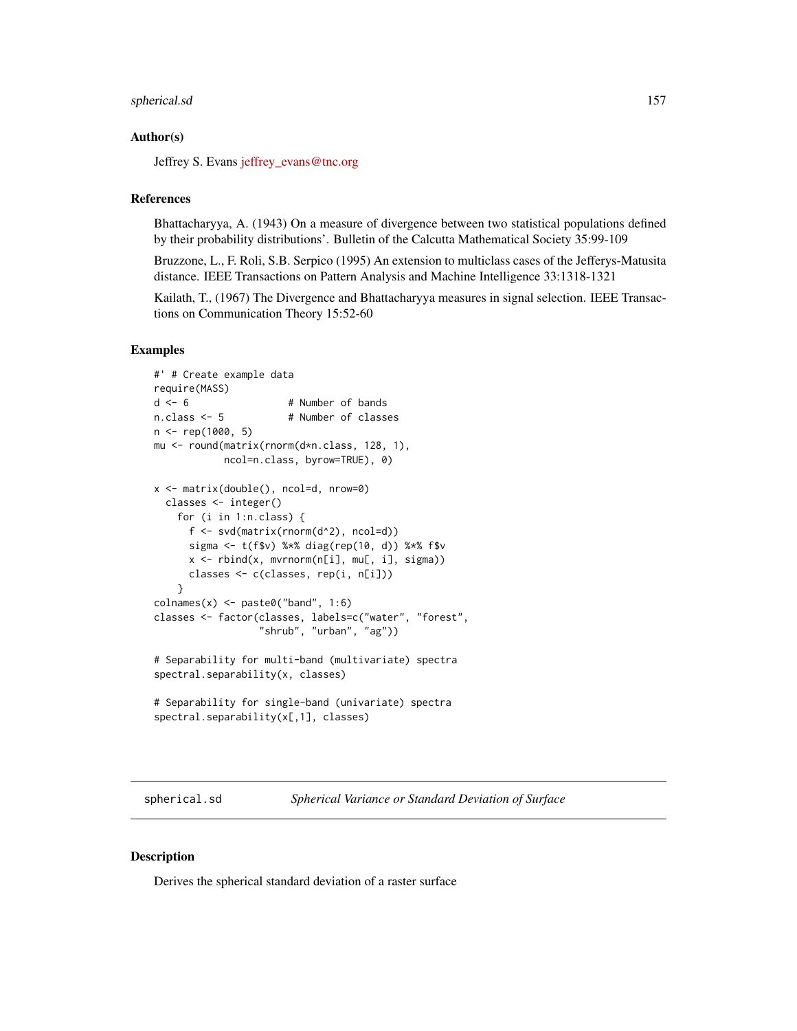### Author(s)

Jeffrey S. Evans jeffrey_evans@tnc.org

### References

Bhattacharyya, A. (1943) On a measure of divergence between two statistical populations defined by their probability distributions'. Bulletin of the Calcutta Mathematical Society 35:99-109

Bruzzone, L., F. Roli, S.B. Serpico (1995) An extension to multiclass cases of the Jefferys-Matusita distance. IEEE Transactions on Pattern Analysis and Machine Intelligence 33:1318-1321

Kailath, T., (1967) The Divergence and Bhattacharyya measures in signal selection. IEEE Transactions on Communication Theory 15:52-60

### Examples

```
#' # Create example data
require(MASS)
d <- 6                  # Number of bands
n.class <- 5            # Number of classes
n <- rep(1000, 5)
mu <- round(matrix(rnorm(d*n.class, 128, 1),
            ncol=n.class, byrow=TRUE), 0)

x <- matrix(double(), ncol=d, nrow=0)
  classes <- integer()
    for (i in 1:n.class) {
      f <- svd(matrix(rnorm(d^2), ncol=d))
      sigma <- t(f$v) %*% diag(rep(10, d)) %*% f$v
      x <- rbind(x, mvrnorm(n[i], mu[, i], sigma))
      classes <- c(classes, rep(i, n[i]))
    }
colnames(x) <- paste0("band", 1:6)
classes <- factor(classes, labels=c("water", "forest",
                  "shrub", "urban", "ag"))

# Separability for multi-band (multivariate) spectra
spectral.separability(x, classes)

# Separability for single-band (univariate) spectra
spectral.separability(x[,1], classes)
```

---

## spherical.sd &nbsp;&nbsp;&nbsp;&nbsp; *Spherical Variance or Standard Deviation of Surface*

### Description

Derives the spherical standard deviation of a raster surface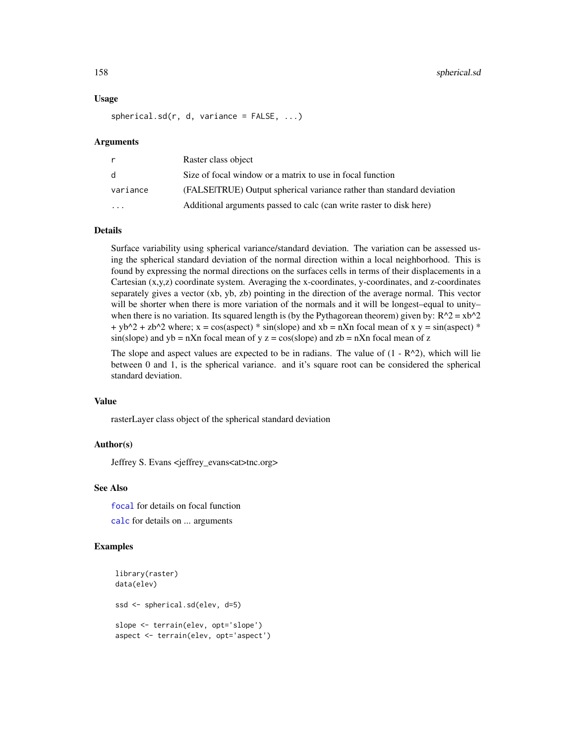### Usage

```
spherical.sd(r, d, variance = FALSE, ...)
```

### Arguments

| | |
|---|---|
| r | Raster class object |
| d | Size of focal window or a matrix to use in focal function |
| variance | (FALSE\|TRUE) Output spherical variance rather than standard deviation |
| ... | Additional arguments passed to calc (can write raster to disk here) |

### Details

Surface variability using spherical variance/standard deviation. The variation can be assessed using the spherical standard deviation of the normal direction within a local neighborhood. This is found by expressing the normal directions on the surfaces cells in terms of their displacements in a Cartesian (x,y,z) coordinate system. Averaging the x-coordinates, y-coordinates, and z-coordinates separately gives a vector (xb, yb, zb) pointing in the direction of the average normal. This vector will be shorter when there is more variation of the normals and it will be longest–equal to unity–when there is no variation. Its squared length is (by the Pythagorean theorem) given by: $R^2 = xb^2 + yb^2 + zb^2$ where; x = cos(aspect) * sin(slope) and xb = nXn focal mean of x y = sin(aspect) * sin(slope) and yb = nXn focal mean of y z = cos(slope) and zb = nXn focal mean of z

The slope and aspect values are expected to be in radians. The value of $(1 - R^2)$, which will lie between 0 and 1, is the spherical variance. and it's square root can be considered the spherical standard deviation.

### Value

rasterLayer class object of the spherical standard deviation

### Author(s)

Jeffrey S. Evans <jeffrey_evans<at>tnc.org>

### See Also

focal for details on focal function

calc for details on ... arguments

### Examples

```
library(raster)
data(elev)

ssd <- spherical.sd(elev, d=5)

slope <- terrain(elev, opt='slope')
aspect <- terrain(elev, opt='aspect')
```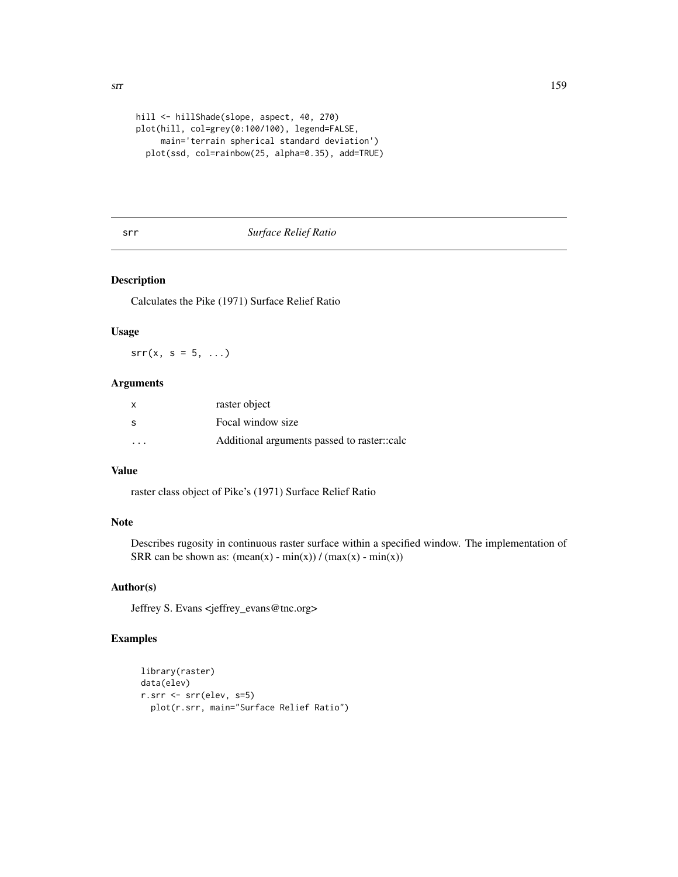```
hill <- hillShade(slope, aspect, 40, 270)
plot(hill, col=grey(0:100/100), legend=FALSE,
     main='terrain spherical standard deviation')
  plot(ssd, col=rainbow(25, alpha=0.35), add=TRUE)
```

## srr — *Surface Relief Ratio*

### Description

Calculates the Pike (1971) Surface Relief Ratio

### Usage

```
srr(x, s = 5, ...)
```

### Arguments

| | |
|---|---|
| x | raster object |
| s | Focal window size |
| ... | Additional arguments passed to raster::calc |

### Value

raster class object of Pike's (1971) Surface Relief Ratio

### Note

Describes rugosity in continuous raster surface within a specified window. The implementation of SRR can be shown as: (mean(x) - min(x)) / (max(x) - min(x))

### Author(s)

Jeffrey S. Evans <jeffrey_evans@tnc.org>

### Examples

```
library(raster)
data(elev)
r.srr <- srr(elev, s=5)
  plot(r.srr, main="Surface Relief Ratio")
```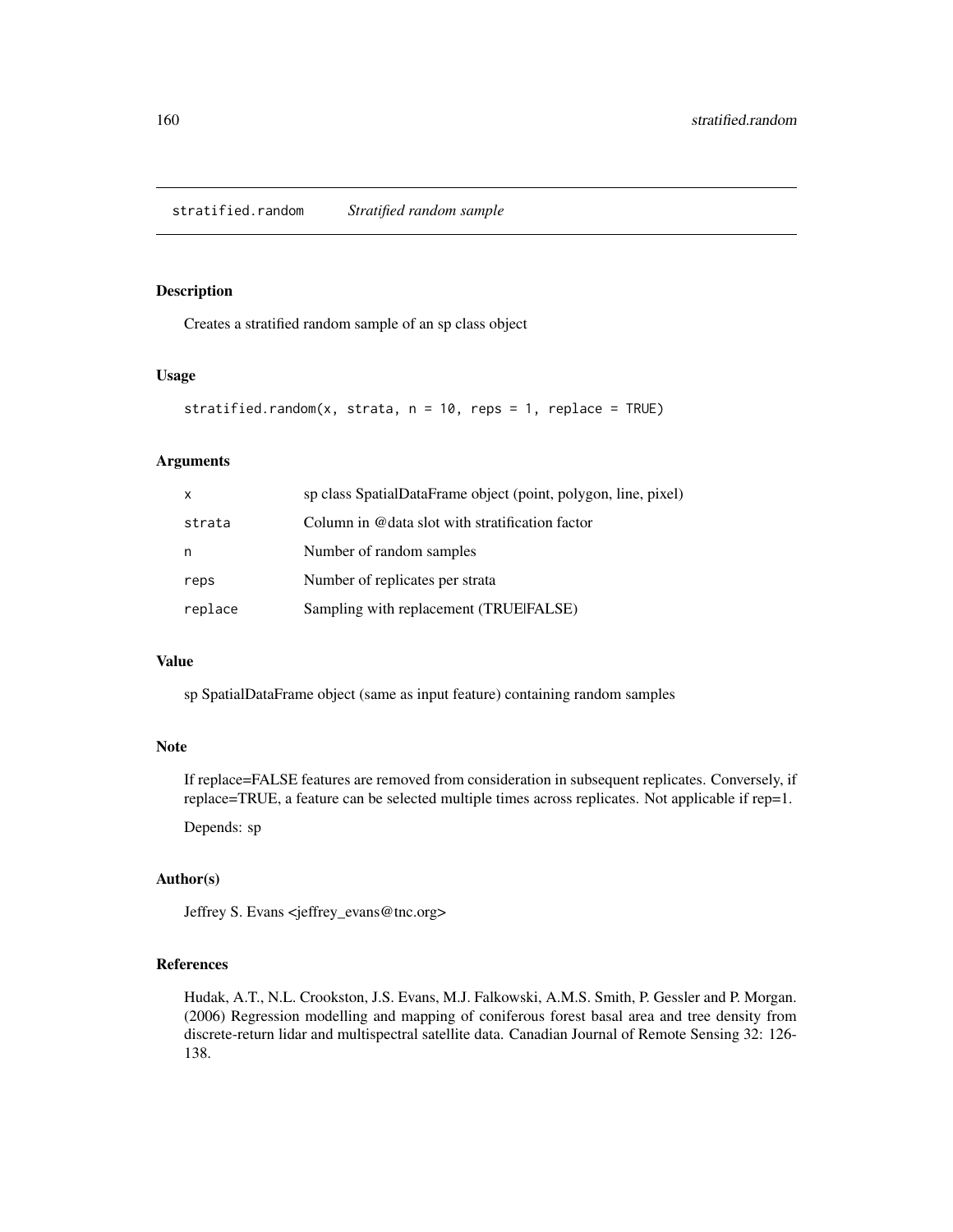## stratified.random *Stratified random sample*

### Description

Creates a stratified random sample of an sp class object

### Usage

```
stratified.random(x, strata, n = 10, reps = 1, replace = TRUE)
```

### Arguments

| | |
|---|---|
| x | sp class SpatialDataFrame object (point, polygon, line, pixel) |
| strata | Column in @data slot with stratification factor |
| n | Number of random samples |
| reps | Number of replicates per strata |
| replace | Sampling with replacement (TRUE\|FALSE) |

### Value

sp SpatialDataFrame object (same as input feature) containing random samples

### Note

If replace=FALSE features are removed from consideration in subsequent replicates. Conversely, if replace=TRUE, a feature can be selected multiple times across replicates. Not applicable if rep=1.

Depends: sp

### Author(s)

Jeffrey S. Evans <jeffrey_evans@tnc.org>

### References

Hudak, A.T., N.L. Crookston, J.S. Evans, M.J. Falkowski, A.M.S. Smith, P. Gessler and P. Morgan. (2006) Regression modelling and mapping of coniferous forest basal area and tree density from discrete-return lidar and multispectral satellite data. Canadian Journal of Remote Sensing 32: 126-138.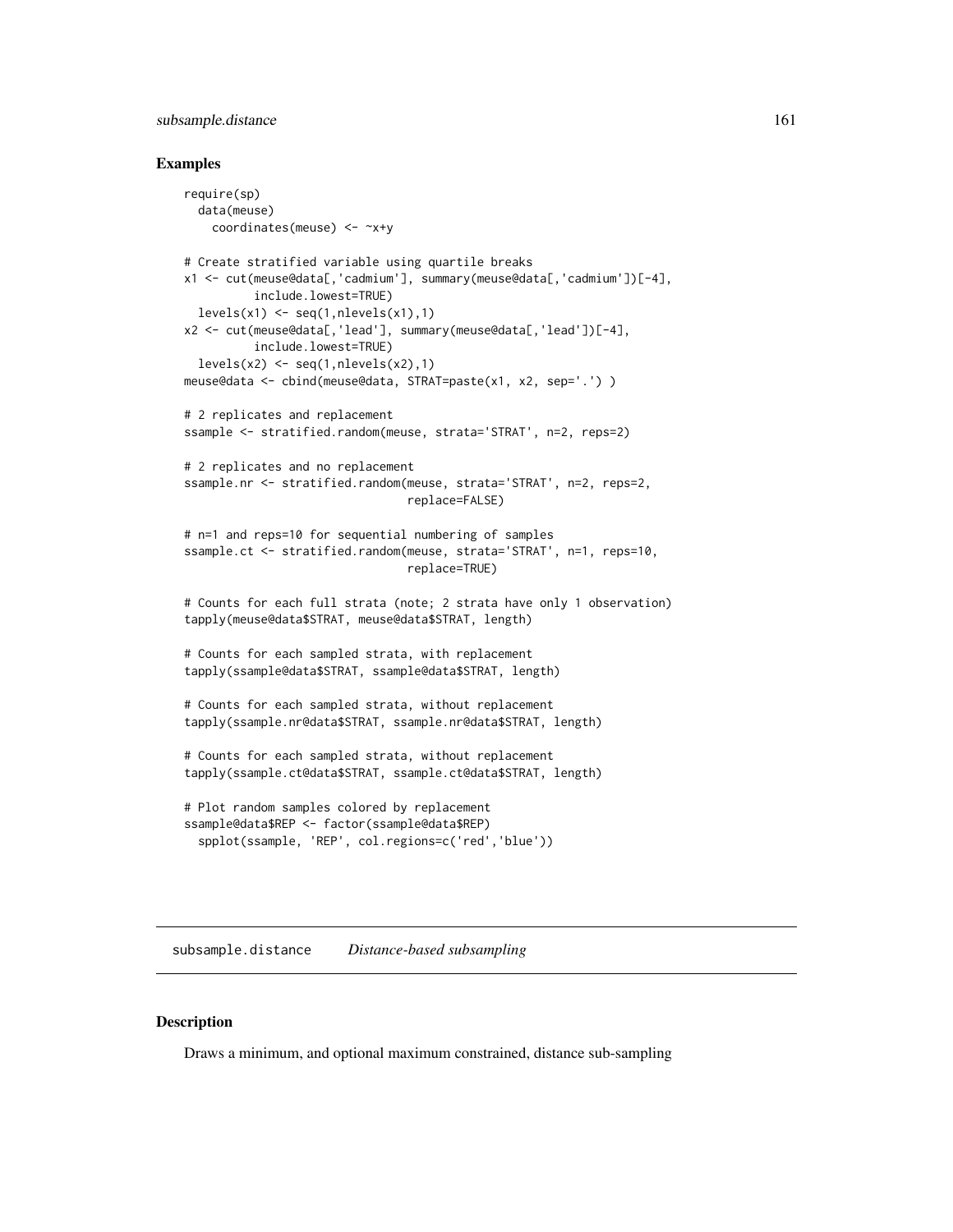## Examples

```
require(sp)
  data(meuse)
    coordinates(meuse) <- ~x+y

# Create stratified variable using quartile breaks
x1 <- cut(meuse@data[,'cadmium'], summary(meuse@data[,'cadmium'])[-4],
          include.lowest=TRUE)
  levels(x1) <- seq(1,nlevels(x1),1)
x2 <- cut(meuse@data[,'lead'], summary(meuse@data[,'lead'])[-4],
          include.lowest=TRUE)
  levels(x2) <- seq(1,nlevels(x2),1)
meuse@data <- cbind(meuse@data, STRAT=paste(x1, x2, sep='.') )

# 2 replicates and replacement
ssample <- stratified.random(meuse, strata='STRAT', n=2, reps=2)

# 2 replicates and no replacement
ssample.nr <- stratified.random(meuse, strata='STRAT', n=2, reps=2,
                                replace=FALSE)

# n=1 and reps=10 for sequential numbering of samples
ssample.ct <- stratified.random(meuse, strata='STRAT', n=1, reps=10,
                                replace=TRUE)

# Counts for each full strata (note; 2 strata have only 1 observation)
tapply(meuse@data$STRAT, meuse@data$STRAT, length)

# Counts for each sampled strata, with replacement
tapply(ssample@data$STRAT, ssample@data$STRAT, length)

# Counts for each sampled strata, without replacement
tapply(ssample.nr@data$STRAT, ssample.nr@data$STRAT, length)

# Counts for each sampled strata, without replacement
tapply(ssample.ct@data$STRAT, ssample.ct@data$STRAT, length)

# Plot random samples colored by replacement
ssample@data$REP <- factor(ssample@data$REP)
  spplot(ssample, 'REP', col.regions=c('red','blue'))
```

---

# subsample.distance *Distance-based subsampling*

---

## Description

Draws a minimum, and optional maximum constrained, distance sub-sampling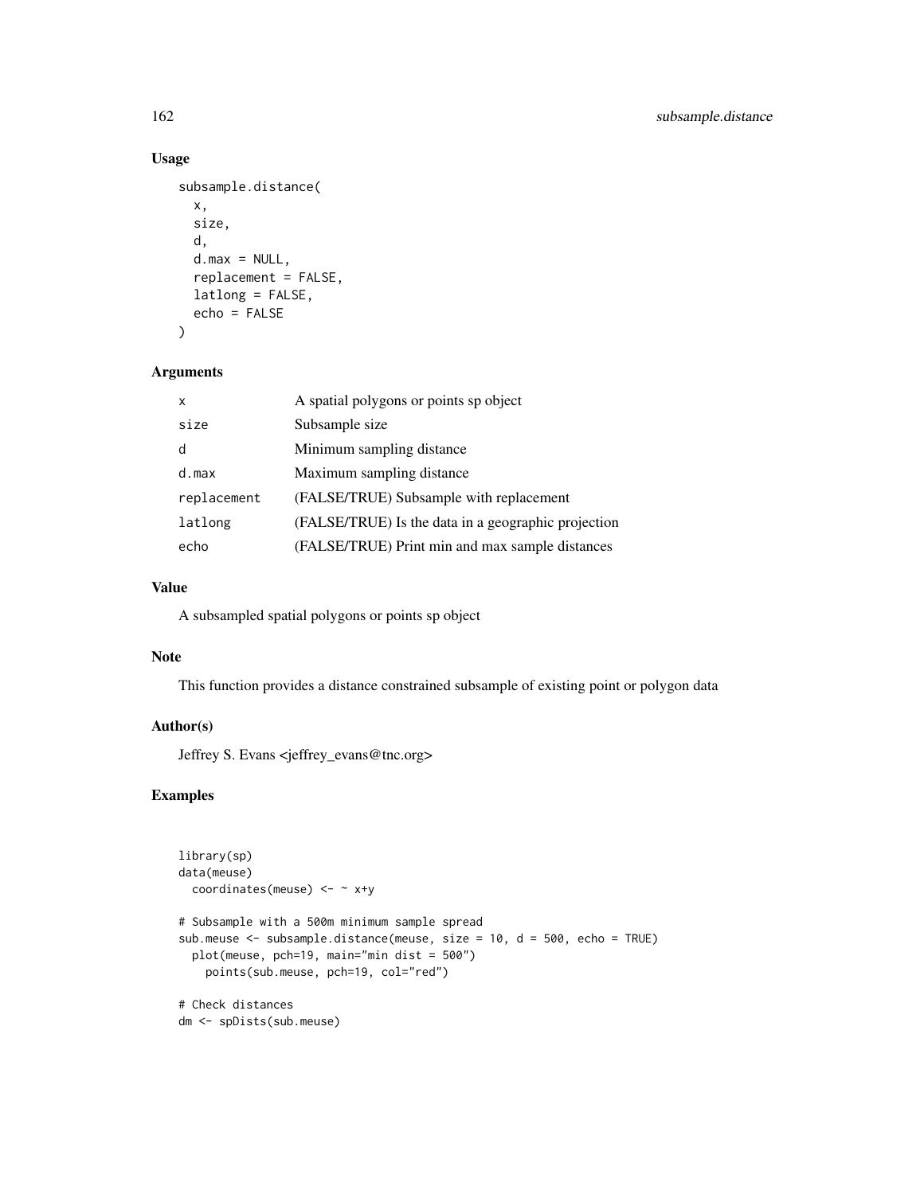### Usage

```
subsample.distance(
  x,
  size,
  d,
  d.max = NULL,
  replacement = FALSE,
  latlong = FALSE,
  echo = FALSE
)
```

### Arguments

| | |
|---|---|
| x | A spatial polygons or points sp object |
| size | Subsample size |
| d | Minimum sampling distance |
| d.max | Maximum sampling distance |
| replacement | (FALSE/TRUE) Subsample with replacement |
| latlong | (FALSE/TRUE) Is the data in a geographic projection |
| echo | (FALSE/TRUE) Print min and max sample distances |

### Value

A subsampled spatial polygons or points sp object

### Note

This function provides a distance constrained subsample of existing point or polygon data

### Author(s)

Jeffrey S. Evans <jeffrey_evans@tnc.org>

### Examples

```
library(sp)
data(meuse)
  coordinates(meuse) <- ~ x+y

# Subsample with a 500m minimum sample spread
sub.meuse <- subsample.distance(meuse, size = 10, d = 500, echo = TRUE)
  plot(meuse, pch=19, main="min dist = 500")
    points(sub.meuse, pch=19, col="red")

# Check distances
dm <- spDists(sub.meuse)
```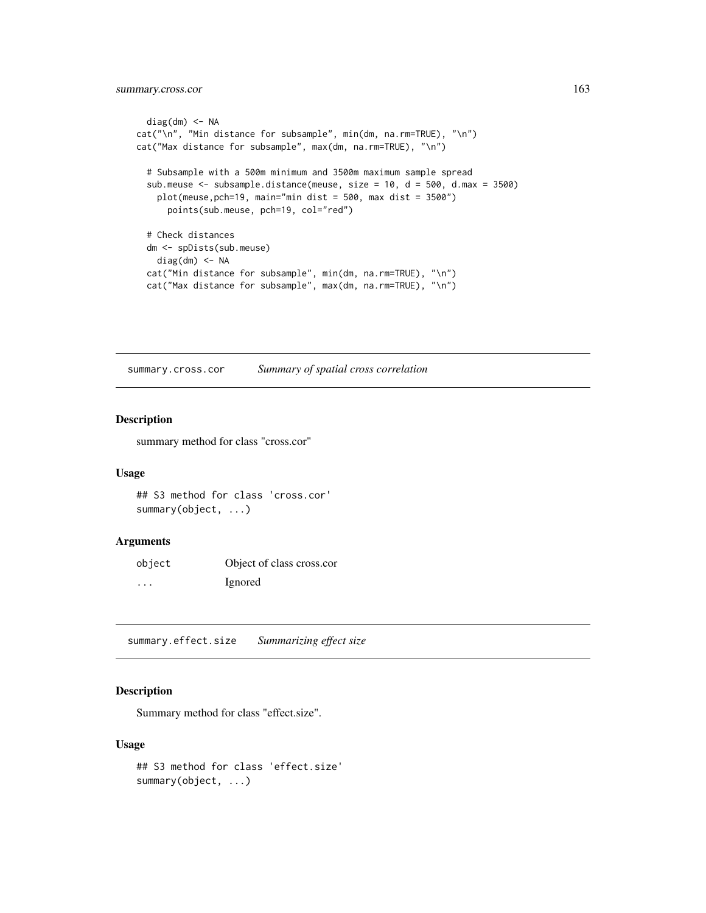```
  diag(dm) <- NA
cat("\n", "Min distance for subsample", min(dm, na.rm=TRUE), "\n")
cat("Max distance for subsample", max(dm, na.rm=TRUE), "\n")

  # Subsample with a 500m minimum and 3500m maximum sample spread
  sub.meuse <- subsample.distance(meuse, size = 10, d = 500, d.max = 3500)
    plot(meuse,pch=19, main="min dist = 500, max dist = 3500")
      points(sub.meuse, pch=19, col="red")

  # Check distances
  dm <- spDists(sub.meuse)
    diag(dm) <- NA
  cat("Min distance for subsample", min(dm, na.rm=TRUE), "\n")
  cat("Max distance for subsample", max(dm, na.rm=TRUE), "\n")
```

## summary.cross.cor — *Summary of spatial cross correlation*

### Description

summary method for class "cross.cor"

### Usage

```
## S3 method for class 'cross.cor'
summary(object, ...)
```

### Arguments

| | |
|---|---|
| `object` | Object of class cross.cor |
| `...` | Ignored |

## summary.effect.size — *Summarizing effect size*

### Description

Summary method for class "effect.size".

### Usage

```
## S3 method for class 'effect.size'
summary(object, ...)
```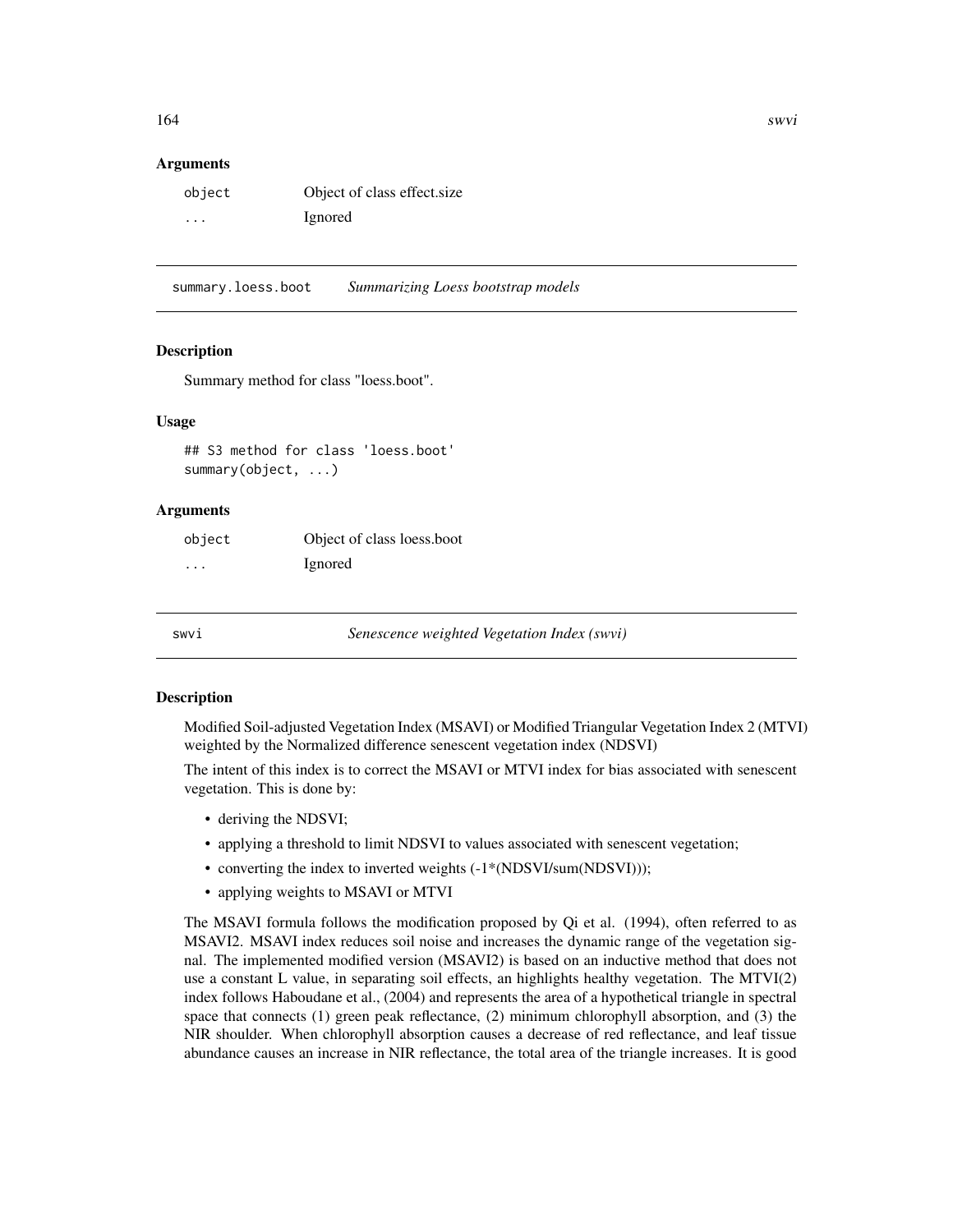### Arguments

| | |
|---|---|
| object | Object of class effect.size |
| ... | Ignored |

## summary.loess.boot *Summarizing Loess bootstrap models*

### Description

Summary method for class "loess.boot".

### Usage

```
## S3 method for class 'loess.boot'
summary(object, ...)
```

### Arguments

| | |
|---|---|
| object | Object of class loess.boot |
| ... | Ignored |

## swvi *Senescence weighted Vegetation Index (swvi)*

### Description

Modified Soil-adjusted Vegetation Index (MSAVI) or Modified Triangular Vegetation Index 2 (MTVI) weighted by the Normalized difference senescent vegetation index (NDSVI)

The intent of this index is to correct the MSAVI or MTVI index for bias associated with senescent vegetation. This is done by:

- deriving the NDSVI;
- applying a threshold to limit NDSVI to values associated with senescent vegetation;
- converting the index to inverted weights (-1*(NDSVI/sum(NDSVI)));
- applying weights to MSAVI or MTVI

The MSAVI formula follows the modification proposed by Qi et al. (1994), often referred to as MSAVI2. MSAVI index reduces soil noise and increases the dynamic range of the vegetation signal. The implemented modified version (MSAVI2) is based on an inductive method that does not use a constant L value, in separating soil effects, an highlights healthy vegetation. The MTVI(2) index follows Haboudane et al., (2004) and represents the area of a hypothetical triangle in spectral space that connects (1) green peak reflectance, (2) minimum chlorophyll absorption, and (3) the NIR shoulder. When chlorophyll absorption causes a decrease of red reflectance, and leaf tissue abundance causes an increase in NIR reflectance, the total area of the triangle increases. It is good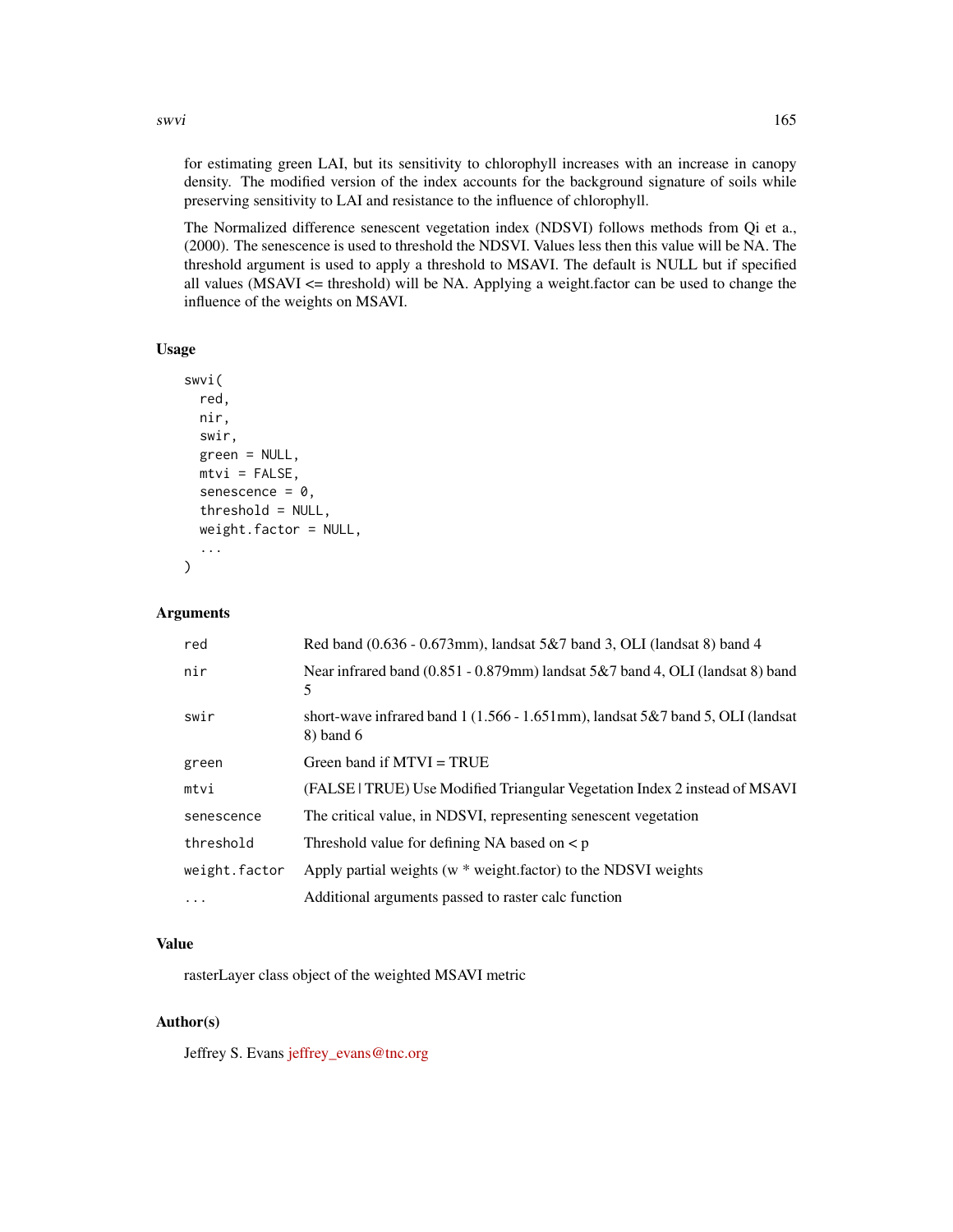for estimating green LAI, but its sensitivity to chlorophyll increases with an increase in canopy density. The modified version of the index accounts for the background signature of soils while preserving sensitivity to LAI and resistance to the influence of chlorophyll.

The Normalized difference senescent vegetation index (NDSVI) follows methods from Qi et a., (2000). The senescence is used to threshold the NDSVI. Values less then this value will be NA. The threshold argument is used to apply a threshold to MSAVI. The default is NULL but if specified all values (MSAVI <= threshold) will be NA. Applying a weight.factor can be used to change the influence of the weights on MSAVI.

### Usage

```
swvi(
  red,
  nir,
  swir,
  green = NULL,
  mtvi = FALSE,
  senescence = 0,
  threshold = NULL,
  weight.factor = NULL,
  ...
)
```

### Arguments

| | |
|---|---|
| `red` | Red band (0.636 - 0.673mm), landsat 5&7 band 3, OLI (landsat 8) band 4 |
| `nir` | Near infrared band (0.851 - 0.879mm) landsat 5&7 band 4, OLI (landsat 8) band 5 |
| `swir` | short-wave infrared band 1 (1.566 - 1.651mm), landsat 5&7 band 5, OLI (landsat 8) band 6 |
| `green` | Green band if MTVI = TRUE |
| `mtvi` | (FALSE \| TRUE) Use Modified Triangular Vegetation Index 2 instead of MSAVI |
| `senescence` | The critical value, in NDSVI, representing senescent vegetation |
| `threshold` | Threshold value for defining NA based on < p |
| `weight.factor` | Apply partial weights (w * weight.factor) to the NDSVI weights |
| `...` | Additional arguments passed to raster calc function |

### Value

rasterLayer class object of the weighted MSAVI metric

### Author(s)

Jeffrey S. Evans jeffrey_evans@tnc.org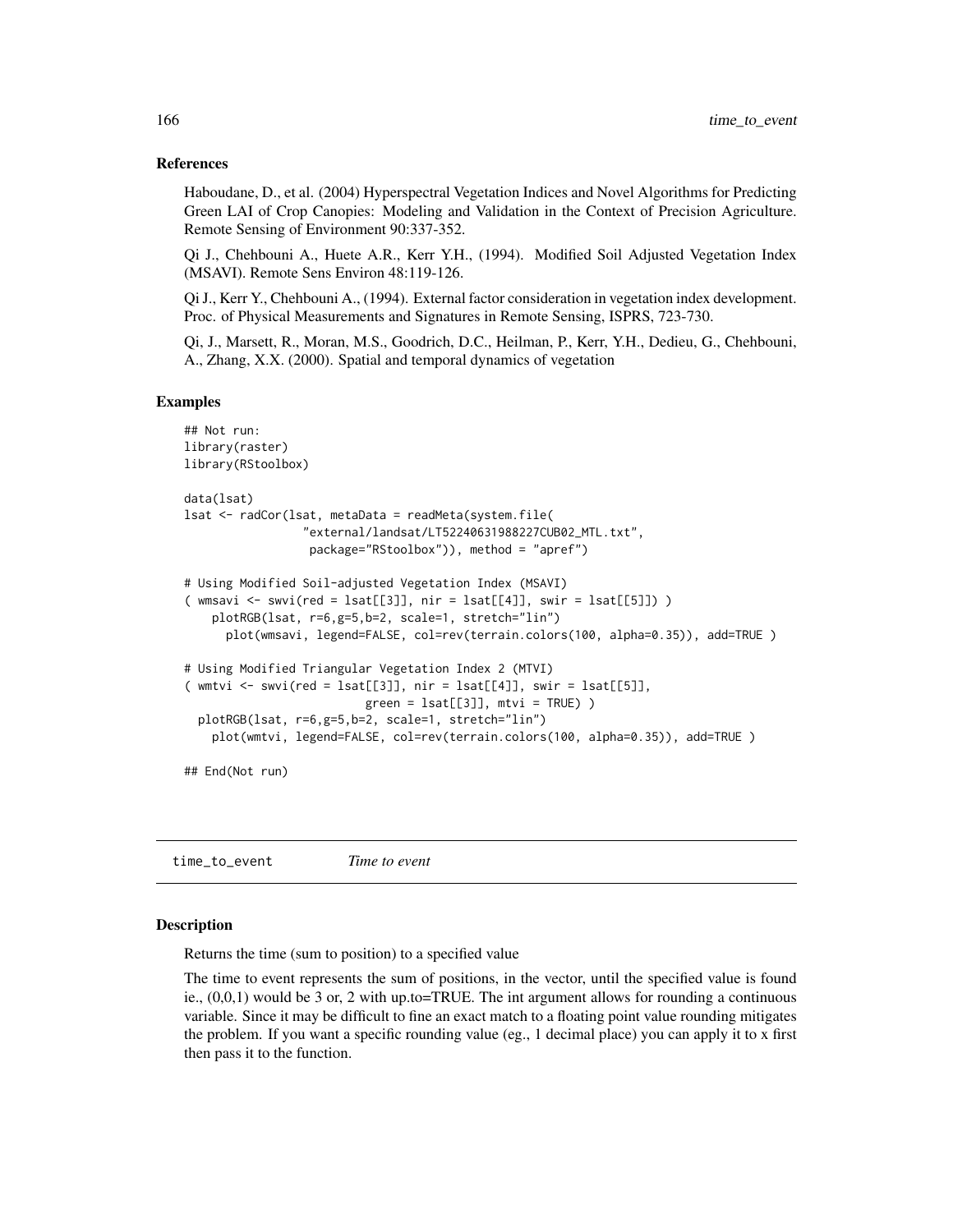### References

Haboudane, D., et al. (2004) Hyperspectral Vegetation Indices and Novel Algorithms for Predicting Green LAI of Crop Canopies: Modeling and Validation in the Context of Precision Agriculture. Remote Sensing of Environment 90:337-352.

Qi J., Chehbouni A., Huete A.R., Kerr Y.H., (1994). Modified Soil Adjusted Vegetation Index (MSAVI). Remote Sens Environ 48:119-126.

Qi J., Kerr Y., Chehbouni A., (1994). External factor consideration in vegetation index development. Proc. of Physical Measurements and Signatures in Remote Sensing, ISPRS, 723-730.

Qi, J., Marsett, R., Moran, M.S., Goodrich, D.C., Heilman, P., Kerr, Y.H., Dedieu, G., Chehbouni, A., Zhang, X.X. (2000). Spatial and temporal dynamics of vegetation

### Examples

```
## Not run:
library(raster)
library(RStoolbox)

data(lsat)
lsat <- radCor(lsat, metaData = readMeta(system.file(
                "external/landsat/LT52240631988227CUB02_MTL.txt",
                 package="RStoolbox")), method = "apref")

# Using Modified Soil-adjusted Vegetation Index (MSAVI)
( wmsavi <- swvi(red = lsat[[3]], nir = lsat[[4]], swir = lsat[[5]]) )
    plotRGB(lsat, r=6,g=5,b=2, scale=1, stretch="lin")
      plot(wmsavi, legend=FALSE, col=rev(terrain.colors(100, alpha=0.35)), add=TRUE )

# Using Modified Triangular Vegetation Index 2 (MTVI)
( wmtvi <- swvi(red = lsat[[3]], nir = lsat[[4]], swir = lsat[[5]],
                       green = lsat[[3]], mtvi = TRUE) )
  plotRGB(lsat, r=6,g=5,b=2, scale=1, stretch="lin")
    plot(wmtvi, legend=FALSE, col=rev(terrain.colors(100, alpha=0.35)), add=TRUE )

## End(Not run)
```

---

## time_to_event *Time to event*

### Description

Returns the time (sum to position) to a specified value

The time to event represents the sum of positions, in the vector, until the specified value is found ie., (0,0,1) would be 3 or, 2 with up.to=TRUE. The int argument allows for rounding a continuous variable. Since it may be difficult to fine an exact match to a floating point value rounding mitigates the problem. If you want a specific rounding value (eg., 1 decimal place) you can apply it to x first then pass it to the function.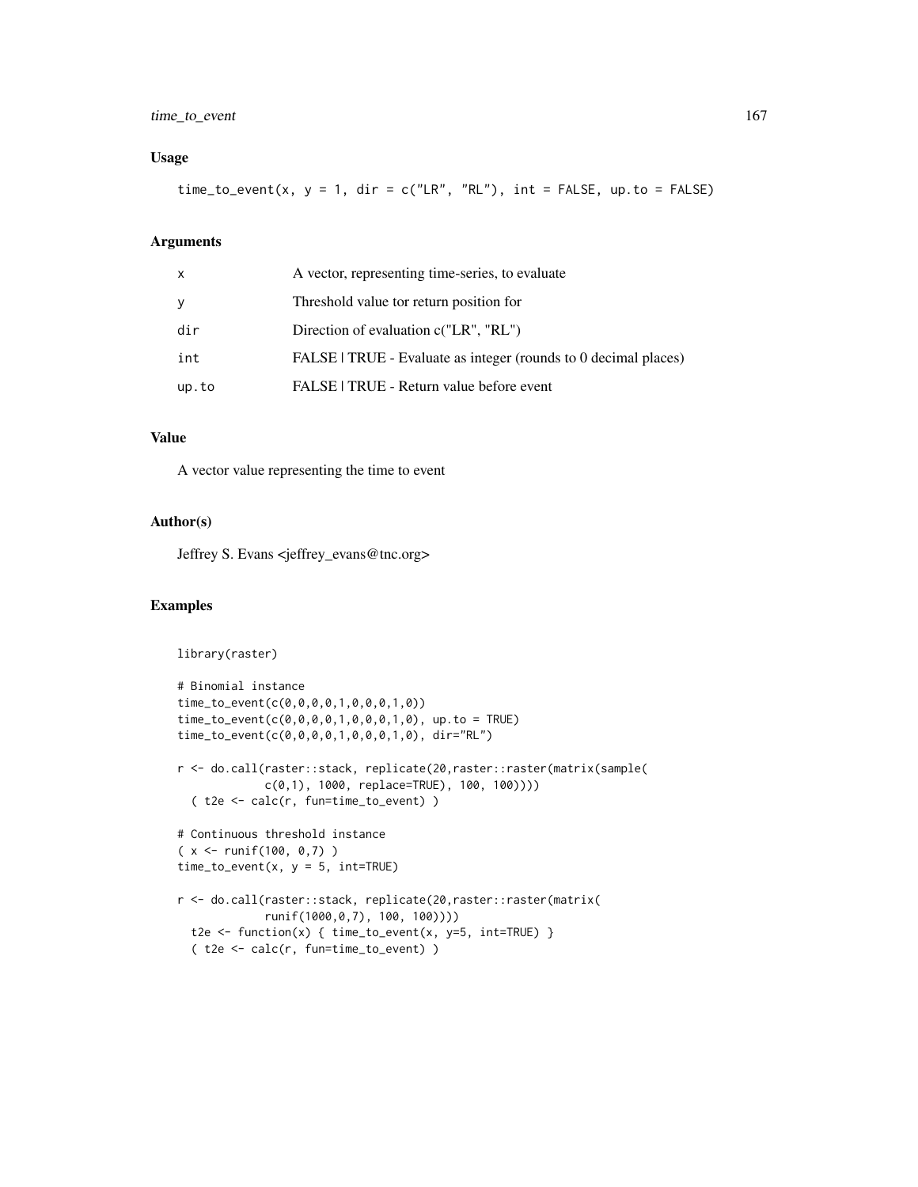## Usage

```
time_to_event(x, y = 1, dir = c("LR", "RL"), int = FALSE, up.to = FALSE)
```

## Arguments

| | |
|---|---|
| x | A vector, representing time-series, to evaluate |
| y | Threshold value tor return position for |
| dir | Direction of evaluation c("LR", "RL") |
| int | FALSE \| TRUE - Evaluate as integer (rounds to 0 decimal places) |
| up.to | FALSE \| TRUE - Return value before event |

## Value

A vector value representing the time to event

## Author(s)

Jeffrey S. Evans <jeffrey_evans@tnc.org>

## Examples

```
library(raster)

# Binomial instance
time_to_event(c(0,0,0,0,1,0,0,0,1,0))
time_to_event(c(0,0,0,0,1,0,0,0,1,0), up.to = TRUE)
time_to_event(c(0,0,0,0,1,0,0,0,1,0), dir="RL")

r <- do.call(raster::stack, replicate(20,raster::raster(matrix(sample(
             c(0,1), 1000, replace=TRUE), 100, 100))))
  ( t2e <- calc(r, fun=time_to_event) )

# Continuous threshold instance
( x <- runif(100, 0,7) )
time_to_event(x, y = 5, int=TRUE)

r <- do.call(raster::stack, replicate(20,raster::raster(matrix(
             runif(1000,0,7), 100, 100))))
  t2e <- function(x) { time_to_event(x, y=5, int=TRUE) }
  ( t2e <- calc(r, fun=time_to_event) )
```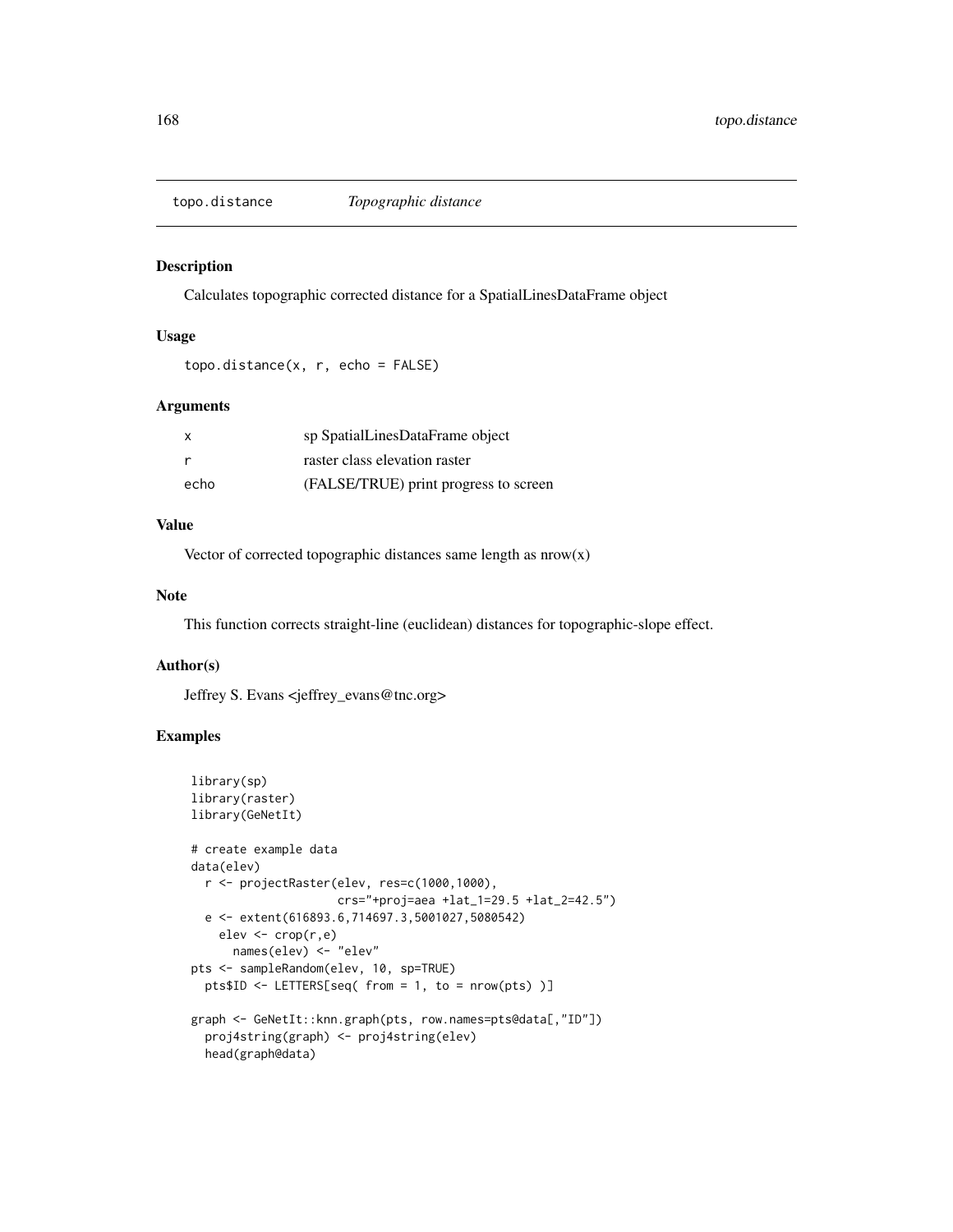topo.distance *Topographic distance*

## Description

Calculates topographic corrected distance for a SpatialLinesDataFrame object

## Usage

```
topo.distance(x, r, echo = FALSE)
```

## Arguments

| | |
|---|---|
| x | sp SpatialLinesDataFrame object |
| r | raster class elevation raster |
| echo | (FALSE/TRUE) print progress to screen |

## Value

Vector of corrected topographic distances same length as nrow(x)

## Note

This function corrects straight-line (euclidean) distances for topographic-slope effect.

## Author(s)

Jeffrey S. Evans <jeffrey_evans@tnc.org>

## Examples

```
library(sp)
library(raster)
library(GeNetIt)

# create example data
data(elev)
  r <- projectRaster(elev, res=c(1000,1000),
                     crs="+proj=aea +lat_1=29.5 +lat_2=42.5")
  e <- extent(616893.6,714697.3,5001027,5080542)
    elev <- crop(r,e)
      names(elev) <- "elev"
pts <- sampleRandom(elev, 10, sp=TRUE)
  pts$ID <- LETTERS[seq( from = 1, to = nrow(pts) )]

graph <- GeNetIt::knn.graph(pts, row.names=pts@data[,"ID"])
  proj4string(graph) <- proj4string(elev)
  head(graph@data)
```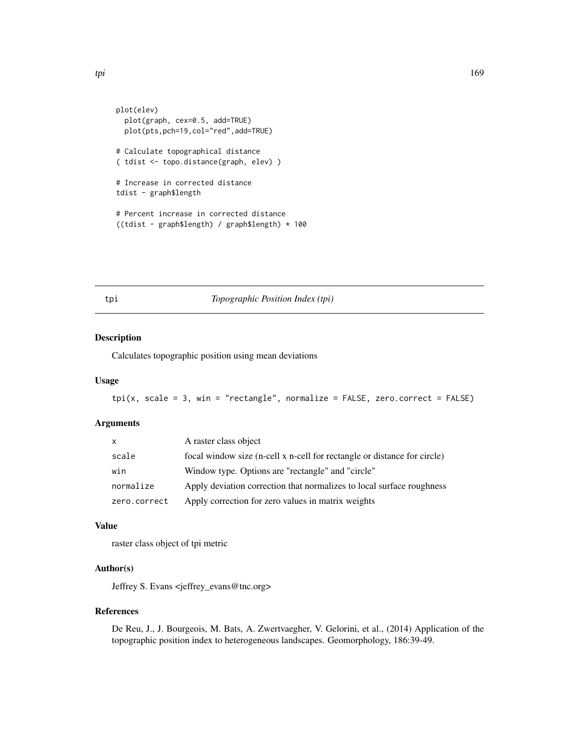```
plot(elev)
  plot(graph, cex=0.5, add=TRUE)
  plot(pts,pch=19,col="red",add=TRUE)

# Calculate topographical distance
( tdist <- topo.distance(graph, elev) )

# Increase in corrected distance
tdist - graph$length

# Percent increase in corrected distance
((tdist - graph$length) / graph$length) * 100
```

---

## tpi — *Topographic Position Index (tpi)*

### Description

Calculates topographic position using mean deviations

### Usage

```
tpi(x, scale = 3, win = "rectangle", normalize = FALSE, zero.correct = FALSE)
```

### Arguments

| | |
|---|---|
| `x` | A raster class object |
| `scale` | focal window size (n-cell x n-cell for rectangle or distance for circle) |
| `win` | Window type. Options are "rectangle" and "circle" |
| `normalize` | Apply deviation correction that normalizes to local surface roughness |
| `zero.correct` | Apply correction for zero values in matrix weights |

### Value

raster class object of tpi metric

### Author(s)

Jeffrey S. Evans <jeffrey_evans@tnc.org>

### References

De Reu, J., J. Bourgeois, M. Bats, A. Zwertvaegher, V. Gelorini, et al., (2014) Application of the topographic position index to heterogeneous landscapes. Geomorphology, 186:39-49.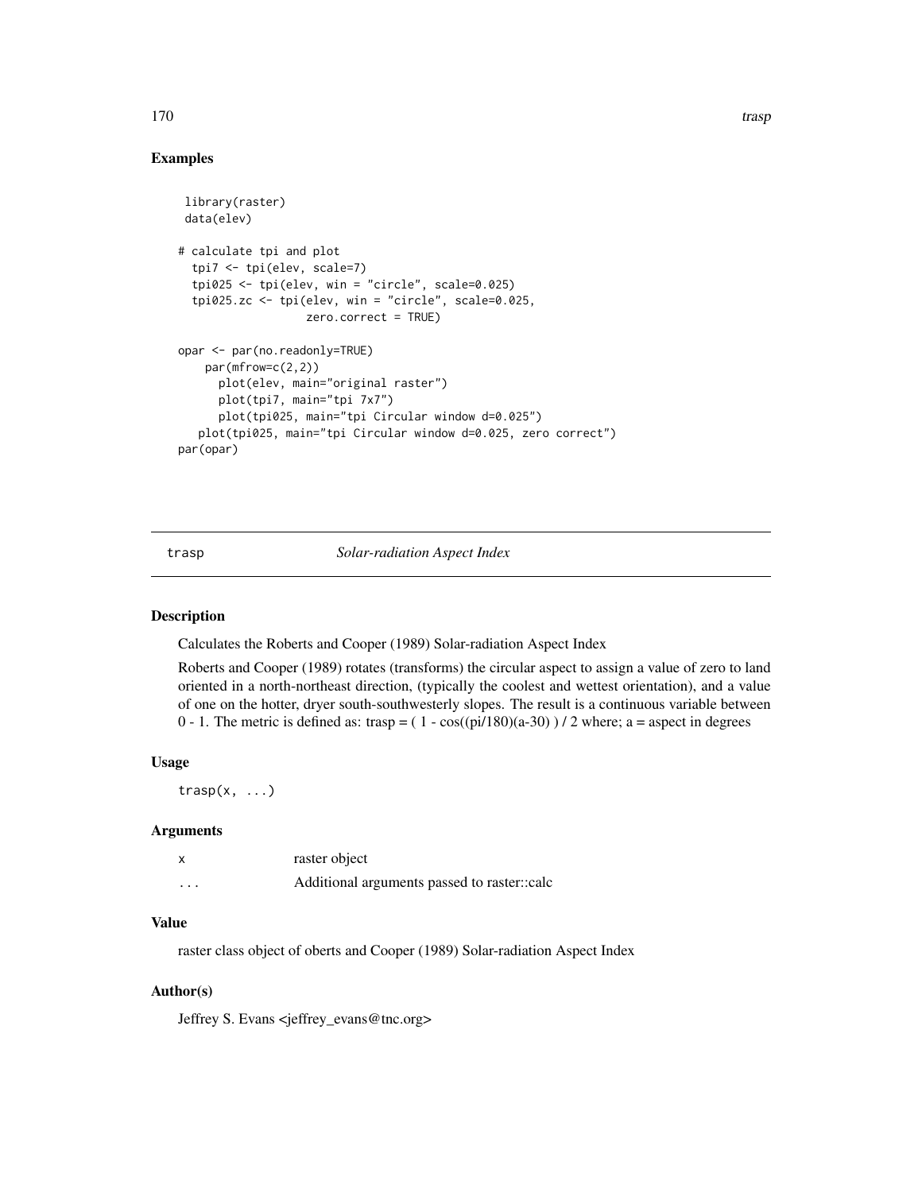## Examples

```
 library(raster)
 data(elev)

# calculate tpi and plot
  tpi7 <- tpi(elev, scale=7)
  tpi025 <- tpi(elev, win = "circle", scale=0.025)
  tpi025.zc <- tpi(elev, win = "circle", scale=0.025,
                   zero.correct = TRUE)

opar <- par(no.readonly=TRUE)
    par(mfrow=c(2,2))
      plot(elev, main="original raster")
      plot(tpi7, main="tpi 7x7")
      plot(tpi025, main="tpi Circular window d=0.025")
   plot(tpi025, main="tpi Circular window d=0.025, zero correct")
par(opar)
```

---

# trasp    *Solar-radiation Aspect Index*

## Description

Calculates the Roberts and Cooper (1989) Solar-radiation Aspect Index

Roberts and Cooper (1989) rotates (transforms) the circular aspect to assign a value of zero to land oriented in a north-northeast direction, (typically the coolest and wettest orientation), and a value of one on the hotter, dryer south-southwesterly slopes. The result is a continuous variable between 0 - 1. The metric is defined as: trasp = ( 1 - cos((pi/180)(a-30) ) / 2 where; a = aspect in degrees

## Usage

```
trasp(x, ...)
```

## Arguments

| | |
|---|---|
| x | raster object |
| ... | Additional arguments passed to raster::calc |

## Value

raster class object of oberts and Cooper (1989) Solar-radiation Aspect Index

## Author(s)

Jeffrey S. Evans <jeffrey_evans@tnc.org>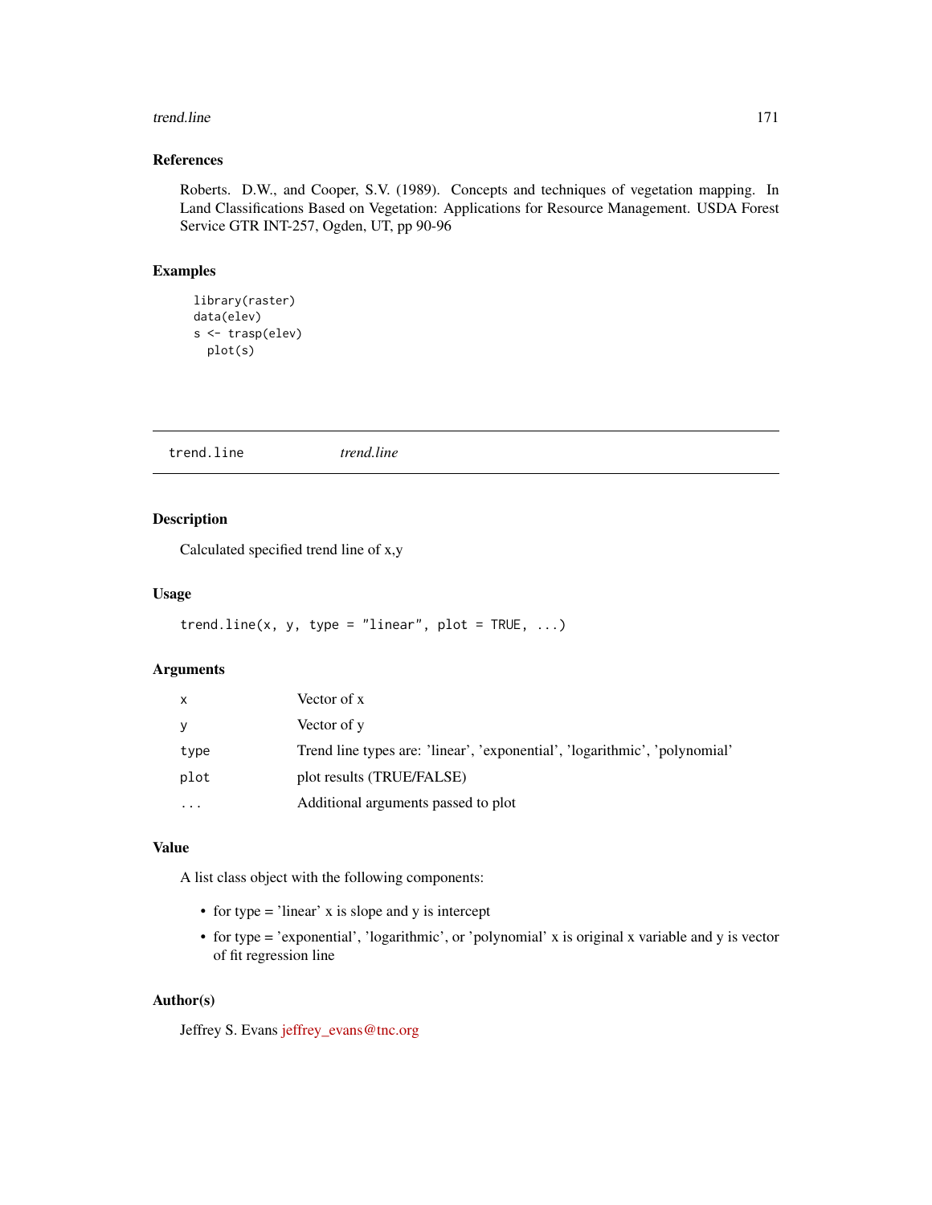### References

Roberts. D.W., and Cooper, S.V. (1989). Concepts and techniques of vegetation mapping. In Land Classifications Based on Vegetation: Applications for Resource Management. USDA Forest Service GTR INT-257, Ogden, UT, pp 90-96

### Examples

```
library(raster)
data(elev)
s <- trasp(elev)
  plot(s)
```

---

## trend.line — *trend.line*

### Description

Calculated specified trend line of x,y

### Usage

```
trend.line(x, y, type = "linear", plot = TRUE, ...)
```

### Arguments

| | |
|---|---|
| x | Vector of x |
| y | Vector of y |
| type | Trend line types are: 'linear', 'exponential', 'logarithmic', 'polynomial' |
| plot | plot results (TRUE/FALSE) |
| ... | Additional arguments passed to plot |

### Value

A list class object with the following components:

- for type = 'linear' x is slope and y is intercept
- for type = 'exponential', 'logarithmic', or 'polynomial' x is original x variable and y is vector of fit regression line

### Author(s)

Jeffrey S. Evans jeffrey_evans@tnc.org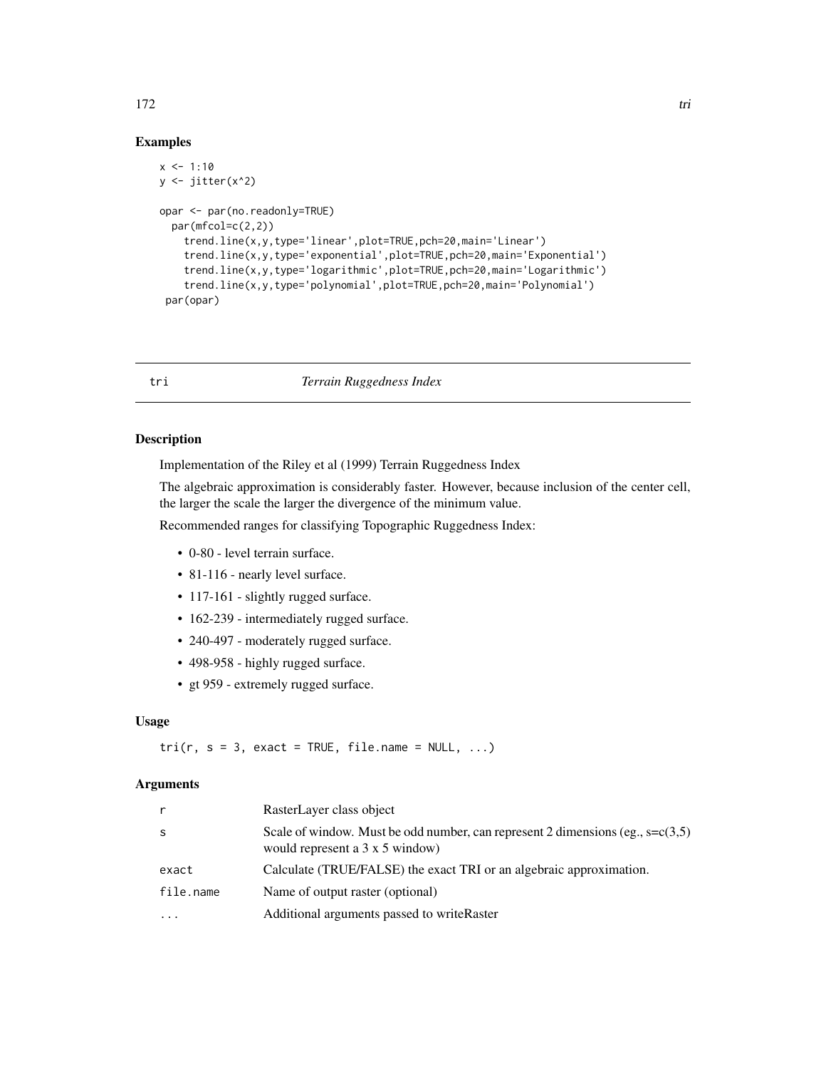## Examples

```
x <- 1:10
y <- jitter(x^2)

opar <- par(no.readonly=TRUE)
  par(mfcol=c(2,2))
    trend.line(x,y,type='linear',plot=TRUE,pch=20,main='Linear')
    trend.line(x,y,type='exponential',plot=TRUE,pch=20,main='Exponential')
    trend.line(x,y,type='logarithmic',plot=TRUE,pch=20,main='Logarithmic')
    trend.line(x,y,type='polynomial',plot=TRUE,pch=20,main='Polynomial')
 par(opar)
```

---

# tri — *Terrain Ruggedness Index*

## Description

Implementation of the Riley et al (1999) Terrain Ruggedness Index

The algebraic approximation is considerably faster. However, because inclusion of the center cell, the larger the scale the larger the divergence of the minimum value.

Recommended ranges for classifying Topographic Ruggedness Index:

- 0-80 - level terrain surface.
- 81-116 - nearly level surface.
- 117-161 - slightly rugged surface.
- 162-239 - intermediately rugged surface.
- 240-497 - moderately rugged surface.
- 498-958 - highly rugged surface.
- gt 959 - extremely rugged surface.

## Usage

```
tri(r, s = 3, exact = TRUE, file.name = NULL, ...)
```

## Arguments

| | |
|---|---|
| r | RasterLayer class object |
| s | Scale of window. Must be odd number, can represent 2 dimensions (eg., s=c(3,5) would represent a 3 x 5 window) |
| exact | Calculate (TRUE/FALSE) the exact TRI or an algebraic approximation. |
| file.name | Name of output raster (optional) |
| ... | Additional arguments passed to writeRaster |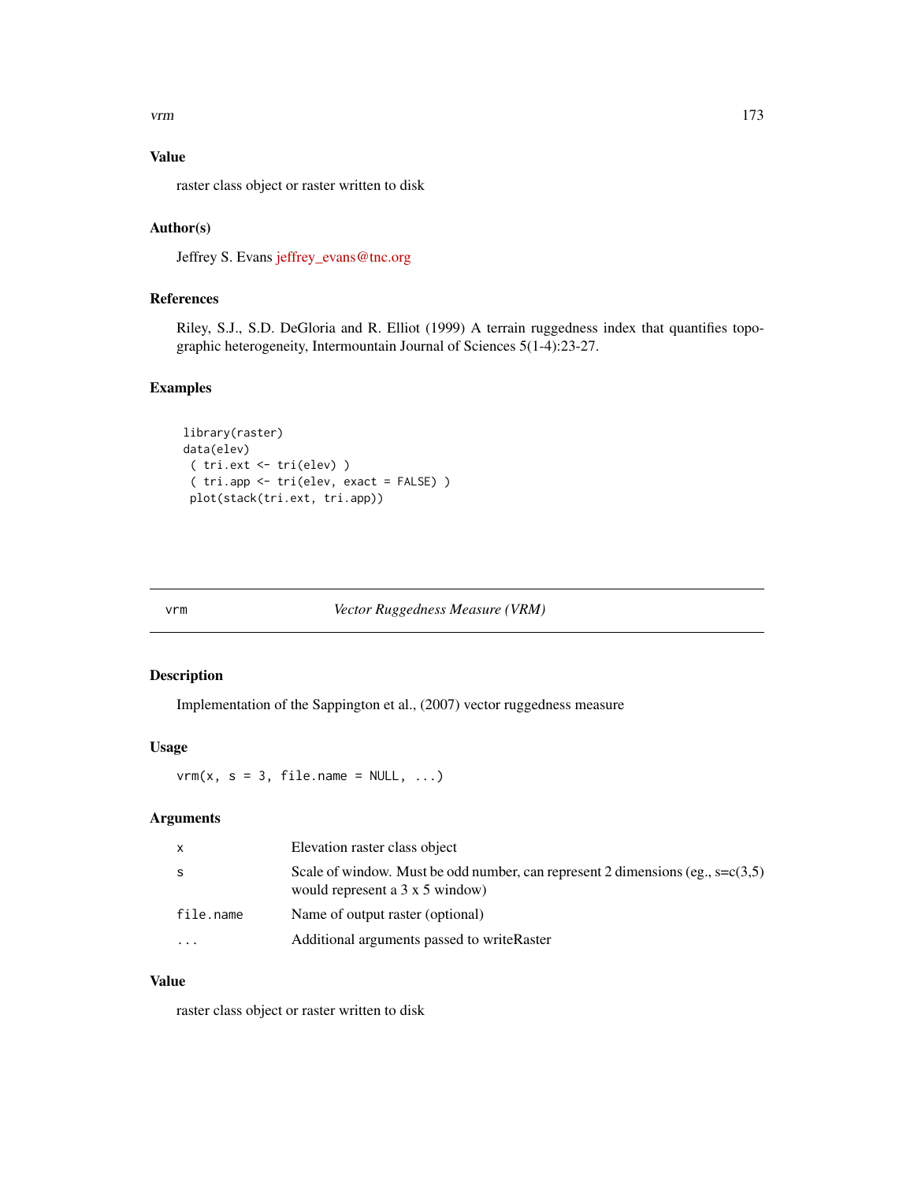## Value

raster class object or raster written to disk

## Author(s)

Jeffrey S. Evans jeffrey_evans@tnc.org

## References

Riley, S.J., S.D. DeGloria and R. Elliot (1999) A terrain ruggedness index that quantifies topographic heterogeneity, Intermountain Journal of Sciences 5(1-4):23-27.

## Examples

```
library(raster)
data(elev)
 ( tri.ext <- tri(elev) )
 ( tri.app <- tri(elev, exact = FALSE) )
 plot(stack(tri.ext, tri.app))
```

---

# vrm *Vector Ruggedness Measure (VRM)*

## Description

Implementation of the Sappington et al., (2007) vector ruggedness measure

## Usage

```
vrm(x, s = 3, file.name = NULL, ...)
```

## Arguments

| | |
|---|---|
| x | Elevation raster class object |
| s | Scale of window. Must be odd number, can represent 2 dimensions (eg., s=c(3,5) would represent a 3 x 5 window) |
| file.name | Name of output raster (optional) |
| ... | Additional arguments passed to writeRaster |

## Value

raster class object or raster written to disk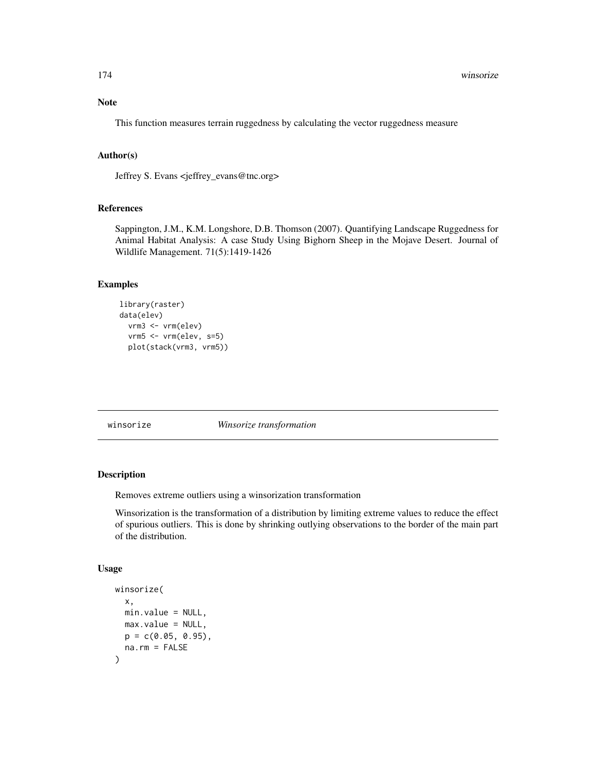## Note

This function measures terrain ruggedness by calculating the vector ruggedness measure

## Author(s)

Jeffrey S. Evans <jeffrey_evans@tnc.org>

## References

Sappington, J.M., K.M. Longshore, D.B. Thomson (2007). Quantifying Landscape Ruggedness for Animal Habitat Analysis: A case Study Using Bighorn Sheep in the Mojave Desert. Journal of Wildlife Management. 71(5):1419-1426

## Examples

```
library(raster)
data(elev)
  vrm3 <- vrm(elev)
  vrm5 <- vrm(elev, s=5)
  plot(stack(vrm3, vrm5))
```

---

# winsorize &nbsp;&nbsp;&nbsp; *Winsorize transformation*

---

## Description

Removes extreme outliers using a winsorization transformation

Winsorization is the transformation of a distribution by limiting extreme values to reduce the effect of spurious outliers. This is done by shrinking outlying observations to the border of the main part of the distribution.

## Usage

```
winsorize(
  x,
  min.value = NULL,
  max.value = NULL,
  p = c(0.05, 0.95),
  na.rm = FALSE
)
```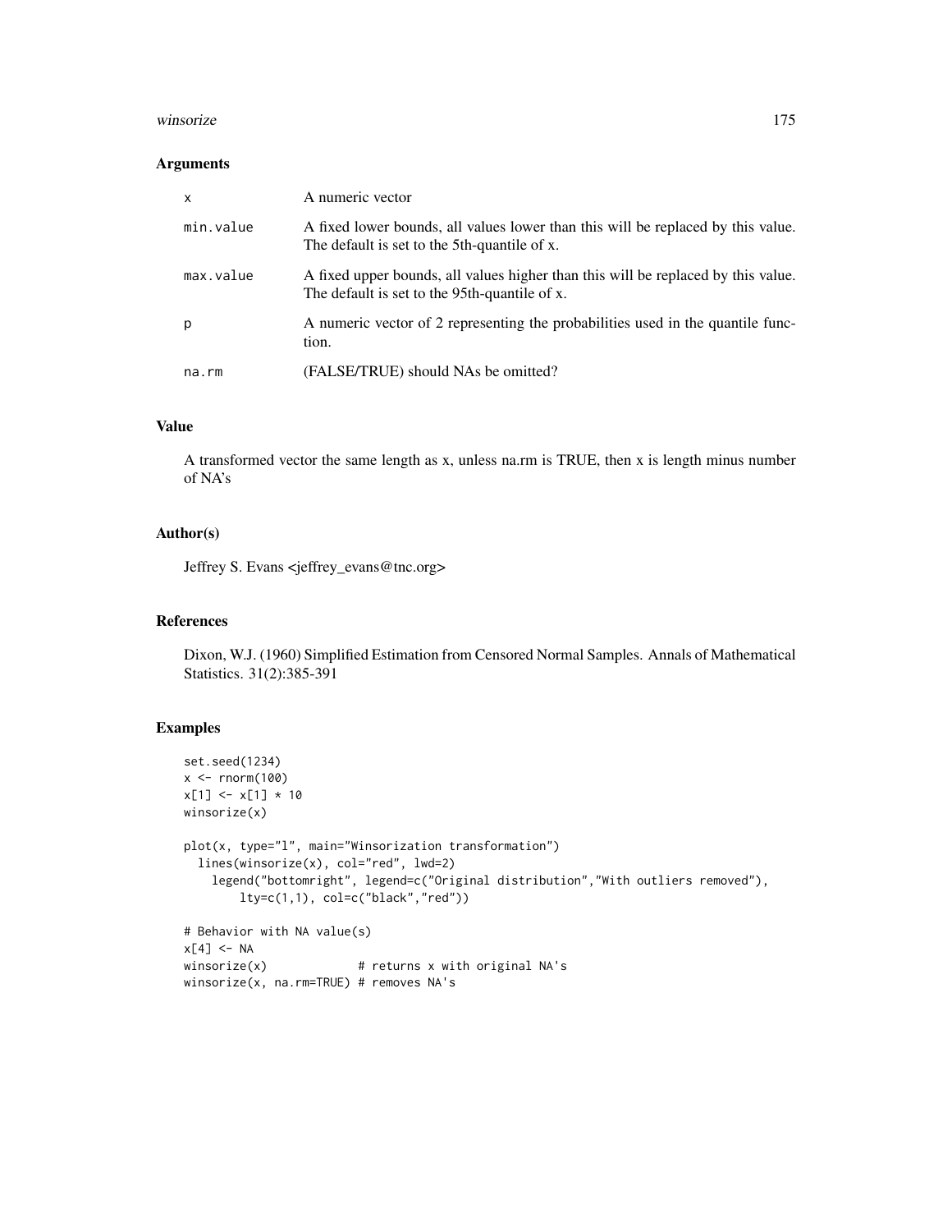### Arguments

| | |
|---|---|
| x | A numeric vector |
| min.value | A fixed lower bounds, all values lower than this will be replaced by this value. The default is set to the 5th-quantile of x. |
| max.value | A fixed upper bounds, all values higher than this will be replaced by this value. The default is set to the 95th-quantile of x. |
| p | A numeric vector of 2 representing the probabilities used in the quantile function. |
| na.rm | (FALSE/TRUE) should NAs be omitted? |

### Value

A transformed vector the same length as x, unless na.rm is TRUE, then x is length minus number of NA's

### Author(s)

Jeffrey S. Evans <jeffrey_evans@tnc.org>

### References

Dixon, W.J. (1960) Simplified Estimation from Censored Normal Samples. Annals of Mathematical Statistics. 31(2):385-391

### Examples

```
set.seed(1234)
x <- rnorm(100)
x[1] <- x[1] * 10
winsorize(x)

plot(x, type="l", main="Winsorization transformation")
  lines(winsorize(x), col="red", lwd=2)
    legend("bottomright", legend=c("Original distribution","With outliers removed"),
        lty=c(1,1), col=c("black","red"))

# Behavior with NA value(s)
x[4] <- NA
winsorize(x)            # returns x with original NA's
winsorize(x, na.rm=TRUE) # removes NA's
```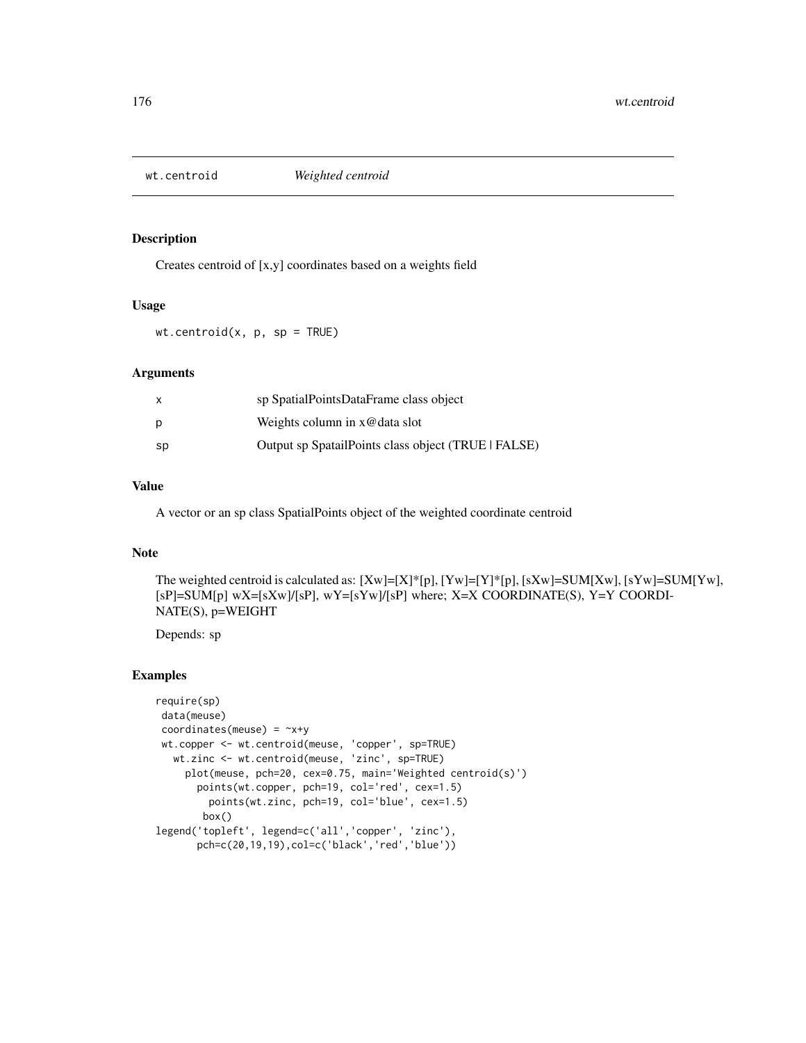# wt.centroid *Weighted centroid*

## Description

Creates centroid of [x,y] coordinates based on a weights field

## Usage

```
wt.centroid(x, p, sp = TRUE)
```

## Arguments

| | |
|---|---|
| x | sp SpatialPointsDataFrame class object |
| p | Weights column in x@data slot |
| sp | Output sp SpatailPoints class object (TRUE \| FALSE) |

## Value

A vector or an sp class SpatialPoints object of the weighted coordinate centroid

## Note

The weighted centroid is calculated as: [Xw]=[X]*[p], [Yw]=[Y]*[p], [sXw]=SUM[Xw], [sYw]=SUM[Yw], [sP]=SUM[p] wX=[sXw]/[sP], wY=[sYw]/[sP] where; X=X COORDINATE(S), Y=Y COORDINATE(S), p=WEIGHT

Depends: sp

## Examples

```
require(sp)
 data(meuse)
 coordinates(meuse) = ~x+y
 wt.copper <- wt.centroid(meuse, 'copper', sp=TRUE)
   wt.zinc <- wt.centroid(meuse, 'zinc', sp=TRUE)
     plot(meuse, pch=20, cex=0.75, main='Weighted centroid(s)')
       points(wt.copper, pch=19, col='red', cex=1.5)
         points(wt.zinc, pch=19, col='blue', cex=1.5)
        box()
legend('topleft', legend=c('all','copper', 'zinc'),
       pch=c(20,19,19),col=c('black','red','blue'))
```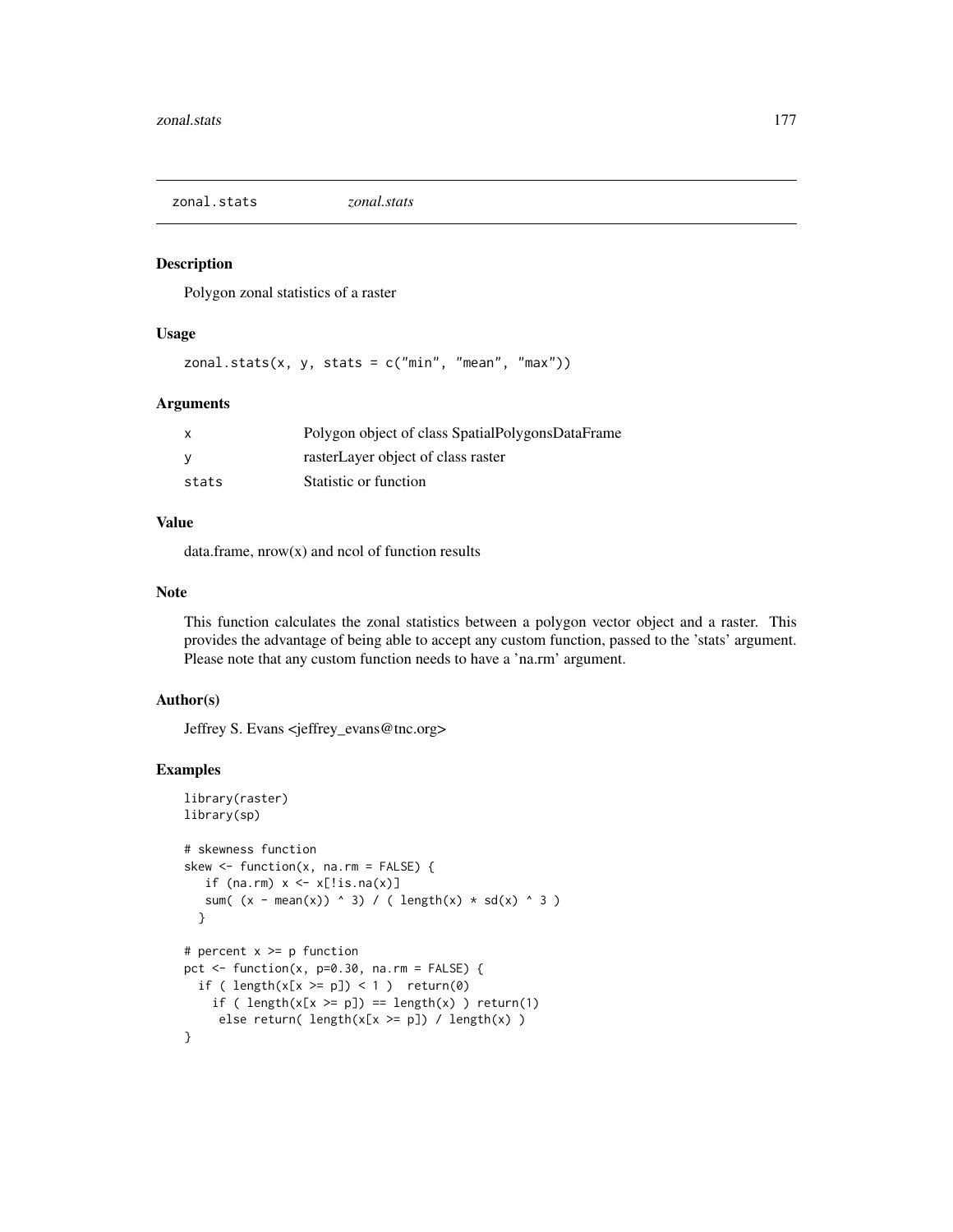## zonal.stats *zonal.stats*

### Description

Polygon zonal statistics of a raster

### Usage

```
zonal.stats(x, y, stats = c("min", "mean", "max"))
```

### Arguments

| | |
|---|---|
| x | Polygon object of class SpatialPolygonsDataFrame |
| y | rasterLayer object of class raster |
| stats | Statistic or function |

### Value

data.frame, nrow(x) and ncol of function results

### Note

This function calculates the zonal statistics between a polygon vector object and a raster. This provides the advantage of being able to accept any custom function, passed to the 'stats' argument. Please note that any custom function needs to have a 'na.rm' argument.

### Author(s)

Jeffrey S. Evans <jeffrey_evans@tnc.org>

### Examples

```
library(raster)
library(sp)

# skewness function
skew <- function(x, na.rm = FALSE) {
   if (na.rm) x <- x[!is.na(x)]
   sum( (x - mean(x)) ^ 3) / ( length(x) * sd(x) ^ 3 )
  }

# percent x >= p function
pct <- function(x, p=0.30, na.rm = FALSE) {
  if ( length(x[x >= p]) < 1 )  return(0)
    if ( length(x[x >= p]) == length(x) ) return(1)
     else return( length(x[x >= p]) / length(x) )
}
```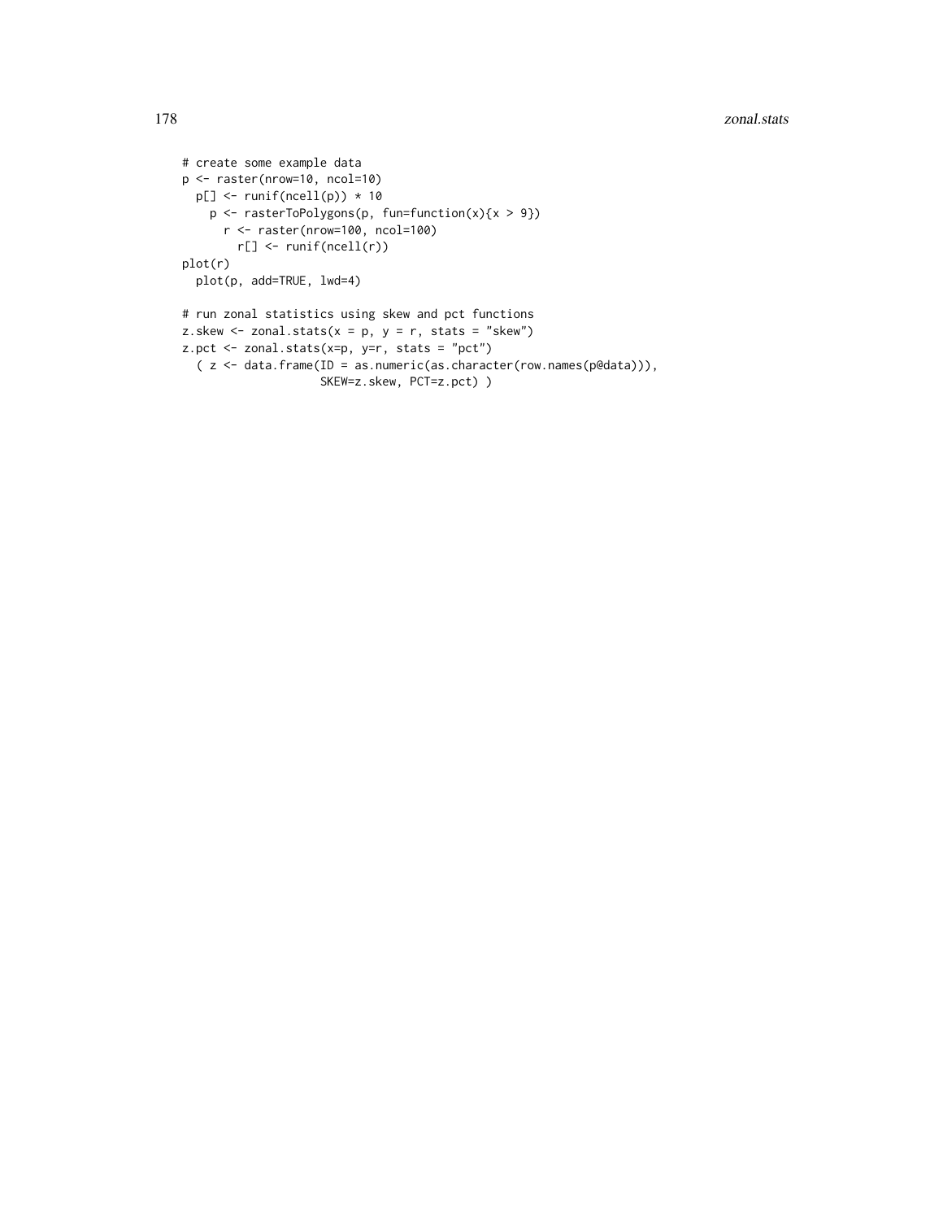```
# create some example data
p <- raster(nrow=10, ncol=10)
  p[] <- runif(ncell(p)) * 10
    p <- rasterToPolygons(p, fun=function(x){x > 9})
      r <- raster(nrow=100, ncol=100)
        r[] <- runif(ncell(r))
plot(r)
  plot(p, add=TRUE, lwd=4)

# run zonal statistics using skew and pct functions
z.skew <- zonal.stats(x = p, y = r, stats = "skew")
z.pct <- zonal.stats(x=p, y=r, stats = "pct")
  ( z <- data.frame(ID = as.numeric(as.character(row.names(p@data))),
                    SKEW=z.skew, PCT=z.pct) )
```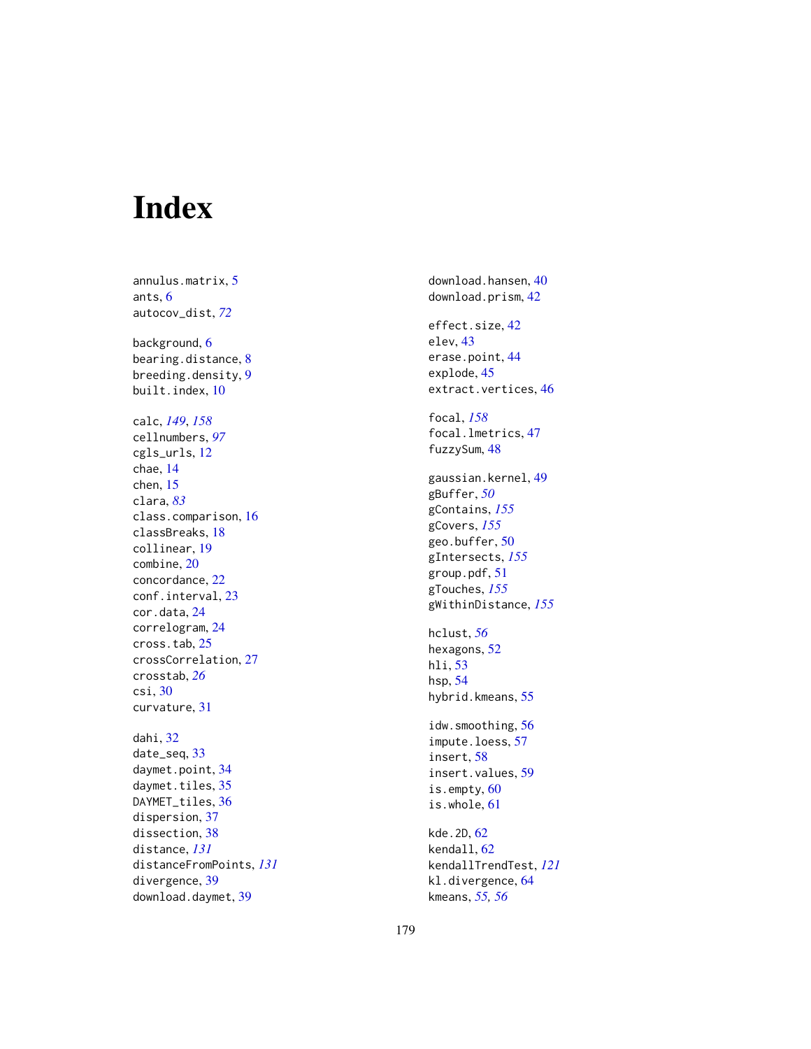# Index

annulus.matrix, 5
ants, 6
autocov_dist, *72*

background, 6
bearing.distance, 8
breeding.density, 9
built.index, 10

calc, *149*, *158*
cellnumbers, *97*
cgls_urls, 12
chae, 14
chen, 15
clara, *83*
class.comparison, 16
classBreaks, 18
collinear, 19
combine, 20
concordance, 22
conf.interval, 23
cor.data, 24
correlogram, 24
cross.tab, 25
crossCorrelation, 27
crosstab, *26*
csi, 30
curvature, 31

dahi, 32
date_seq, 33
daymet.point, 34
daymet.tiles, 35
DAYMET_tiles, 36
dispersion, 37
dissection, 38
distance, *131*
distanceFromPoints, *131*
divergence, 39
download.daymet, 39
download.hansen, 40
download.prism, 42

effect.size, 42
elev, 43
erase.point, 44
explode, 45
extract.vertices, 46

focal, *158*
focal.lmetrics, 47
fuzzySum, 48

gaussian.kernel, 49
gBuffer, *50*
gContains, *155*
gCovers, *155*
geo.buffer, 50
gIntersects, *155*
group.pdf, 51
gTouches, *155*
gWithinDistance, *155*

hclust, *56*
hexagons, 52
hli, 53
hsp, 54
hybrid.kmeans, 55

idw.smoothing, 56
impute.loess, 57
insert, 58
insert.values, 59
is.empty, 60
is.whole, 61

kde.2D, 62
kendall, 62
kendallTrendTest, *121*
kl.divergence, 64
kmeans, *55*, *56*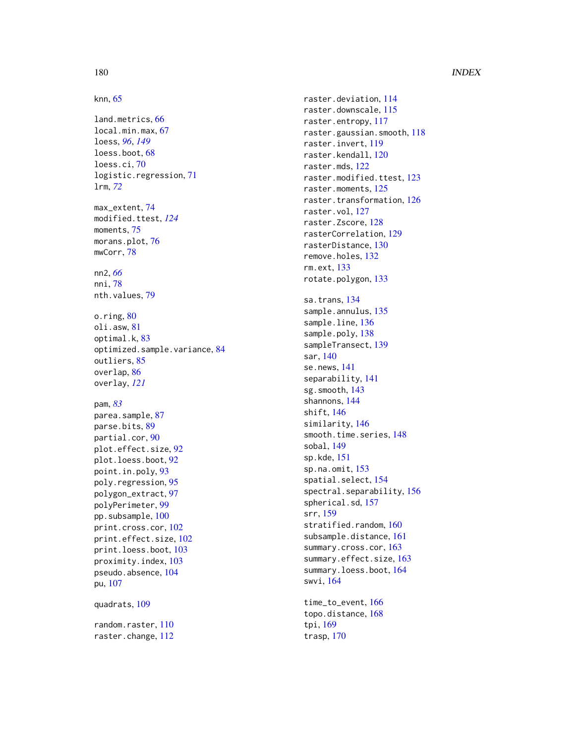knn, 65

land.metrics, 66
local.min.max, 67
loess, *96*, *149*
loess.boot, 68
loess.ci, 70
logistic.regression, 71
lrm, *72*

max_extent, 74
modified.ttest, *124*
moments, 75
morans.plot, 76
mwCorr, 78

nn2, *66*
nni, 78
nth.values, 79

o.ring, 80
oli.asw, 81
optimal.k, 83
optimized.sample.variance, 84
outliers, 85
overlap, 86
overlay, *121*

pam, *83*
parea.sample, 87
parse.bits, 89
partial.cor, 90
plot.effect.size, 92
plot.loess.boot, 92
point.in.poly, 93
poly.regression, 95
polygon_extract, 97
polyPerimeter, 99
pp.subsample, 100
print.cross.cor, 102
print.effect.size, 102
print.loess.boot, 103
proximity.index, 103
pseudo.absence, 104
pu, 107

quadrats, 109

random.raster, 110
raster.change, 112
raster.deviation, 114
raster.downscale, 115
raster.entropy, 117
raster.gaussian.smooth, 118
raster.invert, 119
raster.kendall, 120
raster.mds, 122
raster.modified.ttest, 123
raster.moments, 125
raster.transformation, 126
raster.vol, 127
raster.Zscore, 128
rasterCorrelation, 129
rasterDistance, 130
remove.holes, 132
rm.ext, 133
rotate.polygon, 133

sa.trans, 134
sample.annulus, 135
sample.line, 136
sample.poly, 138
sampleTransect, 139
sar, 140
se.news, 141
separability, 141
sg.smooth, 143
shannons, 144
shift, 146
similarity, 146
smooth.time.series, 148
sobal, 149
sp.kde, 151
sp.na.omit, 153
spatial.select, 154
spectral.separability, 156
spherical.sd, 157
srr, 159
stratified.random, 160
subsample.distance, 161
summary.cross.cor, 163
summary.effect.size, 163
summary.loess.boot, 164
swvi, 164

time_to_event, 166
topo.distance, 168
tpi, 169
trasp, 170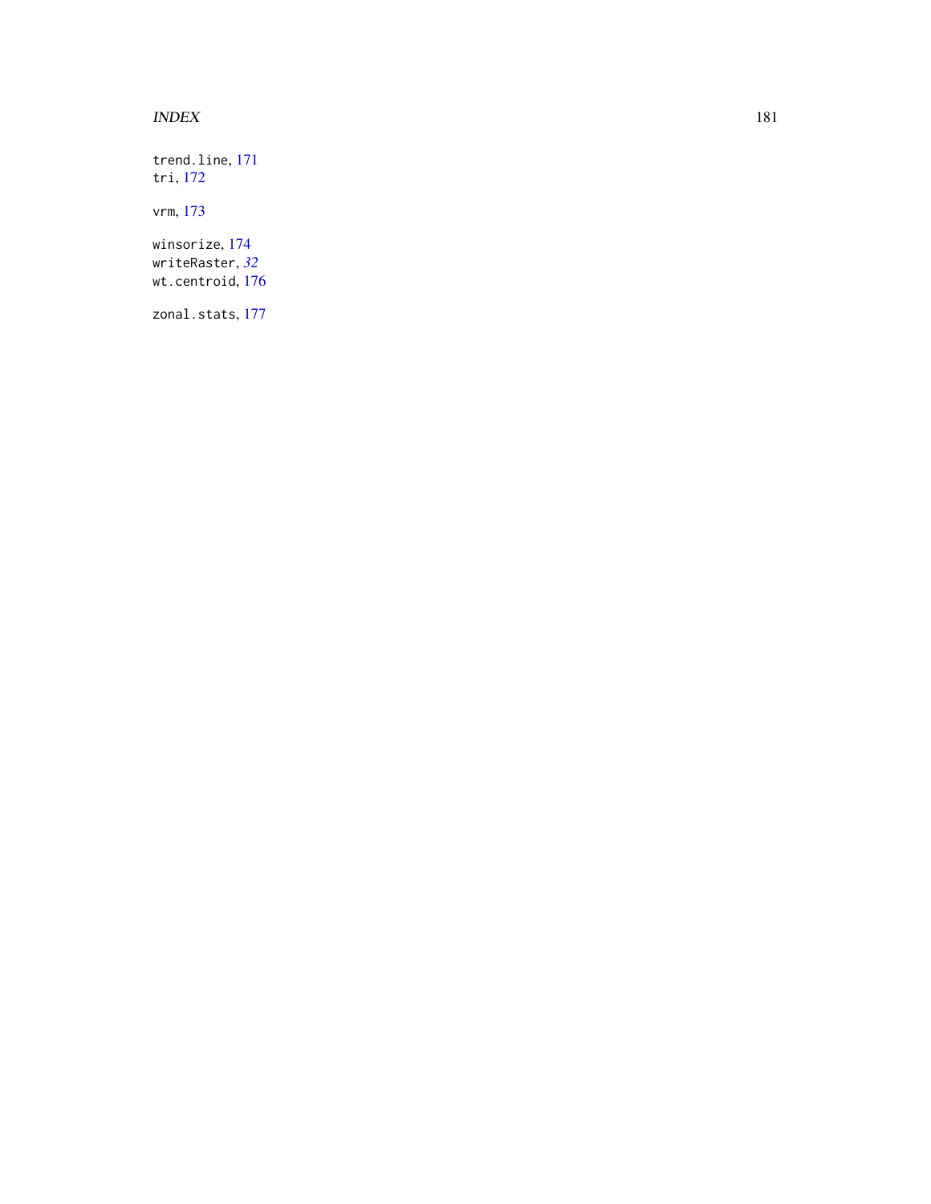trend.line, 171
tri, 172

vrm, 173

winsorize, 174
writeRaster, *32*
wt.centroid, 176

zonal.stats, 177